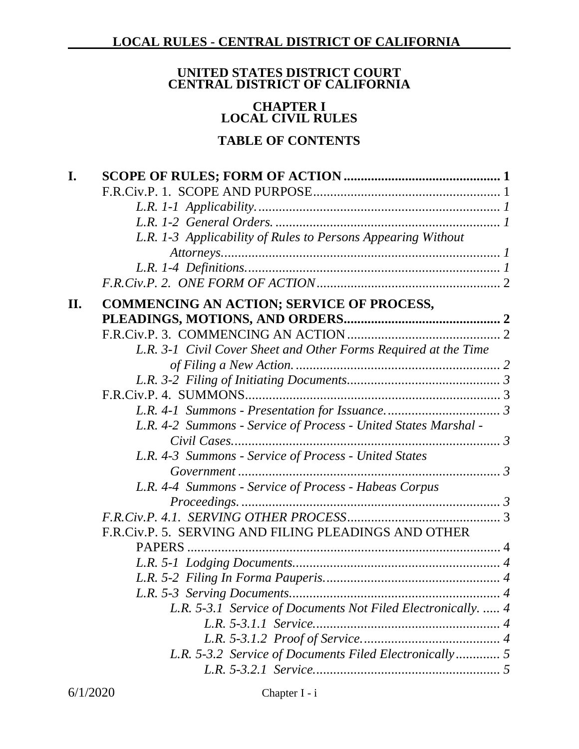**UNITED STATES DISTRICT COURT**
**CENTRAL DISTRICT OF CALIFORNIA**

**CHAPTER I**
**LOCAL CIVIL RULES**

**TABLE OF CONTENTS**

**I. SCOPE OF RULES; FORM OF ACTION ............................................ 1**

F.R.Civ.P. 1. SCOPE AND PURPOSE ....................................................... 1

*L.R. 1-1 Applicability. ....................................................................... 1*

*L.R. 1-2 General Orders. .................................................................. 1*

*L.R. 1-3 Applicability of Rules to Persons Appearing Without Attorneys. ................................................................................. 1*

*L.R. 1-4 Definitions. ........................................................................... 1*

*F.R.Civ.P. 2. ONE FORM OF ACTION* ...................................................... 2

**II. COMMENCING AN ACTION; SERVICE OF PROCESS, PLEADINGS, MOTIONS, AND ORDERS ............................................. 2**

F.R.Civ.P. 3. COMMENCING AN ACTION ............................................ 2

*L.R. 3-1 Civil Cover Sheet and Other Forms Required at the Time of Filing a New Action. ........................................................... 2*

*L.R. 3-2 Filing of Initiating Documents. ............................................ 3*

F.R.Civ.P. 4. SUMMONS .......................................................................... 3

*L.R. 4-1 Summons - Presentation for Issuance. ................................. 3*

*L.R. 4-2 Summons - Service of Process - United States Marshal - Civil Cases. .............................................................................. 3*

*L.R. 4-3 Summons - Service of Process - United States Government ............................................................................ 3*

*L.R. 4-4 Summons - Service of Process - Habeas Corpus Proceedings. ............................................................................ 3*

*F.R.Civ.P. 4.1. SERVING OTHER PROCESS* ............................................ 3

F.R.Civ.P. 5. SERVING AND FILING PLEADINGS AND OTHER PAPERS ........................................................................................... 4

*L.R. 5-1 Lodging Documents. ............................................................ 4*

*L.R. 5-2 Filing In Forma Pauperis. .................................................. 4*

*L.R. 5-3 Serving Documents. ............................................................. 4*

*L.R. 5-3.1 Service of Documents Not Filed Electronically. ..... 4*

*L.R. 5-3.1.1 Service. ...................................................... 4*

*L.R. 5-3.1.2 Proof of Service. ........................................ 4*

*L.R. 5-3.2 Service of Documents Filed Electronically ............. 5*

*L.R. 5-3.2.1 Service. ...................................................... 5*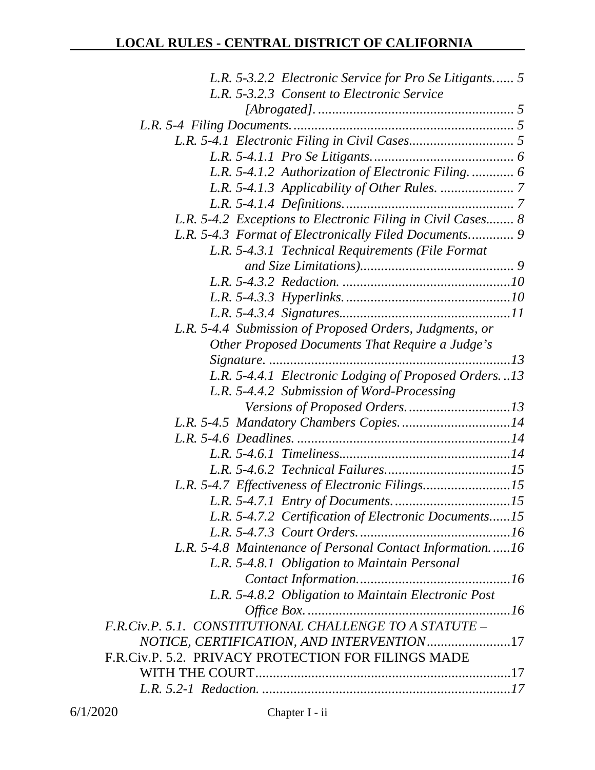*L.R. 5-3.2.2 Electronic Service for Pro Se Litigants...... 5*
*L.R. 5-3.2.3 Consent to Electronic Service [Abrogated]. ........................................................ 5*
*L.R. 5-4 Filing Documents. ............................................................... 5*
*L.R. 5-4.1 Electronic Filing in Civil Cases............................. 5*
*L.R. 5-4.1.1 Pro Se Litigants......................................... 6*
*L.R. 5-4.1.2 Authorization of Electronic Filing. ............ 6*
*L.R. 5-4.1.3 Applicability of Other Rules. ..................... 7*
*L.R. 5-4.1.4 Definitions................................................ 7*
*L.R. 5-4.2 Exceptions to Electronic Filing in Civil Cases........ 8*
*L.R. 5-4.3 Format of Electronically Filed Documents............ 9*
*L.R. 5-4.3.1 Technical Requirements (File Format and Size Limitations)............................................ 9*
*L.R. 5-4.3.2 Redaction. ................................................10*
*L.R. 5-4.3.3 Hyperlinks. ...............................................10*
*L.R. 5-4.3.4 Signatures.................................................11*
*L.R. 5-4.4 Submission of Proposed Orders, Judgments, or Other Proposed Documents That Require a Judge's Signature. ....................................................................13*
*L.R. 5-4.4.1 Electronic Lodging of Proposed Orders. ..13*
*L.R. 5-4.4.2 Submission of Word-Processing Versions of Proposed Orders. ............................13*
*L.R. 5-4.5 Mandatory Chambers Copies. ..............................14*
*L.R. 5-4.6 Deadlines. ............................................................14*
*L.R. 5-4.6.1 Timeliness.................................................14*
*L.R. 5-4.6.2 Technical Failures....................................15*
*L.R. 5-4.7 Effectiveness of Electronic Filings.........................15*
*L.R. 5-4.7.1 Entry of Documents. .................................15*
*L.R. 5-4.7.2 Certification of Electronic Documents......15*
*L.R. 5-4.7.3 Court Orders. ...........................................16*
*L.R. 5-4.8 Maintenance of Personal Contact Information. .....16*
*L.R. 5-4.8.1 Obligation to Maintain Personal Contact Information...........................................16*
*L.R. 5-4.8.2 Obligation to Maintain Electronic Post Office Box. ..........................................................16*
*F.R.Civ.P. 5.1. CONSTITUTIONAL CHALLENGE TO A STATUTE – NOTICE, CERTIFICATION, AND INTERVENTION*........................17
F.R.Civ.P. 5.2. PRIVACY PROTECTION FOR FILINGS MADE WITH THE COURT.......................................................................17
*L.R. 5.2-1 Redaction. .......................................................................17*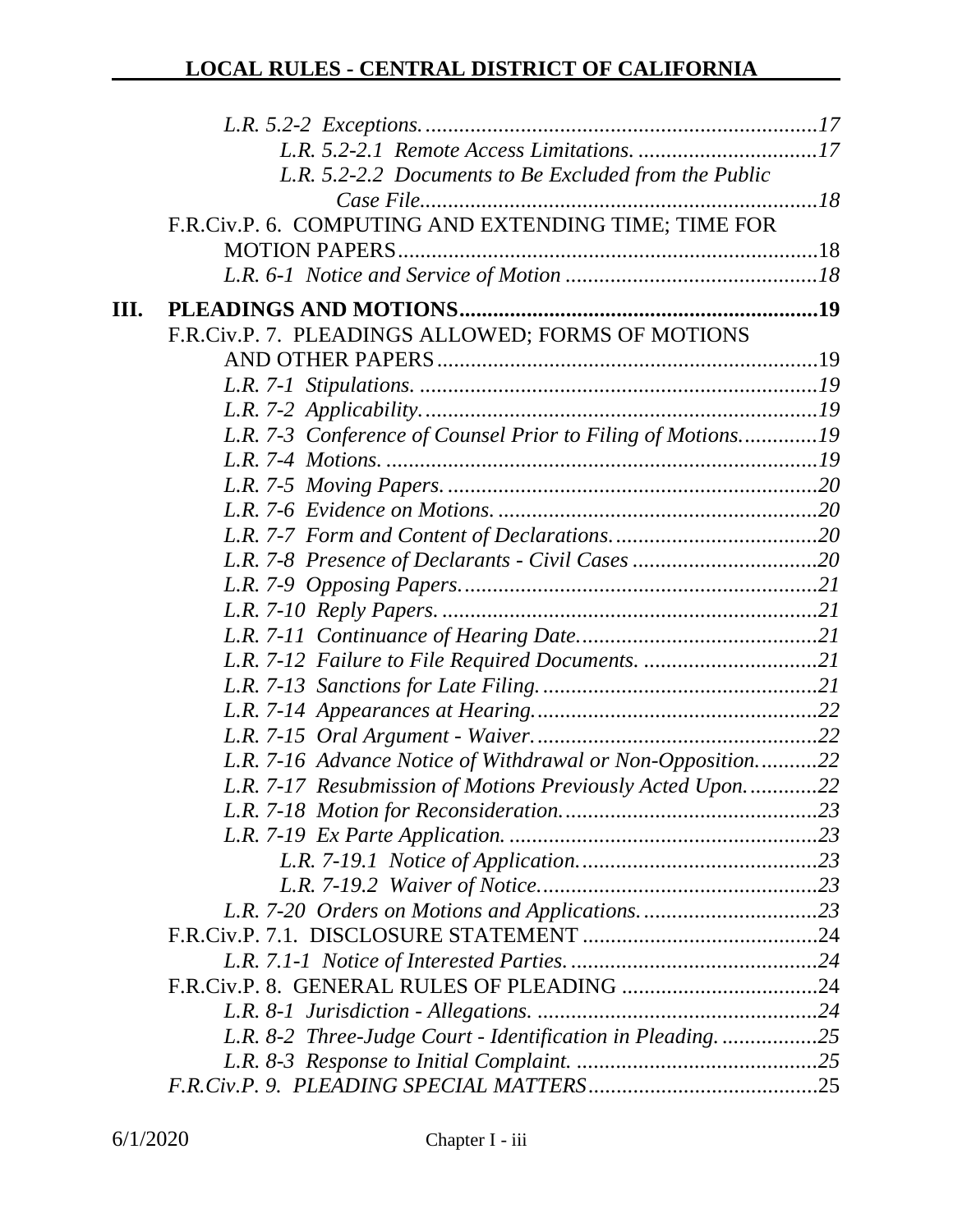*L.R. 5.2-2 Exceptions.* ....................................................................17

*L.R. 5.2-2.1 Remote Access Limitations.* ................................17

*L.R. 5.2-2.2 Documents to Be Excluded from the Public Case File.* ....................................................................18

F.R.Civ.P. 6. COMPUTING AND EXTENDING TIME; TIME FOR MOTION PAPERS ....................................................................18

*L.R. 6-1 Notice and Service of Motion* ............................................18

## III. PLEADINGS AND MOTIONS ..............................................................19

F.R.Civ.P. 7. PLEADINGS ALLOWED; FORMS OF MOTIONS AND OTHER PAPERS ....................................................................19

*L.R. 7-1 Stipulations.* ....................................................................19

*L.R. 7-2 Applicability.* ....................................................................19

*L.R. 7-3 Conference of Counsel Prior to Filing of Motions.* .............19

*L.R. 7-4 Motions.* ....................................................................19

*L.R. 7-5 Moving Papers.* ....................................................................20

*L.R. 7-6 Evidence on Motions.* ....................................................................20

*L.R. 7-7 Form and Content of Declarations.* ....................................20

*L.R. 7-8 Presence of Declarants - Civil Cases* ................................20

*L.R. 7-9 Opposing Papers.* ....................................................................21

*L.R. 7-10 Reply Papers.* ....................................................................21

*L.R. 7-11 Continuance of Hearing Date.* ..........................................21

*L.R. 7-12 Failure to File Required Documents.* ...............................21

*L.R. 7-13 Sanctions for Late Filing.* ....................................................21

*L.R. 7-14 Appearances at Hearing.* ....................................................22

*L.R. 7-15 Oral Argument - Waiver.* ....................................................22

*L.R. 7-16 Advance Notice of Withdrawal or Non-Opposition.* ..........22

*L.R. 7-17 Resubmission of Motions Previously Acted Upon.* ............22

*L.R. 7-18 Motion for Reconsideration.* .............................................23

*L.R. 7-19 Ex Parte Application.* ....................................................................23

*L.R. 7-19.1 Notice of Application.* ..........................................23

*L.R. 7-19.2 Waiver of Notice.* ....................................................23

*L.R. 7-20 Orders on Motions and Applications.* ................................23

F.R.Civ.P. 7.1. DISCLOSURE STATEMENT ..........................................24

*L.R. 7.1-1 Notice of Interested Parties.* ............................................24

F.R.Civ.P. 8. GENERAL RULES OF PLEADING ..................................24

*L.R. 8-1 Jurisdiction - Allegations.* ....................................................24

*L.R. 8-2 Three-Judge Court - Identification in Pleading.* .................25

*L.R. 8-3 Response to Initial Complaint.* ...........................................25

*F.R.Civ.P. 9. PLEADING SPECIAL MATTERS* .........................................25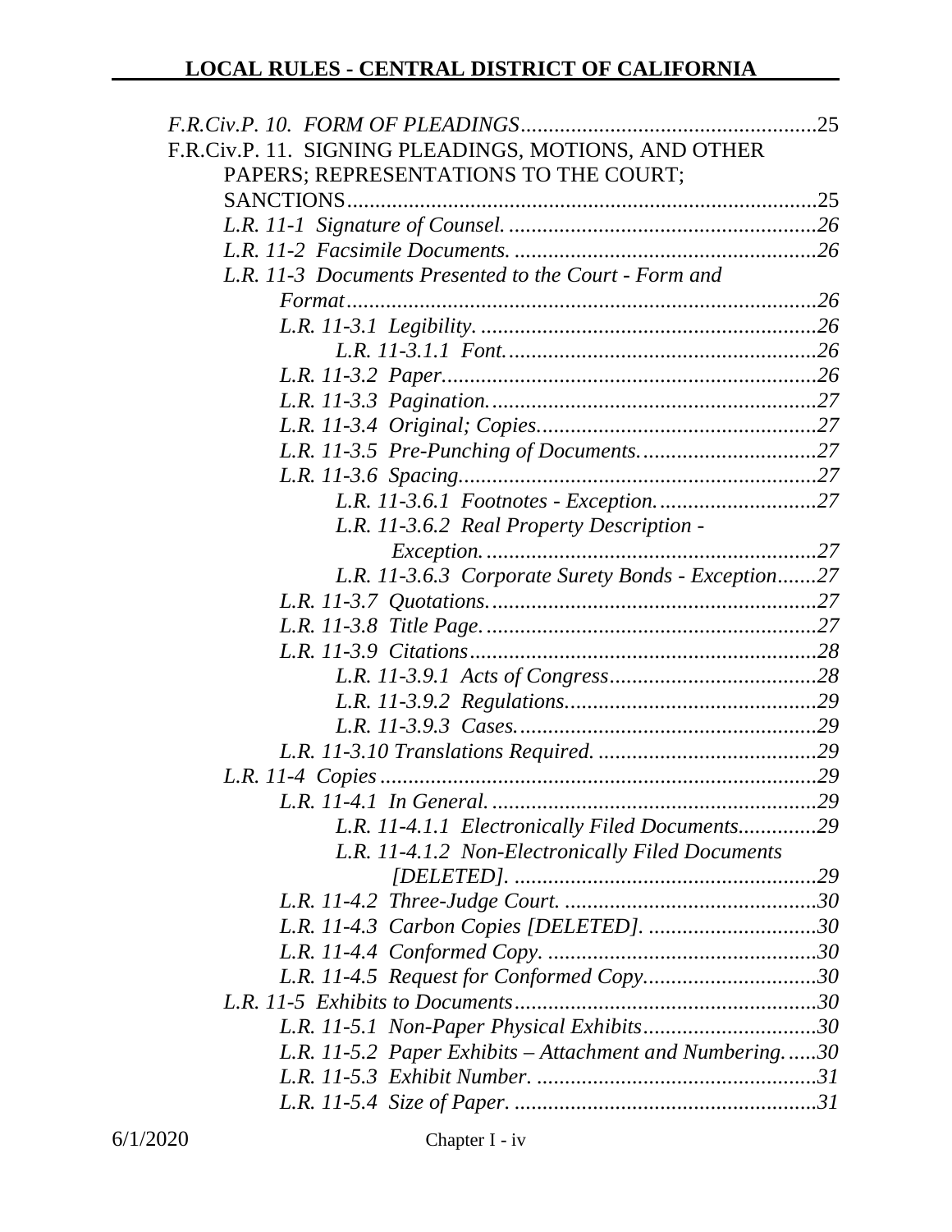*F.R.Civ.P. 10. FORM OF PLEADINGS*.....................................................25

F.R.Civ.P. 11. SIGNING PLEADINGS, MOTIONS, AND OTHER PAPERS; REPRESENTATIONS TO THE COURT; SANCTIONS.....................................................................................25

- *L.R. 11-1 Signature of Counsel.* .......................................................26
- *L.R. 11-2 Facsimile Documents.* ......................................................26
- *L.R. 11-3 Documents Presented to the Court - Form and Format*...................................................................................26
    - *L.R. 11-3.1 Legibility.* ............................................................26
        - *L.R. 11-3.1.1 Font.*.......................................................26
    - *L.R. 11-3.2 Paper*..................................................................26
    - *L.R. 11-3.3 Pagination.*..........................................................27
    - *L.R. 11-3.4 Original; Copies*.................................................27
    - *L.R. 11-3.5 Pre-Punching of Documents.*...............................27
    - *L.R. 11-3.6 Spacing*................................................................27
        - *L.R. 11-3.6.1 Footnotes - Exception.*............................27
        - *L.R. 11-3.6.2 Real Property Description - Exception.*...........................................................27
        - *L.R. 11-3.6.3 Corporate Surety Bonds - Exception*.......27
    - *L.R. 11-3.7 Quotations.*..........................................................27
    - *L.R. 11-3.8 Title Page.*...........................................................27
    - *L.R. 11-3.9 Citations*.............................................................28
        - *L.R. 11-3.9.1 Acts of Congress*.....................................28
        - *L.R. 11-3.9.2 Regulations.*............................................29
        - *L.R. 11-3.9.3 Cases.*.....................................................29
    - *L.R. 11-3.10 Translations Required.* .......................................29
- *L.R. 11-4 Copies*.............................................................................29
    - *L.R. 11-4.1 In General.*..........................................................29
        - *L.R. 11-4.1.1 Electronically Filed Documents*.............29
        - *L.R. 11-4.1.2 Non-Electronically Filed Documents [DELETED].* ......................................................29
    - *L.R. 11-4.2 Three-Judge Court.* .............................................30
    - *L.R. 11-4.3 Carbon Copies [DELETED].* ..............................30
    - *L.R. 11-4.4 Conformed Copy.* ................................................30
    - *L.R. 11-4.5 Request for Conformed Copy*...............................30
- *L.R. 11-5 Exhibits to Documents*.....................................................30
    - *L.R. 11-5.1 Non-Paper Physical Exhibits*...............................30
    - *L.R. 11-5.2 Paper Exhibits – Attachment and Numbering.*......30
    - *L.R. 11-5.3 Exhibit Number.* ..................................................31
    - *L.R. 11-5.4 Size of Paper.* .......................................................31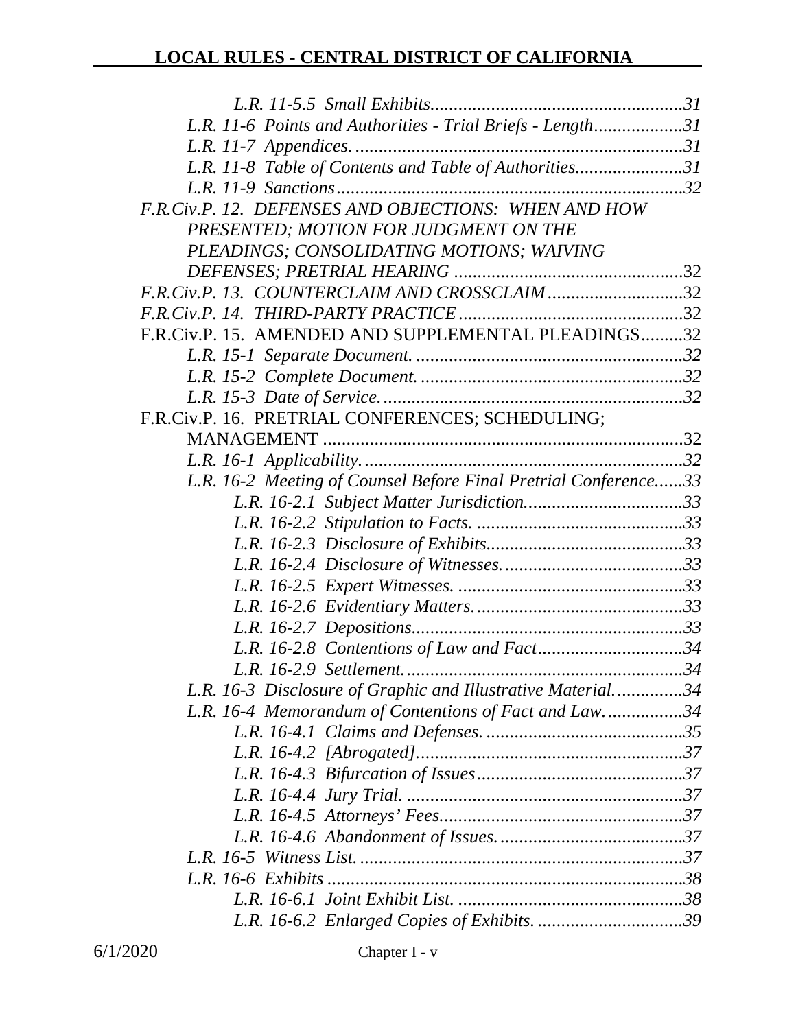*L.R. 11-5.5 Small Exhibits......................................................31*

*L.R. 11-6 Points and Authorities - Trial Briefs - Length...................31*

*L.R. 11-7 Appendices......................................................................31*

*L.R. 11-8 Table of Contents and Table of Authorities.......................31*

*L.R. 11-9 Sanctions..........................................................................32*

*F.R.Civ.P. 12. DEFENSES AND OBJECTIONS: WHEN AND HOW PRESENTED; MOTION FOR JUDGMENT ON THE PLEADINGS; CONSOLIDATING MOTIONS; WAIVING DEFENSES; PRETRIAL HEARING* .................................................32

*F.R.Civ.P. 13. COUNTERCLAIM AND CROSSCLAIM*.............................32

*F.R.Civ.P. 14. THIRD-PARTY PRACTICE*................................................32

F.R.Civ.P. 15. AMENDED AND SUPPLEMENTAL PLEADINGS.........32

*L.R. 15-1 Separate Document.........................................................32*

*L.R. 15-2 Complete Document........................................................32*

*L.R. 15-3 Date of Service.................................................................32*

F.R.Civ.P. 16. PRETRIAL CONFERENCES; SCHEDULING; MANAGEMENT .............................................................................32

*L.R. 16-1 Applicability.....................................................................32*

*L.R. 16-2 Meeting of Counsel Before Final Pretrial Conference......33*

*L.R. 16-2.1 Subject Matter Jurisdiction..................................33*

*L.R. 16-2.2 Stipulation to Facts. ............................................33*

*L.R. 16-2.3 Disclosure of Exhibits..........................................33*

*L.R. 16-2.4 Disclosure of Witnesses......................................33*

*L.R. 16-2.5 Expert Witnesses. ................................................33*

*L.R. 16-2.6 Evidentiary Matters.............................................33*

*L.R. 16-2.7 Depositions..........................................................33*

*L.R. 16-2.8 Contentions of Law and Fact...............................34*

*L.R. 16-2.9 Settlement............................................................34*

*L.R. 16-3 Disclosure of Graphic and Illustrative Material..............34*

*L.R. 16-4 Memorandum of Contentions of Fact and Law................34*

*L.R. 16-4.1 Claims and Defenses...........................................35*

*L.R. 16-4.2 [Abrogated]..........................................................37*

*L.R. 16-4.3 Bifurcation of Issues............................................37*

*L.R. 16-4.4 Jury Trial. ............................................................37*

*L.R. 16-4.5 Attorneys' Fees.....................................................37*

*L.R. 16-4.6 Abandonment of Issues........................................37*

*L.R. 16-5 Witness List......................................................................37*

*L.R. 16-6 Exhibits ...........................................................................38*

*L.R. 16-6.1 Joint Exhibit List. ................................................38*

*L.R. 16-6.2 Enlarged Copies of Exhibits. ...............................39*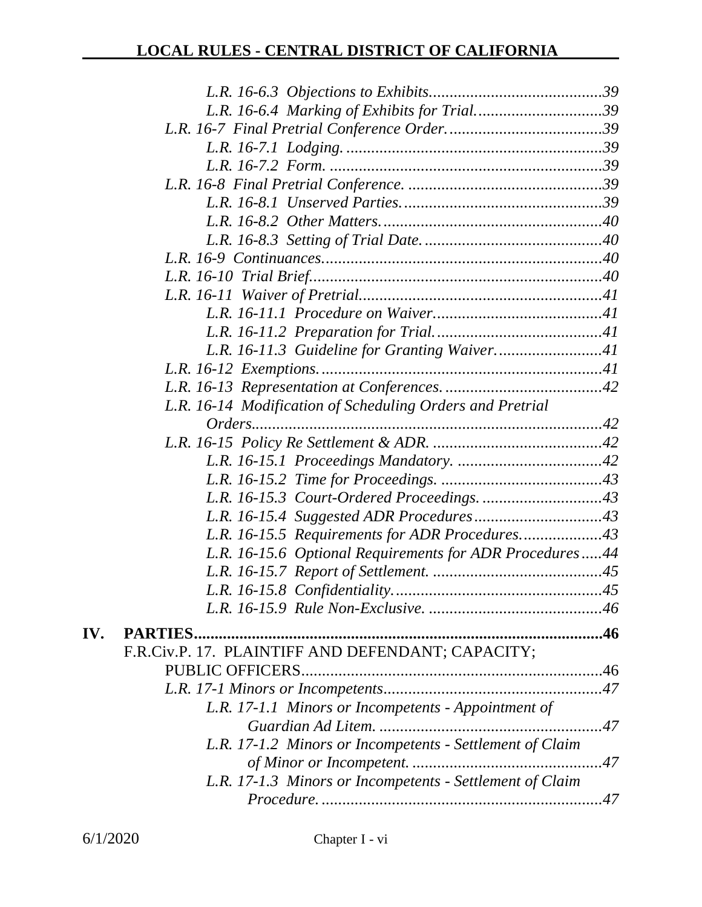*L.R. 16-6.3 Objections to Exhibits*.........................................39

*L.R. 16-6.4 Marking of Exhibits for Trial*...............................39

*L.R. 16-7 Final Pretrial Conference Order*.....................................39

*L.R. 16-7.1 Lodging*. .............................................................39

*L.R. 16-7.2 Form*. .................................................................39

*L.R. 16-8 Final Pretrial Conference*. ...............................................39

*L.R. 16-8.1 Unserved Parties*. ...............................................39

*L.R. 16-8.2 Other Matters*. ....................................................40

*L.R. 16-8.3 Setting of Trial Date*. ..........................................40

*L.R. 16-9 Continuances*.................................................................40

*L.R. 16-10 Trial Brief*.....................................................................40

*L.R. 16-11 Waiver of Pretrial*..........................................................41

*L.R. 16-11.1 Procedure on Waiver*........................................41

*L.R. 16-11.2 Preparation for Trial*.........................................41

*L.R. 16-11.3 Guideline for Granting Waiver*...........................41

*L.R. 16-12 Exemptions*...................................................................41

*L.R. 16-13 Representation at Conferences*. ......................................42

*L.R. 16-14 Modification of Scheduling Orders and Pretrial Orders*...................................................................................42

*L.R. 16-15 Policy Re Settlement & ADR*. .........................................42

*L.R. 16-15.1 Proceedings Mandatory*. ...................................42

*L.R. 16-15.2 Time for Proceedings*. ......................................43

*L.R. 16-15.3 Court-Ordered Proceedings*. ............................43

*L.R. 16-15.4 Suggested ADR Procedures*...............................43

*L.R. 16-15.5 Requirements for ADR Procedures*...................43

*L.R. 16-15.6 Optional Requirements for ADR Procedures*.....44

*L.R. 16-15.7 Report of Settlement*. .........................................45

*L.R. 16-15.8 Confidentiality*..................................................45

*L.R. 16-15.9 Rule Non-Exclusive*. ..........................................46

**IV. PARTIES.................................................................................................46**

F.R.Civ.P. 17. PLAINTIFF AND DEFENDANT; CAPACITY; PUBLIC OFFICERS........................................................................46

*L.R. 17-1 Minors or Incompetents*.....................................................47

*L.R. 17-1.1 Minors or Incompetents - Appointment of Guardian Ad Litem*. ......................................................47

*L.R. 17-1.2 Minors or Incompetents - Settlement of Claim of Minor or Incompetent*. ..............................................47

*L.R. 17-1.3 Minors or Incompetents - Settlement of Claim Procedure*. ....................................................................47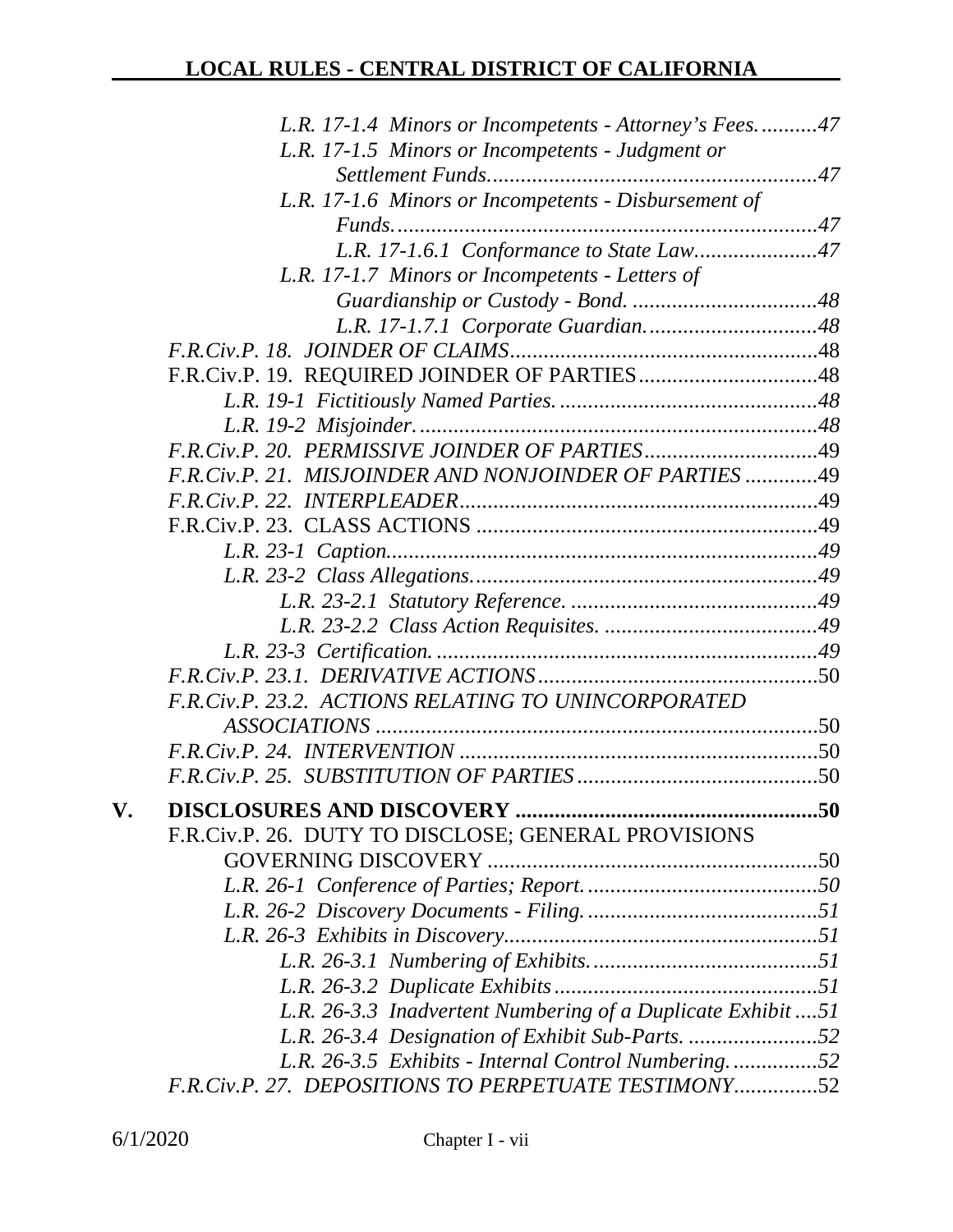*L.R. 17-1.4 Minors or Incompetents - Attorney's Fees.*..........47
*L.R. 17-1.5 Minors or Incompetents - Judgment or Settlement Funds.*..........47
*L.R. 17-1.6 Minors or Incompetents - Disbursement of Funds.*..........47
*L.R. 17-1.6.1 Conformance to State Law.*..........47
*L.R. 17-1.7 Minors or Incompetents - Letters of Guardianship or Custody - Bond.*..........48
*L.R. 17-1.7.1 Corporate Guardian.*..........48
*F.R.Civ.P. 18. JOINDER OF CLAIMS*..........48
F.R.Civ.P. 19. REQUIRED JOINDER OF PARTIES..........48
*L.R. 19-1 Fictitiously Named Parties.*..........48
*L.R. 19-2 Misjoinder.*..........48
*F.R.Civ.P. 20. PERMISSIVE JOINDER OF PARTIES*..........49
*F.R.Civ.P. 21. MISJOINDER AND NONJOINDER OF PARTIES*..........49
*F.R.Civ.P. 22. INTERPLEADER*..........49
F.R.Civ.P. 23. CLASS ACTIONS..........49
*L.R. 23-1 Caption.*..........49
*L.R. 23-2 Class Allegations.*..........49
*L.R. 23-2.1 Statutory Reference.*..........49
*L.R. 23-2.2 Class Action Requisites.*..........49
*L.R. 23-3 Certification.*..........49
*F.R.Civ.P. 23.1. DERIVATIVE ACTIONS*..........50
*F.R.Civ.P. 23.2. ACTIONS RELATING TO UNINCORPORATED ASSOCIATIONS*..........50
*F.R.Civ.P. 24. INTERVENTION*..........50
*F.R.Civ.P. 25. SUBSTITUTION OF PARTIES*..........50

**V. DISCLOSURES AND DISCOVERY..........50**

F.R.Civ.P. 26. DUTY TO DISCLOSE; GENERAL PROVISIONS GOVERNING DISCOVERY..........50
*L.R. 26-1 Conference of Parties; Report.*..........50
*L.R. 26-2 Discovery Documents - Filing.*..........51
*L.R. 26-3 Exhibits in Discovery*..........51
*L.R. 26-3.1 Numbering of Exhibits.*..........51
*L.R. 26-3.2 Duplicate Exhibits*..........51
*L.R. 26-3.3 Inadvertent Numbering of a Duplicate Exhibit*..........51
*L.R. 26-3.4 Designation of Exhibit Sub-Parts.*..........52
*L.R. 26-3.5 Exhibits - Internal Control Numbering.*..........52
*F.R.Civ.P. 27. DEPOSITIONS TO PERPETUATE TESTIMONY*..........52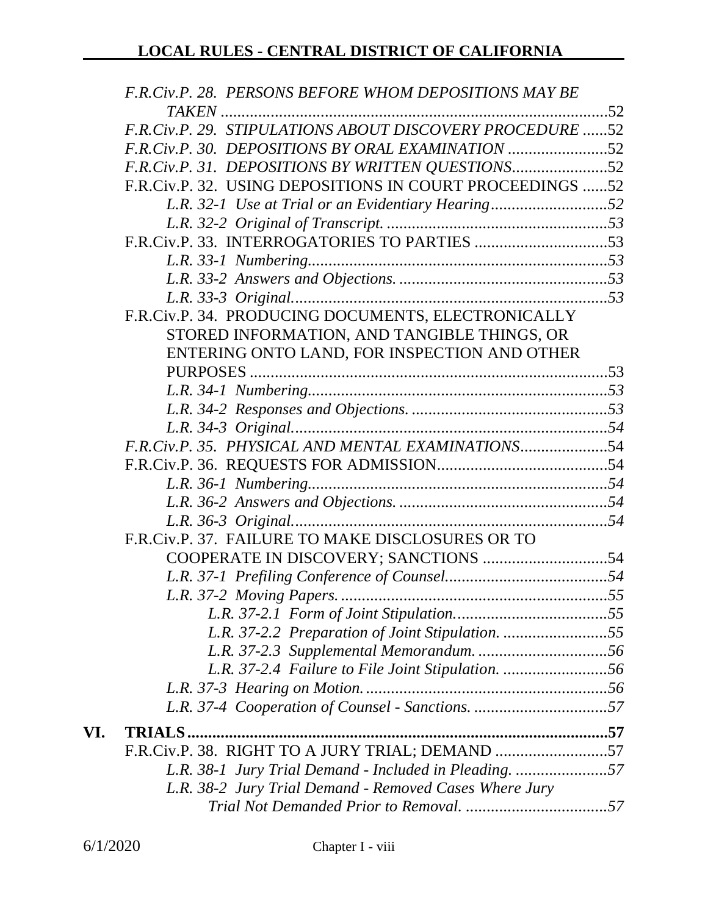*F.R.Civ.P. 28. PERSONS BEFORE WHOM DEPOSITIONS MAY BE TAKEN* ........................................................................................52

*F.R.Civ.P. 29. STIPULATIONS ABOUT DISCOVERY PROCEDURE* ......52

*F.R.Civ.P. 30. DEPOSITIONS BY ORAL EXAMINATION* ........................52

*F.R.Civ.P. 31. DEPOSITIONS BY WRITTEN QUESTIONS*.......................52

F.R.Civ.P. 32. USING DEPOSITIONS IN COURT PROCEEDINGS ......52

- *L.R. 32-1 Use at Trial or an Evidentiary Hearing............................52*
- *L.R. 32-2 Original of Transcript. .....................................................53*

F.R.Civ.P. 33. INTERROGATORIES TO PARTIES ................................53

- *L.R. 33-1 Numbering.......................................................................53*
- *L.R. 33-2 Answers and Objections. .................................................53*
- *L.R. 33-3 Original...........................................................................53*

F.R.Civ.P. 34. PRODUCING DOCUMENTS, ELECTRONICALLY STORED INFORMATION, AND TANGIBLE THINGS, OR ENTERING ONTO LAND, FOR INSPECTION AND OTHER PURPOSES .....................................................................................53

- *L.R. 34-1 Numbering.......................................................................53*
- *L.R. 34-2 Responses and Objections. ...............................................53*
- *L.R. 34-3 Original...........................................................................54*

*F.R.Civ.P. 35. PHYSICAL AND MENTAL EXAMINATIONS*.....................54

F.R.Civ.P. 36. REQUESTS FOR ADMISSION.........................................54

- *L.R. 36-1 Numbering.......................................................................54*
- *L.R. 36-2 Answers and Objections. .................................................54*
- *L.R. 36-3 Original...........................................................................54*

F.R.Civ.P. 37. FAILURE TO MAKE DISCLOSURES OR TO COOPERATE IN DISCOVERY; SANCTIONS ..............................54

- *L.R. 37-1 Prefiling Conference of Counsel.......................................54*
- *L.R. 37-2 Moving Papers. ...............................................................55*
  - *L.R. 37-2.1 Form of Joint Stipulation.....................................55*
  - *L.R. 37-2.2 Preparation of Joint Stipulation. .........................55*
  - *L.R. 37-2.3 Supplemental Memorandum. ................................56*
  - *L.R. 37-2.4 Failure to File Joint Stipulation. .........................56*
- *L.R. 37-3 Hearing on Motion. .........................................................56*
- *L.R. 37-4 Cooperation of Counsel - Sanctions. ................................57*

**VI. TRIALS.....................................................................................................57**

F.R.Civ.P. 38. RIGHT TO A JURY TRIAL; DEMAND ...........................57

- *L.R. 38-1 Jury Trial Demand - Included in Pleading. ......................57*
- *L.R. 38-2 Jury Trial Demand - Removed Cases Where Jury Trial Not Demanded Prior to Removal. ..................................57*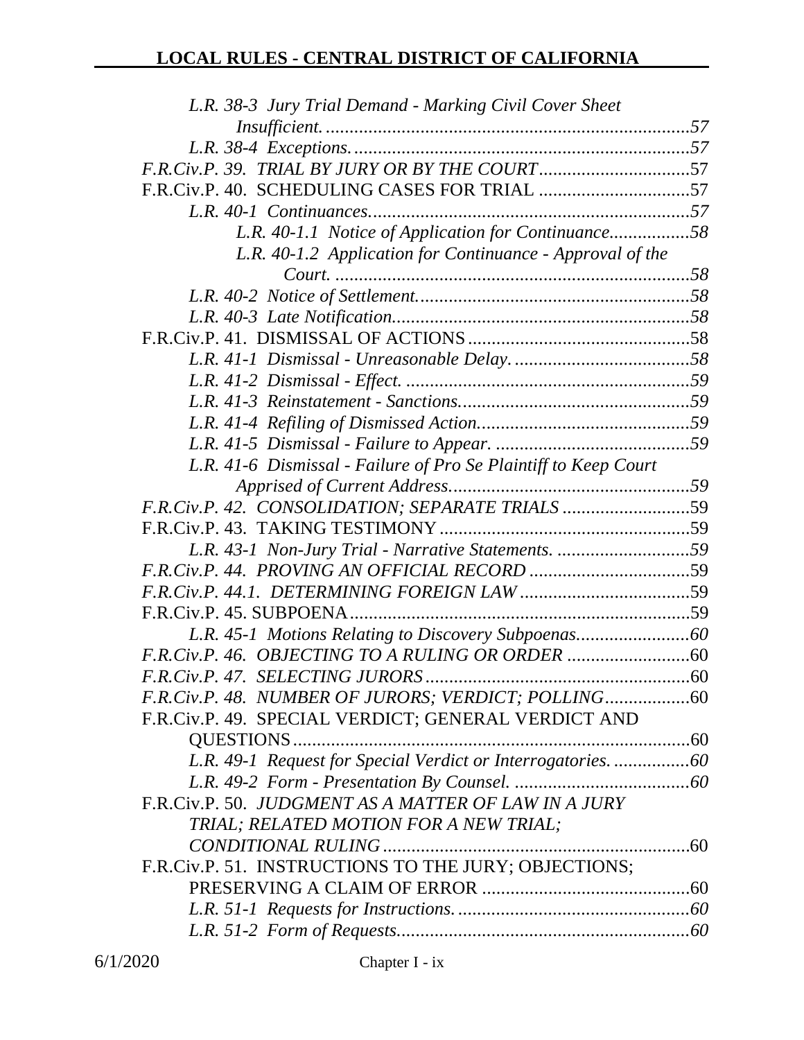*L.R. 38-3 Jury Trial Demand - Marking Civil Cover Sheet Insufficient.* ........ *57*
*L.R. 38-4 Exceptions.* ........ *57*
*F.R.Civ.P. 39. TRIAL BY JURY OR BY THE COURT* ........ 57
F.R.Civ.P. 40. SCHEDULING CASES FOR TRIAL ........ 57
*L.R. 40-1 Continuances.* ........ *57*
*L.R. 40-1.1 Notice of Application for Continuance* ........ *58*
*L.R. 40-1.2 Application for Continuance - Approval of the Court.* ........ *58*
*L.R. 40-2 Notice of Settlement.* ........ *58*
*L.R. 40-3 Late Notification.* ........ *58*
F.R.Civ.P. 41. DISMISSAL OF ACTIONS ........ 58
*L.R. 41-1 Dismissal - Unreasonable Delay.* ........ *58*
*L.R. 41-2 Dismissal - Effect.* ........ *59*
*L.R. 41-3 Reinstatement - Sanctions.* ........ *59*
*L.R. 41-4 Refiling of Dismissed Action.* ........ *59*
*L.R. 41-5 Dismissal - Failure to Appear.* ........ *59*
*L.R. 41-6 Dismissal - Failure of Pro Se Plaintiff to Keep Court Apprised of Current Address.* ........ *59*
*F.R.Civ.P. 42. CONSOLIDATION; SEPARATE TRIALS* ........ 59
F.R.Civ.P. 43. TAKING TESTIMONY ........ 59
*L.R. 43-1 Non-Jury Trial - Narrative Statements.* ........ *59*
*F.R.Civ.P. 44. PROVING AN OFFICIAL RECORD* ........ 59
*F.R.Civ.P. 44.1. DETERMINING FOREIGN LAW* ........ 59
F.R.Civ.P. 45. SUBPOENA ........ 59
*L.R. 45-1 Motions Relating to Discovery Subpoenas.* ........ *60*
*F.R.Civ.P. 46. OBJECTING TO A RULING OR ORDER* ........ 60
*F.R.Civ.P. 47. SELECTING JURORS* ........ 60
*F.R.Civ.P. 48. NUMBER OF JURORS; VERDICT; POLLING* ........ 60
F.R.Civ.P. 49. SPECIAL VERDICT; GENERAL VERDICT AND QUESTIONS ........ 60
*L.R. 49-1 Request for Special Verdict or Interrogatories.* ........ *60*
*L.R. 49-2 Form - Presentation By Counsel.* ........ *60*
F.R.Civ.P. 50. *JUDGMENT AS A MATTER OF LAW IN A JURY TRIAL; RELATED MOTION FOR A NEW TRIAL; CONDITIONAL RULING* ........ 60
F.R.Civ.P. 51. INSTRUCTIONS TO THE JURY; OBJECTIONS; PRESERVING A CLAIM OF ERROR ........ 60
*L.R. 51-1 Requests for Instructions.* ........ *60*
*L.R. 51-2 Form of Requests.* ........ *60*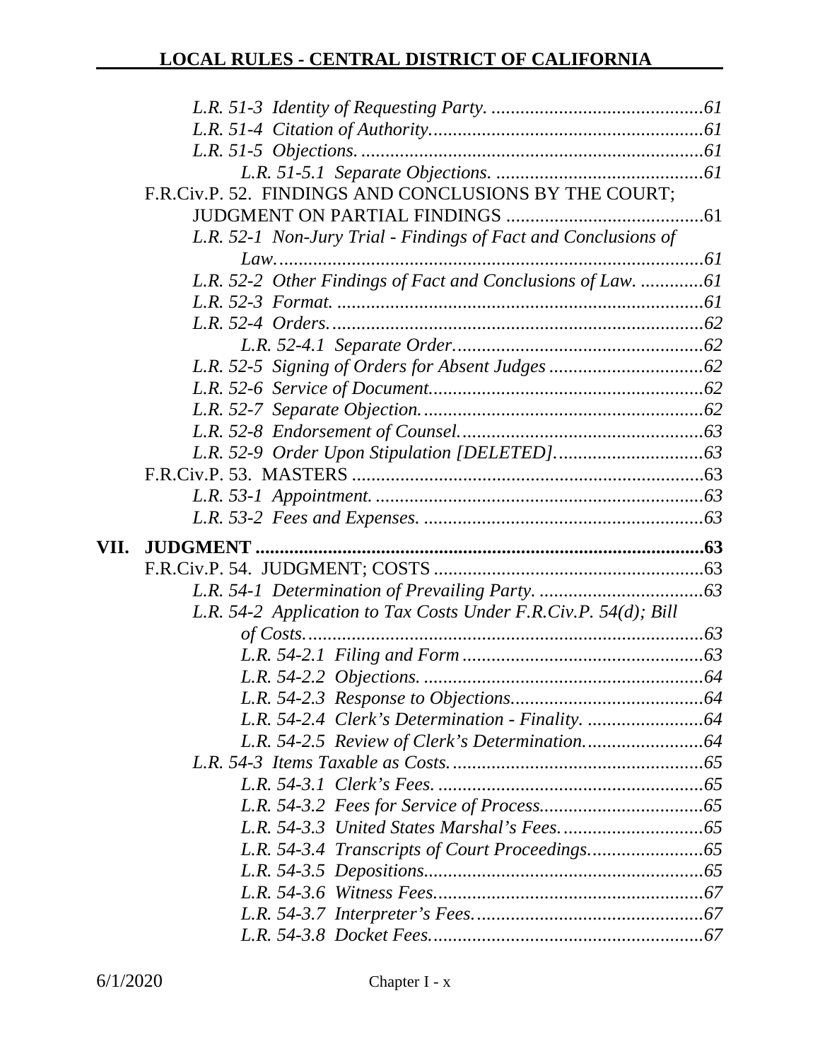*L.R. 51-3 Identity of Requesting Party.* ............................................61
*L.R. 51-4 Citation of Authority.*........................................................61
*L.R. 51-5 Objections.*......................................................................61
*L.R. 51-5.1 Separate Objections.* ...........................................61

F.R.Civ.P. 52. FINDINGS AND CONCLUSIONS BY THE COURT; JUDGMENT ON PARTIAL FINDINGS ..........................................61

*L.R. 52-1 Non-Jury Trial - Findings of Fact and Conclusions of Law.*........................................................................................61
*L.R. 52-2 Other Findings of Fact and Conclusions of Law.* .............61
*L.R. 52-3 Format.* ............................................................................61
*L.R. 52-4 Orders.*..............................................................................62
*L.R. 52-4.1 Separate Order.*...................................................62
*L.R. 52-5 Signing of Orders for Absent Judges* ................................62
*L.R. 52-6 Service of Document.*.........................................................62
*L.R. 52-7 Separate Objection.*...........................................................62
*L.R. 52-8 Endorsement of Counsel.*..................................................63
*L.R. 52-9 Order Upon Stipulation [DELETED].*...............................63

F.R.Civ.P. 53. MASTERS ..........................................................................63

*L.R. 53-1 Appointment.* ....................................................................63
*L.R. 53-2 Fees and Expenses.* ...........................................................63

## VII. JUDGMENT ..............................................................................................63

F.R.Civ.P. 54. JUDGMENT; COSTS .........................................................63

*L.R. 54-1 Determination of Prevailing Party.* ..................................63
*L.R. 54-2 Application to Tax Costs Under F.R.Civ.P. 54(d); Bill of Costs.*...................................................................................63
*L.R. 54-2.1 Filing and Form* ..................................................63
*L.R. 54-2.2 Objections.* ..........................................................64
*L.R. 54-2.3 Response to Objections.*........................................64
*L.R. 54-2.4 Clerk's Determination - Finality.* .........................64
*L.R. 54-2.5 Review of Clerk's Determination.*.........................64
*L.R. 54-3 Items Taxable as Costs.*....................................................65
*L.R. 54-3.1 Clerk's Fees.* .......................................................65
*L.R. 54-3.2 Fees for Service of Process.*..................................65
*L.R. 54-3.3 United States Marshal's Fees.*..............................65
*L.R. 54-3.4 Transcripts of Court Proceedings.*........................65
*L.R. 54-3.5 Depositions.*..........................................................65
*L.R. 54-3.6 Witness Fees.*........................................................67
*L.R. 54-3.7 Interpreter's Fees.*...............................................67
*L.R. 54-3.8 Docket Fees.*.........................................................67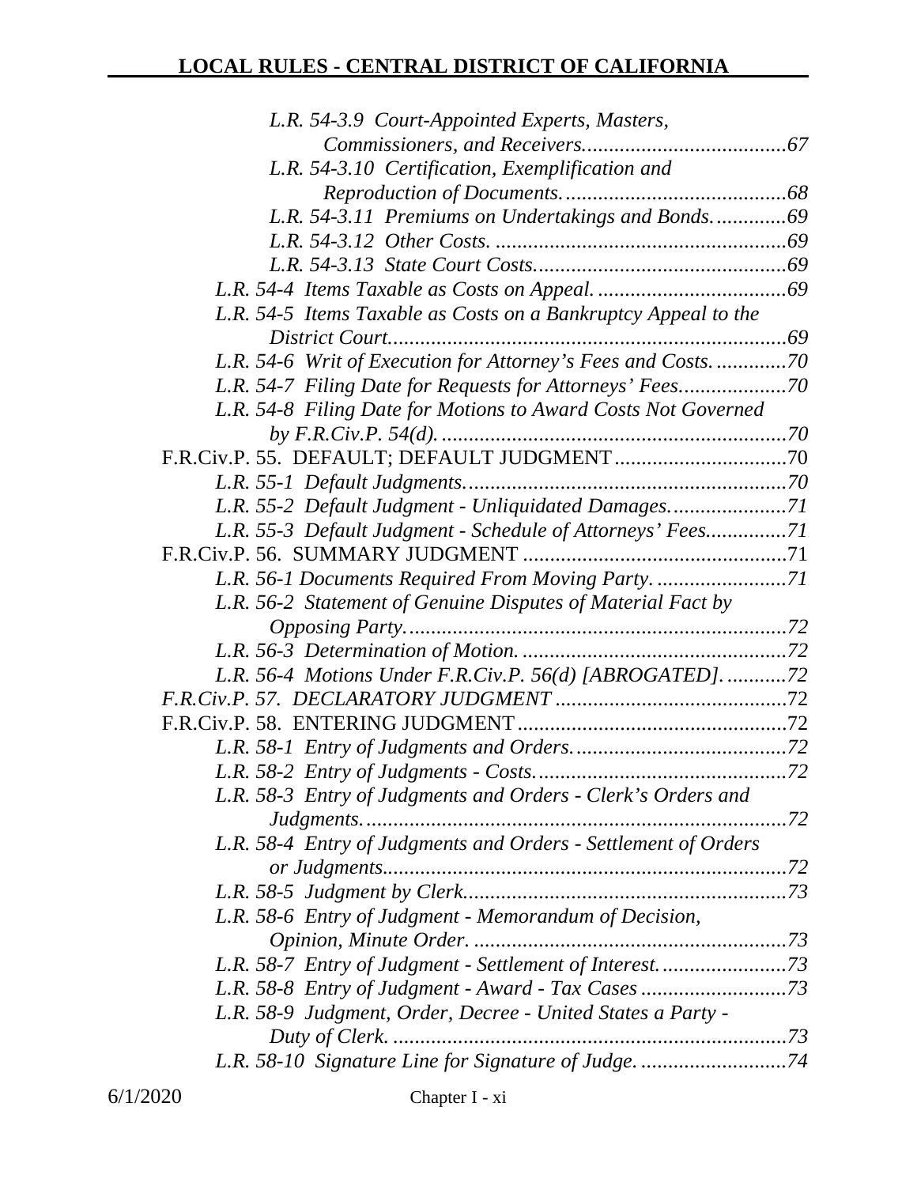*L.R. 54-3.9 Court-Appointed Experts, Masters, Commissioners, and Receivers......................................67*

*L.R. 54-3.10 Certification, Exemplification and Reproduction of Documents..........................................68*

*L.R. 54-3.11 Premiums on Undertakings and Bonds.............69*

*L.R. 54-3.12 Other Costs. ......................................................69*

*L.R. 54-3.13 State Court Costs...............................................69*

*L.R. 54-4 Items Taxable as Costs on Appeal. ...................................69*

*L.R. 54-5 Items Taxable as Costs on a Bankruptcy Appeal to the District Court..........................................................................69*

*L.R. 54-6 Writ of Execution for Attorney's Fees and Costs. .............70*

*L.R. 54-7 Filing Date for Requests for Attorneys' Fees....................70*

*L.R. 54-8 Filing Date for Motions to Award Costs Not Governed by F.R.Civ.P. 54(d). ................................................................70*

F.R.Civ.P. 55. DEFAULT; DEFAULT JUDGMENT................................70

*L.R. 55-1 Default Judgments............................................................70*

*L.R. 55-2 Default Judgment - Unliquidated Damages......................71*

*L.R. 55-3 Default Judgment - Schedule of Attorneys' Fees...............71*

F.R.Civ.P. 56. SUMMARY JUDGMENT ................................................71

*L.R. 56-1 Documents Required From Moving Party. ........................71*

*L.R. 56-2 Statement of Genuine Disputes of Material Fact by Opposing Party.......................................................................72*

*L.R. 56-3 Determination of Motion. ................................................72*

*L.R. 56-4 Motions Under F.R.Civ.P. 56(d) [ABROGATED]. ...........72*

*F.R.Civ.P. 57. DECLARATORY JUDGMENT ..........................................72*

F.R.Civ.P. 58. ENTERING JUDGMENT .................................................72

*L.R. 58-1 Entry of Judgments and Orders........................................72*

*L.R. 58-2 Entry of Judgments - Costs...............................................72*

*L.R. 58-3 Entry of Judgments and Orders - Clerk's Orders and Judgments...............................................................................72*

*L.R. 58-4 Entry of Judgments and Orders - Settlement of Orders or Judgments...........................................................................72*

*L.R. 58-5 Judgment by Clerk............................................................73*

*L.R. 58-6 Entry of Judgment - Memorandum of Decision, Opinion, Minute Order. ..........................................................73*

*L.R. 58-7 Entry of Judgment - Settlement of Interest........................73*

*L.R. 58-8 Entry of Judgment - Award - Tax Cases ...........................73*

*L.R. 58-9 Judgment, Order, Decree - United States a Party - Duty of Clerk. .........................................................................73*

*L.R. 58-10 Signature Line for Signature of Judge. ...........................74*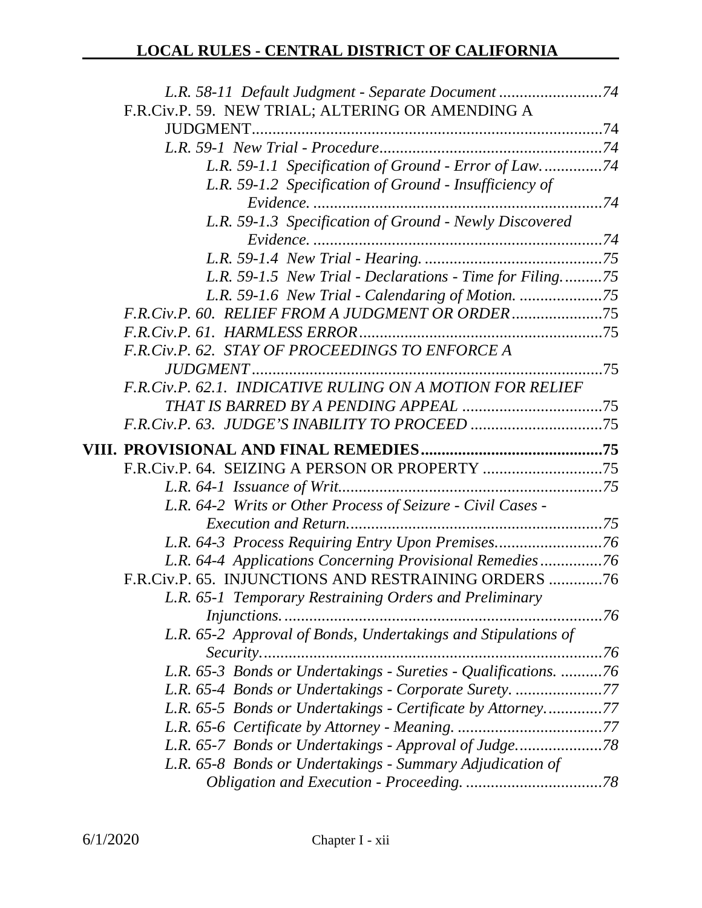*L.R. 58-11 Default Judgment - Separate Document* ......................... *74*

F.R.Civ.P. 59. NEW TRIAL; ALTERING OR AMENDING A JUDGMENT ................................................................................... 74

*L.R. 59-1 New Trial - Procedure* ...................................................... *74*

*L.R. 59-1.1 Specification of Ground - Error of Law.* .............. *74*

*L.R. 59-1.2 Specification of Ground - Insufficiency of Evidence.* ....................................................................... *74*

*L.R. 59-1.3 Specification of Ground - Newly Discovered Evidence.* ....................................................................... *74*

*L.R. 59-1.4 New Trial - Hearing.* ........................................... *75*

*L.R. 59-1.5 New Trial - Declarations - Time for Filing.* .......... *75*

*L.R. 59-1.6 New Trial - Calendaring of Motion.* .................... *75*

*F.R.Civ.P. 60. RELIEF FROM A JUDGMENT OR ORDER* ...................... 75

*F.R.Civ.P. 61. HARMLESS ERROR* .......................................................... 75

*F.R.Civ.P. 62. STAY OF PROCEEDINGS TO ENFORCE A JUDGMENT* ..................................................................................... 75

*F.R.Civ.P. 62.1. INDICATIVE RULING ON A MOTION FOR RELIEF THAT IS BARRED BY A PENDING APPEAL* ................................. 75

*F.R.Civ.P. 63. JUDGE'S INABILITY TO PROCEED* ................................ 75

**VIII. PROVISIONAL AND FINAL REMEDIES ........................................... 75**

F.R.Civ.P. 64. SEIZING A PERSON OR PROPERTY ............................ 75

*L.R. 64-1 Issuance of Writ* ................................................................ *75*

*L.R. 64-2 Writs or Other Process of Seizure - Civil Cases - Execution and Return* .............................................................. *75*

*L.R. 64-3 Process Requiring Entry Upon Premises* .......................... *76*

*L.R. 64-4 Applications Concerning Provisional Remedies* ............... *76*

F.R.Civ.P. 65. INJUNCTIONS AND RESTRAINING ORDERS ............. 76

*L.R. 65-1 Temporary Restraining Orders and Preliminary Injunctions.* .............................................................................. *76*

*L.R. 65-2 Approval of Bonds, Undertakings and Stipulations of Security* .................................................................................. *76*

*L.R. 65-3 Bonds or Undertakings - Sureties - Qualifications.* .......... *76*

*L.R. 65-4 Bonds or Undertakings - Corporate Surety.* ..................... *77*

*L.R. 65-5 Bonds or Undertakings - Certificate by Attorney.* ............. *77*

*L.R. 65-6 Certificate by Attorney - Meaning.* ................................... *77*

*L.R. 65-7 Bonds or Undertakings - Approval of Judge.* .................... *78*

*L.R. 65-8 Bonds or Undertakings - Summary Adjudication of Obligation and Execution - Proceeding.* ................................. *78*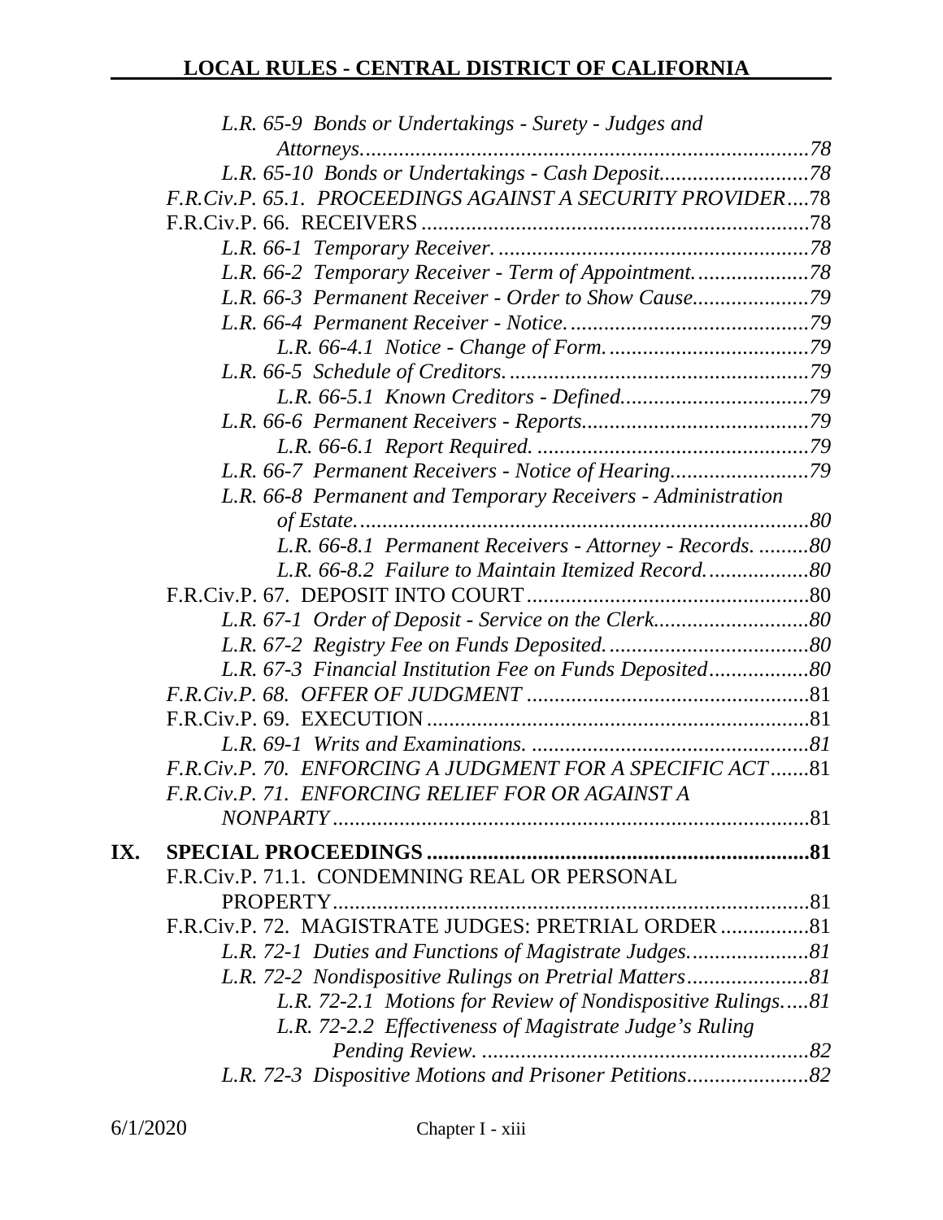*L.R. 65-9 Bonds or Undertakings - Surety - Judges and Attorneys................................................................................78*

*L.R. 65-10 Bonds or Undertakings - Cash Deposit..........................78*

*F.R.Civ.P. 65.1. PROCEEDINGS AGAINST A SECURITY PROVIDER*....78

F.R.Civ.P. 66. RECEIVERS .....................................................................78

*L.R. 66-1 Temporary Receiver. .......................................................78*

*L.R. 66-2 Temporary Receiver - Term of Appointment. ...................78*

*L.R. 66-3 Permanent Receiver - Order to Show Cause.....................79*

*L.R. 66-4 Permanent Receiver - Notice. ...........................................79*

*L.R. 66-4.1 Notice - Change of Form. ....................................79*

*L.R. 66-5 Schedule of Creditors. .....................................................79*

*L.R. 66-5.1 Known Creditors - Defined.................................79*

*L.R. 66-6 Permanent Receivers - Reports........................................79*

*L.R. 66-6.1 Report Required. ................................................79*

*L.R. 66-7 Permanent Receivers - Notice of Hearing.........................79*

*L.R. 66-8 Permanent and Temporary Receivers - Administration of Estate.................................................................................80*

*L.R. 66-8.1 Permanent Receivers - Attorney - Records. .........80*

*L.R. 66-8.2 Failure to Maintain Itemized Record...................80*

F.R.Civ.P. 67. DEPOSIT INTO COURT..................................................80

*L.R. 67-1 Order of Deposit - Service on the Clerk...........................80*

*L.R. 67-2 Registry Fee on Funds Deposited. ...................................80*

*L.R. 67-3 Financial Institution Fee on Funds Deposited.................80*

*F.R.Civ.P. 68. OFFER OF JUDGMENT* ..................................................81

F.R.Civ.P. 69. EXECUTION ....................................................................81

*L.R. 69-1 Writs and Examinations. .................................................81*

*F.R.Civ.P. 70. ENFORCING A JUDGMENT FOR A SPECIFIC ACT*.......81

*F.R.Civ.P. 71. ENFORCING RELIEF FOR OR AGAINST A NONPARTY*.....................................................................................81

**IX. SPECIAL PROCEEDINGS .....................................................................81**

F.R.Civ.P. 71.1. CONDEMNING REAL OR PERSONAL PROPERTY.....................................................................................81

F.R.Civ.P. 72. MAGISTRATE JUDGES: PRETRIAL ORDER ................81

*L.R. 72-1 Duties and Functions of Magistrate Judges......................81*

*L.R. 72-2 Nondispositive Rulings on Pretrial Matters......................81*

*L.R. 72-2.1 Motions for Review of Nondispositive Rulings.....81*

*L.R. 72-2.2 Effectiveness of Magistrate Judge's Ruling Pending Review. ..........................................................82*

*L.R. 72-3 Dispositive Motions and Prisoner Petitions......................82*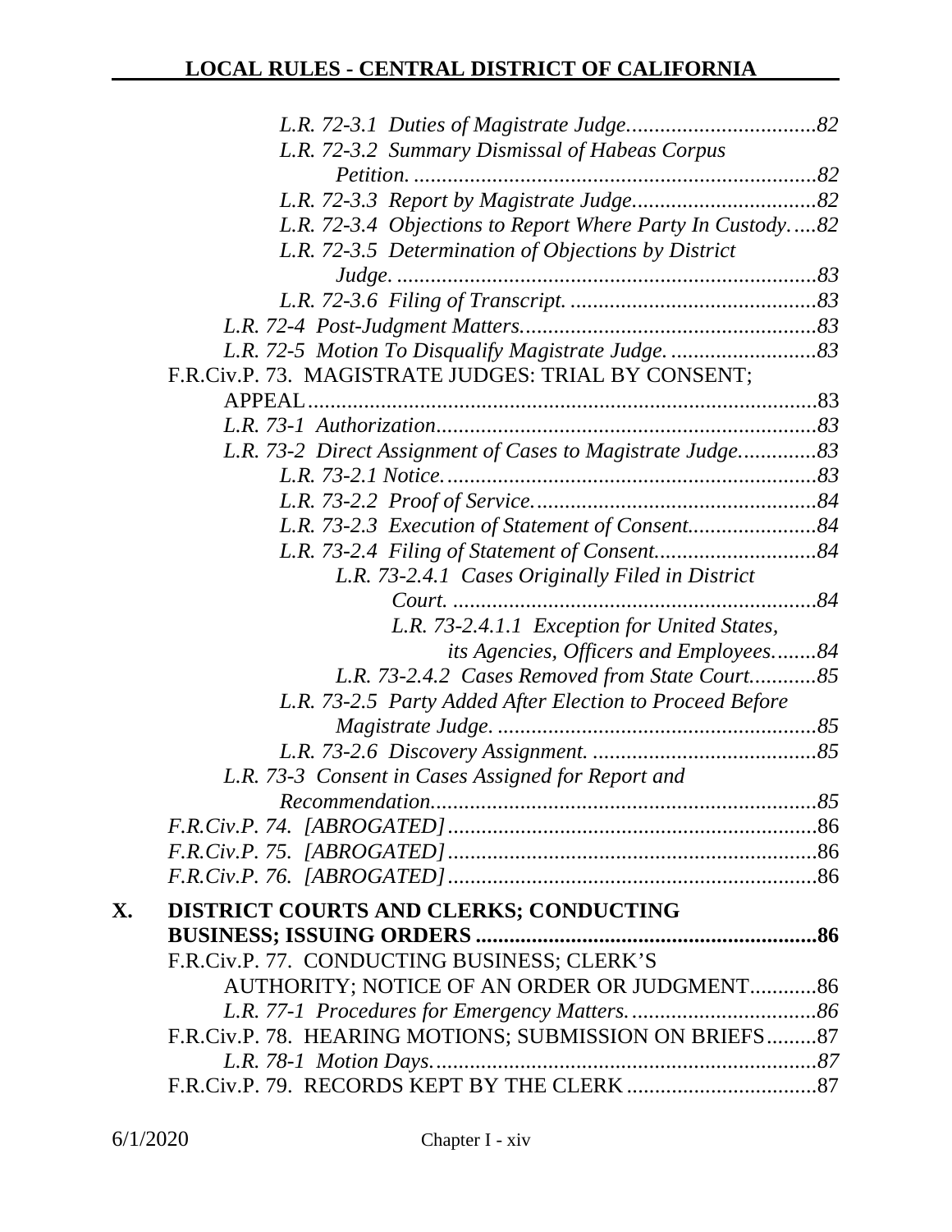*L.R. 72-3.1 Duties of Magistrate Judge..................................82*

*L.R. 72-3.2 Summary Dismissal of Habeas Corpus Petition. .......................................................................82*

*L.R. 72-3.3 Report by Magistrate Judge.................................82*

*L.R. 72-3.4 Objections to Report Where Party In Custody.....82*

*L.R. 72-3.5 Determination of Objections by District Judge. ...........................................................................83*

*L.R. 72-3.6 Filing of Transcript. ............................................83*

*L.R. 72-4 Post-Judgment Matters.....................................................83*

*L.R. 72-5 Motion To Disqualify Magistrate Judge. ..........................83*

F.R.Civ.P. 73. MAGISTRATE JUDGES: TRIAL BY CONSENT; APPEAL..........................................................................................83

*L.R. 73-1 Authorization....................................................................83*

*L.R. 73-2 Direct Assignment of Cases to Magistrate Judge.............83*

*L.R. 73-2.1 Notice...................................................................83*

*L.R. 73-2.2 Proof of Service...................................................84*

*L.R. 73-2.3 Execution of Statement of Consent.......................84*

*L.R. 73-2.4 Filing of Statement of Consent.............................84*

*L.R. 73-2.4.1 Cases Originally Filed in District Court. .................................................................84*

*L.R. 73-2.4.1.1 Exception for United States, its Agencies, Officers and Employees........84*

*L.R. 73-2.4.2 Cases Removed from State Court............85*

*L.R. 73-2.5 Party Added After Election to Proceed Before Magistrate Judge. .........................................................85*

*L.R. 73-2.6 Discovery Assignment. ........................................85*

*L.R. 73-3 Consent in Cases Assigned for Report and Recommendation.....................................................................85*

*F.R.Civ.P. 74. [ABROGATED]*...................................................................86

*F.R.Civ.P. 75. [ABROGATED]*...................................................................86

*F.R.Civ.P. 76. [ABROGATED]*...................................................................86

**X. DISTRICT COURTS AND CLERKS; CONDUCTING BUSINESS; ISSUING ORDERS .............................................................86**

F.R.Civ.P. 77. CONDUCTING BUSINESS; CLERK'S AUTHORITY; NOTICE OF AN ORDER OR JUDGMENT............86

*L.R. 77-1 Procedures for Emergency Matters..................................86*

F.R.Civ.P. 78. HEARING MOTIONS; SUBMISSION ON BRIEFS.........87

*L.R. 78-1 Motion Days.....................................................................87*

F.R.Civ.P. 79. RECORDS KEPT BY THE CLERK..................................87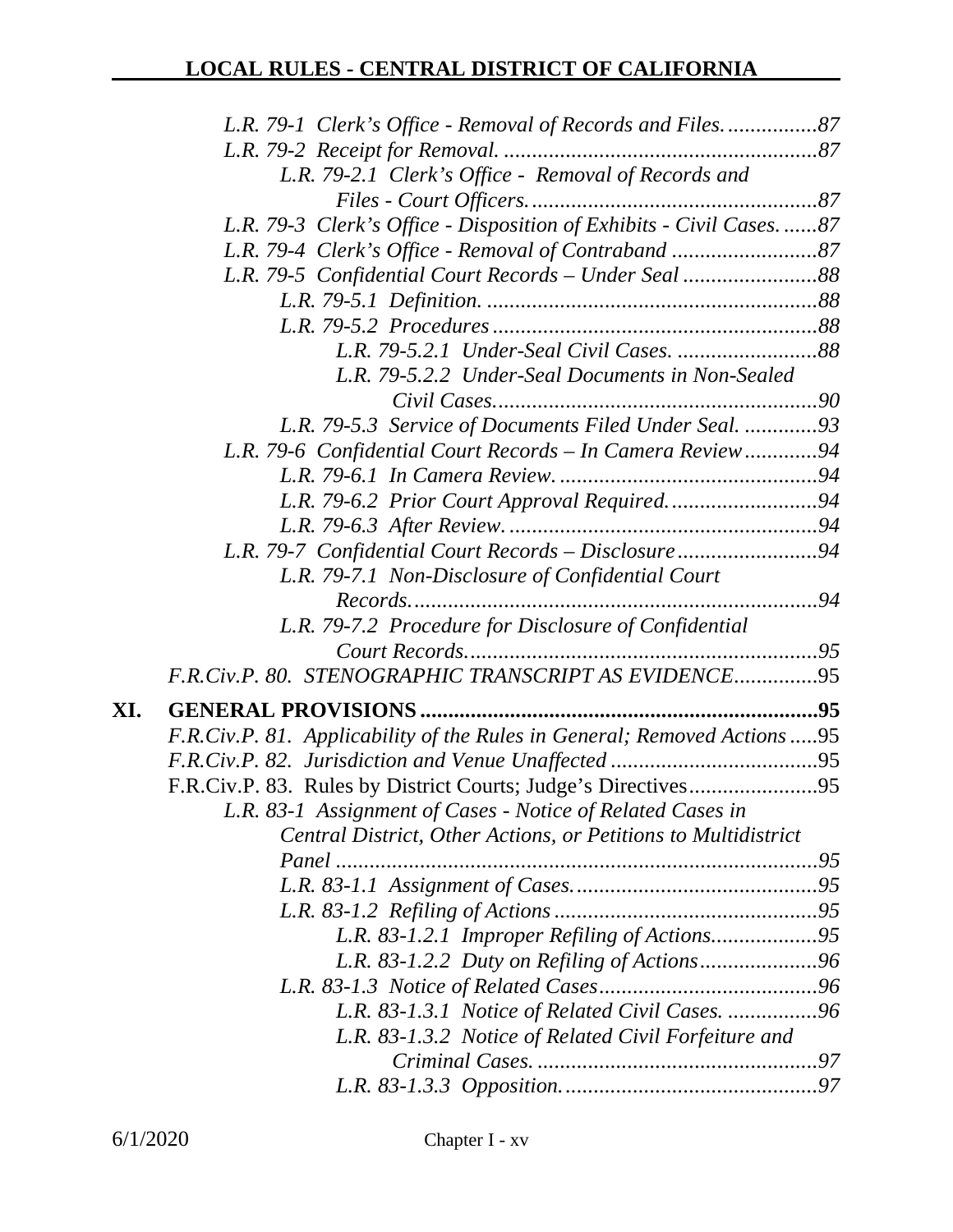*L.R. 79-1 Clerk's Office - Removal of Records and Files.................87*

*L.R. 79-2 Receipt for Removal. .......................................................87*

*L.R. 79-2.1 Clerk's Office - Removal of Records and Files - Court Officers...................................................87*

*L.R. 79-3 Clerk's Office - Disposition of Exhibits - Civil Cases. ......87*

*L.R. 79-4 Clerk's Office - Removal of Contraband ..........................87*

*L.R. 79-5 Confidential Court Records – Under Seal ........................88*

*L.R. 79-5.1 Definition. ..........................................................88*

*L.R. 79-5.2 Procedures ..........................................................88*

*L.R. 79-5.2.1 Under-Seal Civil Cases. .........................88*

*L.R. 79-5.2.2 Under-Seal Documents in Non-Sealed Civil Cases..........................................................90*

*L.R. 79-5.3 Service of Documents Filed Under Seal. .............93*

*L.R. 79-6 Confidential Court Records – In Camera Review.............94*

*L.R. 79-6.1 In Camera Review. ..............................................94*

*L.R. 79-6.2 Prior Court Approval Required...........................94*

*L.R. 79-6.3 After Review. .......................................................94*

*L.R. 79-7 Confidential Court Records – Disclosure.........................94*

*L.R. 79-7.1 Non-Disclosure of Confidential Court Records........................................................................94*

*L.R. 79-7.2 Procedure for Disclosure of Confidential Court Records..............................................................95*

*F.R.Civ.P. 80. STENOGRAPHIC TRANSCRIPT AS EVIDENCE*...............95

**XI. GENERAL PROVISIONS .......................................................................95**

*F.R.Civ.P. 81. Applicability of the Rules in General; Removed Actions*.....95

*F.R.Civ.P. 82. Jurisdiction and Venue Unaffected* .....................................95

F.R.Civ.P. 83. Rules by District Courts; Judge's Directives.......................95

*L.R. 83-1 Assignment of Cases - Notice of Related Cases in Central District, Other Actions, or Petitions to Multidistrict Panel .....................................................................................95*

*L.R. 83-1.1 Assignment of Cases............................................95*

*L.R. 83-1.2 Refiling of Actions ...............................................95*

*L.R. 83-1.2.1 Improper Refiling of Actions...................95*

*L.R. 83-1.2.2 Duty on Refiling of Actions.....................96*

*L.R. 83-1.3 Notice of Related Cases.......................................96*

*L.R. 83-1.3.1 Notice of Related Civil Cases. ................96*

*L.R. 83-1.3.2 Notice of Related Civil Forfeiture and Criminal Cases. .................................................97*

*L.R. 83-1.3.3 Opposition.............................................97*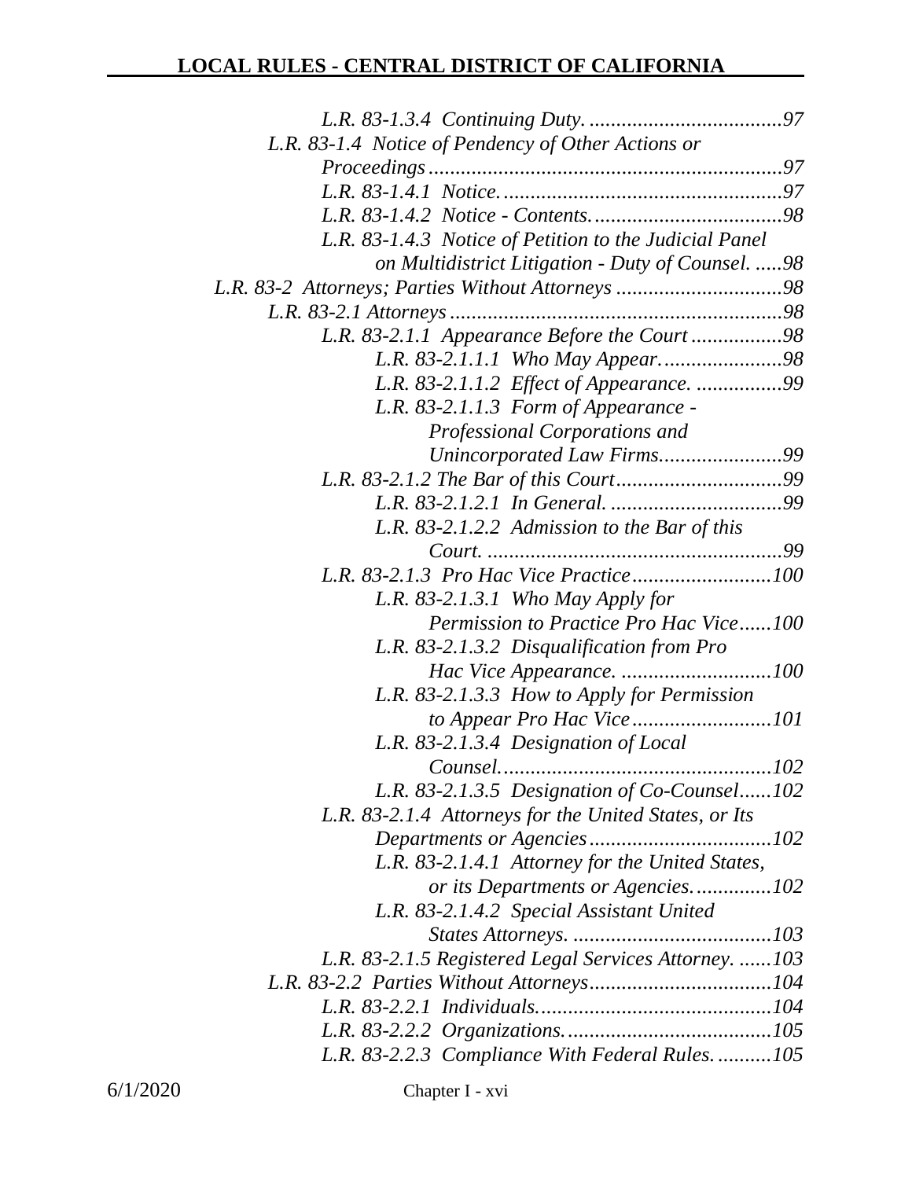*L.R. 83-1.3.4 Continuing Duty. ....................................97*

*L.R. 83-1.4 Notice of Pendency of Other Actions or Proceedings .................................................................97*

*L.R. 83-1.4.1 Notice. ...................................................97*

*L.R. 83-1.4.2 Notice - Contents. ..................................98*

*L.R. 83-1.4.3 Notice of Petition to the Judicial Panel on Multidistrict Litigation - Duty of Counsel. .....98*

*L.R. 83-2 Attorneys; Parties Without Attorneys ...............................98*

*L.R. 83-2.1 Attorneys ..............................................................98*

*L.R. 83-2.1.1 Appearance Before the Court .................98*

*L.R. 83-2.1.1.1 Who May Appear. ......................98*

*L.R. 83-2.1.1.2 Effect of Appearance. ................99*

*L.R. 83-2.1.1.3 Form of Appearance - Professional Corporations and Unincorporated Law Firms.......................99*

*L.R. 83-2.1.2 The Bar of this Court...............................99*

*L.R. 83-2.1.2.1 In General. ................................99*

*L.R. 83-2.1.2.2 Admission to the Bar of this Court. .......................................................99*

*L.R. 83-2.1.3 Pro Hac Vice Practice..........................100*

*L.R. 83-2.1.3.1 Who May Apply for Permission to Practice Pro Hac Vice......100*

*L.R. 83-2.1.3.2 Disqualification from Pro Hac Vice Appearance. ............................100*

*L.R. 83-2.1.3.3 How to Apply for Permission to Appear Pro Hac Vice..........................101*

*L.R. 83-2.1.3.4 Designation of Local Counsel..................................................102*

*L.R. 83-2.1.3.5 Designation of Co-Counsel......102*

*L.R. 83-2.1.4 Attorneys for the United States, or Its Departments or Agencies..................................102*

*L.R. 83-2.1.4.1 Attorney for the United States, or its Departments or Agencies...............102*

*L.R. 83-2.1.4.2 Special Assistant United States Attorneys. .....................................103*

*L.R. 83-2.1.5 Registered Legal Services Attorney. ......103*

*L.R. 83-2.2 Parties Without Attorneys..................................104*

*L.R. 83-2.2.1 Individuals............................................104*

*L.R. 83-2.2.2 Organizations......................................105*

*L.R. 83-2.2.3 Compliance With Federal Rules. ..........105*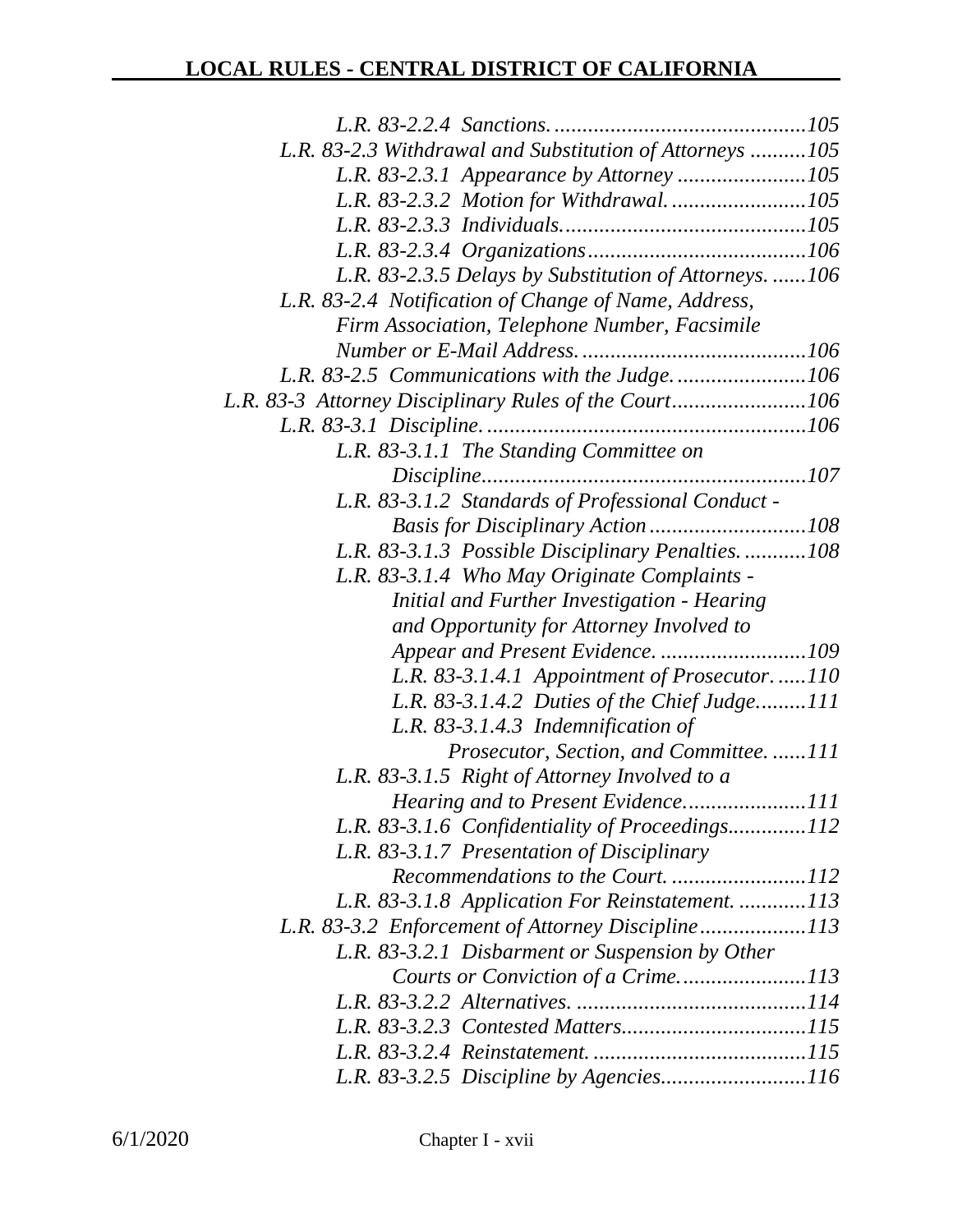*L.R. 83-2.2.4 Sanctions. ............................................105*

*L.R. 83-2.3 Withdrawal and Substitution of Attorneys ..........105*

*L.R. 83-2.3.1 Appearance by Attorney .......................105*

*L.R. 83-2.3.2 Motion for Withdrawal. ........................105*

*L.R. 83-2.3.3 Individuals. ..........................................105*

*L.R. 83-2.3.4 Organizations.......................................106*

*L.R. 83-2.3.5 Delays by Substitution of Attorneys. ......106*

*L.R. 83-2.4 Notification of Change of Name, Address, Firm Association, Telephone Number, Facsimile Number or E-Mail Address. ........................................106*

*L.R. 83-2.5 Communications with the Judge. .......................106*

*L.R. 83-3 Attorney Disciplinary Rules of the Court........................106*

*L.R. 83-3.1 Discipline. ........................................................106*

*L.R. 83-3.1.1 The Standing Committee on Discipline.........................................................107*

*L.R. 83-3.1.2 Standards of Professional Conduct - Basis for Disciplinary Action ............................108*

*L.R. 83-3.1.3 Possible Disciplinary Penalties. ...........108*

*L.R. 83-3.1.4 Who May Originate Complaints - Initial and Further Investigation - Hearing and Opportunity for Attorney Involved to Appear and Present Evidence. ..........................109*

*L.R. 83-3.1.4.1 Appointment of Prosecutor. .....110*

*L.R. 83-3.1.4.2 Duties of the Chief Judge.........111*

*L.R. 83-3.1.4.3 Indemnification of Prosecutor, Section, and Committee. ......111*

*L.R. 83-3.1.5 Right of Attorney Involved to a Hearing and to Present Evidence......................111*

*L.R. 83-3.1.6 Confidentiality of Proceedings.............112*

*L.R. 83-3.1.7 Presentation of Disciplinary Recommendations to the Court. ........................112*

*L.R. 83-3.1.8 Application For Reinstatement. ............113*

*L.R. 83-3.2 Enforcement of Attorney Discipline..................113*

*L.R. 83-3.2.1 Disbarment or Suspension by Other Courts or Conviction of a Crime.......................113*

*L.R. 83-3.2.2 Alternatives. .........................................114*

*L.R. 83-3.2.3 Contested Matters.................................115*

*L.R. 83-3.2.4 Reinstatement. ......................................115*

*L.R. 83-3.2.5 Discipline by Agencies..........................116*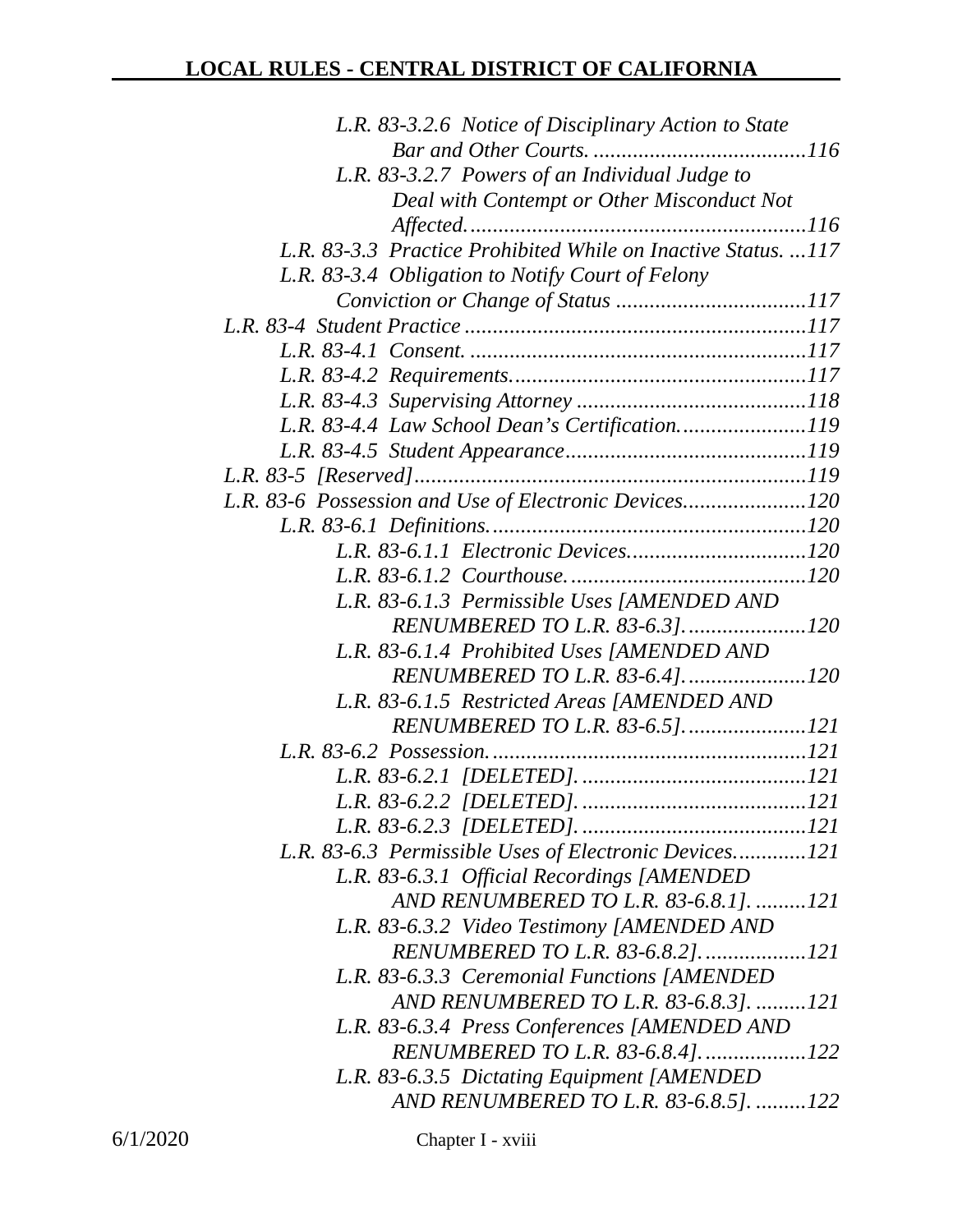*L.R. 83-3.2.6 Notice of Disciplinary Action to State Bar and Other Courts. ......................................116*

*L.R. 83-3.2.7 Powers of an Individual Judge to Deal with Contempt or Other Misconduct Not Affected............................................................116*

*L.R. 83-3.3 Practice Prohibited While on Inactive Status. ...117*

*L.R. 83-3.4 Obligation to Notify Court of Felony Conviction or Change of Status ..................................117*

*L.R. 83-4 Student Practice ............................................................117*

*L.R. 83-4.1 Consent. ...........................................................117*

*L.R. 83-4.2 Requirements....................................................117*

*L.R. 83-4.3 Supervising Attorney ........................................118*

*L.R. 83-4.4 Law School Dean's Certification......................119*

*L.R. 83-4.5 Student Appearance...........................................119*

*L.R. 83-5 [Reserved].....................................................................119*

*L.R. 83-6 Possession and Use of Electronic Devices.....................120*

*L.R. 83-6.1 Definitions........................................................120*

*L.R. 83-6.1.1 Electronic Devices................................120*

*L.R. 83-6.1.2 Courthouse...........................................120*

*L.R. 83-6.1.3 Permissible Uses [AMENDED AND RENUMBERED TO L.R. 83-6.3].....................120*

*L.R. 83-6.1.4 Prohibited Uses [AMENDED AND RENUMBERED TO L.R. 83-6.4].....................120*

*L.R. 83-6.1.5 Restricted Areas [AMENDED AND RENUMBERED TO L.R. 83-6.5].....................121*

*L.R. 83-6.2 Possession........................................................121*

*L.R. 83-6.2.1 [DELETED]. .......................................121*

*L.R. 83-6.2.2 [DELETED]. .......................................121*

*L.R. 83-6.2.3 [DELETED]. .......................................121*

*L.R. 83-6.3 Permissible Uses of Electronic Devices.............121*

*L.R. 83-6.3.1 Official Recordings [AMENDED AND RENUMBERED TO L.R. 83-6.8.1]. .........121*

*L.R. 83-6.3.2 Video Testimony [AMENDED AND RENUMBERED TO L.R. 83-6.8.2]..................121*

*L.R. 83-6.3.3 Ceremonial Functions [AMENDED AND RENUMBERED TO L.R. 83-6.8.3]. .........121*

*L.R. 83-6.3.4 Press Conferences [AMENDED AND RENUMBERED TO L.R. 83-6.8.4]..................122*

*L.R. 83-6.3.5 Dictating Equipment [AMENDED AND RENUMBERED TO L.R. 83-6.8.5]. .........122*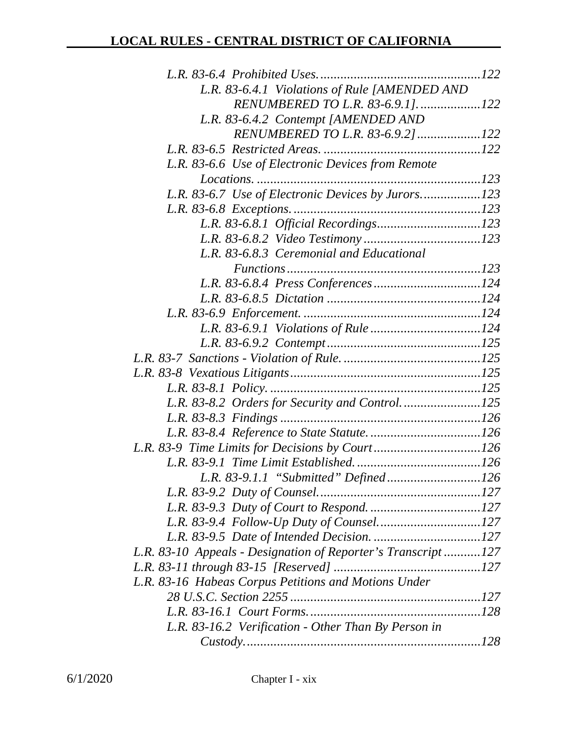*L.R. 83-6.4 Prohibited Uses.................................................122*

*L.R. 83-6.4.1 Violations of Rule [AMENDED AND RENUMBERED TO L.R. 83-6.9.1]...................122*

*L.R. 83-6.4.2 Contempt [AMENDED AND RENUMBERED TO L.R. 83-6.9.2]...................122*

*L.R. 83-6.5 Restricted Areas. ...............................................122*

*L.R. 83-6.6 Use of Electronic Devices from Remote Locations. ..................................................................123*

*L.R. 83-6.7 Use of Electronic Devices by Jurors..................123*

*L.R. 83-6.8 Exceptions.........................................................123*

*L.R. 83-6.8.1 Official Recordings...............................123*

*L.R. 83-6.8.2 Video Testimony ...................................123*

*L.R. 83-6.8.3 Ceremonial and Educational Functions..........................................................123*

*L.R. 83-6.8.4 Press Conferences ................................124*

*L.R. 83-6.8.5 Dictation .............................................124*

*L.R. 83-6.9 Enforcement. .....................................................124*

*L.R. 83-6.9.1 Violations of Rule .................................124*

*L.R. 83-6.9.2 Contempt..............................................125*

*L.R. 83-7 Sanctions - Violation of Rule. .........................................125*

*L.R. 83-8 Vexatious Litigants.........................................................125*

*L.R. 83-8.1 Policy. ...............................................................125*

*L.R. 83-8.2 Orders for Security and Control. .......................125*

*L.R. 83-8.3 Findings ............................................................126*

*L.R. 83-8.4 Reference to State Statute. .................................126*

*L.R. 83-9 Time Limits for Decisions by Court ................................126*

*L.R. 83-9.1 Time Limit Established. .....................................126*

*L.R. 83-9.1.1 "Submitted" Defined ............................126*

*L.R. 83-9.2 Duty of Counsel.................................................127*

*L.R. 83-9.3 Duty of Court to Respond. .................................127*

*L.R. 83-9.4 Follow-Up Duty of Counsel...............................127*

*L.R. 83-9.5 Date of Intended Decision. ................................127*

*L.R. 83-10 Appeals - Designation of Reporter's Transcript ...........127*

*L.R. 83-11 through 83-15 [Reserved] ............................................127*

*L.R. 83-16 Habeas Corpus Petitions and Motions Under 28 U.S.C. Section 2255 .........................................................127*

*L.R. 83-16.1 Court Forms. ..................................................128*

*L.R. 83-16.2 Verification - Other Than By Person in Custody. ......................................................................128*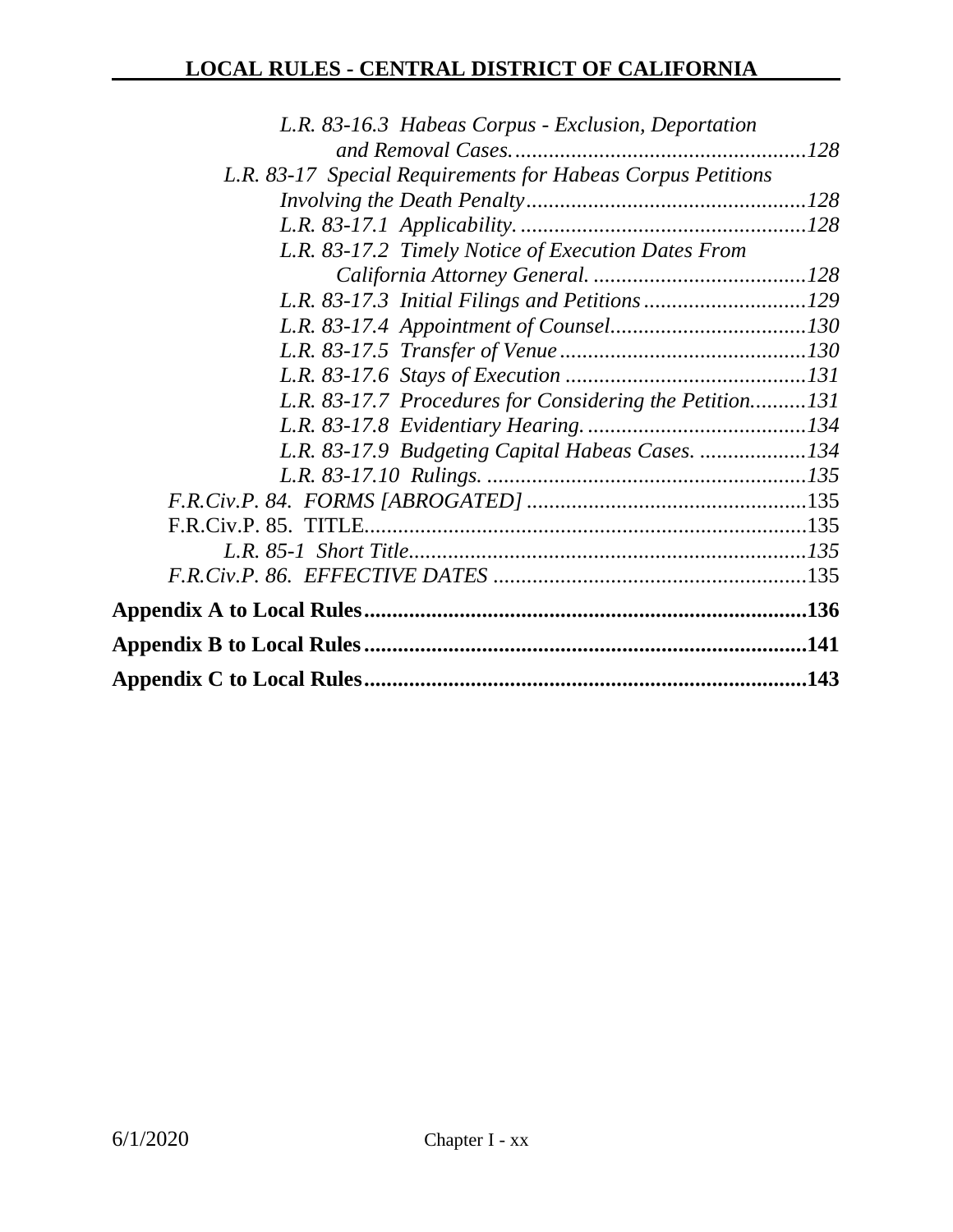*L.R. 83-16.3 Habeas Corpus - Exclusion, Deportation and Removal Cases....................................................128*

*L.R. 83-17 Special Requirements for Habeas Corpus Petitions Involving the Death Penalty..................................................128*

*L.R. 83-17.1 Applicability. ..................................................128*

*L.R. 83-17.2 Timely Notice of Execution Dates From California Attorney General. ......................................128*

*L.R. 83-17.3 Initial Filings and Petitions .............................129*

*L.R. 83-17.4 Appointment of Counsel...................................130*

*L.R. 83-17.5 Transfer of Venue ............................................130*

*L.R. 83-17.6 Stays of Execution ...........................................131*

*L.R. 83-17.7 Procedures for Considering the Petition..........131*

*L.R. 83-17.8 Evidentiary Hearing.......................................134*

*L.R. 83-17.9 Budgeting Capital Habeas Cases. ...................134*

*L.R. 83-17.10 Rulings. .........................................................135*

*F.R.Civ.P. 84. FORMS [ABROGATED] ..................................................135*

F.R.Civ.P. 85. TITLE...............................................................................135

*L.R. 85-1 Short Title.......................................................................135*

*F.R.Civ.P. 86. EFFECTIVE DATES* .......................................................135

**Appendix A to Local Rules..............................................................................136**

**Appendix B to Local Rules..............................................................................141**

**Appendix C to Local Rules..............................................................................143**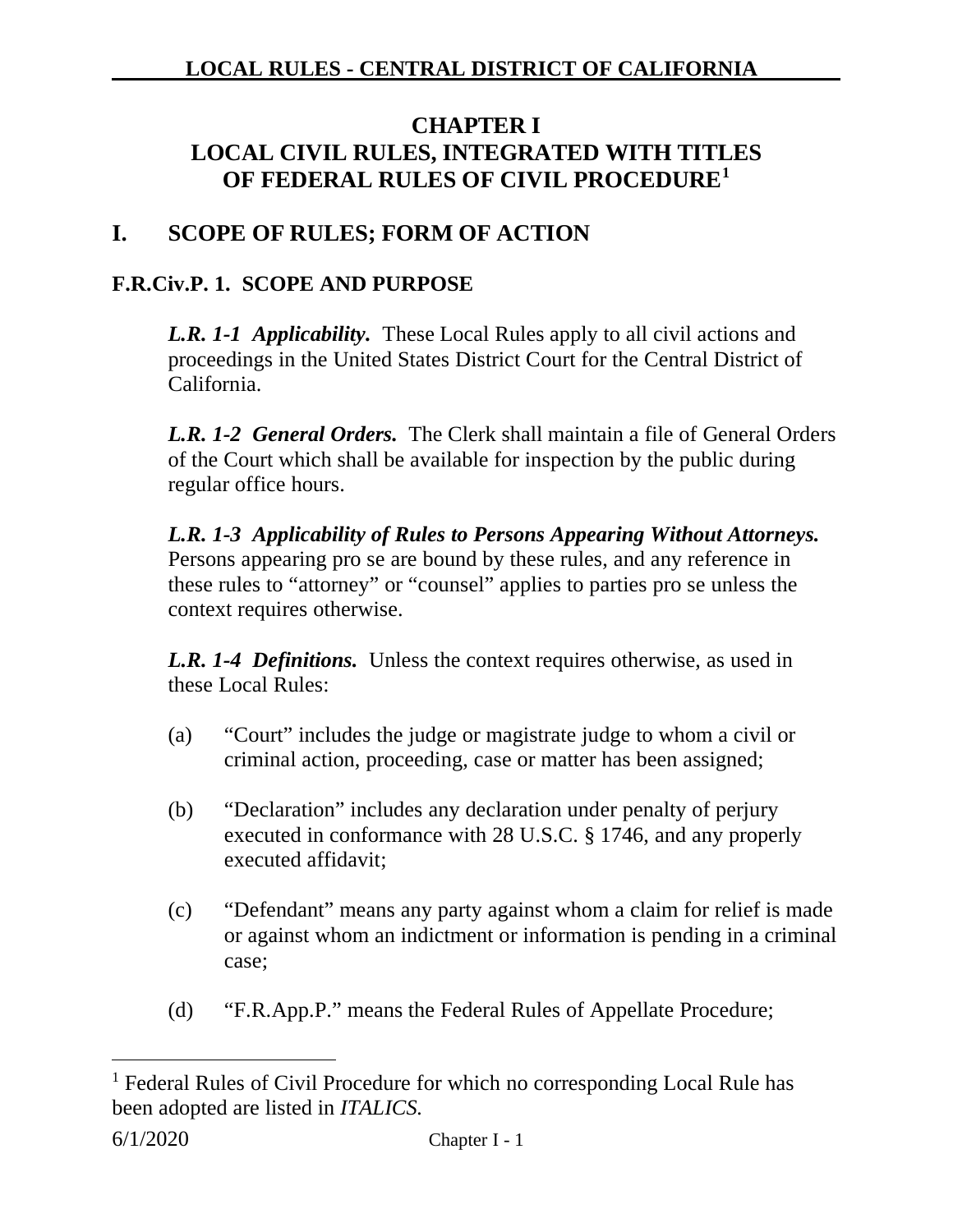# CHAPTER I
# LOCAL CIVIL RULES, INTEGRATED WITH TITLES OF FEDERAL RULES OF CIVIL PROCEDURE[1]

## I. SCOPE OF RULES; FORM OF ACTION

### F.R.Civ.P. 1. SCOPE AND PURPOSE

***L.R. 1-1 Applicability.*** These Local Rules apply to all civil actions and proceedings in the United States District Court for the Central District of California.

***L.R. 1-2 General Orders.*** The Clerk shall maintain a file of General Orders of the Court which shall be available for inspection by the public during regular office hours.

***L.R. 1-3 Applicability of Rules to Persons Appearing Without Attorneys.*** Persons appearing pro se are bound by these rules, and any reference in these rules to "attorney" or "counsel" applies to parties pro se unless the context requires otherwise.

***L.R. 1-4 Definitions.*** Unless the context requires otherwise, as used in these Local Rules:

(a) "Court" includes the judge or magistrate judge to whom a civil or criminal action, proceeding, case or matter has been assigned;

(b) "Declaration" includes any declaration under penalty of perjury executed in conformance with 28 U.S.C. § 1746, and any properly executed affidavit;

(c) "Defendant" means any party against whom a claim for relief is made or against whom an indictment or information is pending in a criminal case;

(d) "F.R.App.P." means the Federal Rules of Appellate Procedure;

---

[1] Federal Rules of Civil Procedure for which no corresponding Local Rule has been adopted are listed in *ITALICS.*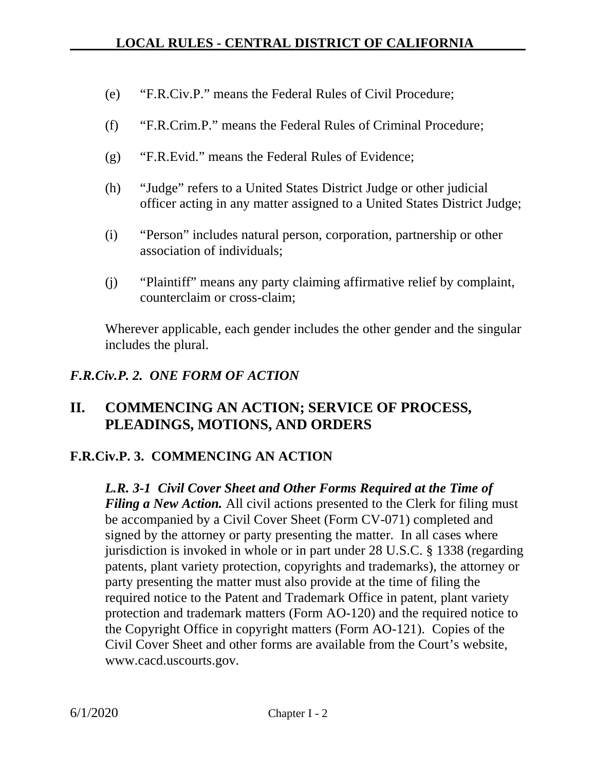(e) "F.R.Civ.P." means the Federal Rules of Civil Procedure;

(f) "F.R.Crim.P." means the Federal Rules of Criminal Procedure;

(g) "F.R.Evid." means the Federal Rules of Evidence;

(h) "Judge" refers to a United States District Judge or other judicial officer acting in any matter assigned to a United States District Judge;

(i) "Person" includes natural person, corporation, partnership or other association of individuals;

(j) "Plaintiff" means any party claiming affirmative relief by complaint, counterclaim or cross-claim;

Wherever applicable, each gender includes the other gender and the singular includes the plural.

### *F.R.Civ.P. 2. ONE FORM OF ACTION*

## II. COMMENCING AN ACTION; SERVICE OF PROCESS, PLEADINGS, MOTIONS, AND ORDERS

### F.R.Civ.P. 3. COMMENCING AN ACTION

***L.R. 3-1 Civil Cover Sheet and Other Forms Required at the Time of Filing a New Action.*** All civil actions presented to the Clerk for filing must be accompanied by a Civil Cover Sheet (Form CV-071) completed and signed by the attorney or party presenting the matter. In all cases where jurisdiction is invoked in whole or in part under 28 U.S.C. § 1338 (regarding patents, plant variety protection, copyrights and trademarks), the attorney or party presenting the matter must also provide at the time of filing the required notice to the Patent and Trademark Office in patent, plant variety protection and trademark matters (Form AO-120) and the required notice to the Copyright Office in copyright matters (Form AO-121). Copies of the Civil Cover Sheet and other forms are available from the Court's website, www.cacd.uscourts.gov.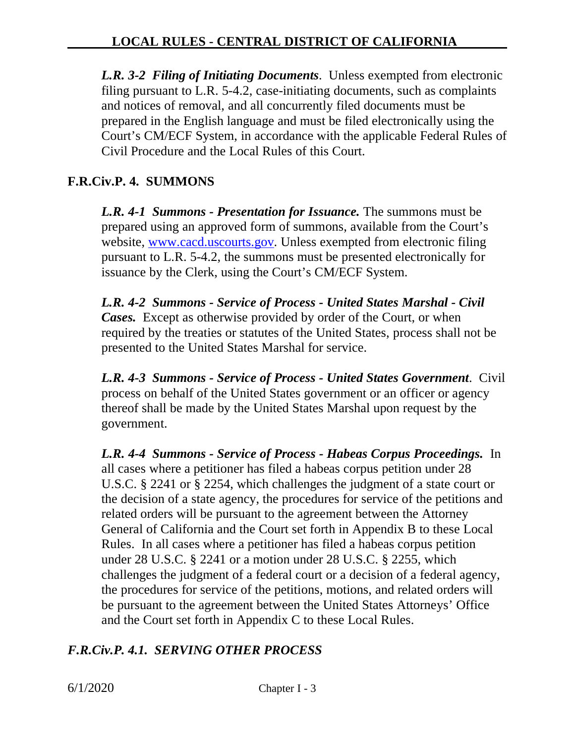*L.R. 3-2 Filing of Initiating Documents*. Unless exempted from electronic filing pursuant to L.R. 5-4.2, case-initiating documents, such as complaints and notices of removal, and all concurrently filed documents must be prepared in the English language and must be filed electronically using the Court's CM/ECF System, in accordance with the applicable Federal Rules of Civil Procedure and the Local Rules of this Court.

## F.R.Civ.P. 4. SUMMONS

***L.R. 4-1 Summons - Presentation for Issuance.*** The summons must be prepared using an approved form of summons, available from the Court's website, www.cacd.uscourts.gov. Unless exempted from electronic filing pursuant to L.R. 5-4.2, the summons must be presented electronically for issuance by the Clerk, using the Court's CM/ECF System.

***L.R. 4-2 Summons - Service of Process - United States Marshal - Civil Cases.*** Except as otherwise provided by order of the Court, or when required by the treaties or statutes of the United States, process shall not be presented to the United States Marshal for service.

*L.R. 4-3 Summons - Service of Process - United States Government*. Civil process on behalf of the United States government or an officer or agency thereof shall be made by the United States Marshal upon request by the government.

***L.R. 4-4 Summons - Service of Process - Habeas Corpus Proceedings.*** In all cases where a petitioner has filed a habeas corpus petition under 28 U.S.C. § 2241 or § 2254, which challenges the judgment of a state court or the decision of a state agency, the procedures for service of the petitions and related orders will be pursuant to the agreement between the Attorney General of California and the Court set forth in Appendix B to these Local Rules. In all cases where a petitioner has filed a habeas corpus petition under 28 U.S.C. § 2241 or a motion under 28 U.S.C. § 2255, which challenges the judgment of a federal court or a decision of a federal agency, the procedures for service of the petitions, motions, and related orders will be pursuant to the agreement between the United States Attorneys' Office and the Court set forth in Appendix C to these Local Rules.

## *F.R.Civ.P. 4.1. SERVING OTHER PROCESS*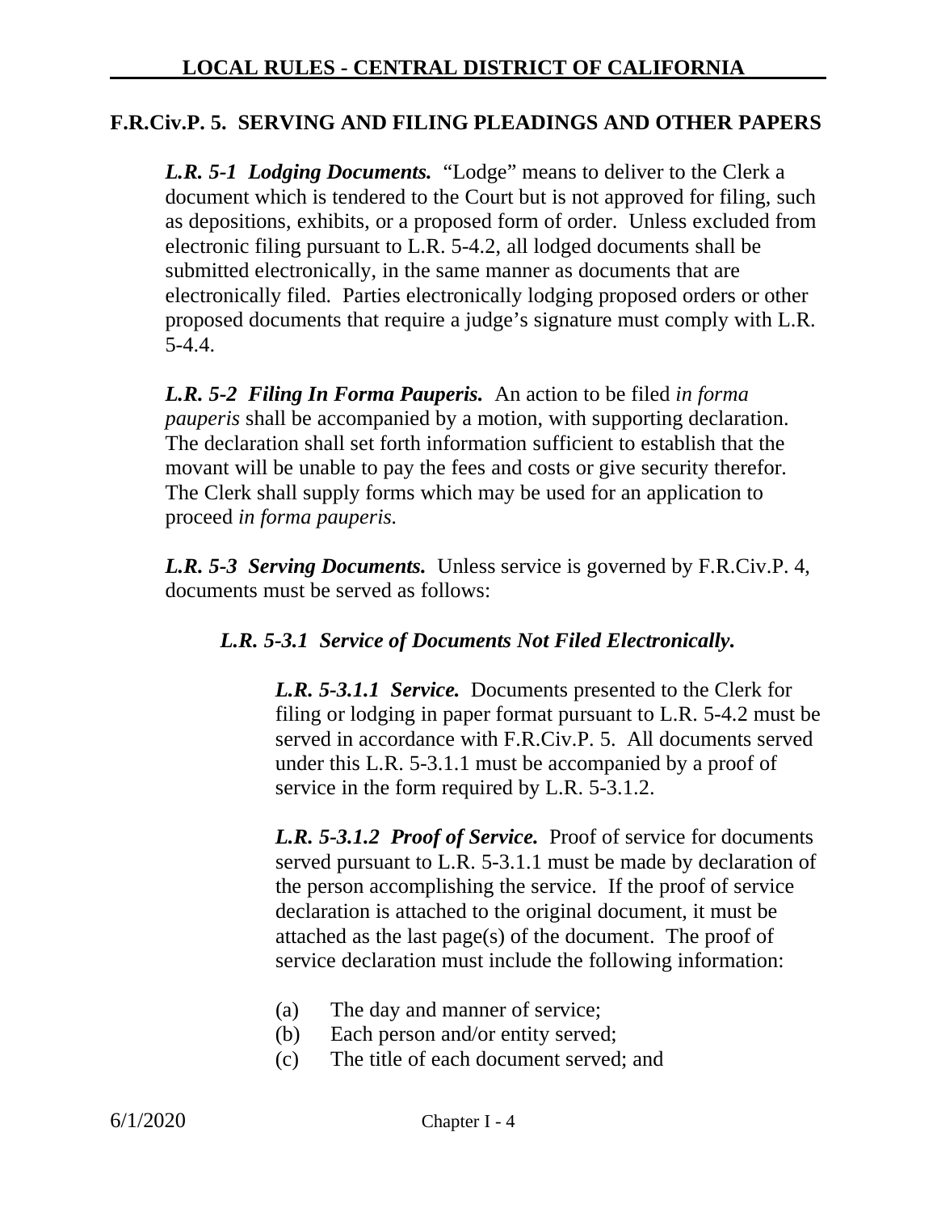## F.R.Civ.P. 5. SERVING AND FILING PLEADINGS AND OTHER PAPERS

***L.R. 5-1 Lodging Documents.*** "Lodge" means to deliver to the Clerk a document which is tendered to the Court but is not approved for filing, such as depositions, exhibits, or a proposed form of order. Unless excluded from electronic filing pursuant to L.R. 5-4.2, all lodged documents shall be submitted electronically, in the same manner as documents that are electronically filed. Parties electronically lodging proposed orders or other proposed documents that require a judge's signature must comply with L.R. 5-4.4.

***L.R. 5-2 Filing In Forma Pauperis.*** An action to be filed *in forma pauperis* shall be accompanied by a motion, with supporting declaration. The declaration shall set forth information sufficient to establish that the movant will be unable to pay the fees and costs or give security therefor. The Clerk shall supply forms which may be used for an application to proceed *in forma pauperis.*

***L.R. 5-3 Serving Documents.*** Unless service is governed by F.R.Civ.P. 4, documents must be served as follows:

***L.R. 5-3.1 Service of Documents Not Filed Electronically.***

***L.R. 5-3.1.1 Service.*** Documents presented to the Clerk for filing or lodging in paper format pursuant to L.R. 5-4.2 must be served in accordance with F.R.Civ.P. 5. All documents served under this L.R. 5-3.1.1 must be accompanied by a proof of service in the form required by L.R. 5-3.1.2.

***L.R. 5-3.1.2 Proof of Service.*** Proof of service for documents served pursuant to L.R. 5-3.1.1 must be made by declaration of the person accomplishing the service. If the proof of service declaration is attached to the original document, it must be attached as the last page(s) of the document. The proof of service declaration must include the following information:

(a) The day and manner of service;
(b) Each person and/or entity served;
(c) The title of each document served; and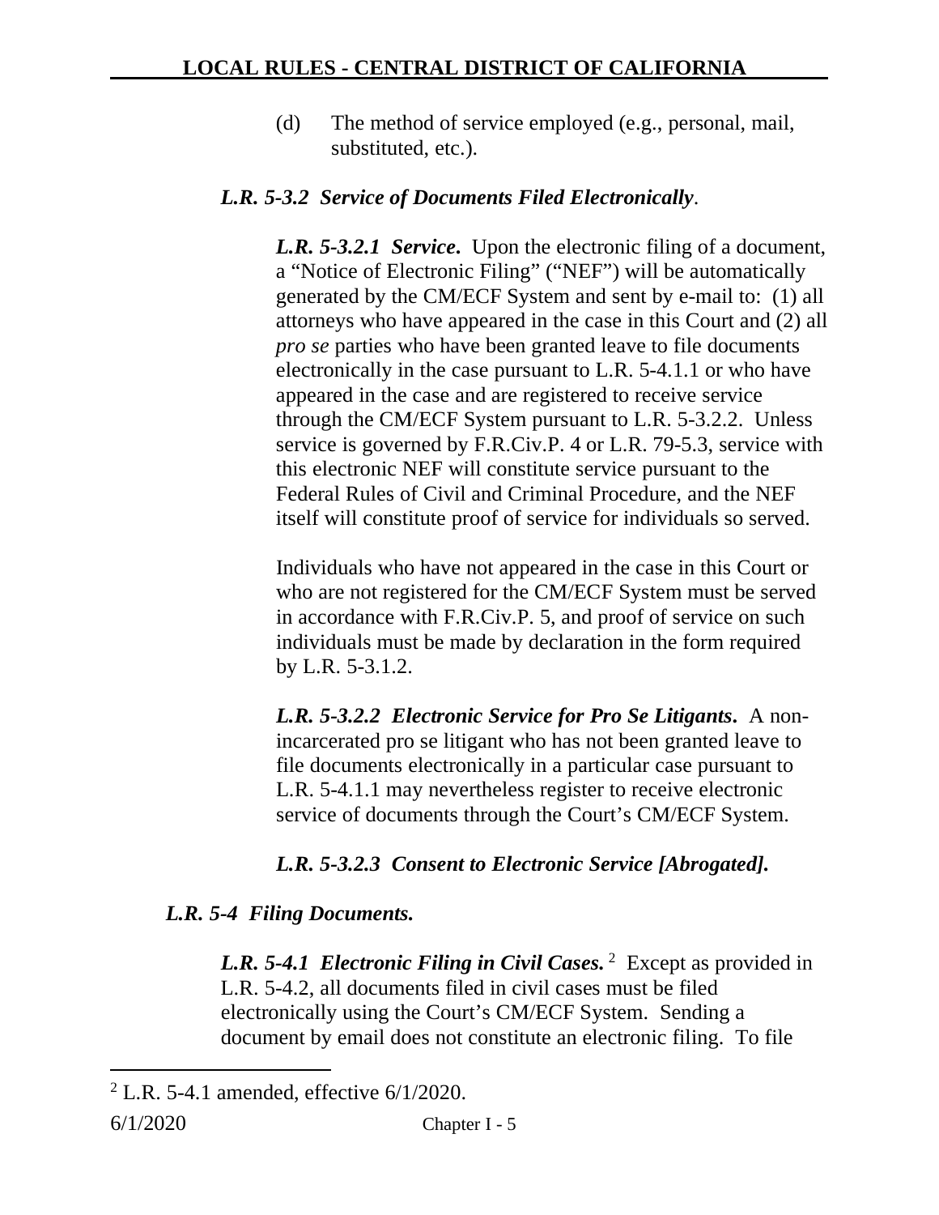(d) The method of service employed (e.g., personal, mail, substituted, etc.).

***L.R. 5-3.2 Service of Documents Filed Electronically***.

***L.R. 5-3.2.1 Service***. Upon the electronic filing of a document, a "Notice of Electronic Filing" ("NEF") will be automatically generated by the CM/ECF System and sent by e-mail to: (1) all attorneys who have appeared in the case in this Court and (2) all *pro se* parties who have been granted leave to file documents electronically in the case pursuant to L.R. 5-4.1.1 or who have appeared in the case and are registered to receive service through the CM/ECF System pursuant to L.R. 5-3.2.2. Unless service is governed by F.R.Civ.P. 4 or L.R. 79-5.3, service with this electronic NEF will constitute service pursuant to the Federal Rules of Civil and Criminal Procedure, and the NEF itself will constitute proof of service for individuals so served.

Individuals who have not appeared in the case in this Court or who are not registered for the CM/ECF System must be served in accordance with F.R.Civ.P. 5, and proof of service on such individuals must be made by declaration in the form required by L.R. 5-3.1.2.

***L.R. 5-3.2.2 Electronic Service for Pro Se Litigants***. A non-incarcerated pro se litigant who has not been granted leave to file documents electronically in a particular case pursuant to L.R. 5-4.1.1 may nevertheless register to receive electronic service of documents through the Court's CM/ECF System.

***L.R. 5-3.2.3 Consent to Electronic Service [Abrogated].***

***L.R. 5-4 Filing Documents.***

***L.R. 5-4.1 Electronic Filing in Civil Cases.*** [2] Except as provided in L.R. 5-4.2, all documents filed in civil cases must be filed electronically using the Court's CM/ECF System. Sending a document by email does not constitute an electronic filing. To file

[2] L.R. 5-4.1 amended, effective 6/1/2020.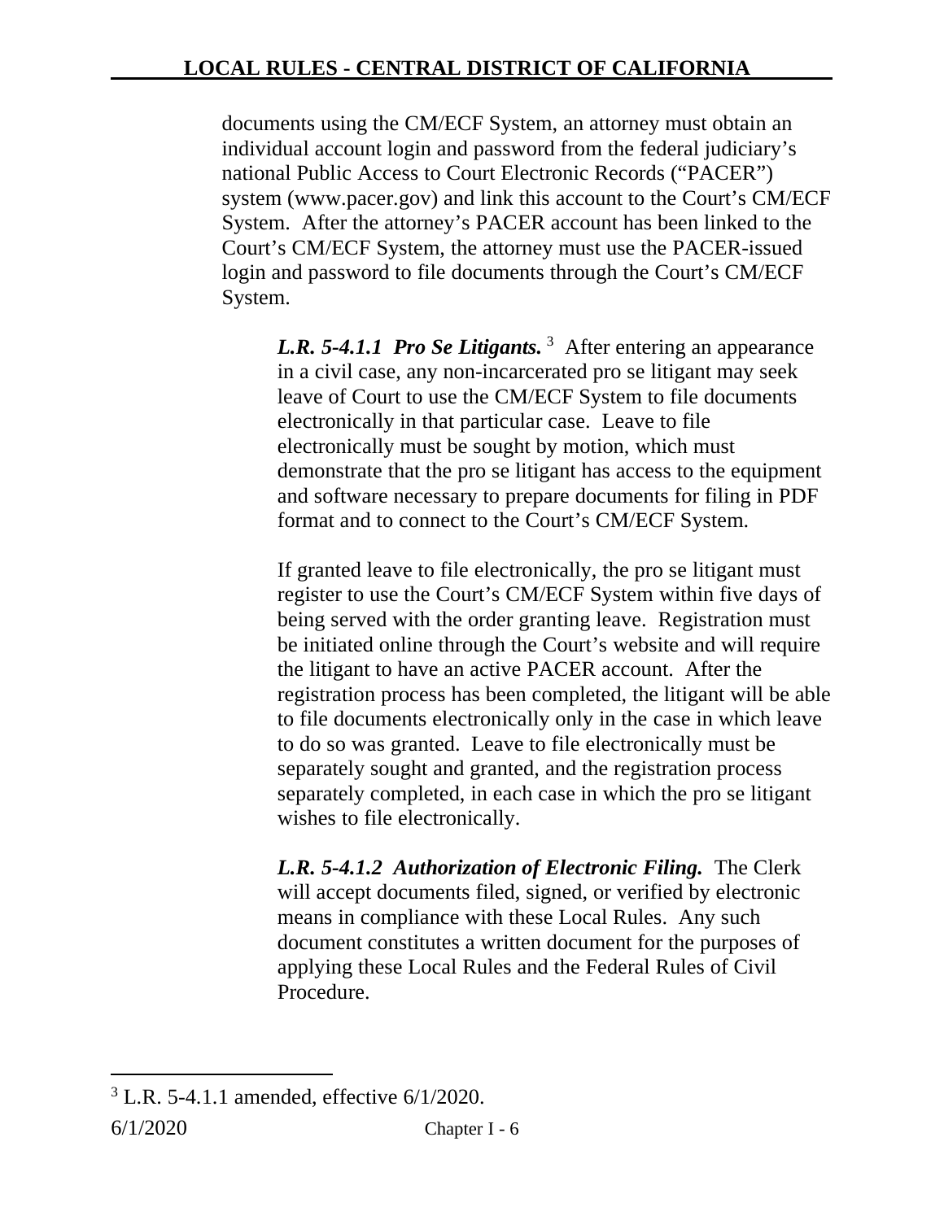documents using the CM/ECF System, an attorney must obtain an individual account login and password from the federal judiciary's national Public Access to Court Electronic Records ("PACER") system (www.pacer.gov) and link this account to the Court's CM/ECF System. After the attorney's PACER account has been linked to the Court's CM/ECF System, the attorney must use the PACER-issued login and password to file documents through the Court's CM/ECF System.

***L.R. 5-4.1.1 Pro Se Litigants.*** [3] After entering an appearance in a civil case, any non-incarcerated pro se litigant may seek leave of Court to use the CM/ECF System to file documents electronically in that particular case. Leave to file electronically must be sought by motion, which must demonstrate that the pro se litigant has access to the equipment and software necessary to prepare documents for filing in PDF format and to connect to the Court's CM/ECF System.

If granted leave to file electronically, the pro se litigant must register to use the Court's CM/ECF System within five days of being served with the order granting leave. Registration must be initiated online through the Court's website and will require the litigant to have an active PACER account. After the registration process has been completed, the litigant will be able to file documents electronically only in the case in which leave to do so was granted. Leave to file electronically must be separately sought and granted, and the registration process separately completed, in each case in which the pro se litigant wishes to file electronically.

***L.R. 5-4.1.2 Authorization of Electronic Filing.*** The Clerk will accept documents filed, signed, or verified by electronic means in compliance with these Local Rules. Any such document constitutes a written document for the purposes of applying these Local Rules and the Federal Rules of Civil Procedure.

[3] L.R. 5-4.1.1 amended, effective 6/1/2020.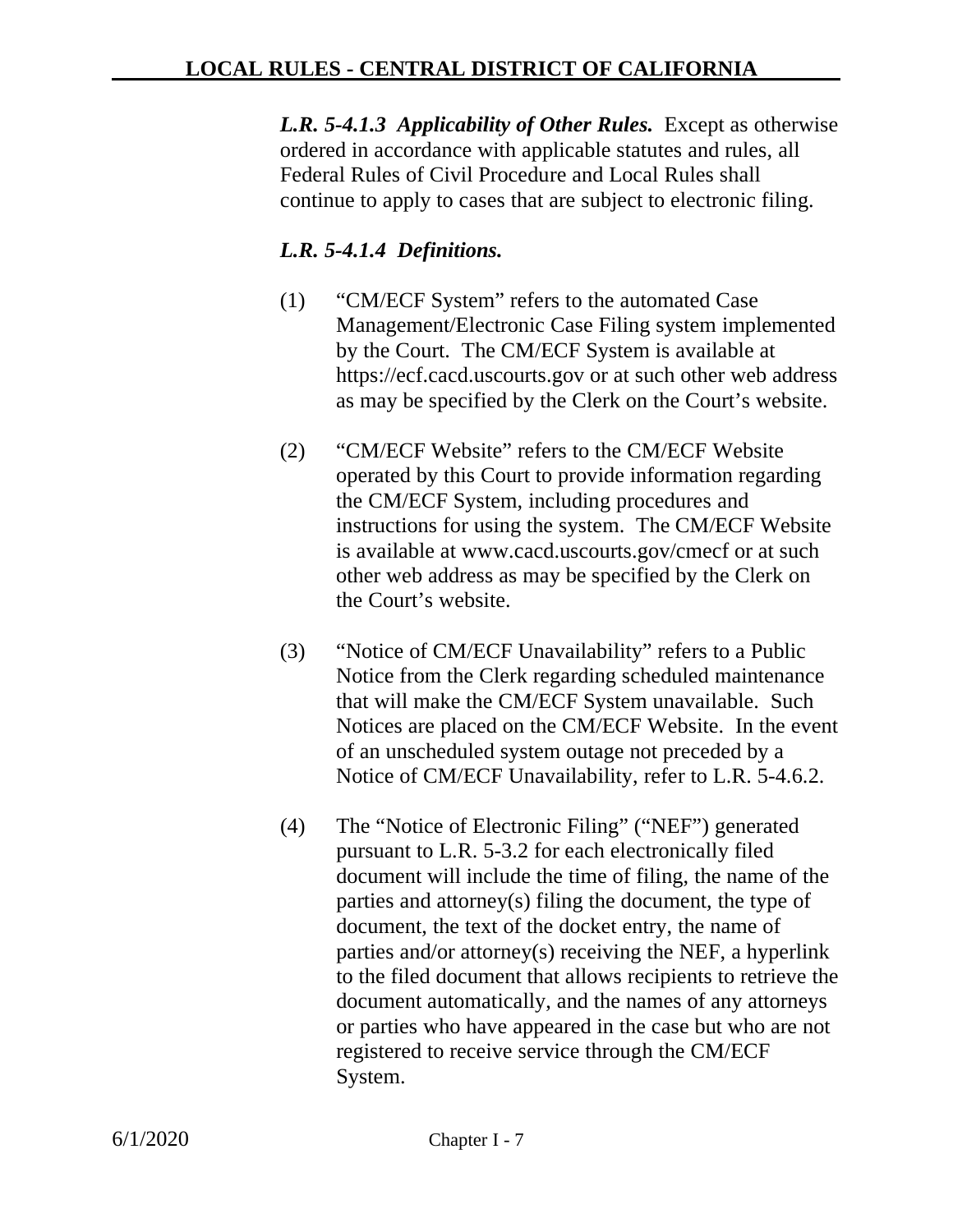***L.R. 5-4.1.3 Applicability of Other Rules.*** Except as otherwise ordered in accordance with applicable statutes and rules, all Federal Rules of Civil Procedure and Local Rules shall continue to apply to cases that are subject to electronic filing.

***L.R. 5-4.1.4 Definitions.***

(1) "CM/ECF System" refers to the automated Case Management/Electronic Case Filing system implemented by the Court. The CM/ECF System is available at https://ecf.cacd.uscourts.gov or at such other web address as may be specified by the Clerk on the Court's website.

(2) "CM/ECF Website" refers to the CM/ECF Website operated by this Court to provide information regarding the CM/ECF System, including procedures and instructions for using the system. The CM/ECF Website is available at www.cacd.uscourts.gov/cmecf or at such other web address as may be specified by the Clerk on the Court's website.

(3) "Notice of CM/ECF Unavailability" refers to a Public Notice from the Clerk regarding scheduled maintenance that will make the CM/ECF System unavailable. Such Notices are placed on the CM/ECF Website. In the event of an unscheduled system outage not preceded by a Notice of CM/ECF Unavailability, refer to L.R. 5-4.6.2.

(4) The "Notice of Electronic Filing" ("NEF") generated pursuant to L.R. 5-3.2 for each electronically filed document will include the time of filing, the name of the parties and attorney(s) filing the document, the type of document, the text of the docket entry, the name of parties and/or attorney(s) receiving the NEF, a hyperlink to the filed document that allows recipients to retrieve the document automatically, and the names of any attorneys or parties who have appeared in the case but who are not registered to receive service through the CM/ECF System.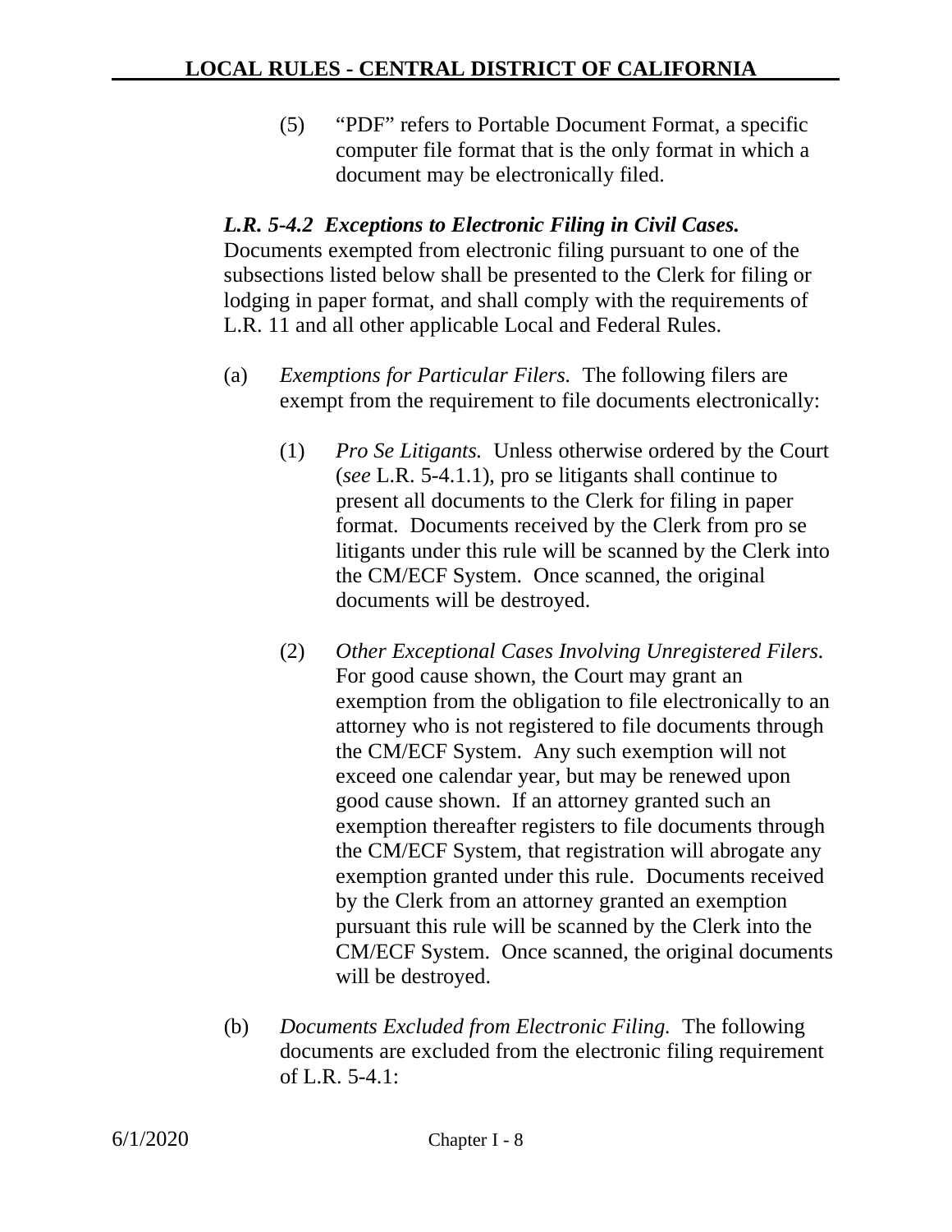(5) "PDF" refers to Portable Document Format, a specific computer file format that is the only format in which a document may be electronically filed.

***L.R. 5-4.2 Exceptions to Electronic Filing in Civil Cases.*** Documents exempted from electronic filing pursuant to one of the subsections listed below shall be presented to the Clerk for filing or lodging in paper format, and shall comply with the requirements of L.R. 11 and all other applicable Local and Federal Rules.

(a) *Exemptions for Particular Filers.* The following filers are exempt from the requirement to file documents electronically:

(1) *Pro Se Litigants.* Unless otherwise ordered by the Court (*see* L.R. 5-4.1.1), pro se litigants shall continue to present all documents to the Clerk for filing in paper format. Documents received by the Clerk from pro se litigants under this rule will be scanned by the Clerk into the CM/ECF System. Once scanned, the original documents will be destroyed.

(2) *Other Exceptional Cases Involving Unregistered Filers.* For good cause shown, the Court may grant an exemption from the obligation to file electronically to an attorney who is not registered to file documents through the CM/ECF System. Any such exemption will not exceed one calendar year, but may be renewed upon good cause shown. If an attorney granted such an exemption thereafter registers to file documents through the CM/ECF System, that registration will abrogate any exemption granted under this rule. Documents received by the Clerk from an attorney granted an exemption pursuant this rule will be scanned by the Clerk into the CM/ECF System. Once scanned, the original documents will be destroyed.

(b) *Documents Excluded from Electronic Filing.* The following documents are excluded from the electronic filing requirement of L.R. 5-4.1: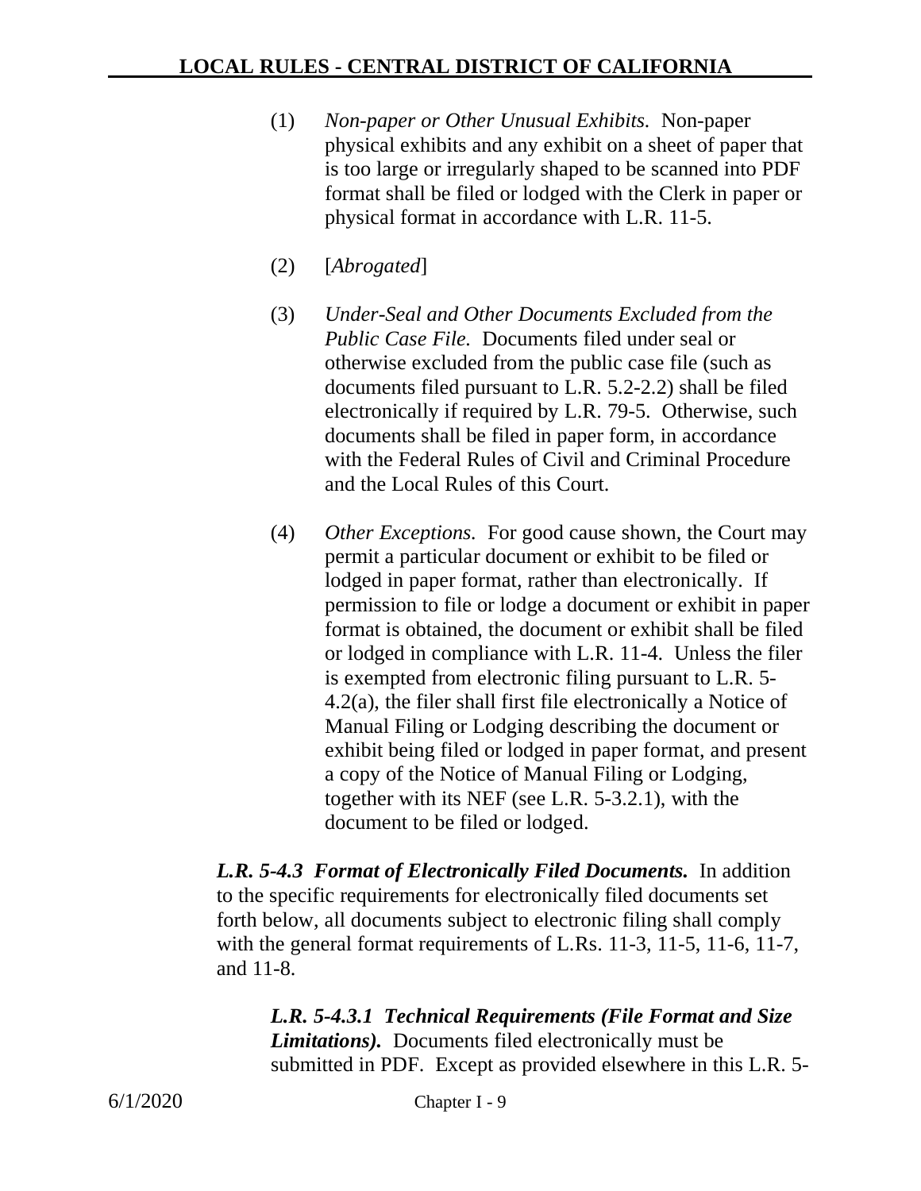(1) *Non-paper or Other Unusual Exhibits.* Non-paper physical exhibits and any exhibit on a sheet of paper that is too large or irregularly shaped to be scanned into PDF format shall be filed or lodged with the Clerk in paper or physical format in accordance with L.R. 11-5.

(2) [*Abrogated*]

(3) *Under-Seal and Other Documents Excluded from the Public Case File.* Documents filed under seal or otherwise excluded from the public case file (such as documents filed pursuant to L.R. 5.2-2.2) shall be filed electronically if required by L.R. 79-5. Otherwise, such documents shall be filed in paper form, in accordance with the Federal Rules of Civil and Criminal Procedure and the Local Rules of this Court.

(4) *Other Exceptions.* For good cause shown, the Court may permit a particular document or exhibit to be filed or lodged in paper format, rather than electronically. If permission to file or lodge a document or exhibit in paper format is obtained, the document or exhibit shall be filed or lodged in compliance with L.R. 11-4. Unless the filer is exempted from electronic filing pursuant to L.R. 5-4.2(a), the filer shall first file electronically a Notice of Manual Filing or Lodging describing the document or exhibit being filed or lodged in paper format, and present a copy of the Notice of Manual Filing or Lodging, together with its NEF (see L.R. 5-3.2.1), with the document to be filed or lodged.

***L.R. 5-4.3 Format of Electronically Filed Documents.*** In addition to the specific requirements for electronically filed documents set forth below, all documents subject to electronic filing shall comply with the general format requirements of L.Rs. 11-3, 11-5, 11-6, 11-7, and 11-8.

***L.R. 5-4.3.1 Technical Requirements (File Format and Size Limitations).*** Documents filed electronically must be submitted in PDF. Except as provided elsewhere in this L.R. 5-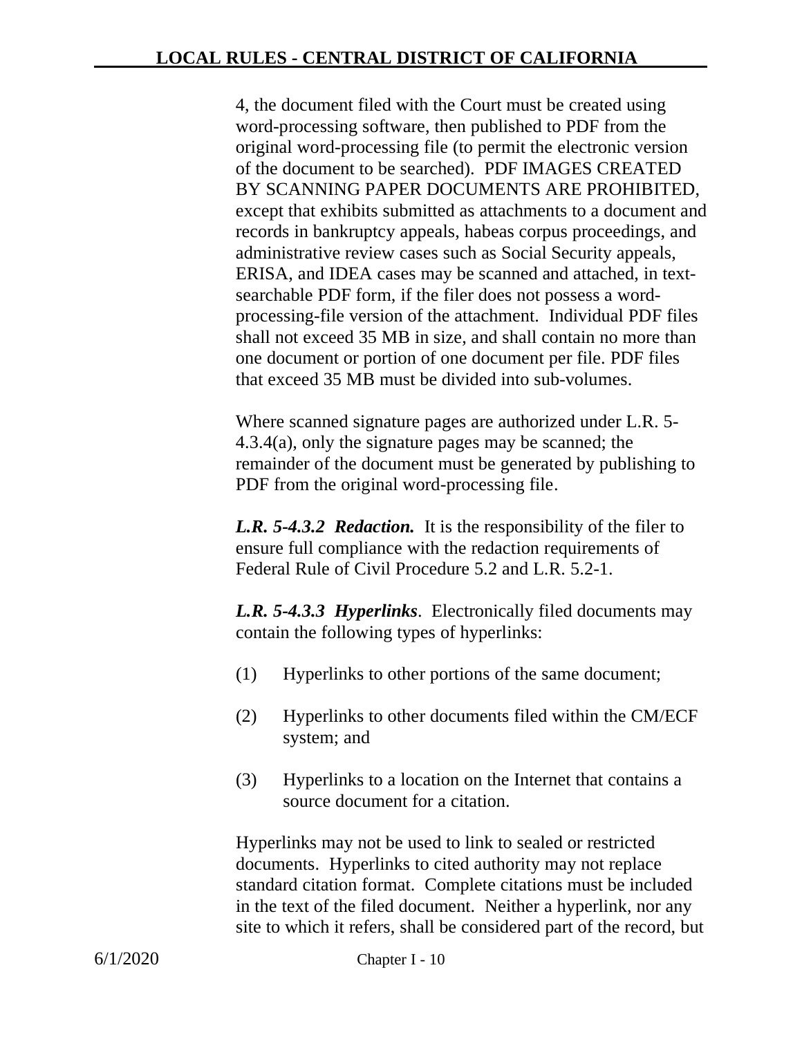4, the document filed with the Court must be created using word-processing software, then published to PDF from the original word-processing file (to permit the electronic version of the document to be searched). PDF IMAGES CREATED BY SCANNING PAPER DOCUMENTS ARE PROHIBITED, except that exhibits submitted as attachments to a document and records in bankruptcy appeals, habeas corpus proceedings, and administrative review cases such as Social Security appeals, ERISA, and IDEA cases may be scanned and attached, in text-searchable PDF form, if the filer does not possess a word-processing-file version of the attachment. Individual PDF files shall not exceed 35 MB in size, and shall contain no more than one document or portion of one document per file. PDF files that exceed 35 MB must be divided into sub-volumes.

Where scanned signature pages are authorized under L.R. 5-4.3.4(a), only the signature pages may be scanned; the remainder of the document must be generated by publishing to PDF from the original word-processing file.

***L.R. 5-4.3.2 Redaction.*** It is the responsibility of the filer to ensure full compliance with the redaction requirements of Federal Rule of Civil Procedure 5.2 and L.R. 5.2-1.

***L.R. 5-4.3.3 Hyperlinks***. Electronically filed documents may contain the following types of hyperlinks:

(1) Hyperlinks to other portions of the same document;

(2) Hyperlinks to other documents filed within the CM/ECF system; and

(3) Hyperlinks to a location on the Internet that contains a source document for a citation.

Hyperlinks may not be used to link to sealed or restricted documents. Hyperlinks to cited authority may not replace standard citation format. Complete citations must be included in the text of the filed document. Neither a hyperlink, nor any site to which it refers, shall be considered part of the record, but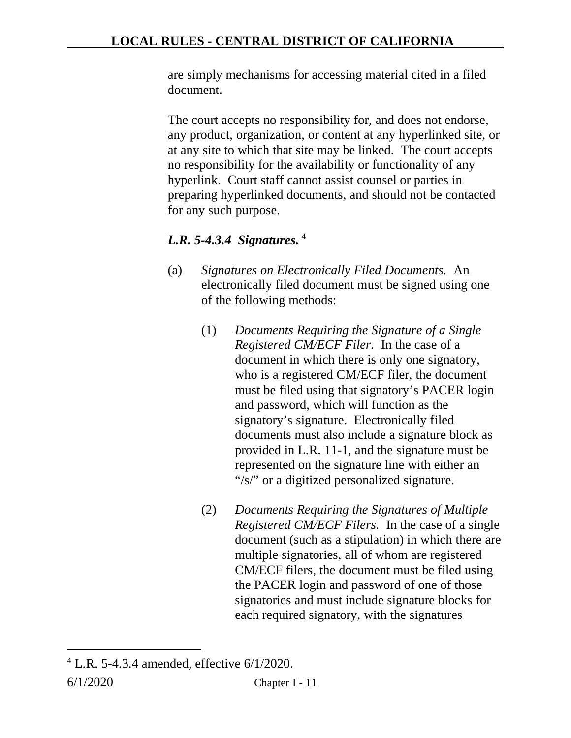are simply mechanisms for accessing material cited in a filed document.

The court accepts no responsibility for, and does not endorse, any product, organization, or content at any hyperlinked site, or at any site to which that site may be linked. The court accepts no responsibility for the availability or functionality of any hyperlink. Court staff cannot assist counsel or parties in preparing hyperlinked documents, and should not be contacted for any such purpose.

***L.R. 5-4.3.4 Signatures.*** [4]

(a) *Signatures on Electronically Filed Documents.* An electronically filed document must be signed using one of the following methods:

(1) *Documents Requiring the Signature of a Single Registered CM/ECF Filer.* In the case of a document in which there is only one signatory, who is a registered CM/ECF filer, the document must be filed using that signatory's PACER login and password, which will function as the signatory's signature. Electronically filed documents must also include a signature block as provided in L.R. 11-1, and the signature must be represented on the signature line with either an "/s/" or a digitized personalized signature.

(2) *Documents Requiring the Signatures of Multiple Registered CM/ECF Filers.* In the case of a single document (such as a stipulation) in which there are multiple signatories, all of whom are registered CM/ECF filers, the document must be filed using the PACER login and password of one of those signatories and must include signature blocks for each required signatory, with the signatures

---

[4] L.R. 5-4.3.4 amended, effective 6/1/2020.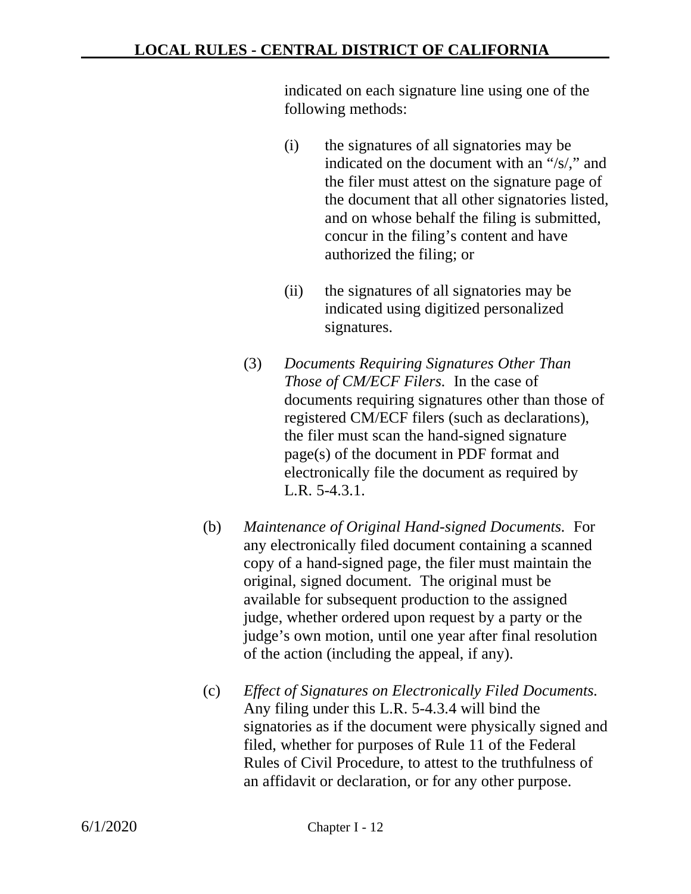indicated on each signature line using one of the following methods:

(i) the signatures of all signatories may be indicated on the document with an "/s/," and the filer must attest on the signature page of the document that all other signatories listed, and on whose behalf the filing is submitted, concur in the filing's content and have authorized the filing; or

(ii) the signatures of all signatories may be indicated using digitized personalized signatures.

(3) *Documents Requiring Signatures Other Than Those of CM/ECF Filers.* In the case of documents requiring signatures other than those of registered CM/ECF filers (such as declarations), the filer must scan the hand-signed signature page(s) of the document in PDF format and electronically file the document as required by L.R. 5-4.3.1.

(b) *Maintenance of Original Hand-signed Documents.* For any electronically filed document containing a scanned copy of a hand-signed page, the filer must maintain the original, signed document. The original must be available for subsequent production to the assigned judge, whether ordered upon request by a party or the judge's own motion, until one year after final resolution of the action (including the appeal, if any).

(c) *Effect of Signatures on Electronically Filed Documents.* Any filing under this L.R. 5-4.3.4 will bind the signatories as if the document were physically signed and filed, whether for purposes of Rule 11 of the Federal Rules of Civil Procedure, to attest to the truthfulness of an affidavit or declaration, or for any other purpose.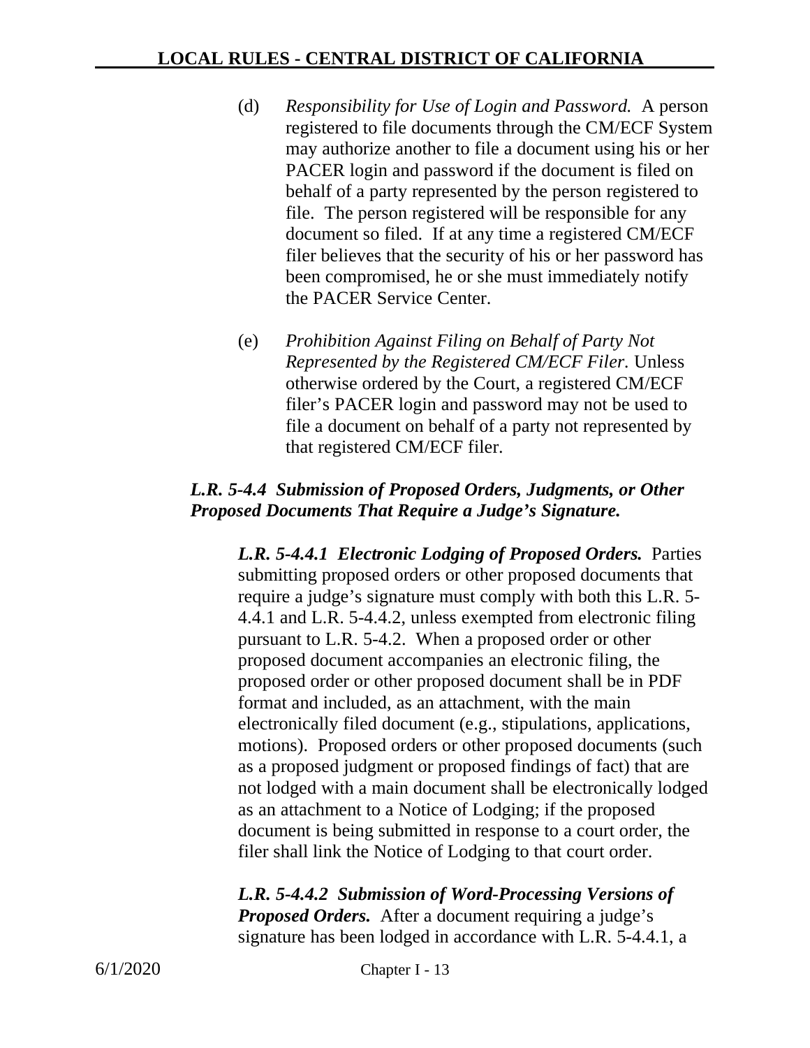(d) *Responsibility for Use of Login and Password.* A person registered to file documents through the CM/ECF System may authorize another to file a document using his or her PACER login and password if the document is filed on behalf of a party represented by the person registered to file. The person registered will be responsible for any document so filed. If at any time a registered CM/ECF filer believes that the security of his or her password has been compromised, he or she must immediately notify the PACER Service Center.

(e) *Prohibition Against Filing on Behalf of Party Not Represented by the Registered CM/ECF Filer.* Unless otherwise ordered by the Court, a registered CM/ECF filer's PACER login and password may not be used to file a document on behalf of a party not represented by that registered CM/ECF filer.

***L.R. 5-4.4 Submission of Proposed Orders, Judgments, or Other Proposed Documents That Require a Judge's Signature.***

***L.R. 5-4.4.1 Electronic Lodging of Proposed Orders.*** Parties submitting proposed orders or other proposed documents that require a judge's signature must comply with both this L.R. 5-4.4.1 and L.R. 5-4.4.2, unless exempted from electronic filing pursuant to L.R. 5-4.2. When a proposed order or other proposed document accompanies an electronic filing, the proposed order or other proposed document shall be in PDF format and included, as an attachment, with the main electronically filed document (e.g., stipulations, applications, motions). Proposed orders or other proposed documents (such as a proposed judgment or proposed findings of fact) that are not lodged with a main document shall be electronically lodged as an attachment to a Notice of Lodging; if the proposed document is being submitted in response to a court order, the filer shall link the Notice of Lodging to that court order.

***L.R. 5-4.4.2 Submission of Word-Processing Versions of Proposed Orders.*** After a document requiring a judge's signature has been lodged in accordance with L.R. 5-4.4.1, a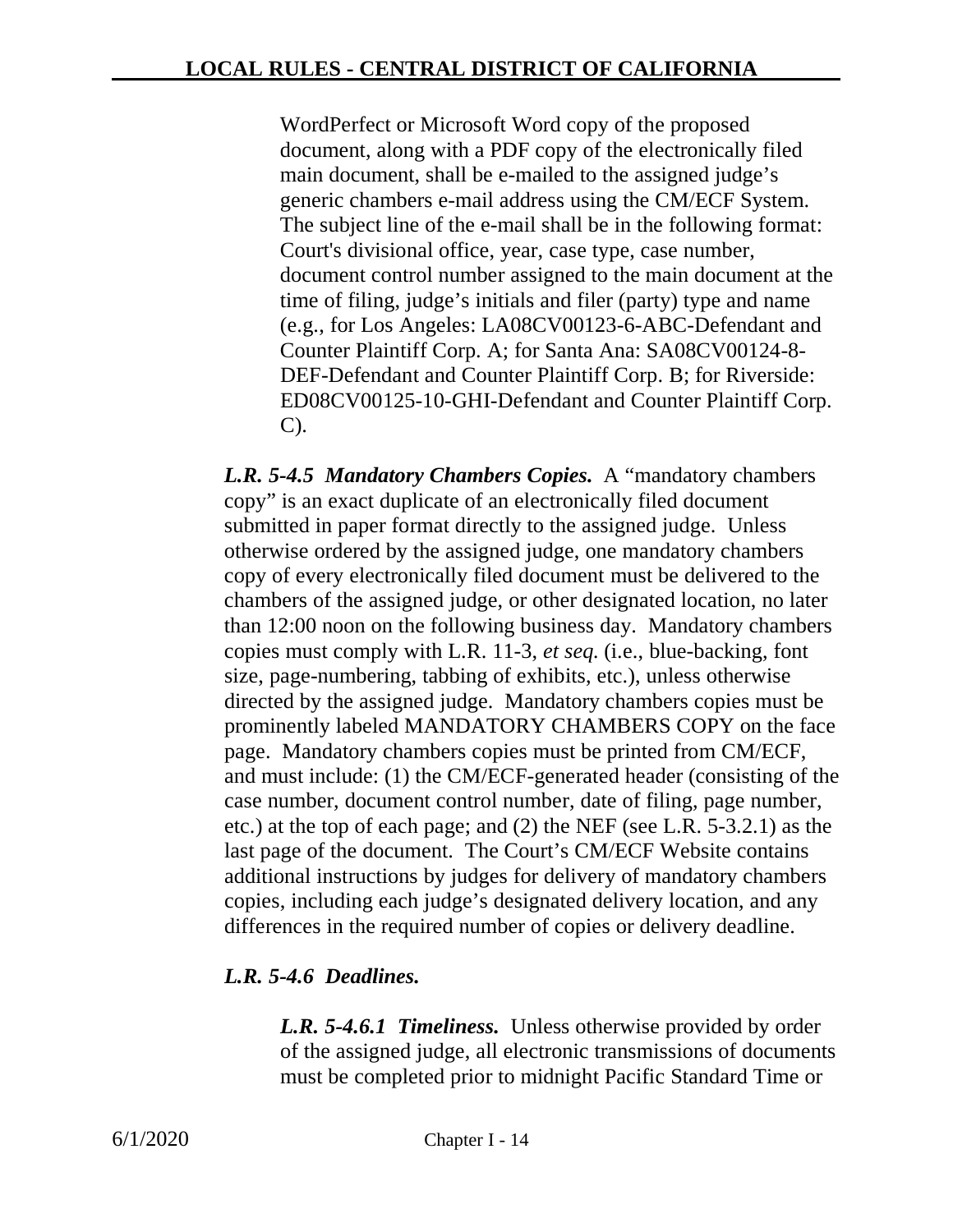WordPerfect or Microsoft Word copy of the proposed document, along with a PDF copy of the electronically filed main document, shall be e-mailed to the assigned judge's generic chambers e-mail address using the CM/ECF System. The subject line of the e-mail shall be in the following format: Court's divisional office, year, case type, case number, document control number assigned to the main document at the time of filing, judge's initials and filer (party) type and name (e.g., for Los Angeles: LA08CV00123-6-ABC-Defendant and Counter Plaintiff Corp. A; for Santa Ana: SA08CV00124-8-DEF-Defendant and Counter Plaintiff Corp. B; for Riverside: ED08CV00125-10-GHI-Defendant and Counter Plaintiff Corp. C).

***L.R. 5-4.5 Mandatory Chambers Copies.*** A "mandatory chambers copy" is an exact duplicate of an electronically filed document submitted in paper format directly to the assigned judge. Unless otherwise ordered by the assigned judge, one mandatory chambers copy of every electronically filed document must be delivered to the chambers of the assigned judge, or other designated location, no later than 12:00 noon on the following business day. Mandatory chambers copies must comply with L.R. 11-3, *et seq.* (i.e., blue-backing, font size, page-numbering, tabbing of exhibits, etc.), unless otherwise directed by the assigned judge. Mandatory chambers copies must be prominently labeled MANDATORY CHAMBERS COPY on the face page. Mandatory chambers copies must be printed from CM/ECF, and must include: (1) the CM/ECF-generated header (consisting of the case number, document control number, date of filing, page number, etc.) at the top of each page; and (2) the NEF (see L.R. 5-3.2.1) as the last page of the document. The Court's CM/ECF Website contains additional instructions by judges for delivery of mandatory chambers copies, including each judge's designated delivery location, and any differences in the required number of copies or delivery deadline.

***L.R. 5-4.6 Deadlines.***

***L.R. 5-4.6.1 Timeliness.*** Unless otherwise provided by order of the assigned judge, all electronic transmissions of documents must be completed prior to midnight Pacific Standard Time or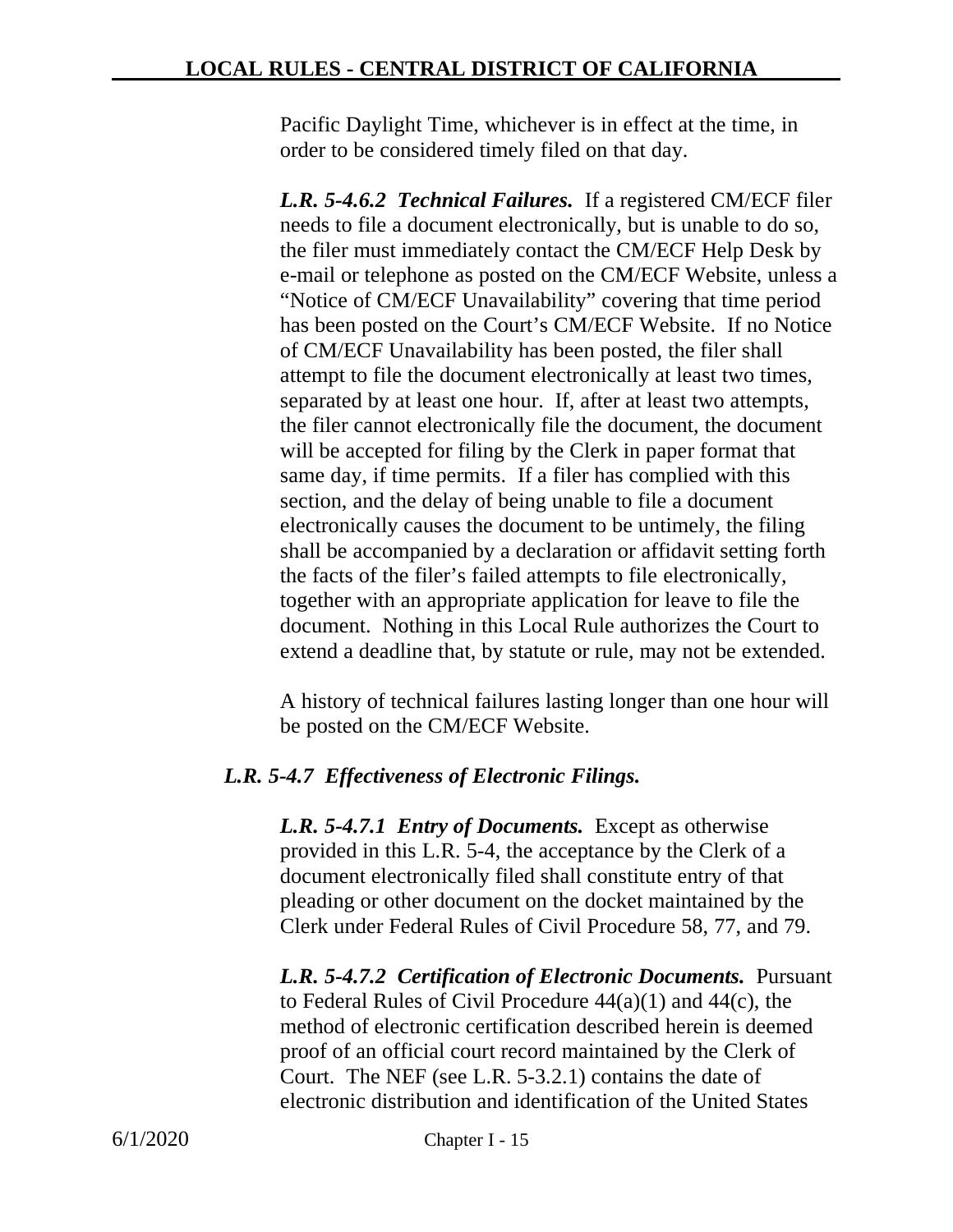Pacific Daylight Time, whichever is in effect at the time, in order to be considered timely filed on that day.

***L.R. 5-4.6.2 Technical Failures.*** If a registered CM/ECF filer needs to file a document electronically, but is unable to do so, the filer must immediately contact the CM/ECF Help Desk by e-mail or telephone as posted on the CM/ECF Website, unless a "Notice of CM/ECF Unavailability" covering that time period has been posted on the Court's CM/ECF Website. If no Notice of CM/ECF Unavailability has been posted, the filer shall attempt to file the document electronically at least two times, separated by at least one hour. If, after at least two attempts, the filer cannot electronically file the document, the document will be accepted for filing by the Clerk in paper format that same day, if time permits. If a filer has complied with this section, and the delay of being unable to file a document electronically causes the document to be untimely, the filing shall be accompanied by a declaration or affidavit setting forth the facts of the filer's failed attempts to file electronically, together with an appropriate application for leave to file the document. Nothing in this Local Rule authorizes the Court to extend a deadline that, by statute or rule, may not be extended.

A history of technical failures lasting longer than one hour will be posted on the CM/ECF Website.

***L.R. 5-4.7 Effectiveness of Electronic Filings.***

***L.R. 5-4.7.1 Entry of Documents.*** Except as otherwise provided in this L.R. 5-4, the acceptance by the Clerk of a document electronically filed shall constitute entry of that pleading or other document on the docket maintained by the Clerk under Federal Rules of Civil Procedure 58, 77, and 79.

***L.R. 5-4.7.2 Certification of Electronic Documents.*** Pursuant to Federal Rules of Civil Procedure 44(a)(1) and 44(c), the method of electronic certification described herein is deemed proof of an official court record maintained by the Clerk of Court. The NEF (see L.R. 5-3.2.1) contains the date of electronic distribution and identification of the United States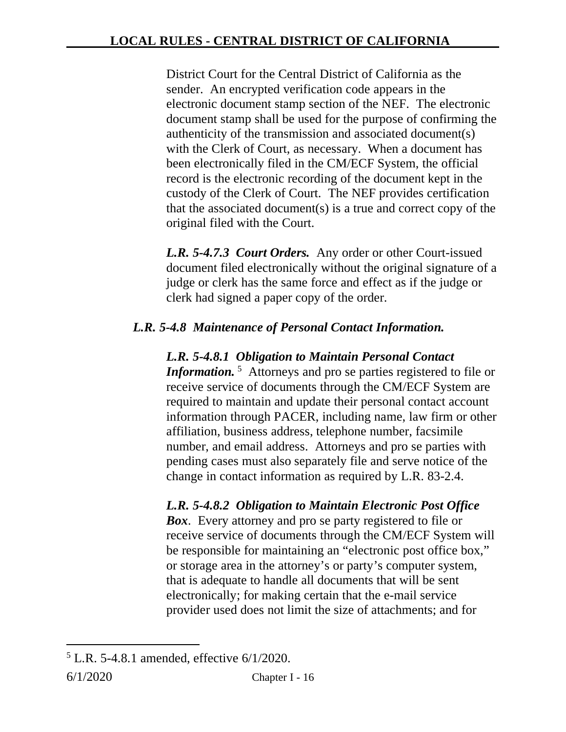District Court for the Central District of California as the sender. An encrypted verification code appears in the electronic document stamp section of the NEF. The electronic document stamp shall be used for the purpose of confirming the authenticity of the transmission and associated document(s) with the Clerk of Court, as necessary. When a document has been electronically filed in the CM/ECF System, the official record is the electronic recording of the document kept in the custody of the Clerk of Court. The NEF provides certification that the associated document(s) is a true and correct copy of the original filed with the Court.

***L.R. 5-4.7.3 Court Orders.*** Any order or other Court-issued document filed electronically without the original signature of a judge or clerk has the same force and effect as if the judge or clerk had signed a paper copy of the order.

***L.R. 5-4.8 Maintenance of Personal Contact Information.***

***L.R. 5-4.8.1 Obligation to Maintain Personal Contact Information.***[5] Attorneys and pro se parties registered to file or receive service of documents through the CM/ECF System are required to maintain and update their personal contact account information through PACER, including name, law firm or other affiliation, business address, telephone number, facsimile number, and email address. Attorneys and pro se parties with pending cases must also separately file and serve notice of the change in contact information as required by L.R. 83-2.4.

***L.R. 5-4.8.2 Obligation to Maintain Electronic Post Office Box***. Every attorney and pro se party registered to file or receive service of documents through the CM/ECF System will be responsible for maintaining an "electronic post office box," or storage area in the attorney's or party's computer system, that is adequate to handle all documents that will be sent electronically; for making certain that the e-mail service provider used does not limit the size of attachments; and for

[5] L.R. 5-4.8.1 amended, effective 6/1/2020.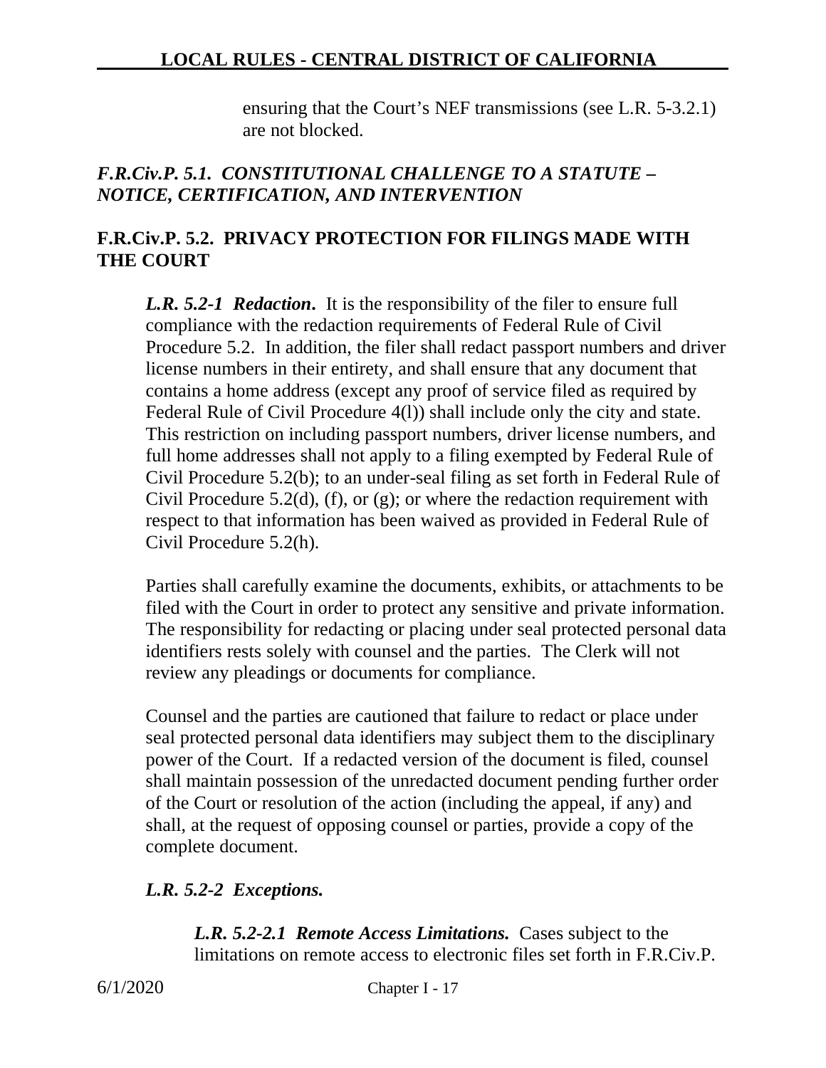ensuring that the Court's NEF transmissions (see L.R. 5-3.2.1) are not blocked.

### *F.R.Civ.P. 5.1. CONSTITUTIONAL CHALLENGE TO A STATUTE – NOTICE, CERTIFICATION, AND INTERVENTION*

### F.R.Civ.P. 5.2. PRIVACY PROTECTION FOR FILINGS MADE WITH THE COURT

***L.R. 5.2-1 Redaction***. It is the responsibility of the filer to ensure full compliance with the redaction requirements of Federal Rule of Civil Procedure 5.2. In addition, the filer shall redact passport numbers and driver license numbers in their entirety, and shall ensure that any document that contains a home address (except any proof of service filed as required by Federal Rule of Civil Procedure 4(l)) shall include only the city and state. This restriction on including passport numbers, driver license numbers, and full home addresses shall not apply to a filing exempted by Federal Rule of Civil Procedure 5.2(b); to an under-seal filing as set forth in Federal Rule of Civil Procedure 5.2(d), (f), or (g); or where the redaction requirement with respect to that information has been waived as provided in Federal Rule of Civil Procedure 5.2(h).

Parties shall carefully examine the documents, exhibits, or attachments to be filed with the Court in order to protect any sensitive and private information. The responsibility for redacting or placing under seal protected personal data identifiers rests solely with counsel and the parties. The Clerk will not review any pleadings or documents for compliance.

Counsel and the parties are cautioned that failure to redact or place under seal protected personal data identifiers may subject them to the disciplinary power of the Court. If a redacted version of the document is filed, counsel shall maintain possession of the unredacted document pending further order of the Court or resolution of the action (including the appeal, if any) and shall, at the request of opposing counsel or parties, provide a copy of the complete document.

***L.R. 5.2-2 Exceptions.***

***L.R. 5.2-2.1 Remote Access Limitations.*** Cases subject to the limitations on remote access to electronic files set forth in F.R.Civ.P.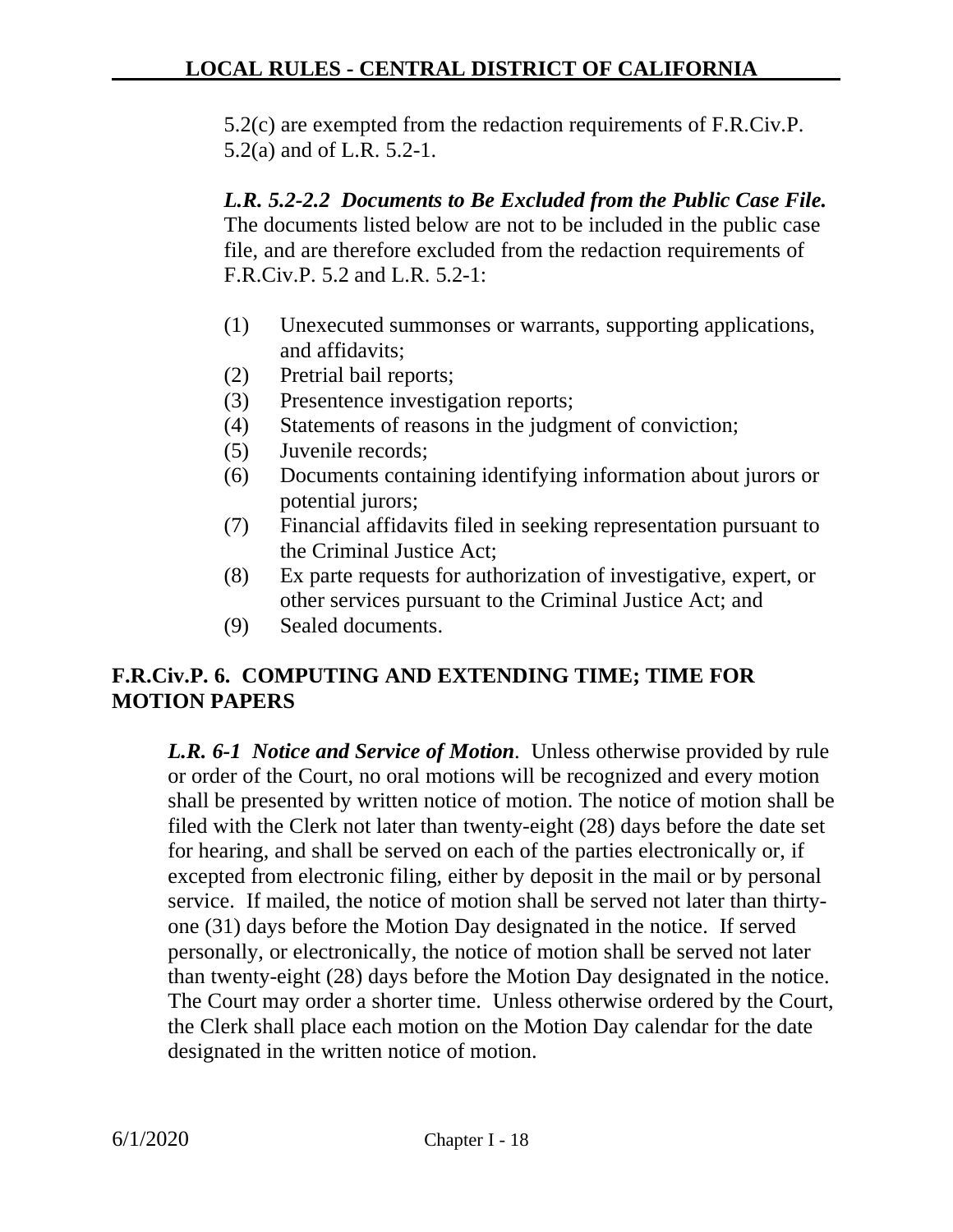5.2(c) are exempted from the redaction requirements of F.R.Civ.P. 5.2(a) and of L.R. 5.2-1.

***L.R. 5.2-2.2 Documents to Be Excluded from the Public Case File.*** The documents listed below are not to be included in the public case file, and are therefore excluded from the redaction requirements of F.R.Civ.P. 5.2 and L.R. 5.2-1:

(1) Unexecuted summonses or warrants, supporting applications, and affidavits;
(2) Pretrial bail reports;
(3) Presentence investigation reports;
(4) Statements of reasons in the judgment of conviction;
(5) Juvenile records;
(6) Documents containing identifying information about jurors or potential jurors;
(7) Financial affidavits filed in seeking representation pursuant to the Criminal Justice Act;
(8) Ex parte requests for authorization of investigative, expert, or other services pursuant to the Criminal Justice Act; and
(9) Sealed documents.

## F.R.Civ.P. 6. COMPUTING AND EXTENDING TIME; TIME FOR MOTION PAPERS

***L.R. 6-1 Notice and Service of Motion***. Unless otherwise provided by rule or order of the Court, no oral motions will be recognized and every motion shall be presented by written notice of motion. The notice of motion shall be filed with the Clerk not later than twenty-eight (28) days before the date set for hearing, and shall be served on each of the parties electronically or, if excepted from electronic filing, either by deposit in the mail or by personal service. If mailed, the notice of motion shall be served not later than thirty-one (31) days before the Motion Day designated in the notice. If served personally, or electronically, the notice of motion shall be served not later than twenty-eight (28) days before the Motion Day designated in the notice. The Court may order a shorter time. Unless otherwise ordered by the Court, the Clerk shall place each motion on the Motion Day calendar for the date designated in the written notice of motion.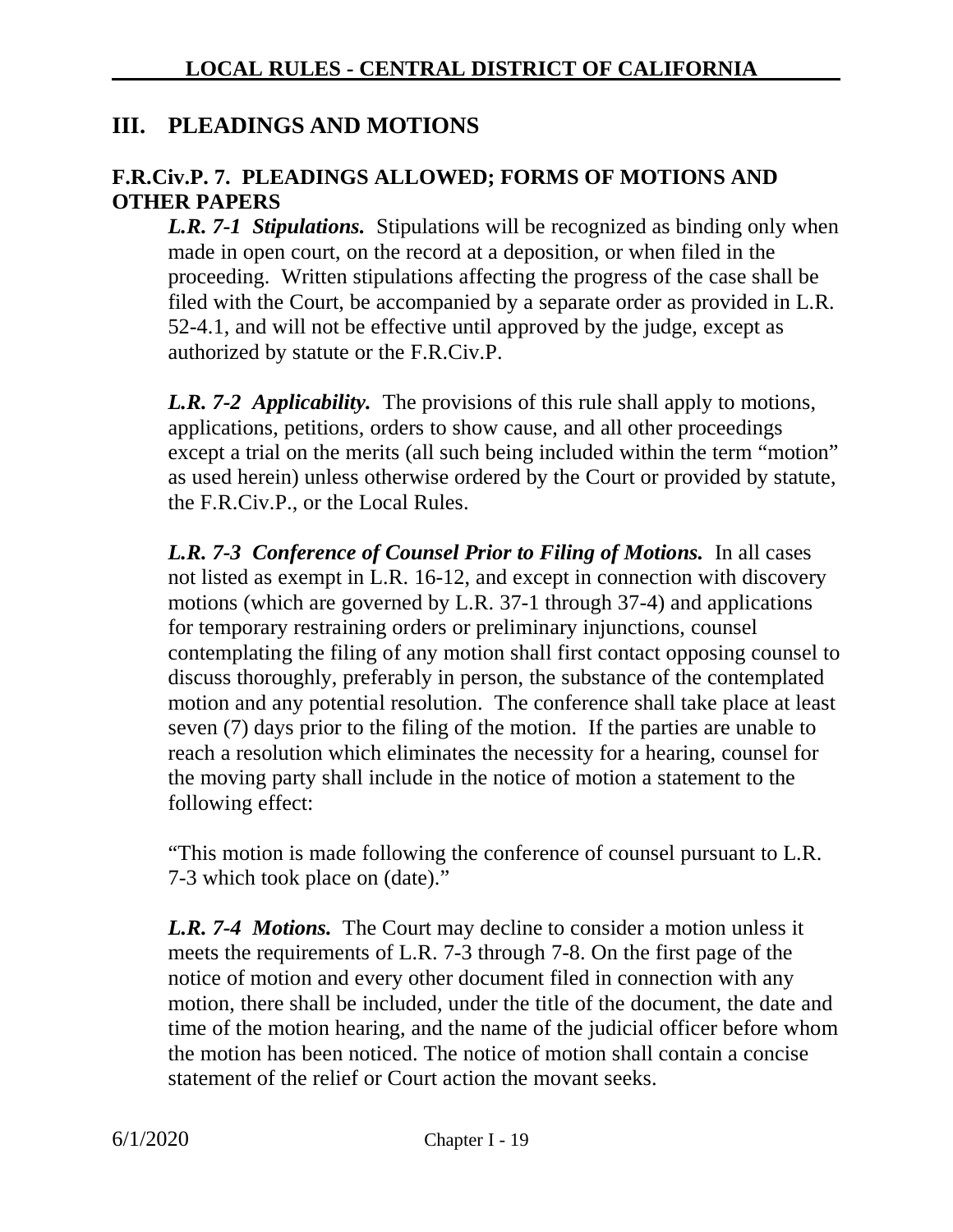## III. PLEADINGS AND MOTIONS

### F.R.Civ.P. 7. PLEADINGS ALLOWED; FORMS OF MOTIONS AND OTHER PAPERS

***L.R. 7-1 Stipulations.*** Stipulations will be recognized as binding only when made in open court, on the record at a deposition, or when filed in the proceeding. Written stipulations affecting the progress of the case shall be filed with the Court, be accompanied by a separate order as provided in L.R. 52-4.1, and will not be effective until approved by the judge, except as authorized by statute or the F.R.Civ.P.

***L.R. 7-2 Applicability.*** The provisions of this rule shall apply to motions, applications, petitions, orders to show cause, and all other proceedings except a trial on the merits (all such being included within the term "motion" as used herein) unless otherwise ordered by the Court or provided by statute, the F.R.Civ.P., or the Local Rules.

***L.R. 7-3 Conference of Counsel Prior to Filing of Motions.*** In all cases not listed as exempt in L.R. 16-12, and except in connection with discovery motions (which are governed by L.R. 37-1 through 37-4) and applications for temporary restraining orders or preliminary injunctions, counsel contemplating the filing of any motion shall first contact opposing counsel to discuss thoroughly, preferably in person, the substance of the contemplated motion and any potential resolution. The conference shall take place at least seven (7) days prior to the filing of the motion. If the parties are unable to reach a resolution which eliminates the necessity for a hearing, counsel for the moving party shall include in the notice of motion a statement to the following effect:

"This motion is made following the conference of counsel pursuant to L.R. 7-3 which took place on (date)."

***L.R. 7-4 Motions.*** The Court may decline to consider a motion unless it meets the requirements of L.R. 7-3 through 7-8. On the first page of the notice of motion and every other document filed in connection with any motion, there shall be included, under the title of the document, the date and time of the motion hearing, and the name of the judicial officer before whom the motion has been noticed. The notice of motion shall contain a concise statement of the relief or Court action the movant seeks.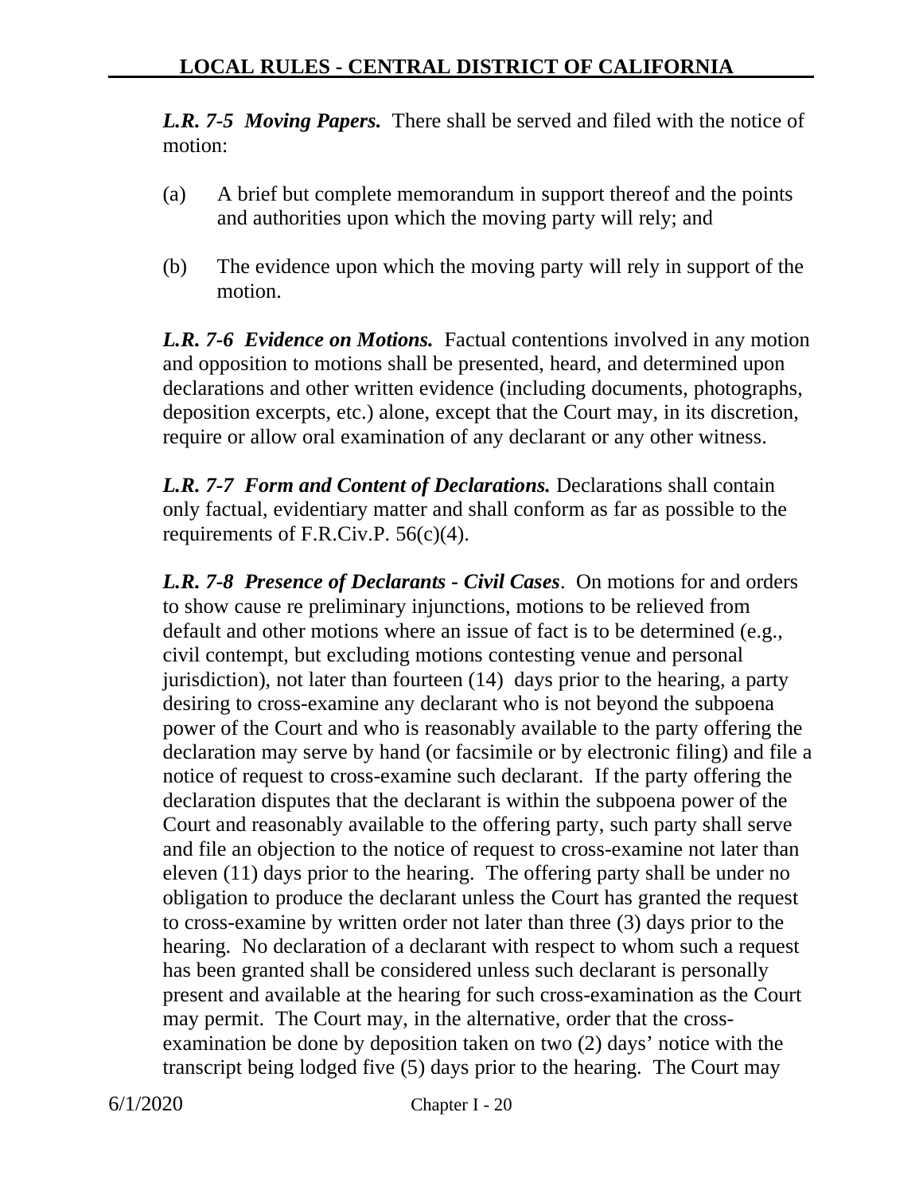***L.R. 7-5 Moving Papers.*** There shall be served and filed with the notice of motion:

(a) A brief but complete memorandum in support thereof and the points and authorities upon which the moving party will rely; and

(b) The evidence upon which the moving party will rely in support of the motion.

***L.R. 7-6 Evidence on Motions.*** Factual contentions involved in any motion and opposition to motions shall be presented, heard, and determined upon declarations and other written evidence (including documents, photographs, deposition excerpts, etc.) alone, except that the Court may, in its discretion, require or allow oral examination of any declarant or any other witness.

***L.R. 7-7 Form and Content of Declarations.*** Declarations shall contain only factual, evidentiary matter and shall conform as far as possible to the requirements of F.R.Civ.P. 56(c)(4).

***L.R. 7-8 Presence of Declarants - Civil Cases***. On motions for and orders to show cause re preliminary injunctions, motions to be relieved from default and other motions where an issue of fact is to be determined (e.g., civil contempt, but excluding motions contesting venue and personal jurisdiction), not later than fourteen (14) days prior to the hearing, a party desiring to cross-examine any declarant who is not beyond the subpoena power of the Court and who is reasonably available to the party offering the declaration may serve by hand (or facsimile or by electronic filing) and file a notice of request to cross-examine such declarant. If the party offering the declaration disputes that the declarant is within the subpoena power of the Court and reasonably available to the offering party, such party shall serve and file an objection to the notice of request to cross-examine not later than eleven (11) days prior to the hearing. The offering party shall be under no obligation to produce the declarant unless the Court has granted the request to cross-examine by written order not later than three (3) days prior to the hearing. No declaration of a declarant with respect to whom such a request has been granted shall be considered unless such declarant is personally present and available at the hearing for such cross-examination as the Court may permit. The Court may, in the alternative, order that the cross-examination be done by deposition taken on two (2) days' notice with the transcript being lodged five (5) days prior to the hearing. The Court may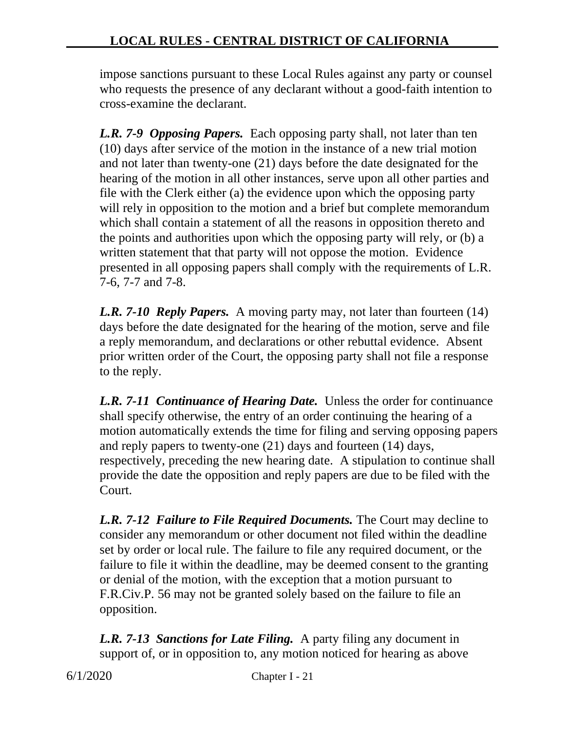impose sanctions pursuant to these Local Rules against any party or counsel who requests the presence of any declarant without a good-faith intention to cross-examine the declarant.

***L.R. 7-9 Opposing Papers.*** Each opposing party shall, not later than ten (10) days after service of the motion in the instance of a new trial motion and not later than twenty-one (21) days before the date designated for the hearing of the motion in all other instances, serve upon all other parties and file with the Clerk either (a) the evidence upon which the opposing party will rely in opposition to the motion and a brief but complete memorandum which shall contain a statement of all the reasons in opposition thereto and the points and authorities upon which the opposing party will rely, or (b) a written statement that that party will not oppose the motion. Evidence presented in all opposing papers shall comply with the requirements of L.R. 7-6, 7-7 and 7-8.

***L.R. 7-10 Reply Papers.*** A moving party may, not later than fourteen (14) days before the date designated for the hearing of the motion, serve and file a reply memorandum, and declarations or other rebuttal evidence. Absent prior written order of the Court, the opposing party shall not file a response to the reply.

***L.R. 7-11 Continuance of Hearing Date.*** Unless the order for continuance shall specify otherwise, the entry of an order continuing the hearing of a motion automatically extends the time for filing and serving opposing papers and reply papers to twenty-one (21) days and fourteen (14) days, respectively, preceding the new hearing date. A stipulation to continue shall provide the date the opposition and reply papers are due to be filed with the Court.

***L.R. 7-12 Failure to File Required Documents.*** The Court may decline to consider any memorandum or other document not filed within the deadline set by order or local rule. The failure to file any required document, or the failure to file it within the deadline, may be deemed consent to the granting or denial of the motion, with the exception that a motion pursuant to F.R.Civ.P. 56 may not be granted solely based on the failure to file an opposition.

***L.R. 7-13 Sanctions for Late Filing.*** A party filing any document in support of, or in opposition to, any motion noticed for hearing as above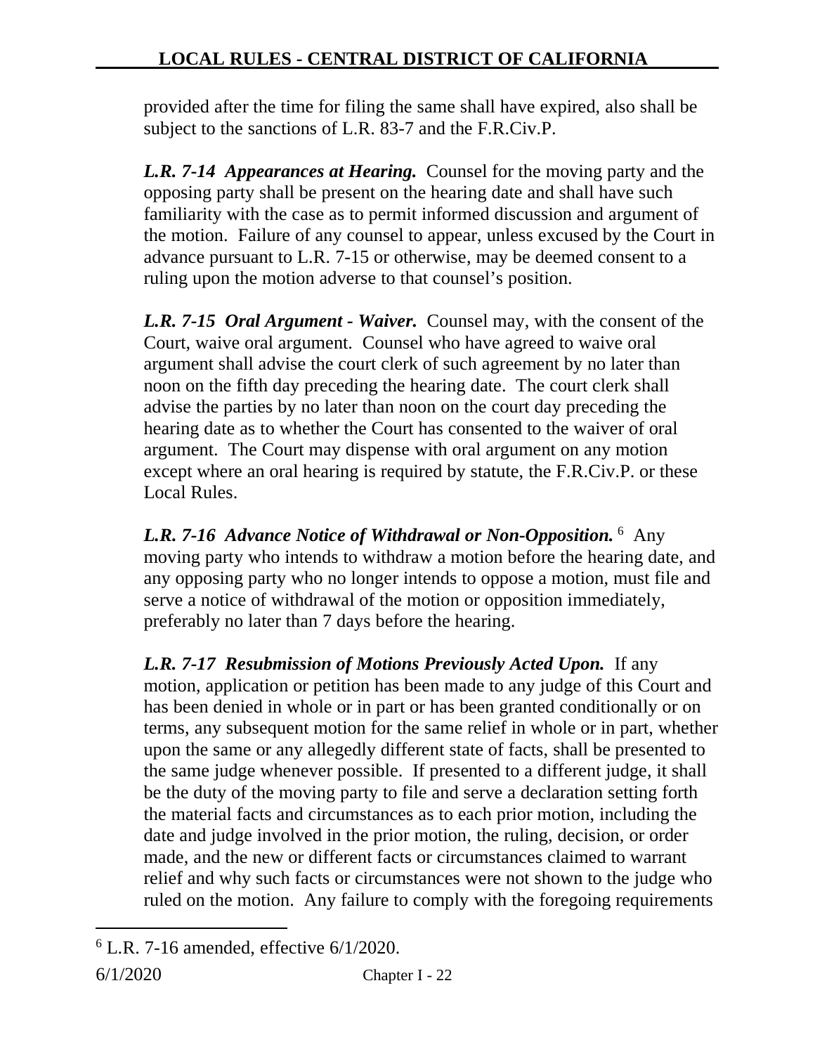provided after the time for filing the same shall have expired, also shall be subject to the sanctions of L.R. 83-7 and the F.R.Civ.P.

***L.R. 7-14 Appearances at Hearing.*** Counsel for the moving party and the opposing party shall be present on the hearing date and shall have such familiarity with the case as to permit informed discussion and argument of the motion. Failure of any counsel to appear, unless excused by the Court in advance pursuant to L.R. 7-15 or otherwise, may be deemed consent to a ruling upon the motion adverse to that counsel's position.

***L.R. 7-15 Oral Argument - Waiver.*** Counsel may, with the consent of the Court, waive oral argument. Counsel who have agreed to waive oral argument shall advise the court clerk of such agreement by no later than noon on the fifth day preceding the hearing date. The court clerk shall advise the parties by no later than noon on the court day preceding the hearing date as to whether the Court has consented to the waiver of oral argument. The Court may dispense with oral argument on any motion except where an oral hearing is required by statute, the F.R.Civ.P. or these Local Rules.

***L.R. 7-16 Advance Notice of Withdrawal or Non-Opposition.***[6] Any moving party who intends to withdraw a motion before the hearing date, and any opposing party who no longer intends to oppose a motion, must file and serve a notice of withdrawal of the motion or opposition immediately, preferably no later than 7 days before the hearing.

***L.R. 7-17 Resubmission of Motions Previously Acted Upon.*** If any motion, application or petition has been made to any judge of this Court and has been denied in whole or in part or has been granted conditionally or on terms, any subsequent motion for the same relief in whole or in part, whether upon the same or any allegedly different state of facts, shall be presented to the same judge whenever possible. If presented to a different judge, it shall be the duty of the moving party to file and serve a declaration setting forth the material facts and circumstances as to each prior motion, including the date and judge involved in the prior motion, the ruling, decision, or order made, and the new or different facts or circumstances claimed to warrant relief and why such facts or circumstances were not shown to the judge who ruled on the motion. Any failure to comply with the foregoing requirements

[6] L.R. 7-16 amended, effective 6/1/2020.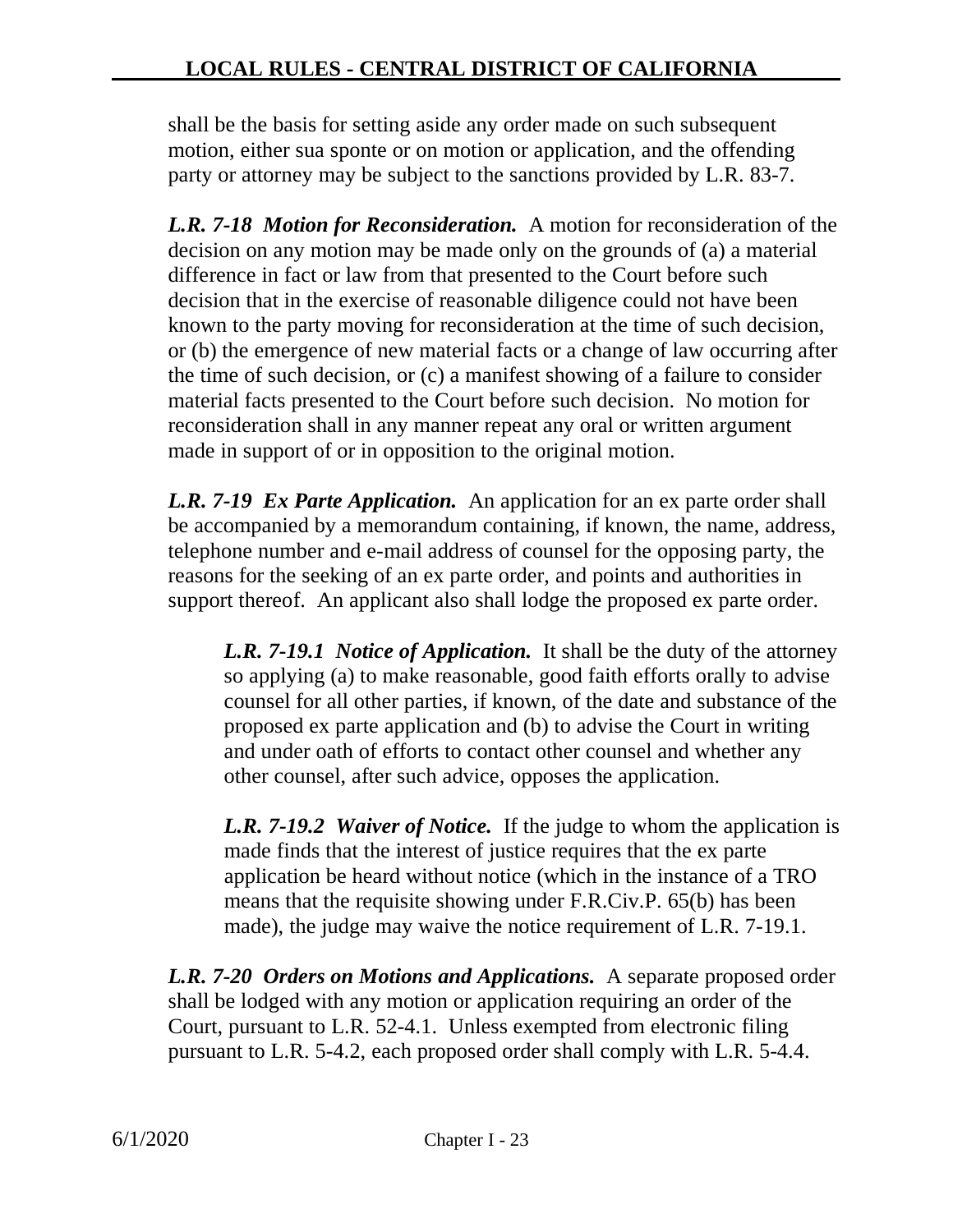shall be the basis for setting aside any order made on such subsequent motion, either sua sponte or on motion or application, and the offending party or attorney may be subject to the sanctions provided by L.R. 83-7.

***L.R. 7-18 Motion for Reconsideration.*** A motion for reconsideration of the decision on any motion may be made only on the grounds of (a) a material difference in fact or law from that presented to the Court before such decision that in the exercise of reasonable diligence could not have been known to the party moving for reconsideration at the time of such decision, or (b) the emergence of new material facts or a change of law occurring after the time of such decision, or (c) a manifest showing of a failure to consider material facts presented to the Court before such decision. No motion for reconsideration shall in any manner repeat any oral or written argument made in support of or in opposition to the original motion.

***L.R. 7-19 Ex Parte Application.*** An application for an ex parte order shall be accompanied by a memorandum containing, if known, the name, address, telephone number and e-mail address of counsel for the opposing party, the reasons for the seeking of an ex parte order, and points and authorities in support thereof. An applicant also shall lodge the proposed ex parte order.

> ***L.R. 7-19.1 Notice of Application.*** It shall be the duty of the attorney so applying (a) to make reasonable, good faith efforts orally to advise counsel for all other parties, if known, of the date and substance of the proposed ex parte application and (b) to advise the Court in writing and under oath of efforts to contact other counsel and whether any other counsel, after such advice, opposes the application.
>
> ***L.R. 7-19.2 Waiver of Notice.*** If the judge to whom the application is made finds that the interest of justice requires that the ex parte application be heard without notice (which in the instance of a TRO means that the requisite showing under F.R.Civ.P. 65(b) has been made), the judge may waive the notice requirement of L.R. 7-19.1.

***L.R. 7-20 Orders on Motions and Applications.*** A separate proposed order shall be lodged with any motion or application requiring an order of the Court, pursuant to L.R. 52-4.1. Unless exempted from electronic filing pursuant to L.R. 5-4.2, each proposed order shall comply with L.R. 5-4.4.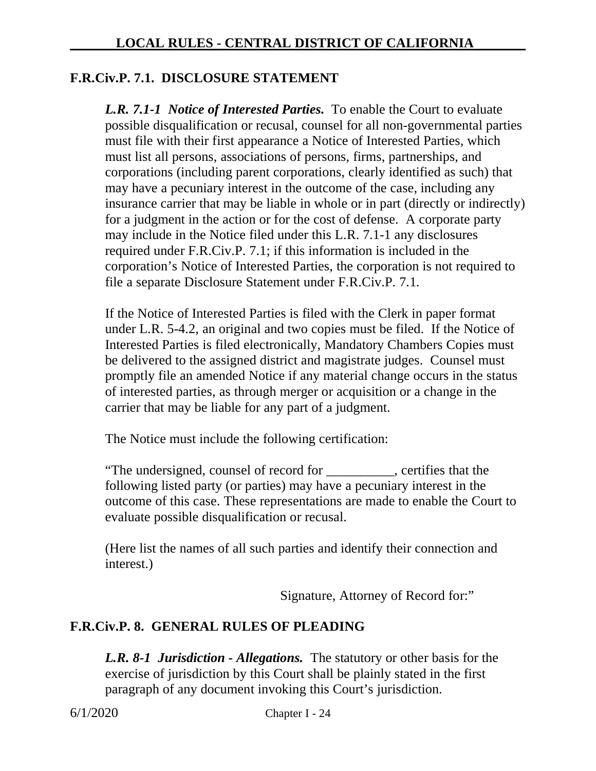## F.R.Civ.P. 7.1. DISCLOSURE STATEMENT

***L.R. 7.1-1 Notice of Interested Parties.*** To enable the Court to evaluate possible disqualification or recusal, counsel for all non-governmental parties must file with their first appearance a Notice of Interested Parties, which must list all persons, associations of persons, firms, partnerships, and corporations (including parent corporations, clearly identified as such) that may have a pecuniary interest in the outcome of the case, including any insurance carrier that may be liable in whole or in part (directly or indirectly) for a judgment in the action or for the cost of defense. A corporate party may include in the Notice filed under this L.R. 7.1-1 any disclosures required under F.R.Civ.P. 7.1; if this information is included in the corporation's Notice of Interested Parties, the corporation is not required to file a separate Disclosure Statement under F.R.Civ.P. 7.1.

If the Notice of Interested Parties is filed with the Clerk in paper format under L.R. 5-4.2, an original and two copies must be filed. If the Notice of Interested Parties is filed electronically, Mandatory Chambers Copies must be delivered to the assigned district and magistrate judges. Counsel must promptly file an amended Notice if any material change occurs in the status of interested parties, as through merger or acquisition or a change in the carrier that may be liable for any part of a judgment.

The Notice must include the following certification:

"The undersigned, counsel of record for __________, certifies that the following listed party (or parties) may have a pecuniary interest in the outcome of this case. These representations are made to enable the Court to evaluate possible disqualification or recusal.

(Here list the names of all such parties and identify their connection and interest.)

Signature, Attorney of Record for:"

## F.R.Civ.P. 8. GENERAL RULES OF PLEADING

***L.R. 8-1 Jurisdiction - Allegations.*** The statutory or other basis for the exercise of jurisdiction by this Court shall be plainly stated in the first paragraph of any document invoking this Court's jurisdiction.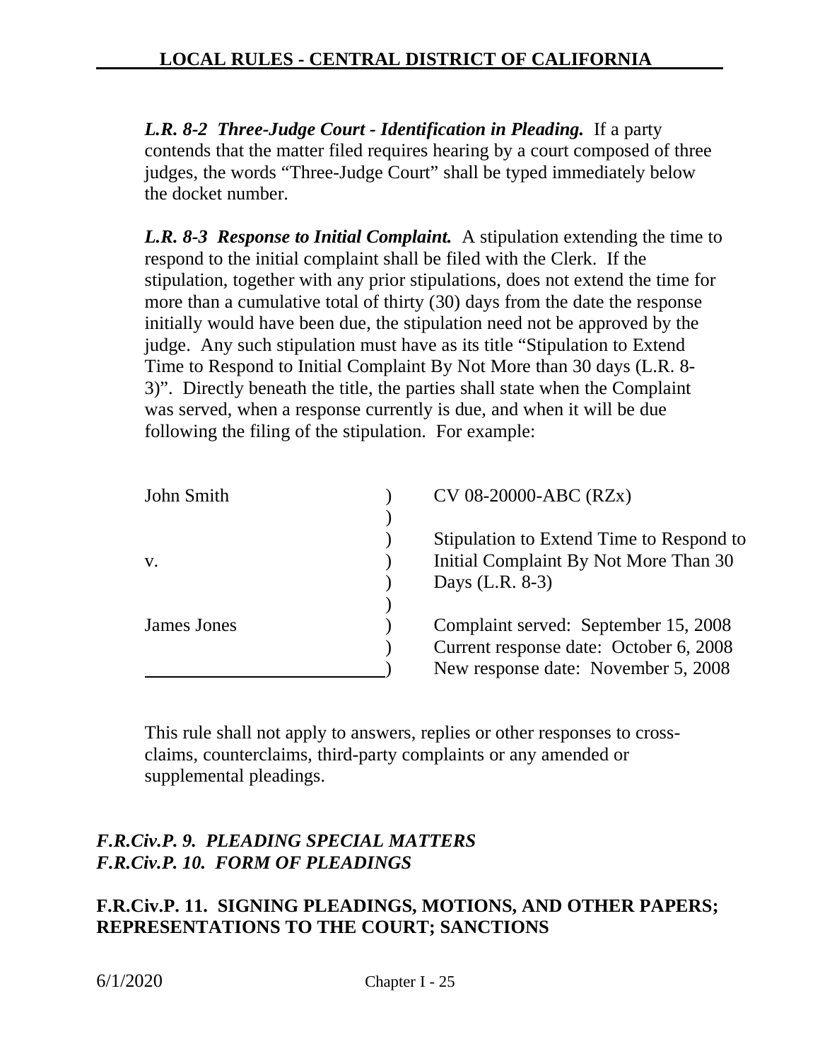***L.R. 8-2 Three-Judge Court - Identification in Pleading.*** If a party contends that the matter filed requires hearing by a court composed of three judges, the words "Three-Judge Court" shall be typed immediately below the docket number.

***L.R. 8-3 Response to Initial Complaint.*** A stipulation extending the time to respond to the initial complaint shall be filed with the Clerk. If the stipulation, together with any prior stipulations, does not extend the time for more than a cumulative total of thirty (30) days from the date the response initially would have been due, the stipulation need not be approved by the judge. Any such stipulation must have as its title "Stipulation to Extend Time to Respond to Initial Complaint By Not More than 30 days (L.R. 8-3)". Directly beneath the title, the parties shall state when the Complaint was served, when a response currently is due, and when it will be due following the filing of the stipulation. For example:

| | | |
|---|---|---|
| John Smith | ) | CV 08-20000-ABC (RZx) |
| | ) | |
| | ) | Stipulation to Extend Time to Respond to |
| v. | ) | Initial Complaint By Not More Than 30 |
| | ) | Days (L.R. 8-3) |
| | ) | |
| James Jones | ) | Complaint served: September 15, 2008 |
| | ) | Current response date: October 6, 2008 |
| | ) | New response date: November 5, 2008 |

This rule shall not apply to answers, replies or other responses to cross-claims, counterclaims, third-party complaints or any amended or supplemental pleadings.

## *F.R.Civ.P. 9. PLEADING SPECIAL MATTERS*
## *F.R.Civ.P. 10. FORM OF PLEADINGS*

## F.R.Civ.P. 11. SIGNING PLEADINGS, MOTIONS, AND OTHER PAPERS; REPRESENTATIONS TO THE COURT; SANCTIONS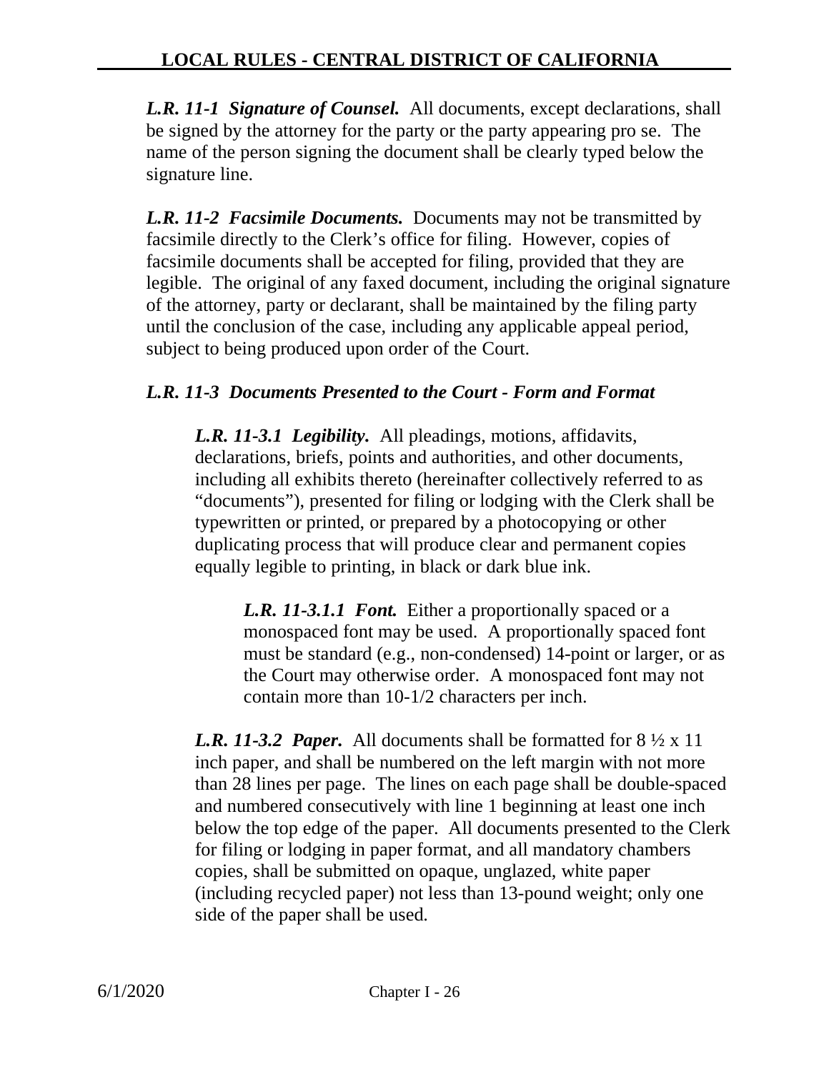***L.R. 11-1 Signature of Counsel.*** All documents, except declarations, shall be signed by the attorney for the party or the party appearing pro se. The name of the person signing the document shall be clearly typed below the signature line.

***L.R. 11-2 Facsimile Documents.*** Documents may not be transmitted by facsimile directly to the Clerk's office for filing. However, copies of facsimile documents shall be accepted for filing, provided that they are legible. The original of any faxed document, including the original signature of the attorney, party or declarant, shall be maintained by the filing party until the conclusion of the case, including any applicable appeal period, subject to being produced upon order of the Court.

***L.R. 11-3 Documents Presented to the Court - Form and Format***

***L.R. 11-3.1 Legibility.*** All pleadings, motions, affidavits, declarations, briefs, points and authorities, and other documents, including all exhibits thereto (hereinafter collectively referred to as "documents"), presented for filing or lodging with the Clerk shall be typewritten or printed, or prepared by a photocopying or other duplicating process that will produce clear and permanent copies equally legible to printing, in black or dark blue ink.

***L.R. 11-3.1.1 Font.*** Either a proportionally spaced or a monospaced font may be used. A proportionally spaced font must be standard (e.g., non-condensed) 14-point or larger, or as the Court may otherwise order. A monospaced font may not contain more than 10-1/2 characters per inch.

***L.R. 11-3.2 Paper.*** All documents shall be formatted for 8 ½ x 11 inch paper, and shall be numbered on the left margin with not more than 28 lines per page. The lines on each page shall be double-spaced and numbered consecutively with line 1 beginning at least one inch below the top edge of the paper. All documents presented to the Clerk for filing or lodging in paper format, and all mandatory chambers copies, shall be submitted on opaque, unglazed, white paper (including recycled paper) not less than 13-pound weight; only one side of the paper shall be used.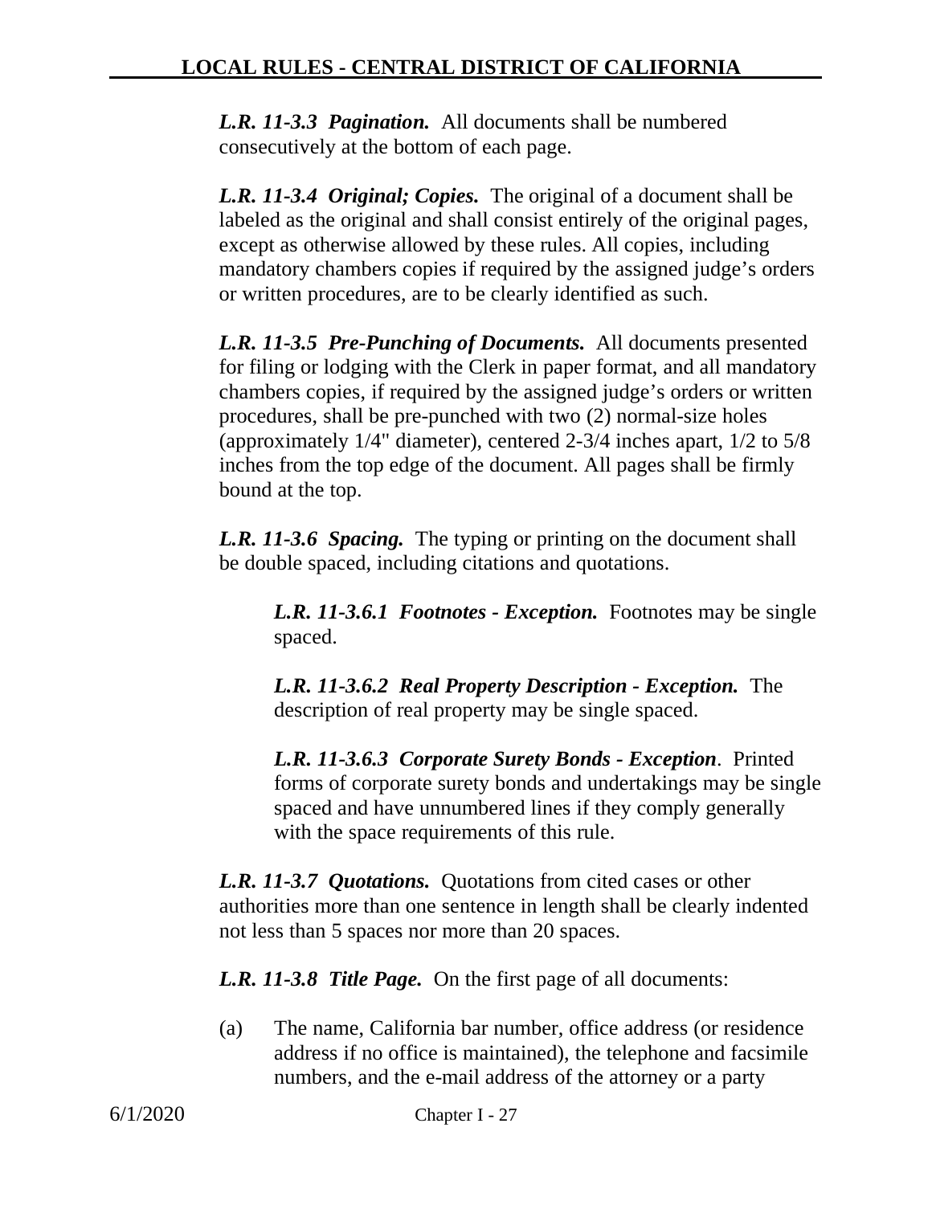***L.R. 11-3.3 Pagination.*** All documents shall be numbered consecutively at the bottom of each page.

***L.R. 11-3.4 Original; Copies.*** The original of a document shall be labeled as the original and shall consist entirely of the original pages, except as otherwise allowed by these rules. All copies, including mandatory chambers copies if required by the assigned judge's orders or written procedures, are to be clearly identified as such.

***L.R. 11-3.5 Pre-Punching of Documents.*** All documents presented for filing or lodging with the Clerk in paper format, and all mandatory chambers copies, if required by the assigned judge's orders or written procedures, shall be pre-punched with two (2) normal-size holes (approximately 1/4" diameter), centered 2-3/4 inches apart, 1/2 to 5/8 inches from the top edge of the document. All pages shall be firmly bound at the top.

***L.R. 11-3.6 Spacing.*** The typing or printing on the document shall be double spaced, including citations and quotations.

> ***L.R. 11-3.6.1 Footnotes - Exception.*** Footnotes may be single spaced.
>
> ***L.R. 11-3.6.2 Real Property Description - Exception.*** The description of real property may be single spaced.
>
> ***L.R. 11-3.6.3 Corporate Surety Bonds - Exception***. Printed forms of corporate surety bonds and undertakings may be single spaced and have unnumbered lines if they comply generally with the space requirements of this rule.

***L.R. 11-3.7 Quotations.*** Quotations from cited cases or other authorities more than one sentence in length shall be clearly indented not less than 5 spaces nor more than 20 spaces.

***L.R. 11-3.8 Title Page.*** On the first page of all documents:

(a) The name, California bar number, office address (or residence address if no office is maintained), the telephone and facsimile numbers, and the e-mail address of the attorney or a party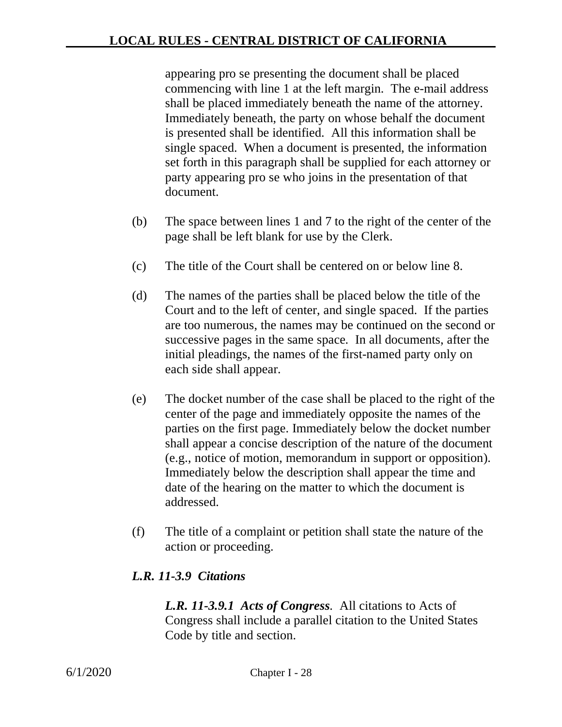appearing pro se presenting the document shall be placed commencing with line 1 at the left margin. The e-mail address shall be placed immediately beneath the name of the attorney. Immediately beneath, the party on whose behalf the document is presented shall be identified. All this information shall be single spaced. When a document is presented, the information set forth in this paragraph shall be supplied for each attorney or party appearing pro se who joins in the presentation of that document.

(b) The space between lines 1 and 7 to the right of the center of the page shall be left blank for use by the Clerk.

(c) The title of the Court shall be centered on or below line 8.

(d) The names of the parties shall be placed below the title of the Court and to the left of center, and single spaced. If the parties are too numerous, the names may be continued on the second or successive pages in the same space. In all documents, after the initial pleadings, the names of the first-named party only on each side shall appear.

(e) The docket number of the case shall be placed to the right of the center of the page and immediately opposite the names of the parties on the first page. Immediately below the docket number shall appear a concise description of the nature of the document (e.g., notice of motion, memorandum in support or opposition). Immediately below the description shall appear the time and date of the hearing on the matter to which the document is addressed.

(f) The title of a complaint or petition shall state the nature of the action or proceeding.

### *L.R. 11-3.9 Citations*

***L.R. 11-3.9.1 Acts of Congress***. All citations to Acts of Congress shall include a parallel citation to the United States Code by title and section.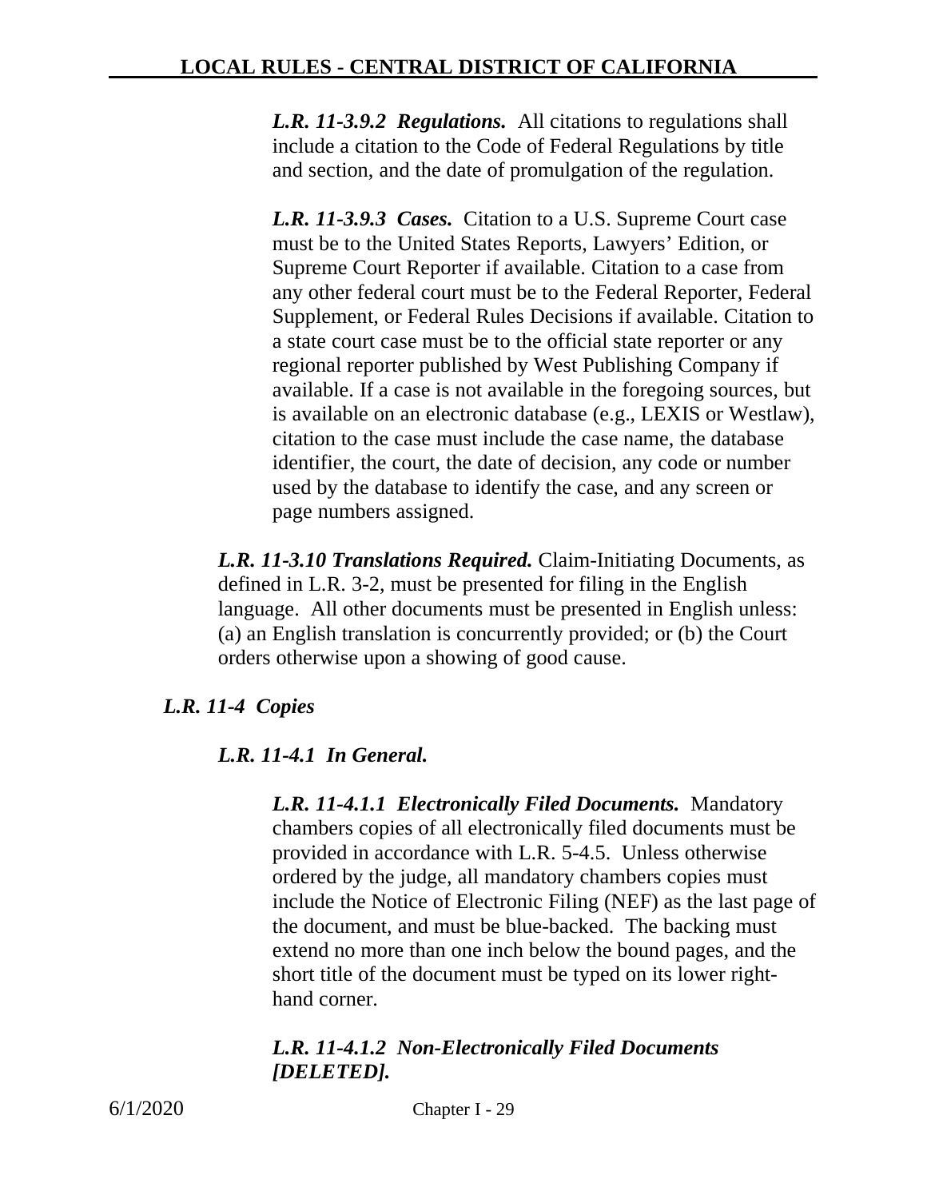***L.R. 11-3.9.2 Regulations.*** All citations to regulations shall include a citation to the Code of Federal Regulations by title and section, and the date of promulgation of the regulation.

***L.R. 11-3.9.3 Cases.*** Citation to a U.S. Supreme Court case must be to the United States Reports, Lawyers' Edition, or Supreme Court Reporter if available. Citation to a case from any other federal court must be to the Federal Reporter, Federal Supplement, or Federal Rules Decisions if available. Citation to a state court case must be to the official state reporter or any regional reporter published by West Publishing Company if available. If a case is not available in the foregoing sources, but is available on an electronic database (e.g., LEXIS or Westlaw), citation to the case must include the case name, the database identifier, the court, the date of decision, any code or number used by the database to identify the case, and any screen or page numbers assigned.

***L.R. 11-3.10 Translations Required.*** Claim-Initiating Documents, as defined in L.R. 3-2, must be presented for filing in the English language. All other documents must be presented in English unless: (a) an English translation is concurrently provided; or (b) the Court orders otherwise upon a showing of good cause.

***L.R. 11-4 Copies***

***L.R. 11-4.1 In General.***

***L.R. 11-4.1.1 Electronically Filed Documents.*** Mandatory chambers copies of all electronically filed documents must be provided in accordance with L.R. 5-4.5. Unless otherwise ordered by the judge, all mandatory chambers copies must include the Notice of Electronic Filing (NEF) as the last page of the document, and must be blue-backed. The backing must extend no more than one inch below the bound pages, and the short title of the document must be typed on its lower right-hand corner.

***L.R. 11-4.1.2 Non-Electronically Filed Documents [DELETED].***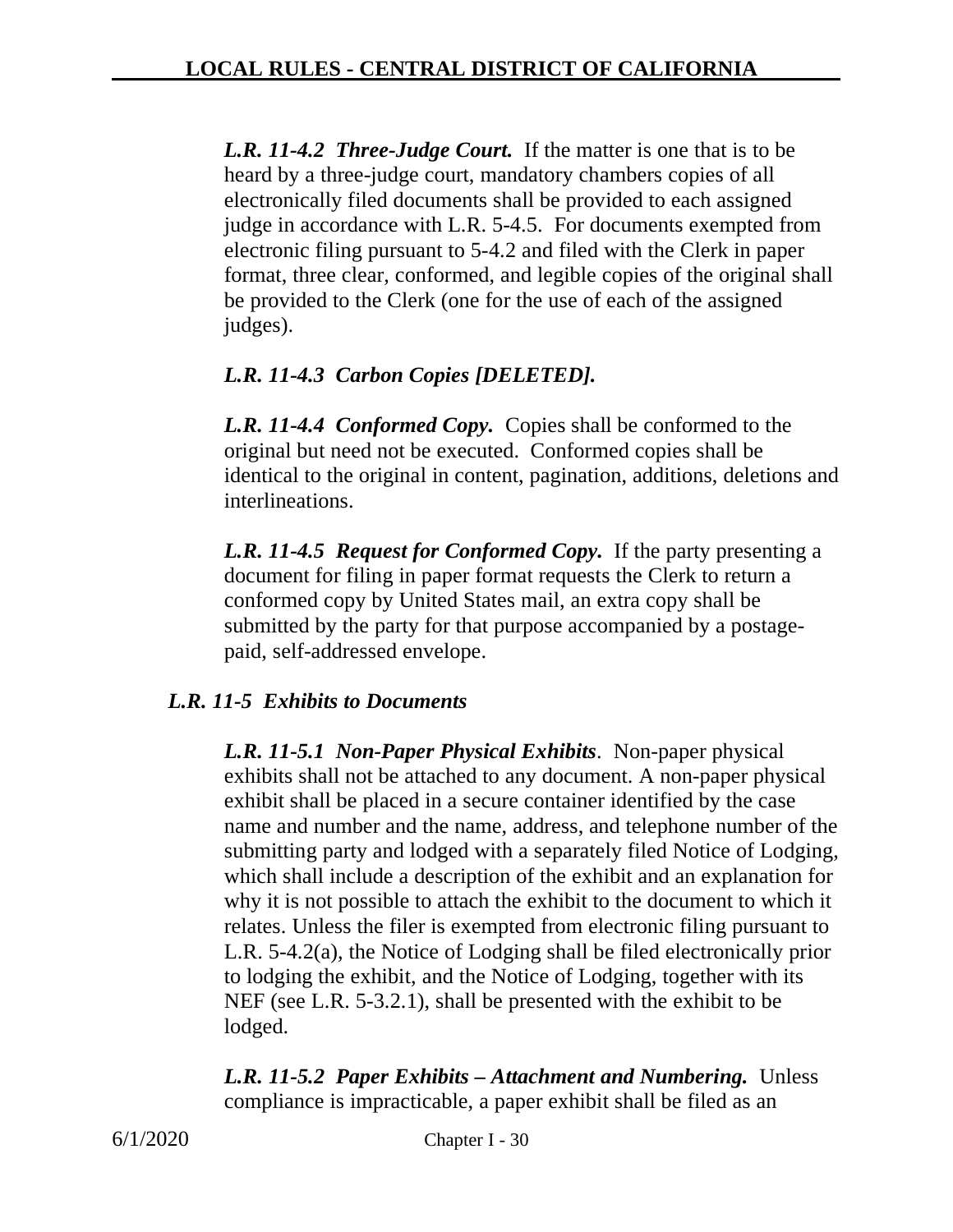***L.R. 11-4.2 Three-Judge Court.*** If the matter is one that is to be heard by a three-judge court, mandatory chambers copies of all electronically filed documents shall be provided to each assigned judge in accordance with L.R. 5-4.5. For documents exempted from electronic filing pursuant to 5-4.2 and filed with the Clerk in paper format, three clear, conformed, and legible copies of the original shall be provided to the Clerk (one for the use of each of the assigned judges).

***L.R. 11-4.3 Carbon Copies [DELETED].***

***L.R. 11-4.4 Conformed Copy.*** Copies shall be conformed to the original but need not be executed. Conformed copies shall be identical to the original in content, pagination, additions, deletions and interlineations.

***L.R. 11-4.5 Request for Conformed Copy.*** If the party presenting a document for filing in paper format requests the Clerk to return a conformed copy by United States mail, an extra copy shall be submitted by the party for that purpose accompanied by a postage-paid, self-addressed envelope.

***L.R. 11-5 Exhibits to Documents***

***L.R. 11-5.1 Non-Paper Physical Exhibits***. Non-paper physical exhibits shall not be attached to any document. A non-paper physical exhibit shall be placed in a secure container identified by the case name and number and the name, address, and telephone number of the submitting party and lodged with a separately filed Notice of Lodging, which shall include a description of the exhibit and an explanation for why it is not possible to attach the exhibit to the document to which it relates. Unless the filer is exempted from electronic filing pursuant to L.R. 5-4.2(a), the Notice of Lodging shall be filed electronically prior to lodging the exhibit, and the Notice of Lodging, together with its NEF (see L.R. 5-3.2.1), shall be presented with the exhibit to be lodged.

***L.R. 11-5.2 Paper Exhibits – Attachment and Numbering.*** Unless compliance is impracticable, a paper exhibit shall be filed as an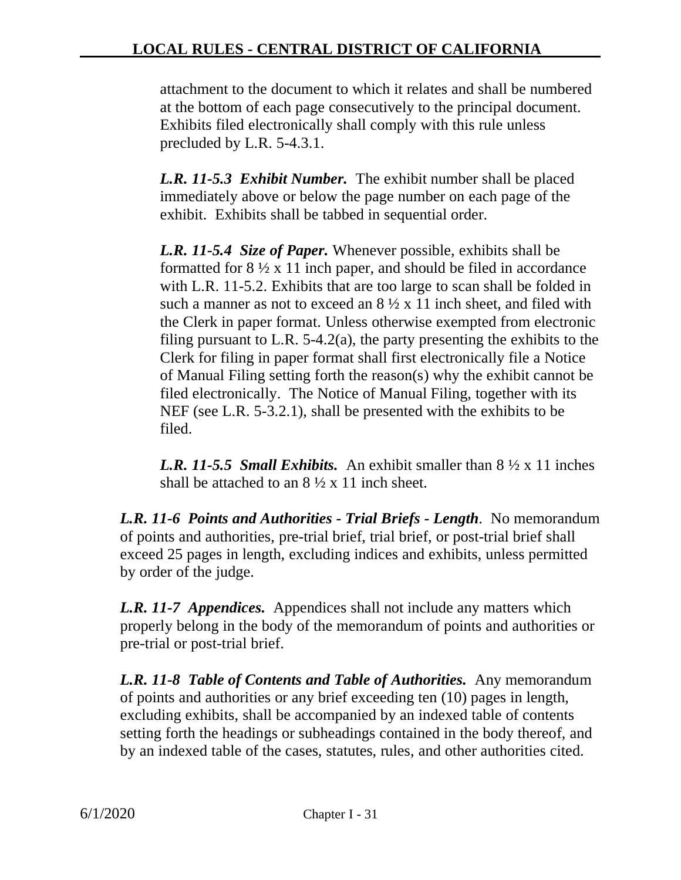attachment to the document to which it relates and shall be numbered at the bottom of each page consecutively to the principal document. Exhibits filed electronically shall comply with this rule unless precluded by L.R. 5-4.3.1.

***L.R. 11-5.3 Exhibit Number.*** The exhibit number shall be placed immediately above or below the page number on each page of the exhibit. Exhibits shall be tabbed in sequential order.

***L.R. 11-5.4 Size of Paper.*** Whenever possible, exhibits shall be formatted for 8 ½ x 11 inch paper, and should be filed in accordance with L.R. 11-5.2. Exhibits that are too large to scan shall be folded in such a manner as not to exceed an 8 ½ x 11 inch sheet, and filed with the Clerk in paper format. Unless otherwise exempted from electronic filing pursuant to L.R. 5-4.2(a), the party presenting the exhibits to the Clerk for filing in paper format shall first electronically file a Notice of Manual Filing setting forth the reason(s) why the exhibit cannot be filed electronically. The Notice of Manual Filing, together with its NEF (see L.R. 5-3.2.1), shall be presented with the exhibits to be filed.

***L.R. 11-5.5 Small Exhibits.*** An exhibit smaller than 8 ½ x 11 inches shall be attached to an 8 ½ x 11 inch sheet.

***L.R. 11-6 Points and Authorities - Trial Briefs - Length***. No memorandum of points and authorities, pre-trial brief, trial brief, or post-trial brief shall exceed 25 pages in length, excluding indices and exhibits, unless permitted by order of the judge.

***L.R. 11-7 Appendices.*** Appendices shall not include any matters which properly belong in the body of the memorandum of points and authorities or pre-trial or post-trial brief.

***L.R. 11-8 Table of Contents and Table of Authorities.*** Any memorandum of points and authorities or any brief exceeding ten (10) pages in length, excluding exhibits, shall be accompanied by an indexed table of contents setting forth the headings or subheadings contained in the body thereof, and by an indexed table of the cases, statutes, rules, and other authorities cited.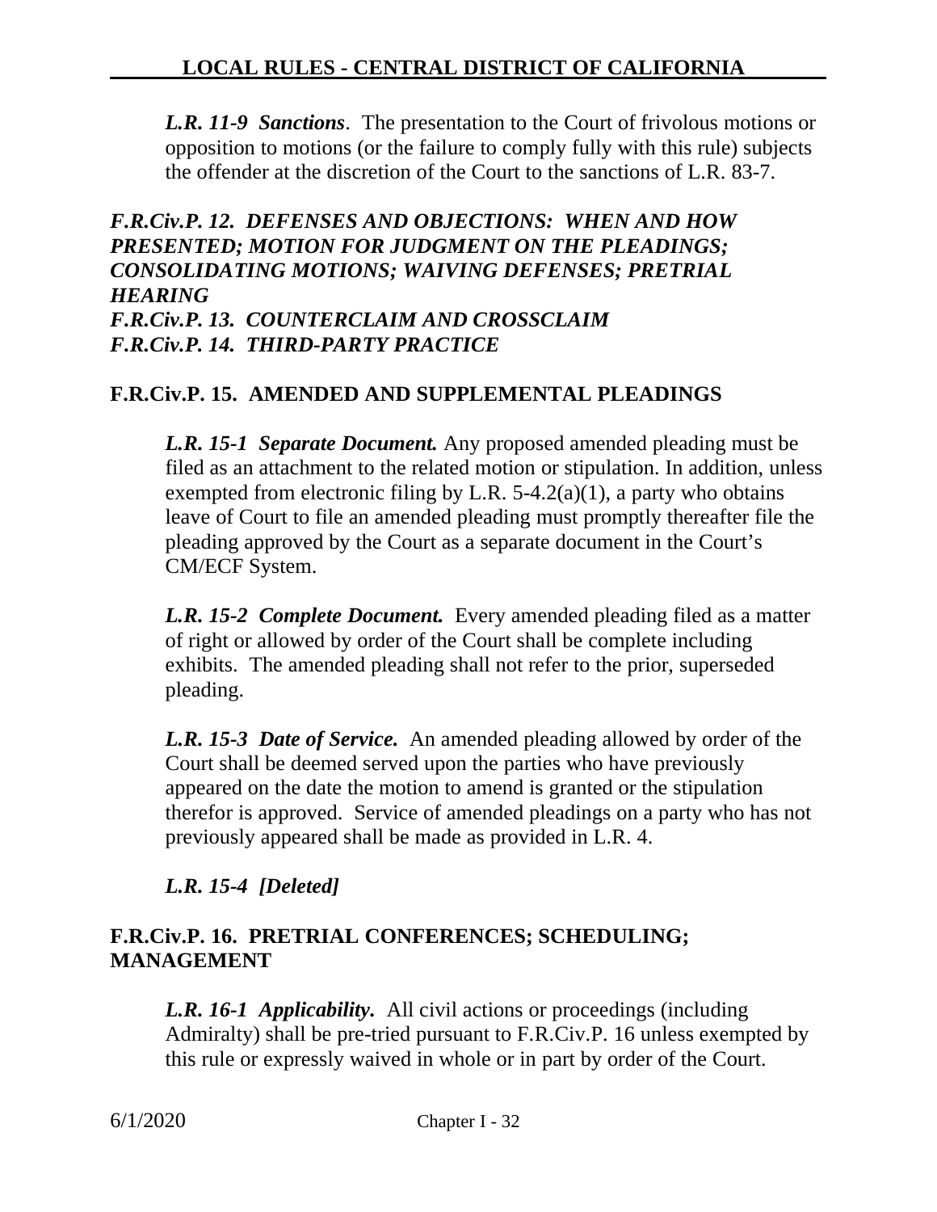*L.R. 11-9 Sanctions*. The presentation to the Court of frivolous motions or opposition to motions (or the failure to comply fully with this rule) subjects the offender at the discretion of the Court to the sanctions of L.R. 83-7.

### *F.R.Civ.P. 12. DEFENSES AND OBJECTIONS: WHEN AND HOW PRESENTED; MOTION FOR JUDGMENT ON THE PLEADINGS; CONSOLIDATING MOTIONS; WAIVING DEFENSES; PRETRIAL HEARING*
### *F.R.Civ.P. 13. COUNTERCLAIM AND CROSSCLAIM*
### *F.R.Civ.P. 14. THIRD-PARTY PRACTICE*

### F.R.Civ.P. 15. AMENDED AND SUPPLEMENTAL PLEADINGS

***L.R. 15-1 Separate Document.*** Any proposed amended pleading must be filed as an attachment to the related motion or stipulation. In addition, unless exempted from electronic filing by L.R. 5-4.2(a)(1), a party who obtains leave of Court to file an amended pleading must promptly thereafter file the pleading approved by the Court as a separate document in the Court's CM/ECF System.

***L.R. 15-2 Complete Document.*** Every amended pleading filed as a matter of right or allowed by order of the Court shall be complete including exhibits. The amended pleading shall not refer to the prior, superseded pleading.

***L.R. 15-3 Date of Service.*** An amended pleading allowed by order of the Court shall be deemed served upon the parties who have previously appeared on the date the motion to amend is granted or the stipulation therefor is approved. Service of amended pleadings on a party who has not previously appeared shall be made as provided in L.R. 4.

***L.R. 15-4 [Deleted]***

### F.R.Civ.P. 16. PRETRIAL CONFERENCES; SCHEDULING; MANAGEMENT

***L.R. 16-1 Applicability.*** All civil actions or proceedings (including Admiralty) shall be pre-tried pursuant to F.R.Civ.P. 16 unless exempted by this rule or expressly waived in whole or in part by order of the Court.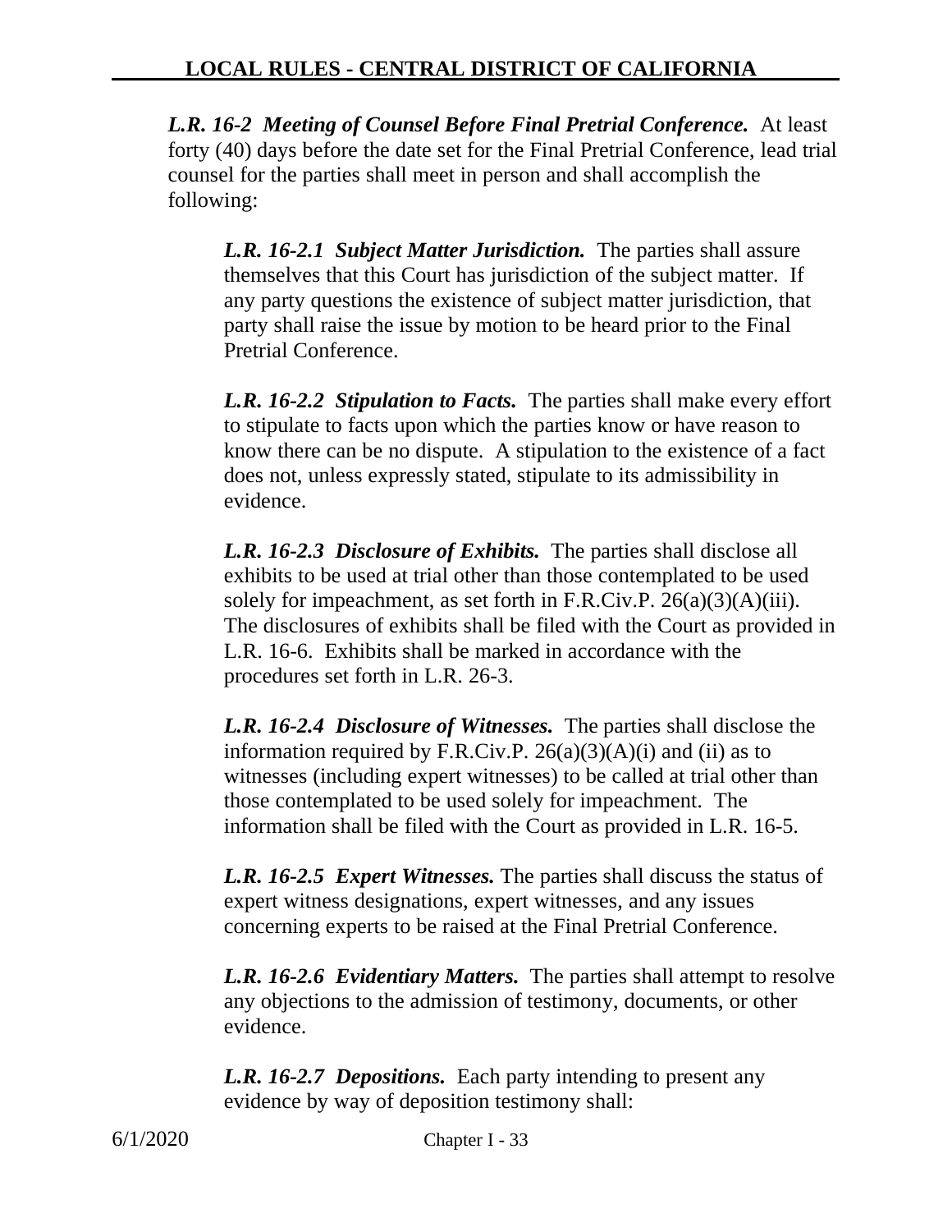***L.R. 16-2 Meeting of Counsel Before Final Pretrial Conference.*** At least forty (40) days before the date set for the Final Pretrial Conference, lead trial counsel for the parties shall meet in person and shall accomplish the following:

***L.R. 16-2.1 Subject Matter Jurisdiction.*** The parties shall assure themselves that this Court has jurisdiction of the subject matter. If any party questions the existence of subject matter jurisdiction, that party shall raise the issue by motion to be heard prior to the Final Pretrial Conference.

***L.R. 16-2.2 Stipulation to Facts.*** The parties shall make every effort to stipulate to facts upon which the parties know or have reason to know there can be no dispute. A stipulation to the existence of a fact does not, unless expressly stated, stipulate to its admissibility in evidence.

***L.R. 16-2.3 Disclosure of Exhibits.*** The parties shall disclose all exhibits to be used at trial other than those contemplated to be used solely for impeachment, as set forth in F.R.Civ.P. 26(a)(3)(A)(iii). The disclosures of exhibits shall be filed with the Court as provided in L.R. 16-6. Exhibits shall be marked in accordance with the procedures set forth in L.R. 26-3.

***L.R. 16-2.4 Disclosure of Witnesses.*** The parties shall disclose the information required by F.R.Civ.P. 26(a)(3)(A)(i) and (ii) as to witnesses (including expert witnesses) to be called at trial other than those contemplated to be used solely for impeachment. The information shall be filed with the Court as provided in L.R. 16-5.

***L.R. 16-2.5 Expert Witnesses.*** The parties shall discuss the status of expert witness designations, expert witnesses, and any issues concerning experts to be raised at the Final Pretrial Conference.

***L.R. 16-2.6 Evidentiary Matters.*** The parties shall attempt to resolve any objections to the admission of testimony, documents, or other evidence.

***L.R. 16-2.7 Depositions.*** Each party intending to present any evidence by way of deposition testimony shall: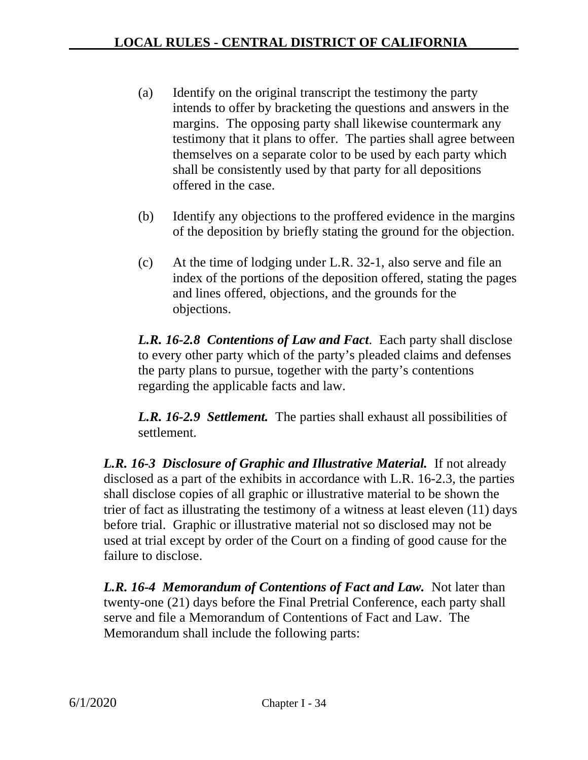(a) Identify on the original transcript the testimony the party intends to offer by bracketing the questions and answers in the margins. The opposing party shall likewise countermark any testimony that it plans to offer. The parties shall agree between themselves on a separate color to be used by each party which shall be consistently used by that party for all depositions offered in the case.

(b) Identify any objections to the proffered evidence in the margins of the deposition by briefly stating the ground for the objection.

(c) At the time of lodging under L.R. 32-1, also serve and file an index of the portions of the deposition offered, stating the pages and lines offered, objections, and the grounds for the objections.

***L.R. 16-2.8 Contentions of Law and Fact***. Each party shall disclose to every other party which of the party's pleaded claims and defenses the party plans to pursue, together with the party's contentions regarding the applicable facts and law.

***L.R. 16-2.9 Settlement.*** The parties shall exhaust all possibilities of settlement.

***L.R. 16-3 Disclosure of Graphic and Illustrative Material.*** If not already disclosed as a part of the exhibits in accordance with L.R. 16-2.3, the parties shall disclose copies of all graphic or illustrative material to be shown the trier of fact as illustrating the testimony of a witness at least eleven (11) days before trial. Graphic or illustrative material not so disclosed may not be used at trial except by order of the Court on a finding of good cause for the failure to disclose.

***L.R. 16-4 Memorandum of Contentions of Fact and Law.*** Not later than twenty-one (21) days before the Final Pretrial Conference, each party shall serve and file a Memorandum of Contentions of Fact and Law. The Memorandum shall include the following parts: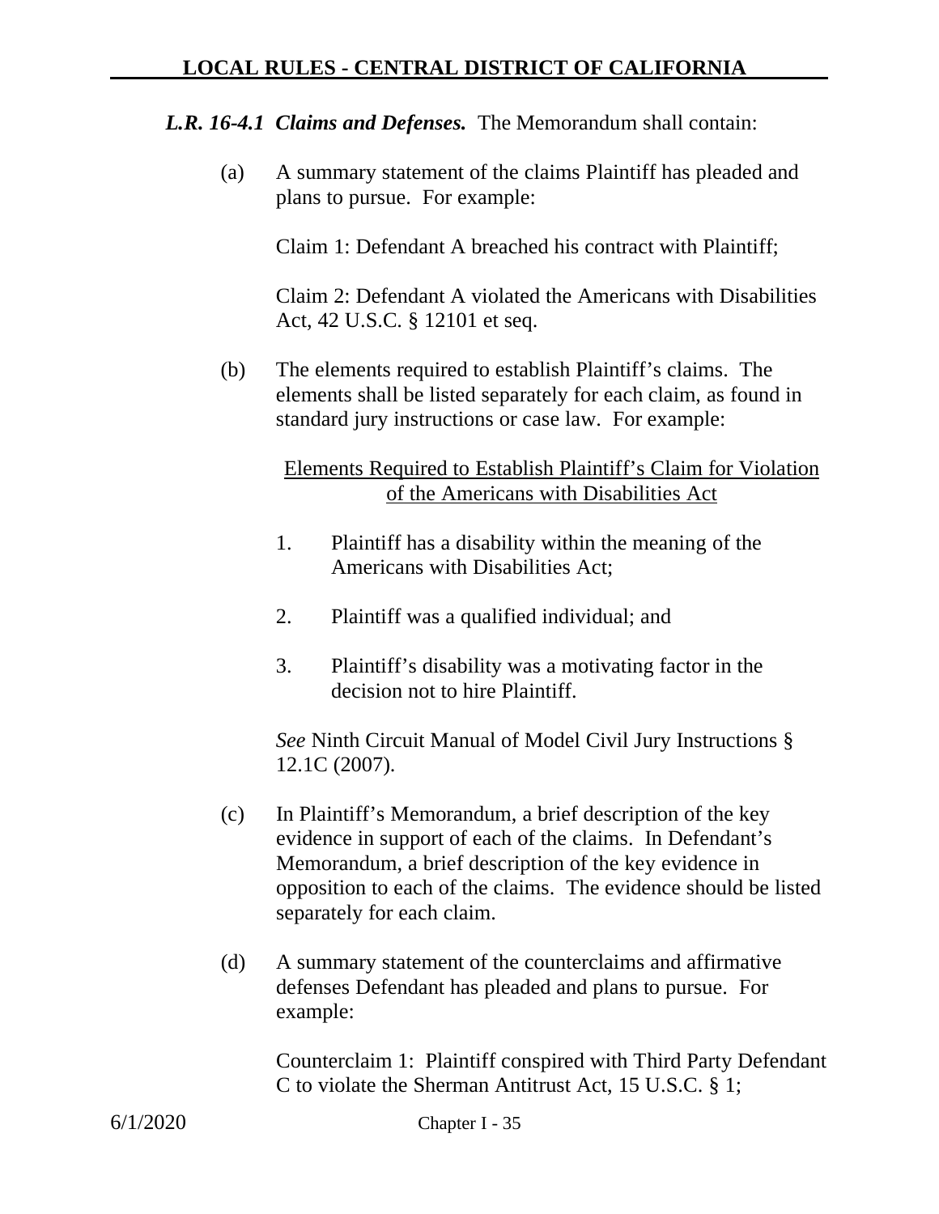***L.R. 16-4.1 Claims and Defenses.*** The Memorandum shall contain:

(a) A summary statement of the claims Plaintiff has pleaded and plans to pursue. For example:

Claim 1: Defendant A breached his contract with Plaintiff;

Claim 2: Defendant A violated the Americans with Disabilities Act, 42 U.S.C. § 12101 et seq.

(b) The elements required to establish Plaintiff's claims. The elements shall be listed separately for each claim, as found in standard jury instructions or case law. For example:

<u>Elements Required to Establish Plaintiff's Claim for Violation of the Americans with Disabilities Act</u>

1. Plaintiff has a disability within the meaning of the Americans with Disabilities Act;

2. Plaintiff was a qualified individual; and

3. Plaintiff's disability was a motivating factor in the decision not to hire Plaintiff.

*See* Ninth Circuit Manual of Model Civil Jury Instructions § 12.1C (2007).

(c) In Plaintiff's Memorandum, a brief description of the key evidence in support of each of the claims. In Defendant's Memorandum, a brief description of the key evidence in opposition to each of the claims. The evidence should be listed separately for each claim.

(d) A summary statement of the counterclaims and affirmative defenses Defendant has pleaded and plans to pursue. For example:

Counterclaim 1: Plaintiff conspired with Third Party Defendant C to violate the Sherman Antitrust Act, 15 U.S.C. § 1;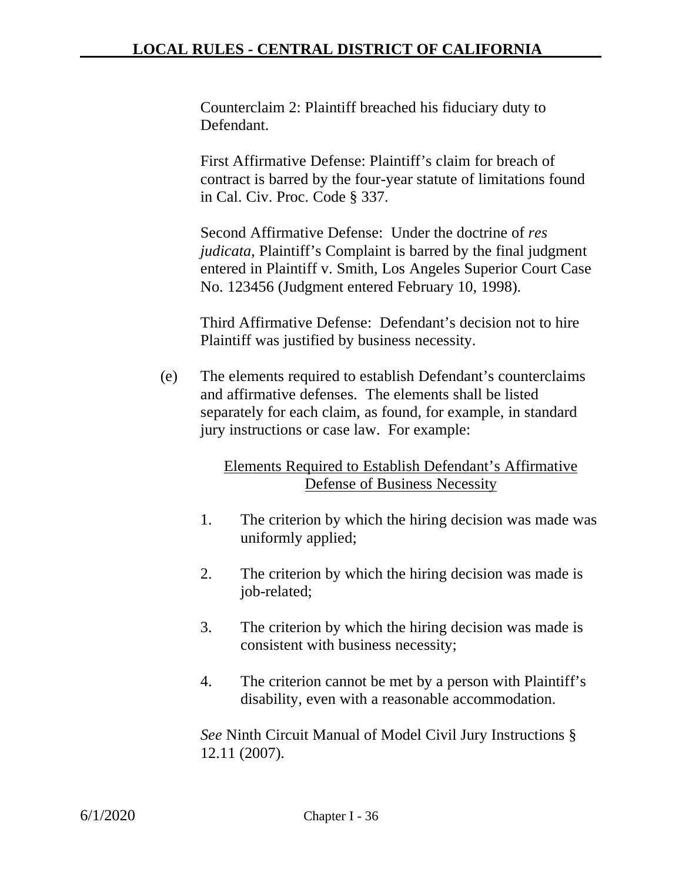Counterclaim 2: Plaintiff breached his fiduciary duty to Defendant.

First Affirmative Defense: Plaintiff's claim for breach of contract is barred by the four-year statute of limitations found in Cal. Civ. Proc. Code § 337.

Second Affirmative Defense: Under the doctrine of *res judicata*, Plaintiff's Complaint is barred by the final judgment entered in Plaintiff v. Smith, Los Angeles Superior Court Case No. 123456 (Judgment entered February 10, 1998).

Third Affirmative Defense: Defendant's decision not to hire Plaintiff was justified by business necessity.

(e) The elements required to establish Defendant's counterclaims and affirmative defenses. The elements shall be listed separately for each claim, as found, for example, in standard jury instructions or case law. For example:

<u>Elements Required to Establish Defendant's Affirmative Defense of Business Necessity</u>

1. The criterion by which the hiring decision was made was uniformly applied;

2. The criterion by which the hiring decision was made is job-related;

3. The criterion by which the hiring decision was made is consistent with business necessity;

4. The criterion cannot be met by a person with Plaintiff's disability, even with a reasonable accommodation.

*See* Ninth Circuit Manual of Model Civil Jury Instructions § 12.11 (2007).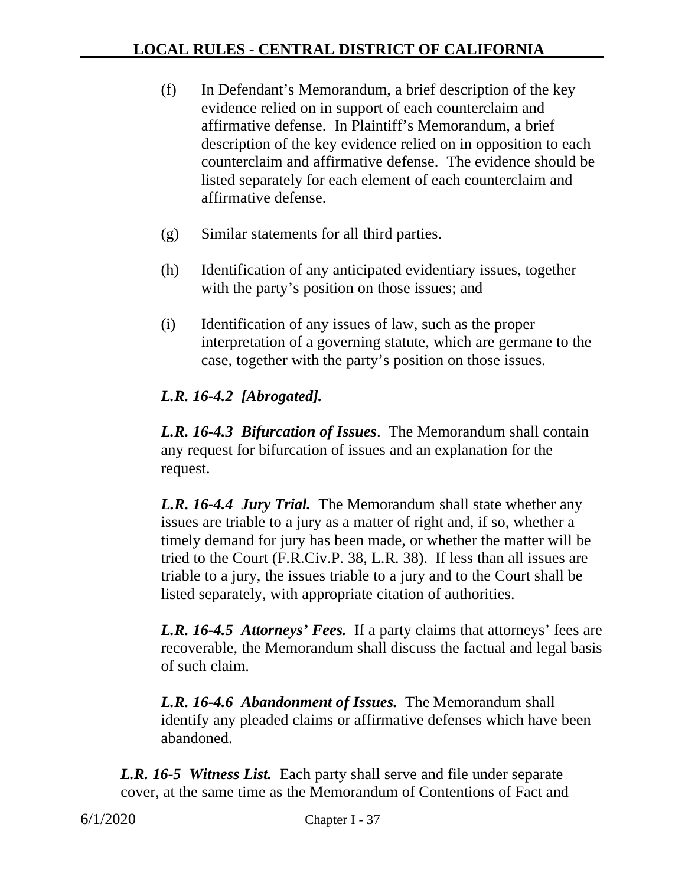(f) In Defendant's Memorandum, a brief description of the key evidence relied on in support of each counterclaim and affirmative defense. In Plaintiff's Memorandum, a brief description of the key evidence relied on in opposition to each counterclaim and affirmative defense. The evidence should be listed separately for each element of each counterclaim and affirmative defense.

(g) Similar statements for all third parties.

(h) Identification of any anticipated evidentiary issues, together with the party's position on those issues; and

(i) Identification of any issues of law, such as the proper interpretation of a governing statute, which are germane to the case, together with the party's position on those issues.

***L.R. 16-4.2 [Abrogated].***

***L.R. 16-4.3 Bifurcation of Issues***. The Memorandum shall contain any request for bifurcation of issues and an explanation for the request.

***L.R. 16-4.4 Jury Trial.*** The Memorandum shall state whether any issues are triable to a jury as a matter of right and, if so, whether a timely demand for jury has been made, or whether the matter will be tried to the Court (F.R.Civ.P. 38, L.R. 38). If less than all issues are triable to a jury, the issues triable to a jury and to the Court shall be listed separately, with appropriate citation of authorities.

***L.R. 16-4.5 Attorneys' Fees.*** If a party claims that attorneys' fees are recoverable, the Memorandum shall discuss the factual and legal basis of such claim.

***L.R. 16-4.6 Abandonment of Issues.*** The Memorandum shall identify any pleaded claims or affirmative defenses which have been abandoned.

***L.R. 16-5 Witness List.*** Each party shall serve and file under separate cover, at the same time as the Memorandum of Contentions of Fact and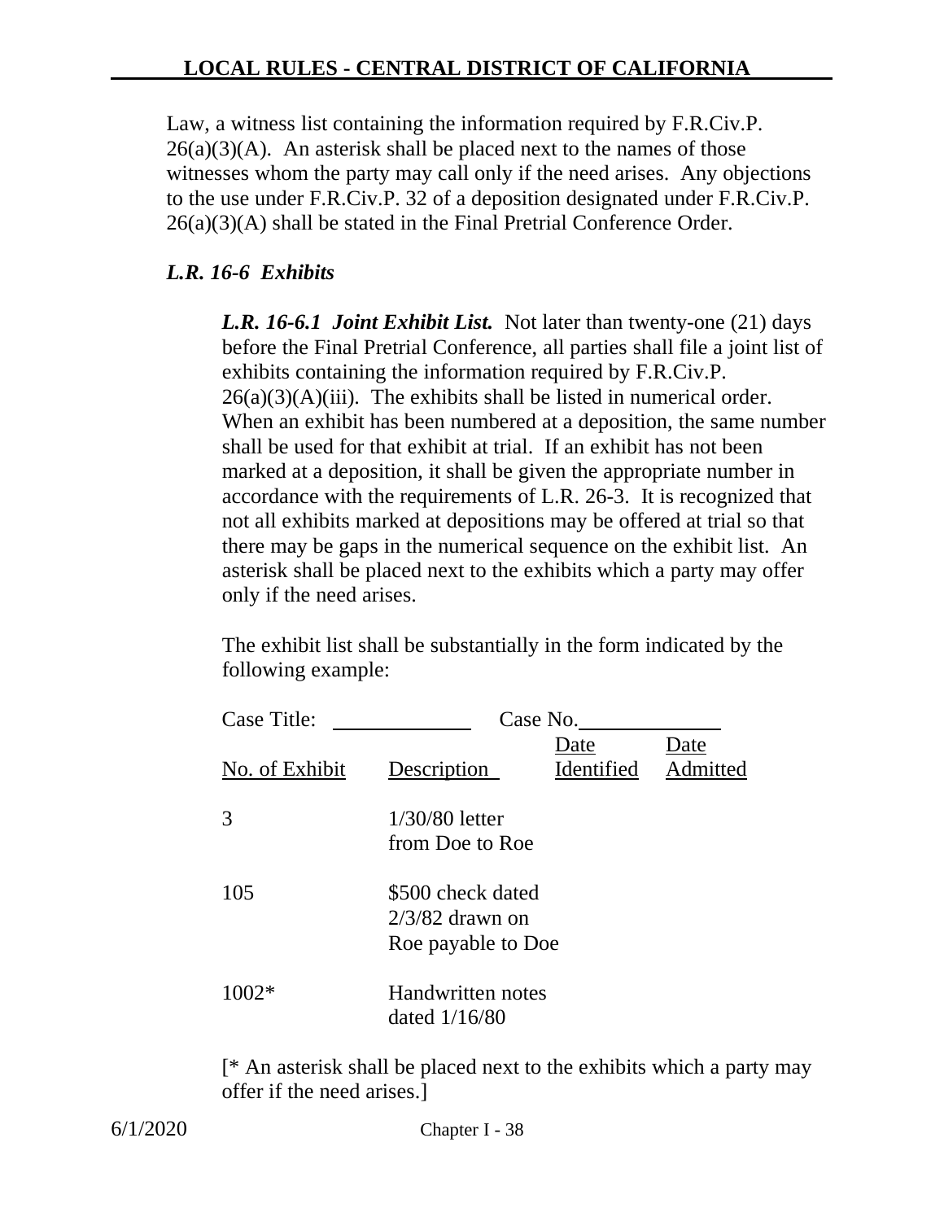Law, a witness list containing the information required by F.R.Civ.P. 26(a)(3)(A). An asterisk shall be placed next to the names of those witnesses whom the party may call only if the need arises. Any objections to the use under F.R.Civ.P. 32 of a deposition designated under F.R.Civ.P. 26(a)(3)(A) shall be stated in the Final Pretrial Conference Order.

### *L.R. 16-6 Exhibits*

***L.R. 16-6.1 Joint Exhibit List.*** Not later than twenty-one (21) days before the Final Pretrial Conference, all parties shall file a joint list of exhibits containing the information required by F.R.Civ.P. 26(a)(3)(A)(iii). The exhibits shall be listed in numerical order. When an exhibit has been numbered at a deposition, the same number shall be used for that exhibit at trial. If an exhibit has not been marked at a deposition, it shall be given the appropriate number in accordance with the requirements of L.R. 26-3. It is recognized that not all exhibits marked at depositions may be offered at trial so that there may be gaps in the numerical sequence on the exhibit list. An asterisk shall be placed next to the exhibits which a party may offer only if the need arises.

The exhibit list shall be substantially in the form indicated by the following example:

Case Title: \_\_\_\_\_\_\_\_\_\_\_\_ Case No. \_\_\_\_\_\_\_\_\_\_\_\_

| No. of Exhibit | Description | Date Identified | Date Admitted |
|---|---|---|---|
| 3 | 1/30/80 letter from Doe to Roe | | |
| 105 | $500 check dated 2/3/82 drawn on Roe payable to Doe | | |
| 1002* | Handwritten notes dated 1/16/80 | | |

[* An asterisk shall be placed next to the exhibits which a party may offer if the need arises.]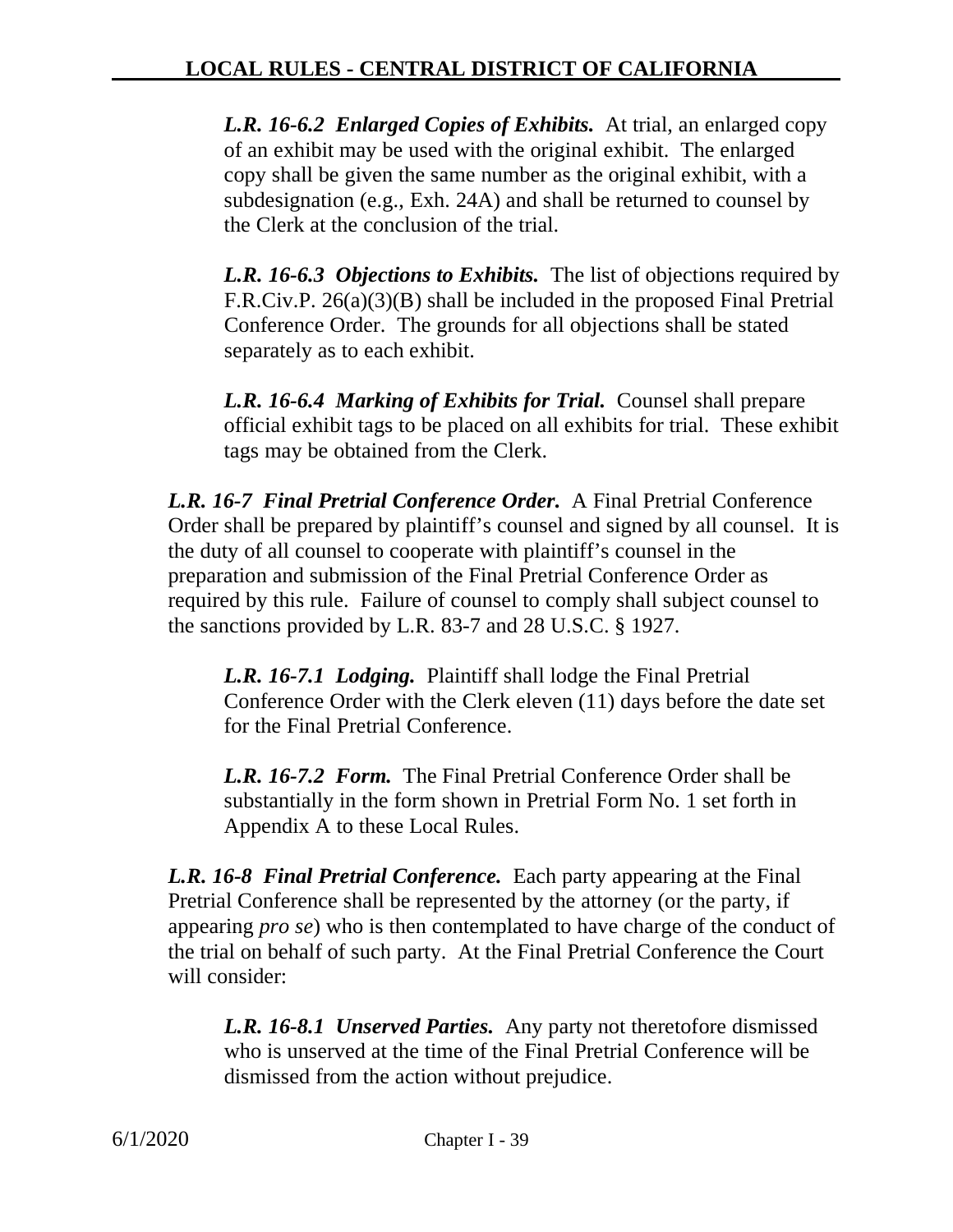***L.R. 16-6.2 Enlarged Copies of Exhibits.*** At trial, an enlarged copy of an exhibit may be used with the original exhibit. The enlarged copy shall be given the same number as the original exhibit, with a subdesignation (e.g., Exh. 24A) and shall be returned to counsel by the Clerk at the conclusion of the trial.

***L.R. 16-6.3 Objections to Exhibits.*** The list of objections required by F.R.Civ.P. 26(a)(3)(B) shall be included in the proposed Final Pretrial Conference Order. The grounds for all objections shall be stated separately as to each exhibit.

***L.R. 16-6.4 Marking of Exhibits for Trial.*** Counsel shall prepare official exhibit tags to be placed on all exhibits for trial. These exhibit tags may be obtained from the Clerk.

***L.R. 16-7 Final Pretrial Conference Order.*** A Final Pretrial Conference Order shall be prepared by plaintiff's counsel and signed by all counsel. It is the duty of all counsel to cooperate with plaintiff's counsel in the preparation and submission of the Final Pretrial Conference Order as required by this rule. Failure of counsel to comply shall subject counsel to the sanctions provided by L.R. 83-7 and 28 U.S.C. § 1927.

***L.R. 16-7.1 Lodging.*** Plaintiff shall lodge the Final Pretrial Conference Order with the Clerk eleven (11) days before the date set for the Final Pretrial Conference.

***L.R. 16-7.2 Form.*** The Final Pretrial Conference Order shall be substantially in the form shown in Pretrial Form No. 1 set forth in Appendix A to these Local Rules.

***L.R. 16-8 Final Pretrial Conference.*** Each party appearing at the Final Pretrial Conference shall be represented by the attorney (or the party, if appearing *pro se*) who is then contemplated to have charge of the conduct of the trial on behalf of such party. At the Final Pretrial Conference the Court will consider:

***L.R. 16-8.1 Unserved Parties.*** Any party not theretofore dismissed who is unserved at the time of the Final Pretrial Conference will be dismissed from the action without prejudice.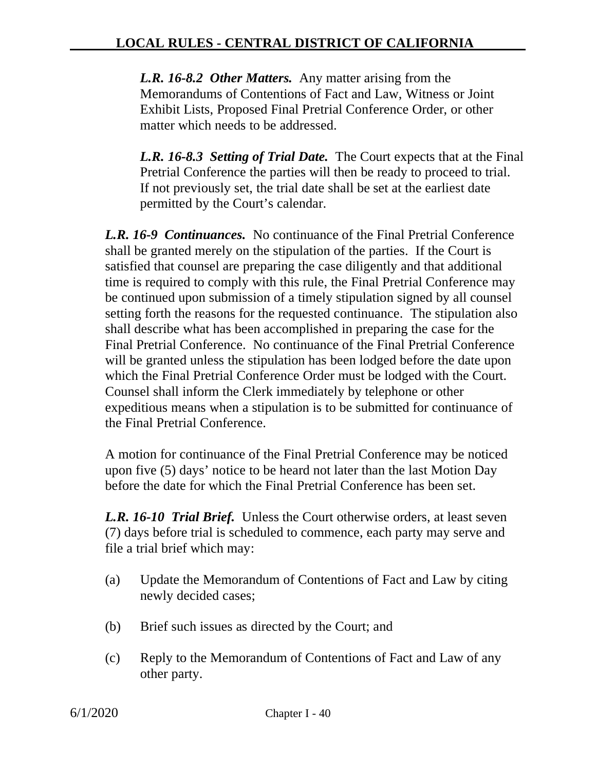***L.R. 16-8.2 Other Matters.*** Any matter arising from the Memorandums of Contentions of Fact and Law, Witness or Joint Exhibit Lists, Proposed Final Pretrial Conference Order, or other matter which needs to be addressed.

***L.R. 16-8.3 Setting of Trial Date.*** The Court expects that at the Final Pretrial Conference the parties will then be ready to proceed to trial. If not previously set, the trial date shall be set at the earliest date permitted by the Court's calendar.

***L.R. 16-9 Continuances.*** No continuance of the Final Pretrial Conference shall be granted merely on the stipulation of the parties. If the Court is satisfied that counsel are preparing the case diligently and that additional time is required to comply with this rule, the Final Pretrial Conference may be continued upon submission of a timely stipulation signed by all counsel setting forth the reasons for the requested continuance. The stipulation also shall describe what has been accomplished in preparing the case for the Final Pretrial Conference. No continuance of the Final Pretrial Conference will be granted unless the stipulation has been lodged before the date upon which the Final Pretrial Conference Order must be lodged with the Court. Counsel shall inform the Clerk immediately by telephone or other expeditious means when a stipulation is to be submitted for continuance of the Final Pretrial Conference.

A motion for continuance of the Final Pretrial Conference may be noticed upon five (5) days' notice to be heard not later than the last Motion Day before the date for which the Final Pretrial Conference has been set.

***L.R. 16-10 Trial Brief.*** Unless the Court otherwise orders, at least seven (7) days before trial is scheduled to commence, each party may serve and file a trial brief which may:

(a) Update the Memorandum of Contentions of Fact and Law by citing newly decided cases;

(b) Brief such issues as directed by the Court; and

(c) Reply to the Memorandum of Contentions of Fact and Law of any other party.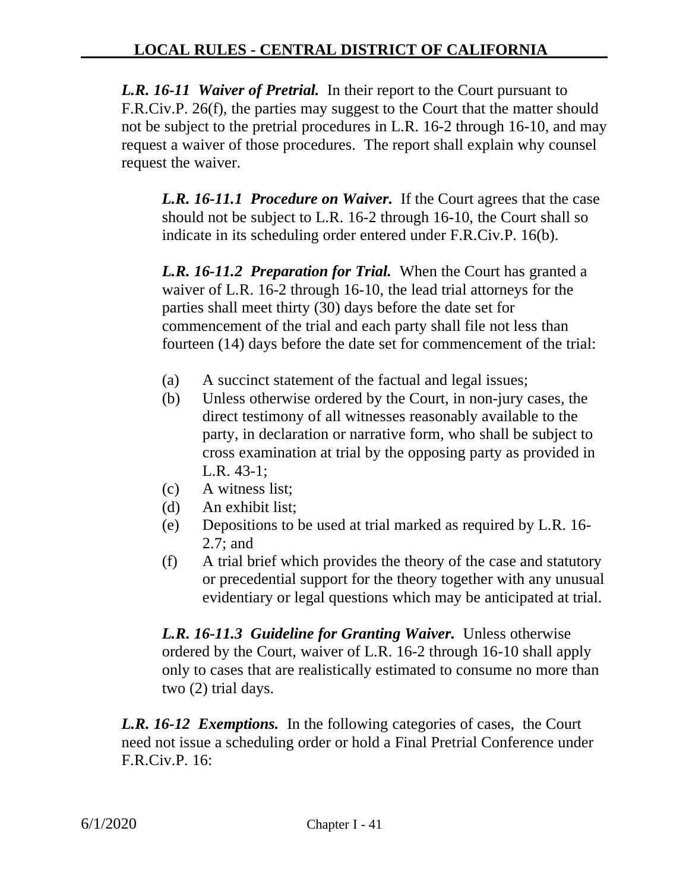***L.R. 16-11 Waiver of Pretrial.*** In their report to the Court pursuant to F.R.Civ.P. 26(f), the parties may suggest to the Court that the matter should not be subject to the pretrial procedures in L.R. 16-2 through 16-10, and may request a waiver of those procedures. The report shall explain why counsel request the waiver.

***L.R. 16-11.1 Procedure on Waiver.*** If the Court agrees that the case should not be subject to L.R. 16-2 through 16-10, the Court shall so indicate in its scheduling order entered under F.R.Civ.P. 16(b).

***L.R. 16-11.2 Preparation for Trial.*** When the Court has granted a waiver of L.R. 16-2 through 16-10, the lead trial attorneys for the parties shall meet thirty (30) days before the date set for commencement of the trial and each party shall file not less than fourteen (14) days before the date set for commencement of the trial:

(a) A succinct statement of the factual and legal issues;
(b) Unless otherwise ordered by the Court, in non-jury cases, the direct testimony of all witnesses reasonably available to the party, in declaration or narrative form, who shall be subject to cross examination at trial by the opposing party as provided in L.R. 43-1;
(c) A witness list;
(d) An exhibit list;
(e) Depositions to be used at trial marked as required by L.R. 16-2.7; and
(f) A trial brief which provides the theory of the case and statutory or precedential support for the theory together with any unusual evidentiary or legal questions which may be anticipated at trial.

***L.R. 16-11.3 Guideline for Granting Waiver.*** Unless otherwise ordered by the Court, waiver of L.R. 16-2 through 16-10 shall apply only to cases that are realistically estimated to consume no more than two (2) trial days.

***L.R. 16-12 Exemptions.*** In the following categories of cases, the Court need not issue a scheduling order or hold a Final Pretrial Conference under F.R.Civ.P. 16: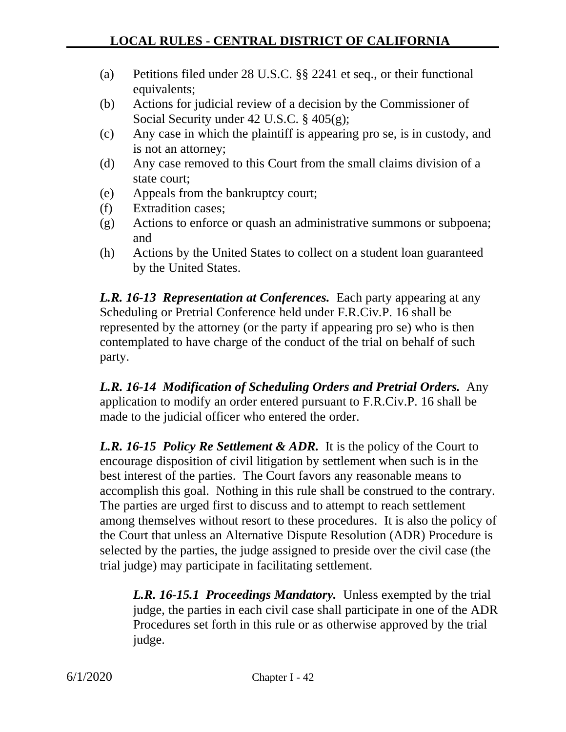(a) Petitions filed under 28 U.S.C. §§ 2241 et seq., or their functional equivalents;
(b) Actions for judicial review of a decision by the Commissioner of Social Security under 42 U.S.C. § 405(g);
(c) Any case in which the plaintiff is appearing pro se, is in custody, and is not an attorney;
(d) Any case removed to this Court from the small claims division of a state court;
(e) Appeals from the bankruptcy court;
(f) Extradition cases;
(g) Actions to enforce or quash an administrative summons or subpoena; and
(h) Actions by the United States to collect on a student loan guaranteed by the United States.

***L.R. 16-13 Representation at Conferences.*** Each party appearing at any Scheduling or Pretrial Conference held under F.R.Civ.P. 16 shall be represented by the attorney (or the party if appearing pro se) who is then contemplated to have charge of the conduct of the trial on behalf of such party.

***L.R. 16-14 Modification of Scheduling Orders and Pretrial Orders.*** Any application to modify an order entered pursuant to F.R.Civ.P. 16 shall be made to the judicial officer who entered the order.

***L.R. 16-15 Policy Re Settlement & ADR.*** It is the policy of the Court to encourage disposition of civil litigation by settlement when such is in the best interest of the parties. The Court favors any reasonable means to accomplish this goal. Nothing in this rule shall be construed to the contrary. The parties are urged first to discuss and to attempt to reach settlement among themselves without resort to these procedures. It is also the policy of the Court that unless an Alternative Dispute Resolution (ADR) Procedure is selected by the parties, the judge assigned to preside over the civil case (the trial judge) may participate in facilitating settlement.

> ***L.R. 16-15.1 Proceedings Mandatory.*** Unless exempted by the trial judge, the parties in each civil case shall participate in one of the ADR Procedures set forth in this rule or as otherwise approved by the trial judge.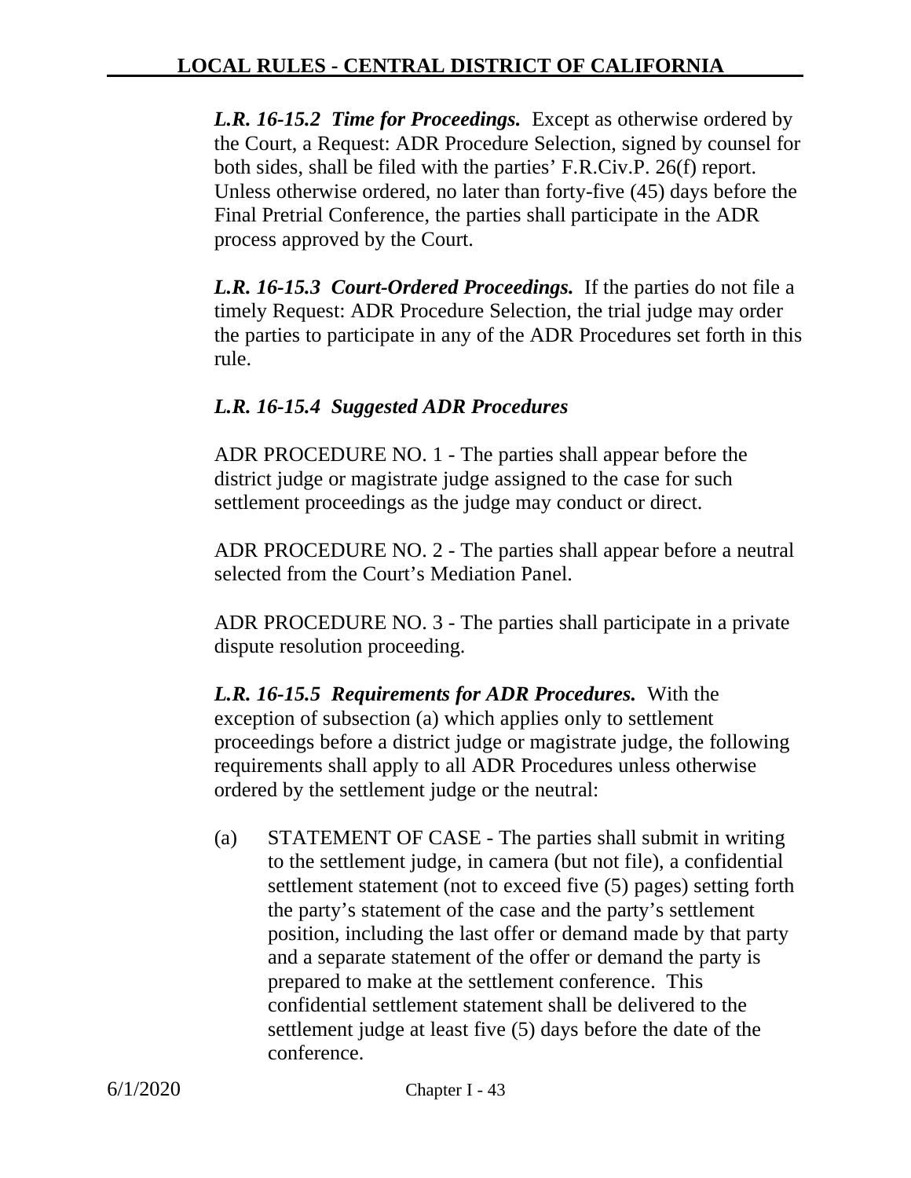***L.R. 16-15.2 Time for Proceedings.*** Except as otherwise ordered by the Court, a Request: ADR Procedure Selection, signed by counsel for both sides, shall be filed with the parties' F.R.Civ.P. 26(f) report. Unless otherwise ordered, no later than forty-five (45) days before the Final Pretrial Conference, the parties shall participate in the ADR process approved by the Court.

***L.R. 16-15.3 Court-Ordered Proceedings.*** If the parties do not file a timely Request: ADR Procedure Selection, the trial judge may order the parties to participate in any of the ADR Procedures set forth in this rule.

***L.R. 16-15.4 Suggested ADR Procedures***

ADR PROCEDURE NO. 1 - The parties shall appear before the district judge or magistrate judge assigned to the case for such settlement proceedings as the judge may conduct or direct.

ADR PROCEDURE NO. 2 - The parties shall appear before a neutral selected from the Court's Mediation Panel.

ADR PROCEDURE NO. 3 - The parties shall participate in a private dispute resolution proceeding.

***L.R. 16-15.5 Requirements for ADR Procedures.*** With the exception of subsection (a) which applies only to settlement proceedings before a district judge or magistrate judge, the following requirements shall apply to all ADR Procedures unless otherwise ordered by the settlement judge or the neutral:

(a) STATEMENT OF CASE - The parties shall submit in writing to the settlement judge, in camera (but not file), a confidential settlement statement (not to exceed five (5) pages) setting forth the party's statement of the case and the party's settlement position, including the last offer or demand made by that party and a separate statement of the offer or demand the party is prepared to make at the settlement conference. This confidential settlement statement shall be delivered to the settlement judge at least five (5) days before the date of the conference.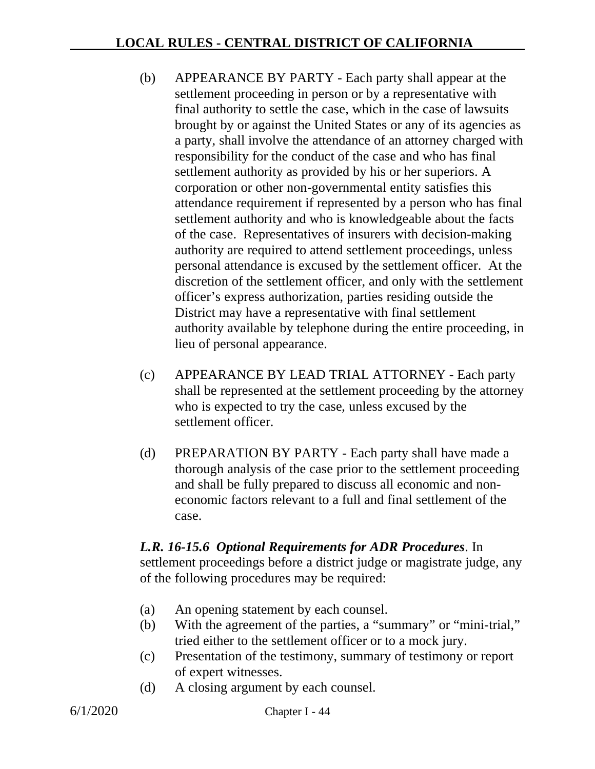(b) APPEARANCE BY PARTY - Each party shall appear at the settlement proceeding in person or by a representative with final authority to settle the case, which in the case of lawsuits brought by or against the United States or any of its agencies as a party, shall involve the attendance of an attorney charged with responsibility for the conduct of the case and who has final settlement authority as provided by his or her superiors. A corporation or other non-governmental entity satisfies this attendance requirement if represented by a person who has final settlement authority and who is knowledgeable about the facts of the case. Representatives of insurers with decision-making authority are required to attend settlement proceedings, unless personal attendance is excused by the settlement officer. At the discretion of the settlement officer, and only with the settlement officer's express authorization, parties residing outside the District may have a representative with final settlement authority available by telephone during the entire proceeding, in lieu of personal appearance.

(c) APPEARANCE BY LEAD TRIAL ATTORNEY - Each party shall be represented at the settlement proceeding by the attorney who is expected to try the case, unless excused by the settlement officer.

(d) PREPARATION BY PARTY - Each party shall have made a thorough analysis of the case prior to the settlement proceeding and shall be fully prepared to discuss all economic and non-economic factors relevant to a full and final settlement of the case.

***L.R. 16-15.6 Optional Requirements for ADR Procedures***. In settlement proceedings before a district judge or magistrate judge, any of the following procedures may be required:

(a) An opening statement by each counsel.
(b) With the agreement of the parties, a "summary" or "mini-trial," tried either to the settlement officer or to a mock jury.
(c) Presentation of the testimony, summary of testimony or report of expert witnesses.
(d) A closing argument by each counsel.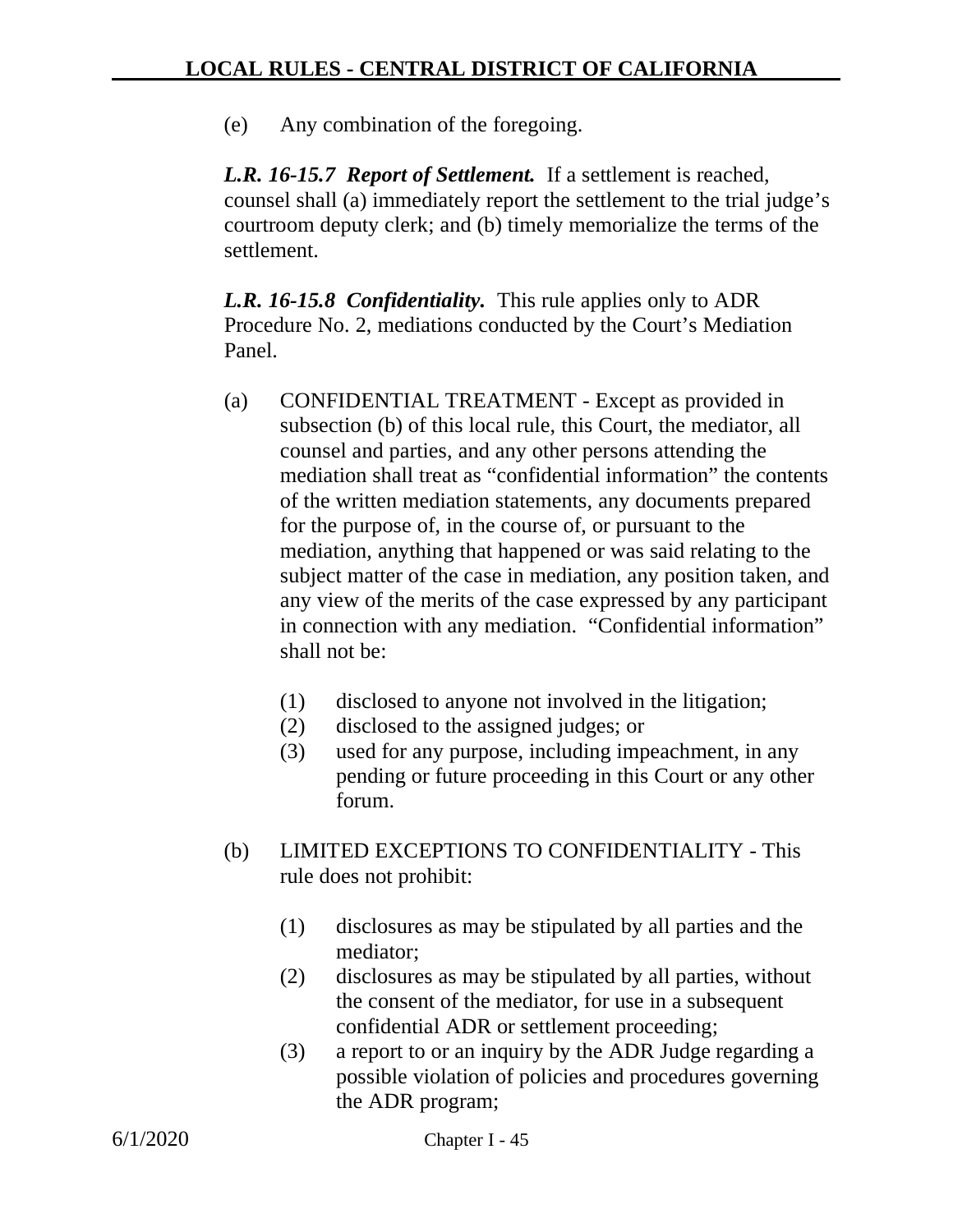(e) Any combination of the foregoing.

***L.R. 16-15.7 Report of Settlement.*** If a settlement is reached, counsel shall (a) immediately report the settlement to the trial judge's courtroom deputy clerk; and (b) timely memorialize the terms of the settlement.

***L.R. 16-15.8 Confidentiality.*** This rule applies only to ADR Procedure No. 2, mediations conducted by the Court's Mediation Panel.

(a) CONFIDENTIAL TREATMENT - Except as provided in subsection (b) of this local rule, this Court, the mediator, all counsel and parties, and any other persons attending the mediation shall treat as "confidential information" the contents of the written mediation statements, any documents prepared for the purpose of, in the course of, or pursuant to the mediation, anything that happened or was said relating to the subject matter of the case in mediation, any position taken, and any view of the merits of the case expressed by any participant in connection with any mediation. "Confidential information" shall not be:

    (1) disclosed to anyone not involved in the litigation;
    (2) disclosed to the assigned judges; or
    (3) used for any purpose, including impeachment, in any pending or future proceeding in this Court or any other forum.

(b) LIMITED EXCEPTIONS TO CONFIDENTIALITY - This rule does not prohibit:

    (1) disclosures as may be stipulated by all parties and the mediator;
    (2) disclosures as may be stipulated by all parties, without the consent of the mediator, for use in a subsequent confidential ADR or settlement proceeding;
    (3) a report to or an inquiry by the ADR Judge regarding a possible violation of policies and procedures governing the ADR program;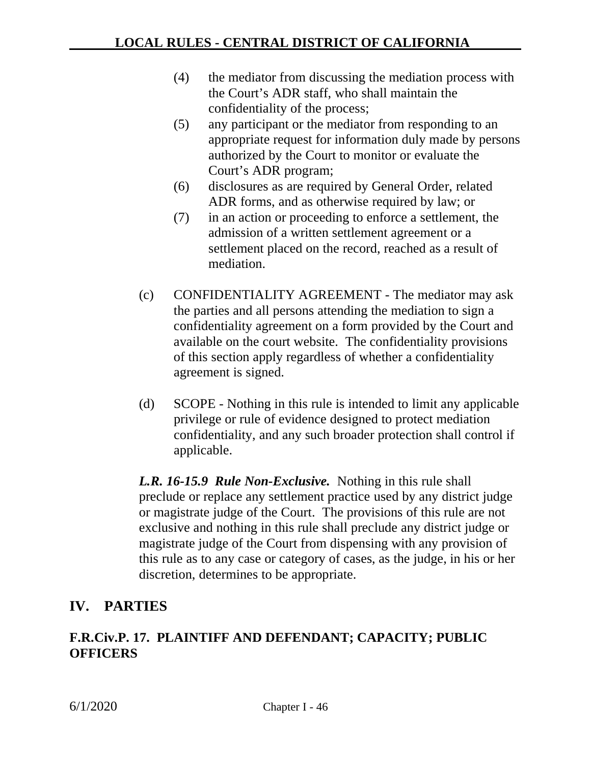(4) the mediator from discussing the mediation process with the Court's ADR staff, who shall maintain the confidentiality of the process;

(5) any participant or the mediator from responding to an appropriate request for information duly made by persons authorized by the Court to monitor or evaluate the Court's ADR program;

(6) disclosures as are required by General Order, related ADR forms, and as otherwise required by law; or

(7) in an action or proceeding to enforce a settlement, the admission of a written settlement agreement or a settlement placed on the record, reached as a result of mediation.

(c) CONFIDENTIALITY AGREEMENT - The mediator may ask the parties and all persons attending the mediation to sign a confidentiality agreement on a form provided by the Court and available on the court website. The confidentiality provisions of this section apply regardless of whether a confidentiality agreement is signed.

(d) SCOPE - Nothing in this rule is intended to limit any applicable privilege or rule of evidence designed to protect mediation confidentiality, and any such broader protection shall control if applicable.

***L.R. 16-15.9 Rule Non-Exclusive.*** Nothing in this rule shall preclude or replace any settlement practice used by any district judge or magistrate judge of the Court. The provisions of this rule are not exclusive and nothing in this rule shall preclude any district judge or magistrate judge of the Court from dispensing with any provision of this rule as to any case or category of cases, as the judge, in his or her discretion, determines to be appropriate.

# IV. PARTIES

## F.R.Civ.P. 17. PLAINTIFF AND DEFENDANT; CAPACITY; PUBLIC OFFICERS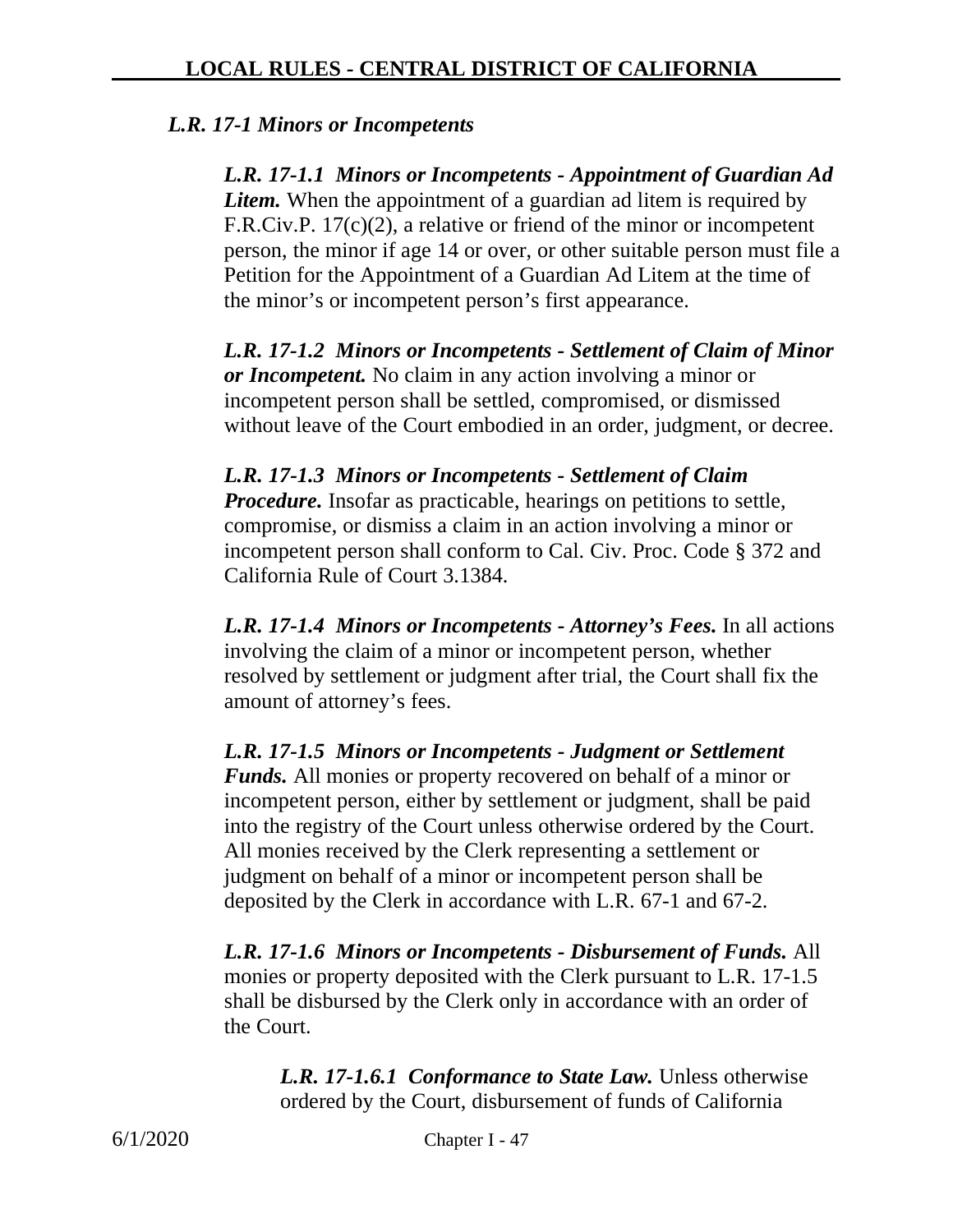## *L.R. 17-1 Minors or Incompetents*

***L.R. 17-1.1 Minors or Incompetents - Appointment of Guardian Ad Litem.*** When the appointment of a guardian ad litem is required by F.R.Civ.P. 17(c)(2), a relative or friend of the minor or incompetent person, the minor if age 14 or over, or other suitable person must file a Petition for the Appointment of a Guardian Ad Litem at the time of the minor's or incompetent person's first appearance.

***L.R. 17-1.2 Minors or Incompetents - Settlement of Claim of Minor or Incompetent.*** No claim in any action involving a minor or incompetent person shall be settled, compromised, or dismissed without leave of the Court embodied in an order, judgment, or decree.

***L.R. 17-1.3 Minors or Incompetents - Settlement of Claim Procedure.*** Insofar as practicable, hearings on petitions to settle, compromise, or dismiss a claim in an action involving a minor or incompetent person shall conform to Cal. Civ. Proc. Code § 372 and California Rule of Court 3.1384.

***L.R. 17-1.4 Minors or Incompetents - Attorney's Fees.*** In all actions involving the claim of a minor or incompetent person, whether resolved by settlement or judgment after trial, the Court shall fix the amount of attorney's fees.

***L.R. 17-1.5 Minors or Incompetents - Judgment or Settlement Funds.*** All monies or property recovered on behalf of a minor or incompetent person, either by settlement or judgment, shall be paid into the registry of the Court unless otherwise ordered by the Court. All monies received by the Clerk representing a settlement or judgment on behalf of a minor or incompetent person shall be deposited by the Clerk in accordance with L.R. 67-1 and 67-2.

***L.R. 17-1.6 Minors or Incompetents - Disbursement of Funds.*** All monies or property deposited with the Clerk pursuant to L.R. 17-1.5 shall be disbursed by the Clerk only in accordance with an order of the Court.

***L.R. 17-1.6.1 Conformance to State Law.*** Unless otherwise ordered by the Court, disbursement of funds of California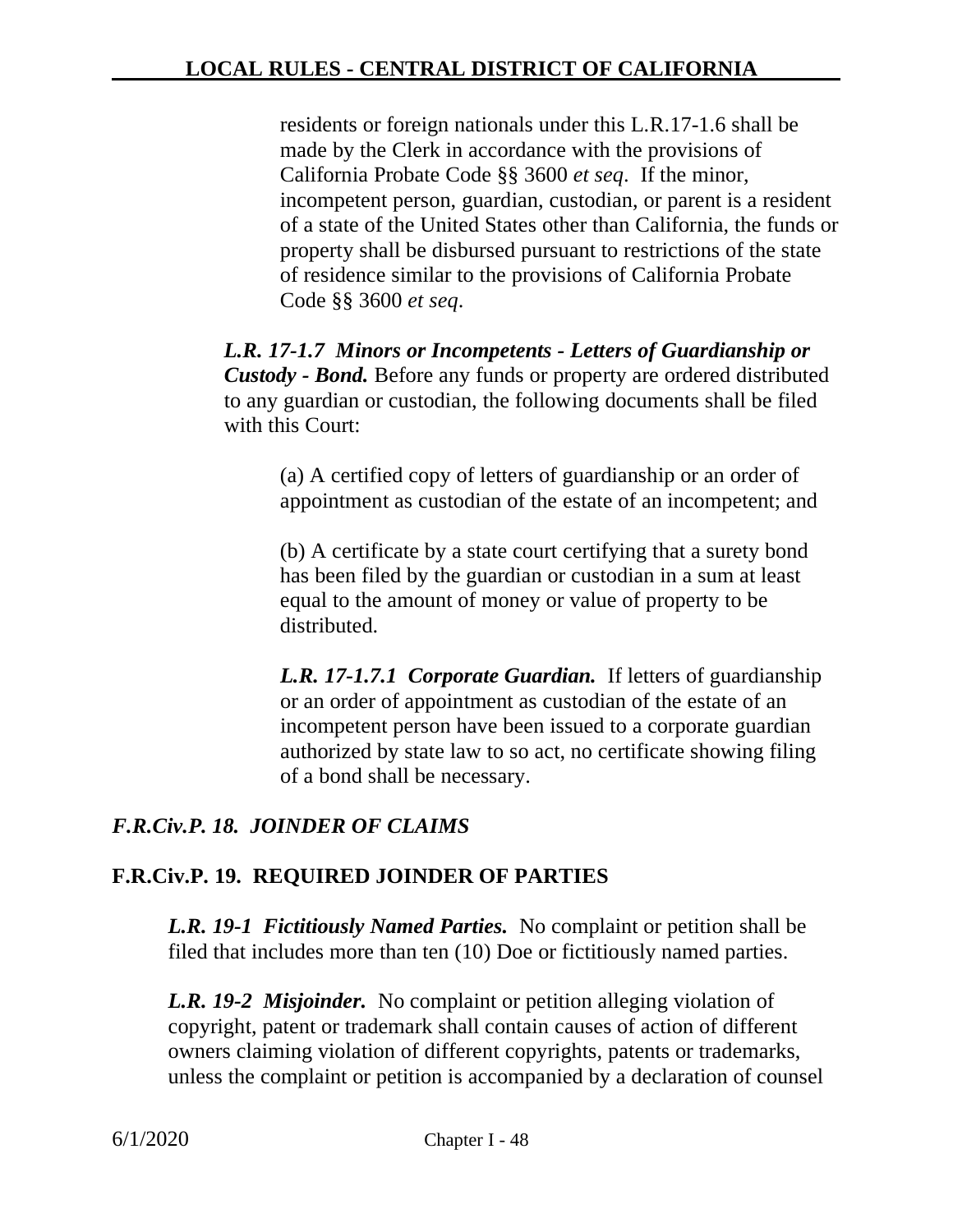residents or foreign nationals under this L.R.17-1.6 shall be made by the Clerk in accordance with the provisions of California Probate Code §§ 3600 *et seq*. If the minor, incompetent person, guardian, custodian, or parent is a resident of a state of the United States other than California, the funds or property shall be disbursed pursuant to restrictions of the state of residence similar to the provisions of California Probate Code §§ 3600 *et seq*.

***L.R. 17-1.7 Minors or Incompetents - Letters of Guardianship or Custody - Bond.*** Before any funds or property are ordered distributed to any guardian or custodian, the following documents shall be filed with this Court:

(a) A certified copy of letters of guardianship or an order of appointment as custodian of the estate of an incompetent; and

(b) A certificate by a state court certifying that a surety bond has been filed by the guardian or custodian in a sum at least equal to the amount of money or value of property to be distributed.

***L.R. 17-1.7.1 Corporate Guardian.*** If letters of guardianship or an order of appointment as custodian of the estate of an incompetent person have been issued to a corporate guardian authorized by state law to so act, no certificate showing filing of a bond shall be necessary.

## *F.R.Civ.P. 18. JOINDER OF CLAIMS*

## F.R.Civ.P. 19. REQUIRED JOINDER OF PARTIES

***L.R. 19-1 Fictitiously Named Parties.*** No complaint or petition shall be filed that includes more than ten (10) Doe or fictitiously named parties.

***L.R. 19-2 Misjoinder.*** No complaint or petition alleging violation of copyright, patent or trademark shall contain causes of action of different owners claiming violation of different copyrights, patents or trademarks, unless the complaint or petition is accompanied by a declaration of counsel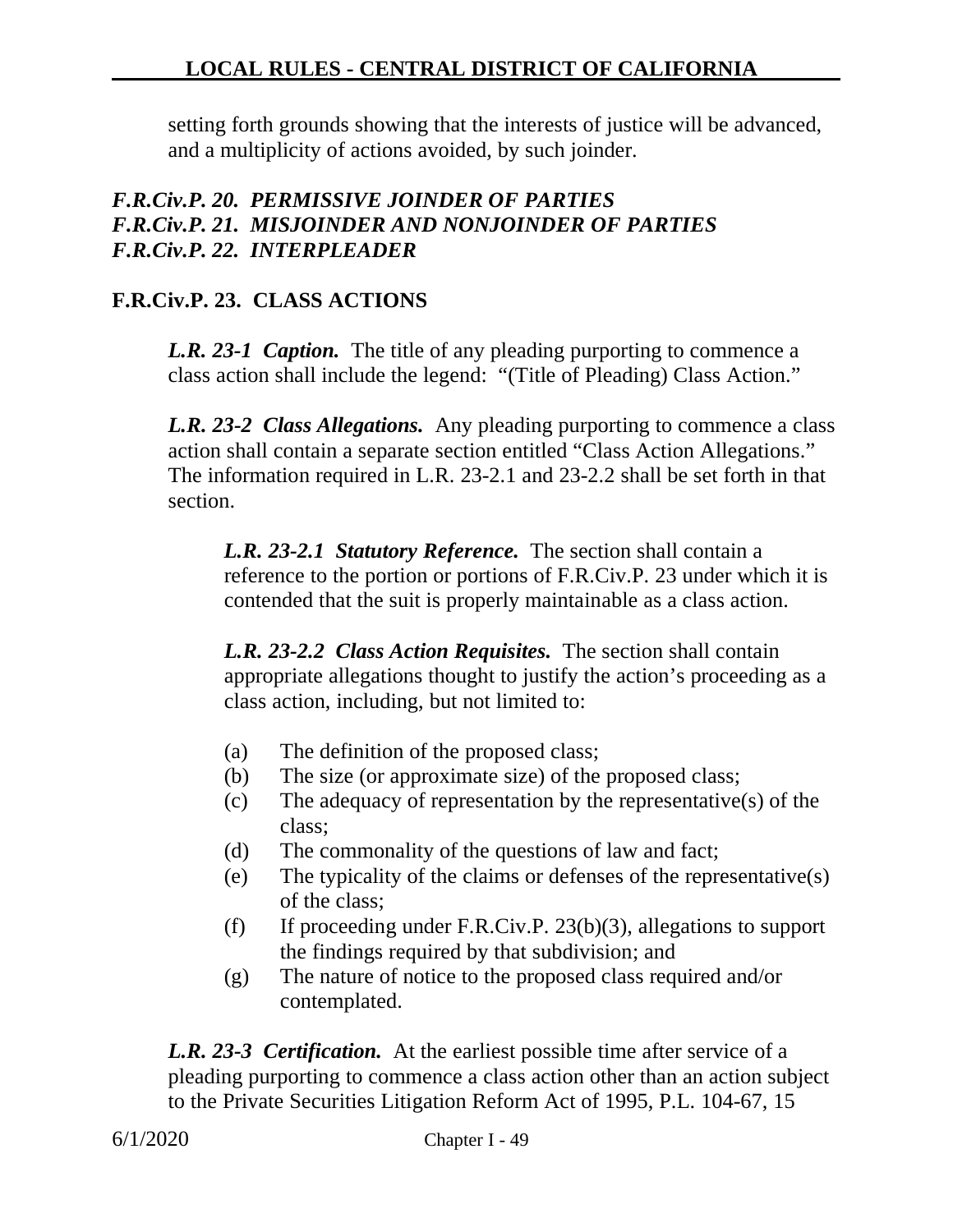setting forth grounds showing that the interests of justice will be advanced, and a multiplicity of actions avoided, by such joinder.

***F.R.Civ.P. 20. PERMISSIVE JOINDER OF PARTIES***
***F.R.Civ.P. 21. MISJOINDER AND NONJOINDER OF PARTIES***
***F.R.Civ.P. 22. INTERPLEADER***

## F.R.Civ.P. 23. CLASS ACTIONS

***L.R. 23-1 Caption.*** The title of any pleading purporting to commence a class action shall include the legend: "(Title of Pleading) Class Action."

***L.R. 23-2 Class Allegations.*** Any pleading purporting to commence a class action shall contain a separate section entitled "Class Action Allegations." The information required in L.R. 23-2.1 and 23-2.2 shall be set forth in that section.

***L.R. 23-2.1 Statutory Reference.*** The section shall contain a reference to the portion or portions of F.R.Civ.P. 23 under which it is contended that the suit is properly maintainable as a class action.

***L.R. 23-2.2 Class Action Requisites.*** The section shall contain appropriate allegations thought to justify the action's proceeding as a class action, including, but not limited to:

(a) The definition of the proposed class;
(b) The size (or approximate size) of the proposed class;
(c) The adequacy of representation by the representative(s) of the class;
(d) The commonality of the questions of law and fact;
(e) The typicality of the claims or defenses of the representative(s) of the class;
(f) If proceeding under F.R.Civ.P. 23(b)(3), allegations to support the findings required by that subdivision; and
(g) The nature of notice to the proposed class required and/or contemplated.

***L.R. 23-3 Certification.*** At the earliest possible time after service of a pleading purporting to commence a class action other than an action subject to the Private Securities Litigation Reform Act of 1995, P.L. 104-67, 15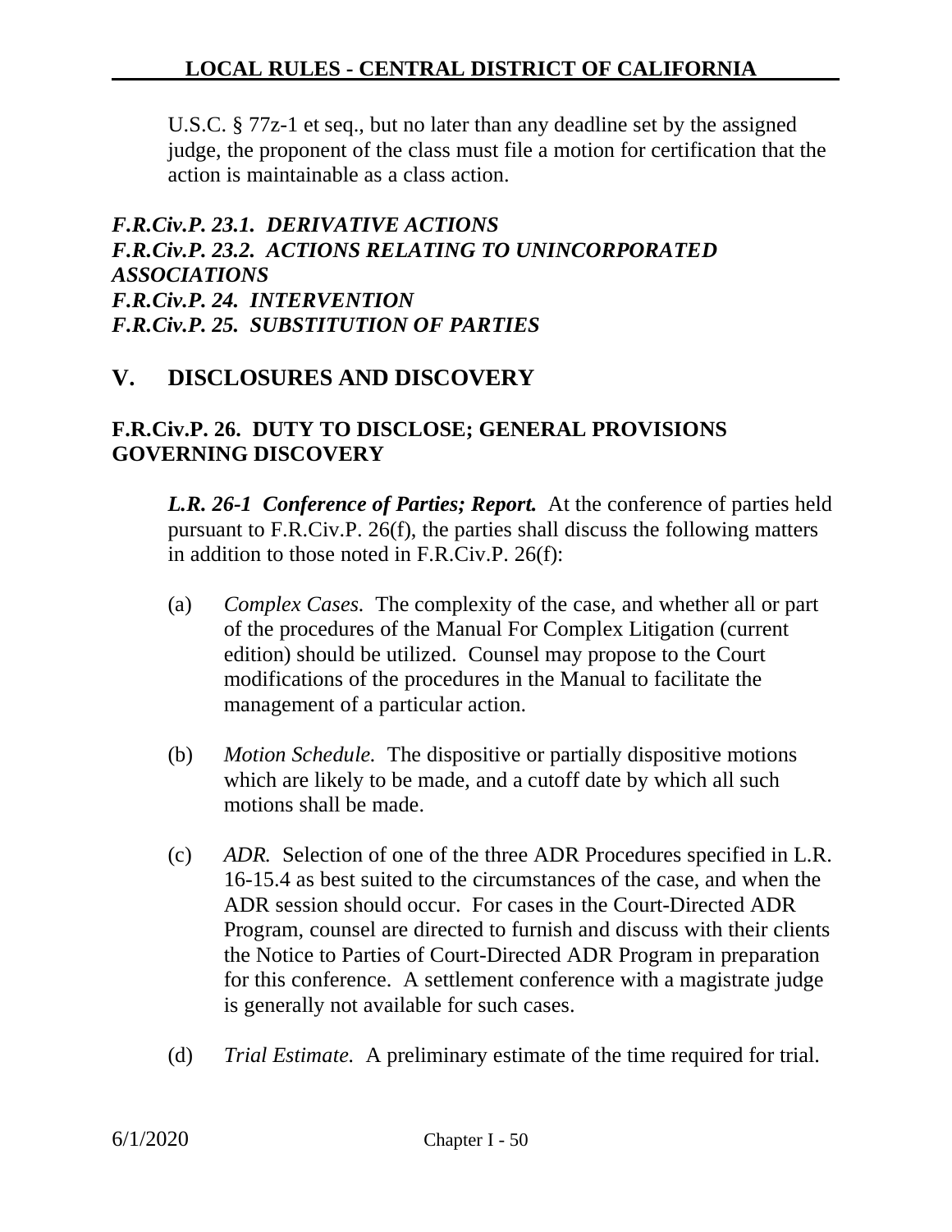U.S.C. § 77z-1 et seq., but no later than any deadline set by the assigned judge, the proponent of the class must file a motion for certification that the action is maintainable as a class action.

***F.R.Civ.P. 23.1. DERIVATIVE ACTIONS***
***F.R.Civ.P. 23.2. ACTIONS RELATING TO UNINCORPORATED ASSOCIATIONS***
***F.R.Civ.P. 24. INTERVENTION***
***F.R.Civ.P. 25. SUBSTITUTION OF PARTIES***

## V. DISCLOSURES AND DISCOVERY

### F.R.Civ.P. 26. DUTY TO DISCLOSE; GENERAL PROVISIONS GOVERNING DISCOVERY

***L.R. 26-1 Conference of Parties; Report.*** At the conference of parties held pursuant to F.R.Civ.P. 26(f), the parties shall discuss the following matters in addition to those noted in F.R.Civ.P. 26(f):

(a) *Complex Cases.* The complexity of the case, and whether all or part of the procedures of the Manual For Complex Litigation (current edition) should be utilized. Counsel may propose to the Court modifications of the procedures in the Manual to facilitate the management of a particular action.

(b) *Motion Schedule.* The dispositive or partially dispositive motions which are likely to be made, and a cutoff date by which all such motions shall be made.

(c) *ADR.* Selection of one of the three ADR Procedures specified in L.R. 16-15.4 as best suited to the circumstances of the case, and when the ADR session should occur. For cases in the Court-Directed ADR Program, counsel are directed to furnish and discuss with their clients the Notice to Parties of Court-Directed ADR Program in preparation for this conference. A settlement conference with a magistrate judge is generally not available for such cases.

(d) *Trial Estimate.* A preliminary estimate of the time required for trial.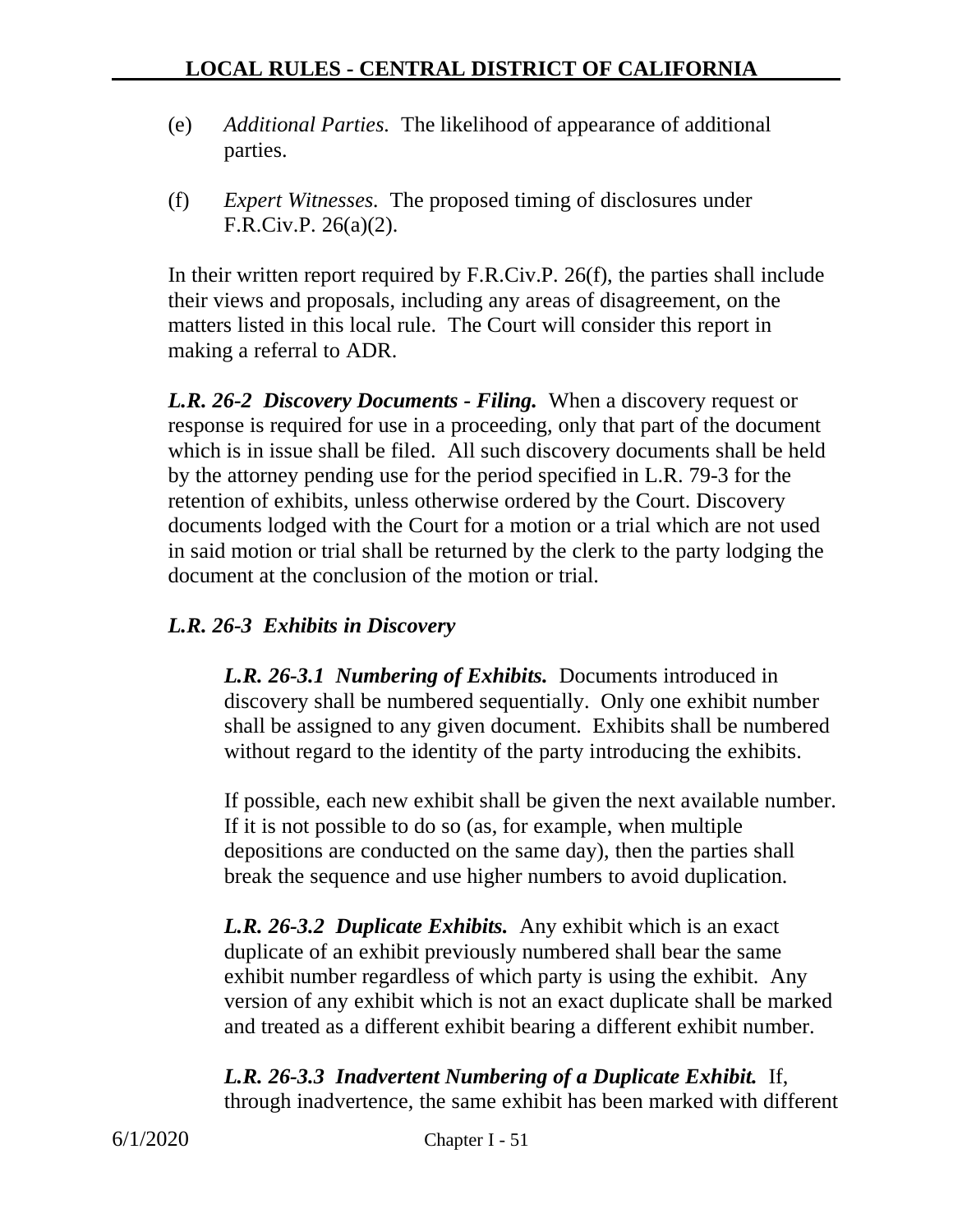(e) *Additional Parties.* The likelihood of appearance of additional parties.

(f) *Expert Witnesses.* The proposed timing of disclosures under F.R.Civ.P. 26(a)(2).

In their written report required by F.R.Civ.P. 26(f), the parties shall include their views and proposals, including any areas of disagreement, on the matters listed in this local rule. The Court will consider this report in making a referral to ADR.

***L.R. 26-2 Discovery Documents - Filing.*** When a discovery request or response is required for use in a proceeding, only that part of the document which is in issue shall be filed. All such discovery documents shall be held by the attorney pending use for the period specified in L.R. 79-3 for the retention of exhibits, unless otherwise ordered by the Court. Discovery documents lodged with the Court for a motion or a trial which are not used in said motion or trial shall be returned by the clerk to the party lodging the document at the conclusion of the motion or trial.

***L.R. 26-3 Exhibits in Discovery***

***L.R. 26-3.1 Numbering of Exhibits.*** Documents introduced in discovery shall be numbered sequentially. Only one exhibit number shall be assigned to any given document. Exhibits shall be numbered without regard to the identity of the party introducing the exhibits.

If possible, each new exhibit shall be given the next available number. If it is not possible to do so (as, for example, when multiple depositions are conducted on the same day), then the parties shall break the sequence and use higher numbers to avoid duplication.

***L.R. 26-3.2 Duplicate Exhibits.*** Any exhibit which is an exact duplicate of an exhibit previously numbered shall bear the same exhibit number regardless of which party is using the exhibit. Any version of any exhibit which is not an exact duplicate shall be marked and treated as a different exhibit bearing a different exhibit number.

***L.R. 26-3.3 Inadvertent Numbering of a Duplicate Exhibit.*** If, through inadvertence, the same exhibit has been marked with different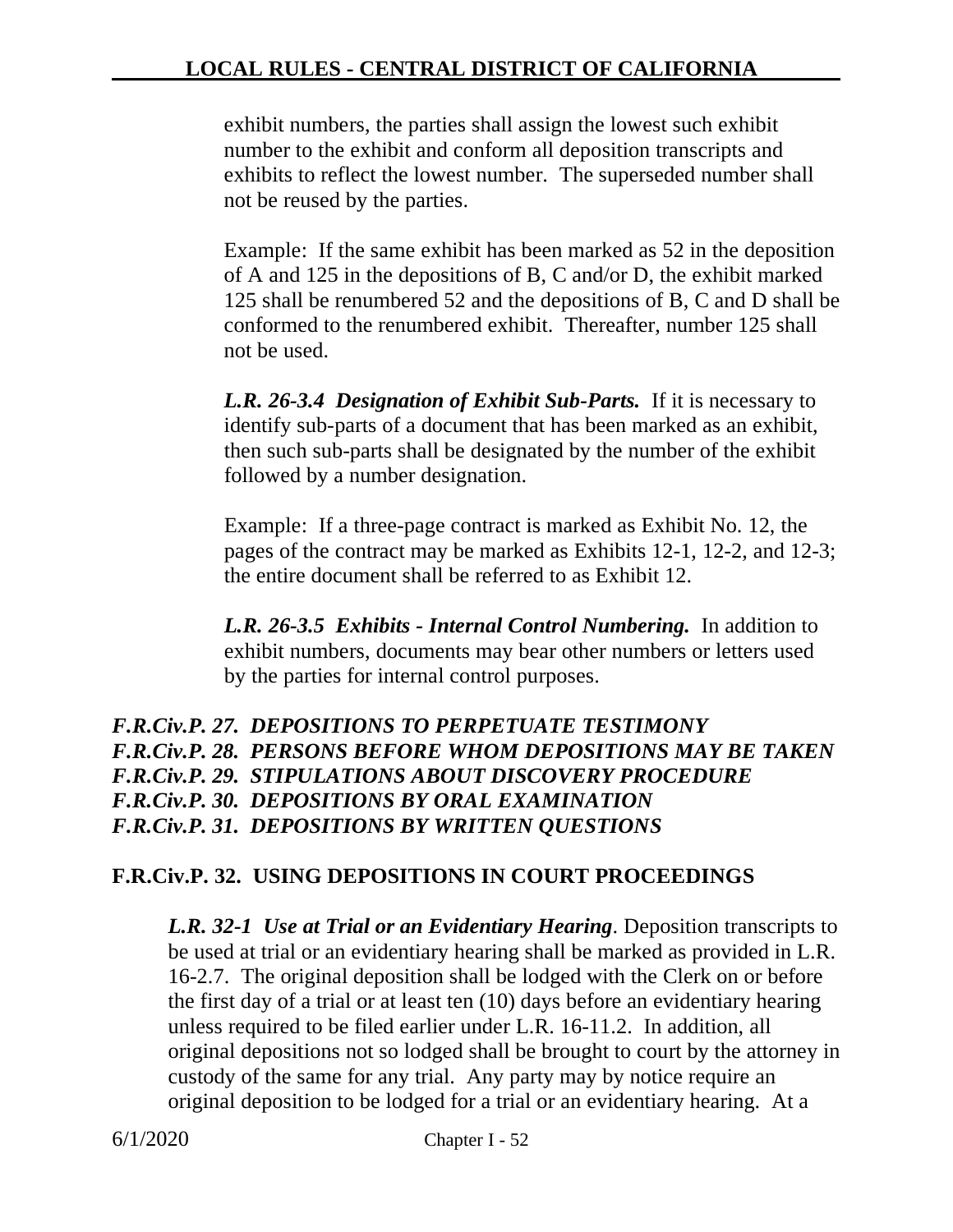exhibit numbers, the parties shall assign the lowest such exhibit number to the exhibit and conform all deposition transcripts and exhibits to reflect the lowest number. The superseded number shall not be reused by the parties.

Example: If the same exhibit has been marked as 52 in the deposition of A and 125 in the depositions of B, C and/or D, the exhibit marked 125 shall be renumbered 52 and the depositions of B, C and D shall be conformed to the renumbered exhibit. Thereafter, number 125 shall not be used.

***L.R. 26-3.4 Designation of Exhibit Sub-Parts.*** If it is necessary to identify sub-parts of a document that has been marked as an exhibit, then such sub-parts shall be designated by the number of the exhibit followed by a number designation.

Example: If a three-page contract is marked as Exhibit No. 12, the pages of the contract may be marked as Exhibits 12-1, 12-2, and 12-3; the entire document shall be referred to as Exhibit 12.

***L.R. 26-3.5 Exhibits - Internal Control Numbering.*** In addition to exhibit numbers, documents may bear other numbers or letters used by the parties for internal control purposes.

***F.R.Civ.P. 27. DEPOSITIONS TO PERPETUATE TESTIMONY***
***F.R.Civ.P. 28. PERSONS BEFORE WHOM DEPOSITIONS MAY BE TAKEN***
***F.R.Civ.P. 29. STIPULATIONS ABOUT DISCOVERY PROCEDURE***
***F.R.Civ.P. 30. DEPOSITIONS BY ORAL EXAMINATION***
***F.R.Civ.P. 31. DEPOSITIONS BY WRITTEN QUESTIONS***

## F.R.Civ.P. 32. USING DEPOSITIONS IN COURT PROCEEDINGS

***L.R. 32-1 Use at Trial or an Evidentiary Hearing***. Deposition transcripts to be used at trial or an evidentiary hearing shall be marked as provided in L.R. 16-2.7. The original deposition shall be lodged with the Clerk on or before the first day of a trial or at least ten (10) days before an evidentiary hearing unless required to be filed earlier under L.R. 16-11.2. In addition, all original depositions not so lodged shall be brought to court by the attorney in custody of the same for any trial. Any party may by notice require an original deposition to be lodged for a trial or an evidentiary hearing. At a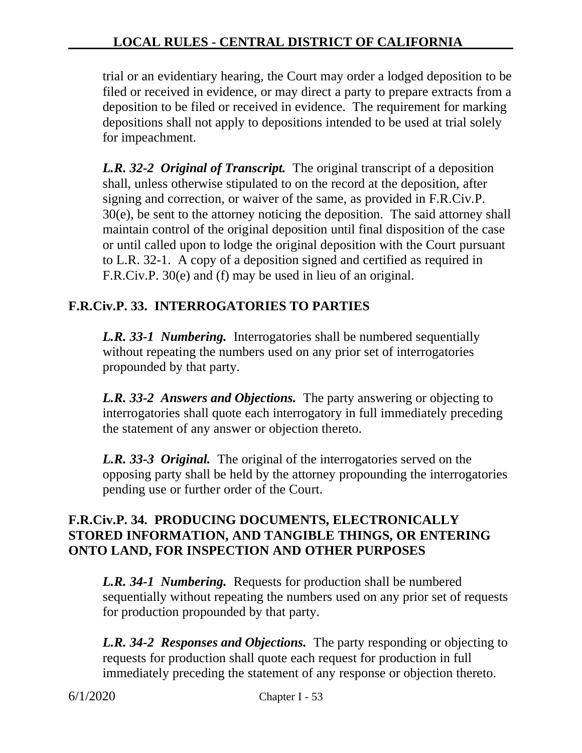trial or an evidentiary hearing, the Court may order a lodged deposition to be filed or received in evidence, or may direct a party to prepare extracts from a deposition to be filed or received in evidence. The requirement for marking depositions shall not apply to depositions intended to be used at trial solely for impeachment.

***L.R. 32-2 Original of Transcript.*** The original transcript of a deposition shall, unless otherwise stipulated to on the record at the deposition, after signing and correction, or waiver of the same, as provided in F.R.Civ.P. 30(e), be sent to the attorney noticing the deposition. The said attorney shall maintain control of the original deposition until final disposition of the case or until called upon to lodge the original deposition with the Court pursuant to L.R. 32-1. A copy of a deposition signed and certified as required in F.R.Civ.P. 30(e) and (f) may be used in lieu of an original.

## F.R.Civ.P. 33. INTERROGATORIES TO PARTIES

***L.R. 33-1 Numbering.*** Interrogatories shall be numbered sequentially without repeating the numbers used on any prior set of interrogatories propounded by that party.

***L.R. 33-2 Answers and Objections.*** The party answering or objecting to interrogatories shall quote each interrogatory in full immediately preceding the statement of any answer or objection thereto.

***L.R. 33-3 Original.*** The original of the interrogatories served on the opposing party shall be held by the attorney propounding the interrogatories pending use or further order of the Court.

## F.R.Civ.P. 34. PRODUCING DOCUMENTS, ELECTRONICALLY STORED INFORMATION, AND TANGIBLE THINGS, OR ENTERING ONTO LAND, FOR INSPECTION AND OTHER PURPOSES

***L.R. 34-1 Numbering.*** Requests for production shall be numbered sequentially without repeating the numbers used on any prior set of requests for production propounded by that party.

***L.R. 34-2 Responses and Objections.*** The party responding or objecting to requests for production shall quote each request for production in full immediately preceding the statement of any response or objection thereto.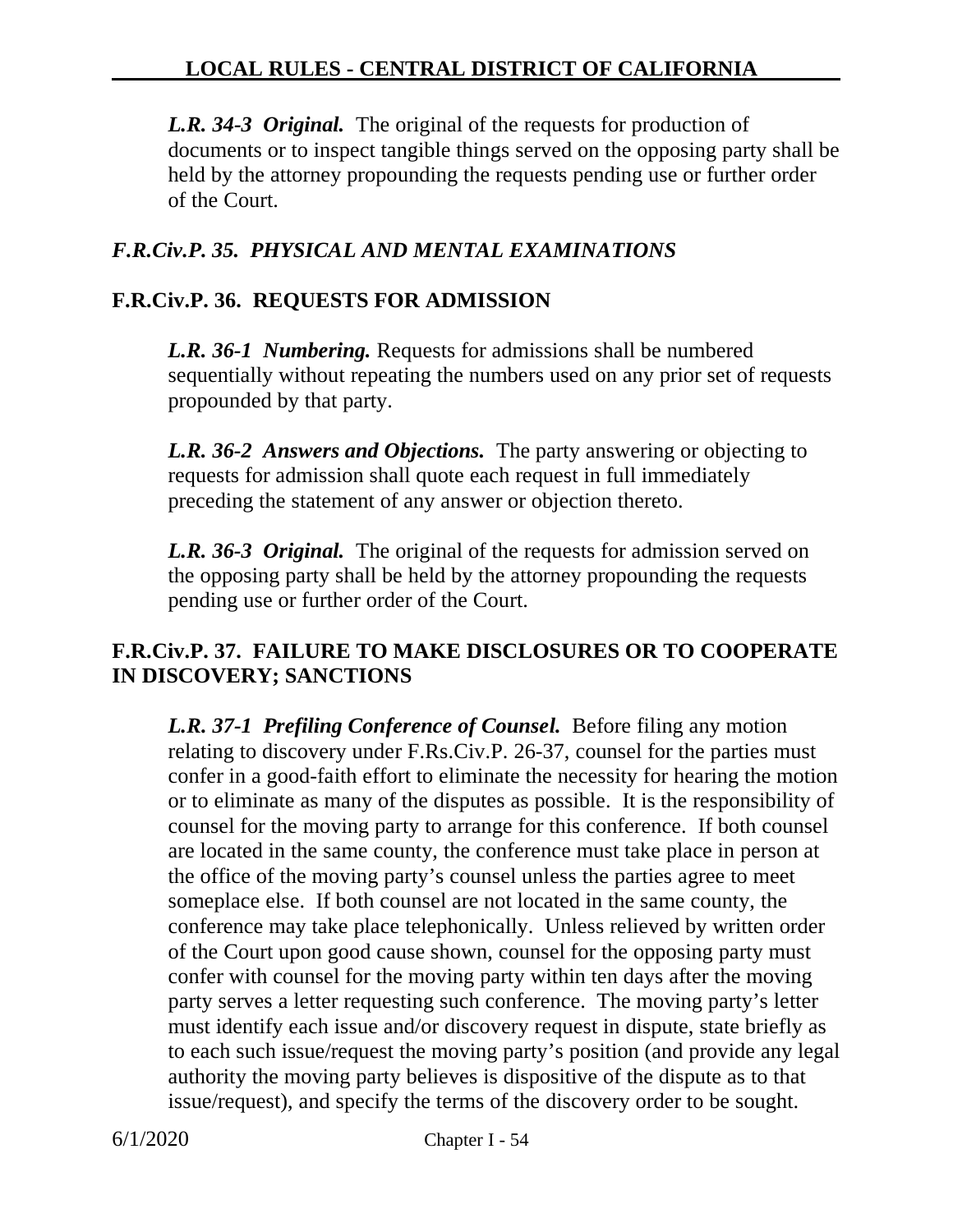*L.R. 34-3 Original.* The original of the requests for production of documents or to inspect tangible things served on the opposing party shall be held by the attorney propounding the requests pending use or further order of the Court.

## *F.R.Civ.P. 35. PHYSICAL AND MENTAL EXAMINATIONS*

## F.R.Civ.P. 36. REQUESTS FOR ADMISSION

***L.R. 36-1 Numbering.*** Requests for admissions shall be numbered sequentially without repeating the numbers used on any prior set of requests propounded by that party.

***L.R. 36-2 Answers and Objections.*** The party answering or objecting to requests for admission shall quote each request in full immediately preceding the statement of any answer or objection thereto.

***L.R. 36-3 Original.*** The original of the requests for admission served on the opposing party shall be held by the attorney propounding the requests pending use or further order of the Court.

## F.R.Civ.P. 37. FAILURE TO MAKE DISCLOSURES OR TO COOPERATE IN DISCOVERY; SANCTIONS

***L.R. 37-1 Prefiling Conference of Counsel.*** Before filing any motion relating to discovery under F.Rs.Civ.P. 26-37, counsel for the parties must confer in a good-faith effort to eliminate the necessity for hearing the motion or to eliminate as many of the disputes as possible. It is the responsibility of counsel for the moving party to arrange for this conference. If both counsel are located in the same county, the conference must take place in person at the office of the moving party's counsel unless the parties agree to meet someplace else. If both counsel are not located in the same county, the conference may take place telephonically. Unless relieved by written order of the Court upon good cause shown, counsel for the opposing party must confer with counsel for the moving party within ten days after the moving party serves a letter requesting such conference. The moving party's letter must identify each issue and/or discovery request in dispute, state briefly as to each such issue/request the moving party's position (and provide any legal authority the moving party believes is dispositive of the dispute as to that issue/request), and specify the terms of the discovery order to be sought.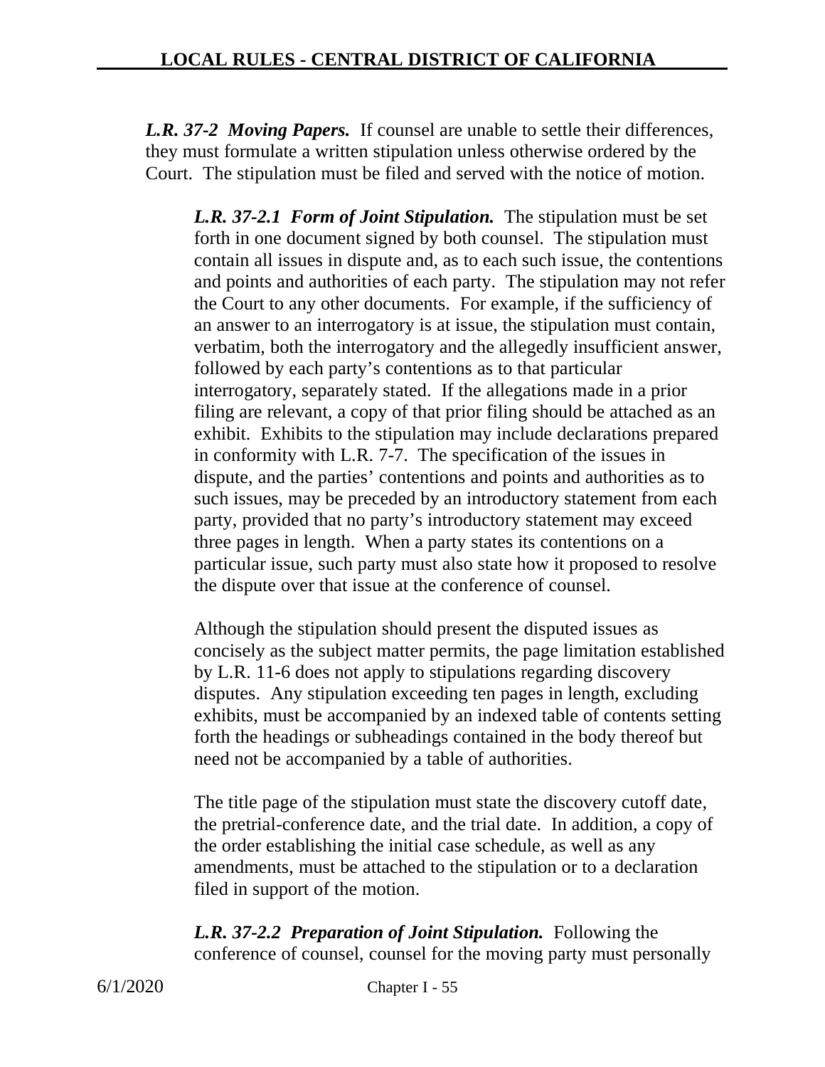***L.R. 37-2 Moving Papers.*** If counsel are unable to settle their differences, they must formulate a written stipulation unless otherwise ordered by the Court. The stipulation must be filed and served with the notice of motion.

***L.R. 37-2.1 Form of Joint Stipulation.*** The stipulation must be set forth in one document signed by both counsel. The stipulation must contain all issues in dispute and, as to each such issue, the contentions and points and authorities of each party. The stipulation may not refer the Court to any other documents. For example, if the sufficiency of an answer to an interrogatory is at issue, the stipulation must contain, verbatim, both the interrogatory and the allegedly insufficient answer, followed by each party's contentions as to that particular interrogatory, separately stated. If the allegations made in a prior filing are relevant, a copy of that prior filing should be attached as an exhibit. Exhibits to the stipulation may include declarations prepared in conformity with L.R. 7-7. The specification of the issues in dispute, and the parties' contentions and points and authorities as to such issues, may be preceded by an introductory statement from each party, provided that no party's introductory statement may exceed three pages in length. When a party states its contentions on a particular issue, such party must also state how it proposed to resolve the dispute over that issue at the conference of counsel.

Although the stipulation should present the disputed issues as concisely as the subject matter permits, the page limitation established by L.R. 11-6 does not apply to stipulations regarding discovery disputes. Any stipulation exceeding ten pages in length, excluding exhibits, must be accompanied by an indexed table of contents setting forth the headings or subheadings contained in the body thereof but need not be accompanied by a table of authorities.

The title page of the stipulation must state the discovery cutoff date, the pretrial-conference date, and the trial date. In addition, a copy of the order establishing the initial case schedule, as well as any amendments, must be attached to the stipulation or to a declaration filed in support of the motion.

***L.R. 37-2.2 Preparation of Joint Stipulation.*** Following the conference of counsel, counsel for the moving party must personally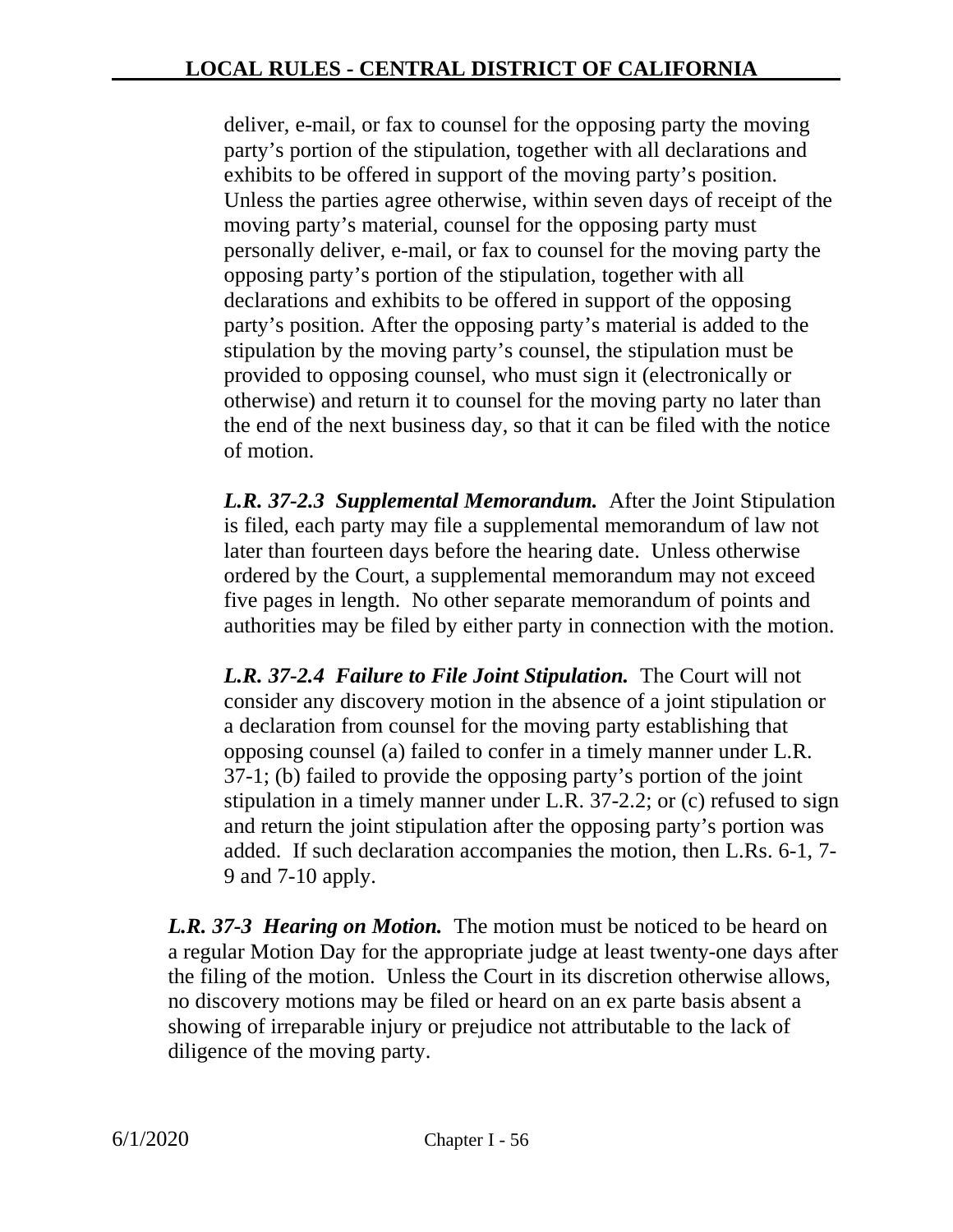deliver, e-mail, or fax to counsel for the opposing party the moving party's portion of the stipulation, together with all declarations and exhibits to be offered in support of the moving party's position. Unless the parties agree otherwise, within seven days of receipt of the moving party's material, counsel for the opposing party must personally deliver, e-mail, or fax to counsel for the moving party the opposing party's portion of the stipulation, together with all declarations and exhibits to be offered in support of the opposing party's position. After the opposing party's material is added to the stipulation by the moving party's counsel, the stipulation must be provided to opposing counsel, who must sign it (electronically or otherwise) and return it to counsel for the moving party no later than the end of the next business day, so that it can be filed with the notice of motion.

***L.R. 37-2.3 Supplemental Memorandum.*** After the Joint Stipulation is filed, each party may file a supplemental memorandum of law not later than fourteen days before the hearing date. Unless otherwise ordered by the Court, a supplemental memorandum may not exceed five pages in length. No other separate memorandum of points and authorities may be filed by either party in connection with the motion.

***L.R. 37-2.4 Failure to File Joint Stipulation.*** The Court will not consider any discovery motion in the absence of a joint stipulation or a declaration from counsel for the moving party establishing that opposing counsel (a) failed to confer in a timely manner under L.R. 37-1; (b) failed to provide the opposing party's portion of the joint stipulation in a timely manner under L.R. 37-2.2; or (c) refused to sign and return the joint stipulation after the opposing party's portion was added. If such declaration accompanies the motion, then L.Rs. 6-1, 7-9 and 7-10 apply.

***L.R. 37-3 Hearing on Motion.*** The motion must be noticed to be heard on a regular Motion Day for the appropriate judge at least twenty-one days after the filing of the motion. Unless the Court in its discretion otherwise allows, no discovery motions may be filed or heard on an ex parte basis absent a showing of irreparable injury or prejudice not attributable to the lack of diligence of the moving party.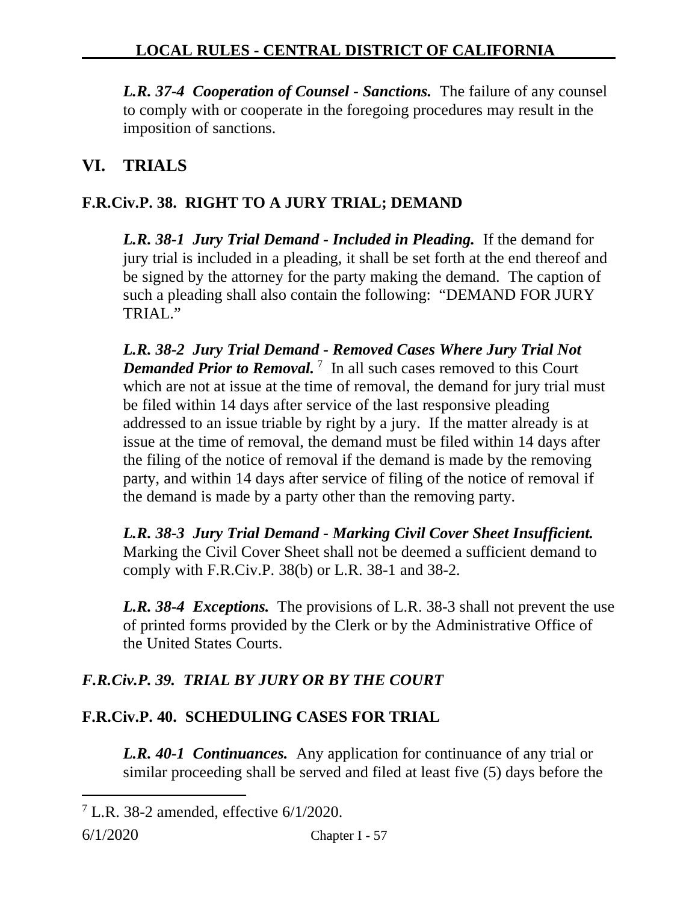***L.R. 37-4 Cooperation of Counsel - Sanctions.*** The failure of any counsel to comply with or cooperate in the foregoing procedures may result in the imposition of sanctions.

## VI. TRIALS

### F.R.Civ.P. 38. RIGHT TO A JURY TRIAL; DEMAND

***L.R. 38-1 Jury Trial Demand - Included in Pleading.*** If the demand for jury trial is included in a pleading, it shall be set forth at the end thereof and be signed by the attorney for the party making the demand. The caption of such a pleading shall also contain the following: "DEMAND FOR JURY TRIAL."

***L.R. 38-2 Jury Trial Demand - Removed Cases Where Jury Trial Not Demanded Prior to Removal.*** [7] In all such cases removed to this Court which are not at issue at the time of removal, the demand for jury trial must be filed within 14 days after service of the last responsive pleading addressed to an issue triable by right by a jury. If the matter already is at issue at the time of removal, the demand must be filed within 14 days after the filing of the notice of removal if the demand is made by the removing party, and within 14 days after service of filing of the notice of removal if the demand is made by a party other than the removing party.

***L.R. 38-3 Jury Trial Demand - Marking Civil Cover Sheet Insufficient.*** Marking the Civil Cover Sheet shall not be deemed a sufficient demand to comply with F.R.Civ.P. 38(b) or L.R. 38-1 and 38-2.

***L.R. 38-4 Exceptions.*** The provisions of L.R. 38-3 shall not prevent the use of printed forms provided by the Clerk or by the Administrative Office of the United States Courts.

### *F.R.Civ.P. 39. TRIAL BY JURY OR BY THE COURT*

### F.R.Civ.P. 40. SCHEDULING CASES FOR TRIAL

***L.R. 40-1 Continuances.*** Any application for continuance of any trial or similar proceeding shall be served and filed at least five (5) days before the

---

[7] L.R. 38-2 amended, effective 6/1/2020.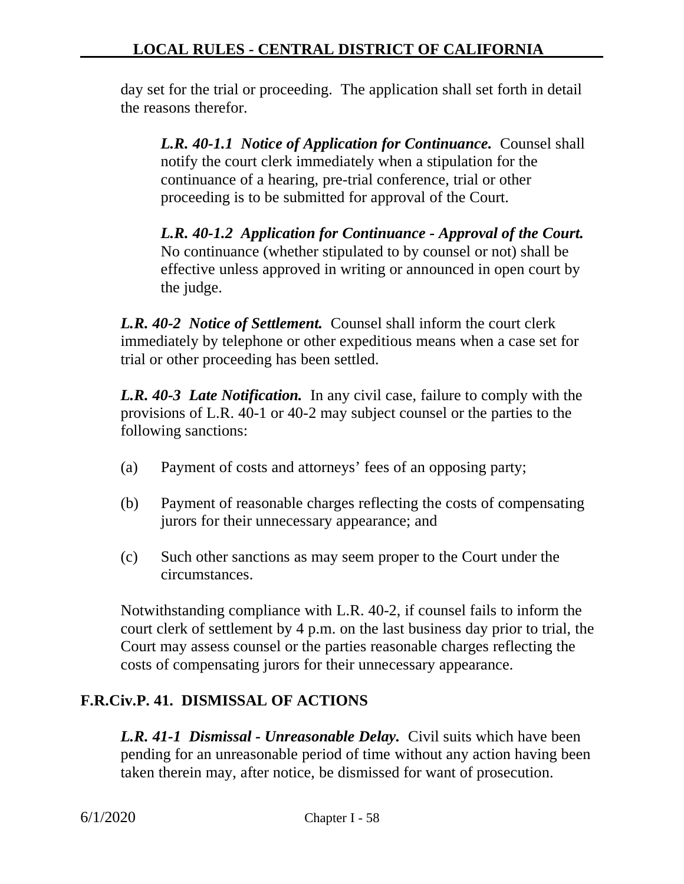day set for the trial or proceeding. The application shall set forth in detail the reasons therefor.

***L.R. 40-1.1 Notice of Application for Continuance.*** Counsel shall notify the court clerk immediately when a stipulation for the continuance of a hearing, pre-trial conference, trial or other proceeding is to be submitted for approval of the Court.

***L.R. 40-1.2 Application for Continuance - Approval of the Court.*** No continuance (whether stipulated to by counsel or not) shall be effective unless approved in writing or announced in open court by the judge.

***L.R. 40-2 Notice of Settlement.*** Counsel shall inform the court clerk immediately by telephone or other expeditious means when a case set for trial or other proceeding has been settled.

***L.R. 40-3 Late Notification.*** In any civil case, failure to comply with the provisions of L.R. 40-1 or 40-2 may subject counsel or the parties to the following sanctions:

(a) Payment of costs and attorneys' fees of an opposing party;

(b) Payment of reasonable charges reflecting the costs of compensating jurors for their unnecessary appearance; and

(c) Such other sanctions as may seem proper to the Court under the circumstances.

Notwithstanding compliance with L.R. 40-2, if counsel fails to inform the court clerk of settlement by 4 p.m. on the last business day prior to trial, the Court may assess counsel or the parties reasonable charges reflecting the costs of compensating jurors for their unnecessary appearance.

## F.R.Civ.P. 41. DISMISSAL OF ACTIONS

***L.R. 41-1 Dismissal - Unreasonable Delay.*** Civil suits which have been pending for an unreasonable period of time without any action having been taken therein may, after notice, be dismissed for want of prosecution.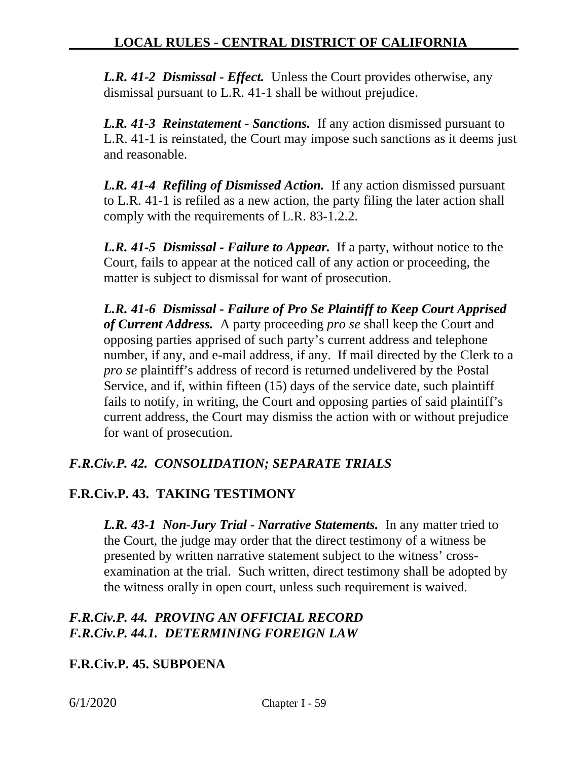***L.R. 41-2 Dismissal - Effect.*** Unless the Court provides otherwise, any dismissal pursuant to L.R. 41-1 shall be without prejudice.

***L.R. 41-3 Reinstatement - Sanctions.*** If any action dismissed pursuant to L.R. 41-1 is reinstated, the Court may impose such sanctions as it deems just and reasonable.

***L.R. 41-4 Refiling of Dismissed Action.*** If any action dismissed pursuant to L.R. 41-1 is refiled as a new action, the party filing the later action shall comply with the requirements of L.R. 83-1.2.2.

***L.R. 41-5 Dismissal - Failure to Appear.*** If a party, without notice to the Court, fails to appear at the noticed call of any action or proceeding, the matter is subject to dismissal for want of prosecution.

***L.R. 41-6 Dismissal - Failure of Pro Se Plaintiff to Keep Court Apprised of Current Address.*** A party proceeding *pro se* shall keep the Court and opposing parties apprised of such party's current address and telephone number, if any, and e-mail address, if any. If mail directed by the Clerk to a *pro se* plaintiff's address of record is returned undelivered by the Postal Service, and if, within fifteen (15) days of the service date, such plaintiff fails to notify, in writing, the Court and opposing parties of said plaintiff's current address, the Court may dismiss the action with or without prejudice for want of prosecution.

### *F.R.Civ.P. 42. CONSOLIDATION; SEPARATE TRIALS*

### F.R.Civ.P. 43. TAKING TESTIMONY

***L.R. 43-1 Non-Jury Trial - Narrative Statements.*** In any matter tried to the Court, the judge may order that the direct testimony of a witness be presented by written narrative statement subject to the witness' cross-examination at the trial. Such written, direct testimony shall be adopted by the witness orally in open court, unless such requirement is waived.

### *F.R.Civ.P. 44. PROVING AN OFFICIAL RECORD*
### *F.R.Civ.P. 44.1. DETERMINING FOREIGN LAW*

### F.R.Civ.P. 45. SUBPOENA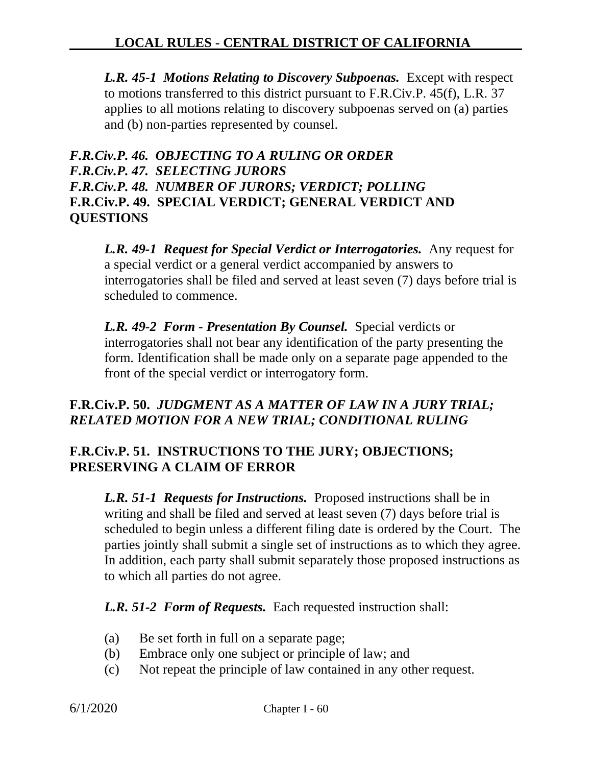***L.R. 45-1 Motions Relating to Discovery Subpoenas.*** Except with respect to motions transferred to this district pursuant to F.R.Civ.P. 45(f), L.R. 37 applies to all motions relating to discovery subpoenas served on (a) parties and (b) non-parties represented by counsel.

### *F.R.Civ.P. 46. OBJECTING TO A RULING OR ORDER*
### *F.R.Civ.P. 47. SELECTING JURORS*
### *F.R.Civ.P. 48. NUMBER OF JURORS; VERDICT; POLLING*
### F.R.Civ.P. 49. SPECIAL VERDICT; GENERAL VERDICT AND QUESTIONS

***L.R. 49-1 Request for Special Verdict or Interrogatories.*** Any request for a special verdict or a general verdict accompanied by answers to interrogatories shall be filed and served at least seven (7) days before trial is scheduled to commence.

***L.R. 49-2 Form - Presentation By Counsel.*** Special verdicts or interrogatories shall not bear any identification of the party presenting the form. Identification shall be made only on a separate page appended to the front of the special verdict or interrogatory form.

### F.R.Civ.P. 50. *JUDGMENT AS A MATTER OF LAW IN A JURY TRIAL; RELATED MOTION FOR A NEW TRIAL; CONDITIONAL RULING*

### F.R.Civ.P. 51. INSTRUCTIONS TO THE JURY; OBJECTIONS; PRESERVING A CLAIM OF ERROR

***L.R. 51-1 Requests for Instructions.*** Proposed instructions shall be in writing and shall be filed and served at least seven (7) days before trial is scheduled to begin unless a different filing date is ordered by the Court. The parties jointly shall submit a single set of instructions as to which they agree. In addition, each party shall submit separately those proposed instructions as to which all parties do not agree.

***L.R. 51-2 Form of Requests.*** Each requested instruction shall:

(a) Be set forth in full on a separate page;
(b) Embrace only one subject or principle of law; and
(c) Not repeat the principle of law contained in any other request.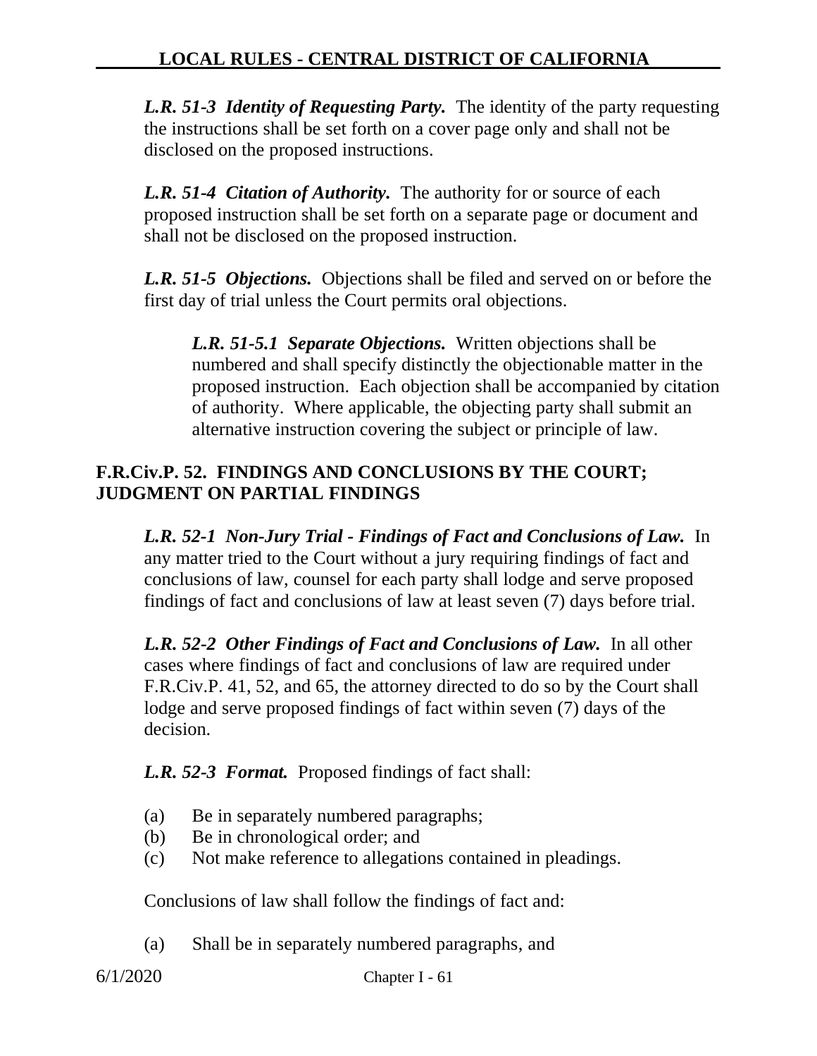***L.R. 51-3 Identity of Requesting Party.*** The identity of the party requesting the instructions shall be set forth on a cover page only and shall not be disclosed on the proposed instructions.

***L.R. 51-4 Citation of Authority.*** The authority for or source of each proposed instruction shall be set forth on a separate page or document and shall not be disclosed on the proposed instruction.

***L.R. 51-5 Objections.*** Objections shall be filed and served on or before the first day of trial unless the Court permits oral objections.

> ***L.R. 51-5.1 Separate Objections.*** Written objections shall be numbered and shall specify distinctly the objectionable matter in the proposed instruction. Each objection shall be accompanied by citation of authority. Where applicable, the objecting party shall submit an alternative instruction covering the subject or principle of law.

## F.R.Civ.P. 52. FINDINGS AND CONCLUSIONS BY THE COURT; JUDGMENT ON PARTIAL FINDINGS

***L.R. 52-1 Non-Jury Trial - Findings of Fact and Conclusions of Law.*** In any matter tried to the Court without a jury requiring findings of fact and conclusions of law, counsel for each party shall lodge and serve proposed findings of fact and conclusions of law at least seven (7) days before trial.

***L.R. 52-2 Other Findings of Fact and Conclusions of Law.*** In all other cases where findings of fact and conclusions of law are required under F.R.Civ.P. 41, 52, and 65, the attorney directed to do so by the Court shall lodge and serve proposed findings of fact within seven (7) days of the decision.

***L.R. 52-3 Format.*** Proposed findings of fact shall:

(a) Be in separately numbered paragraphs;
(b) Be in chronological order; and
(c) Not make reference to allegations contained in pleadings.

Conclusions of law shall follow the findings of fact and:

(a) Shall be in separately numbered paragraphs, and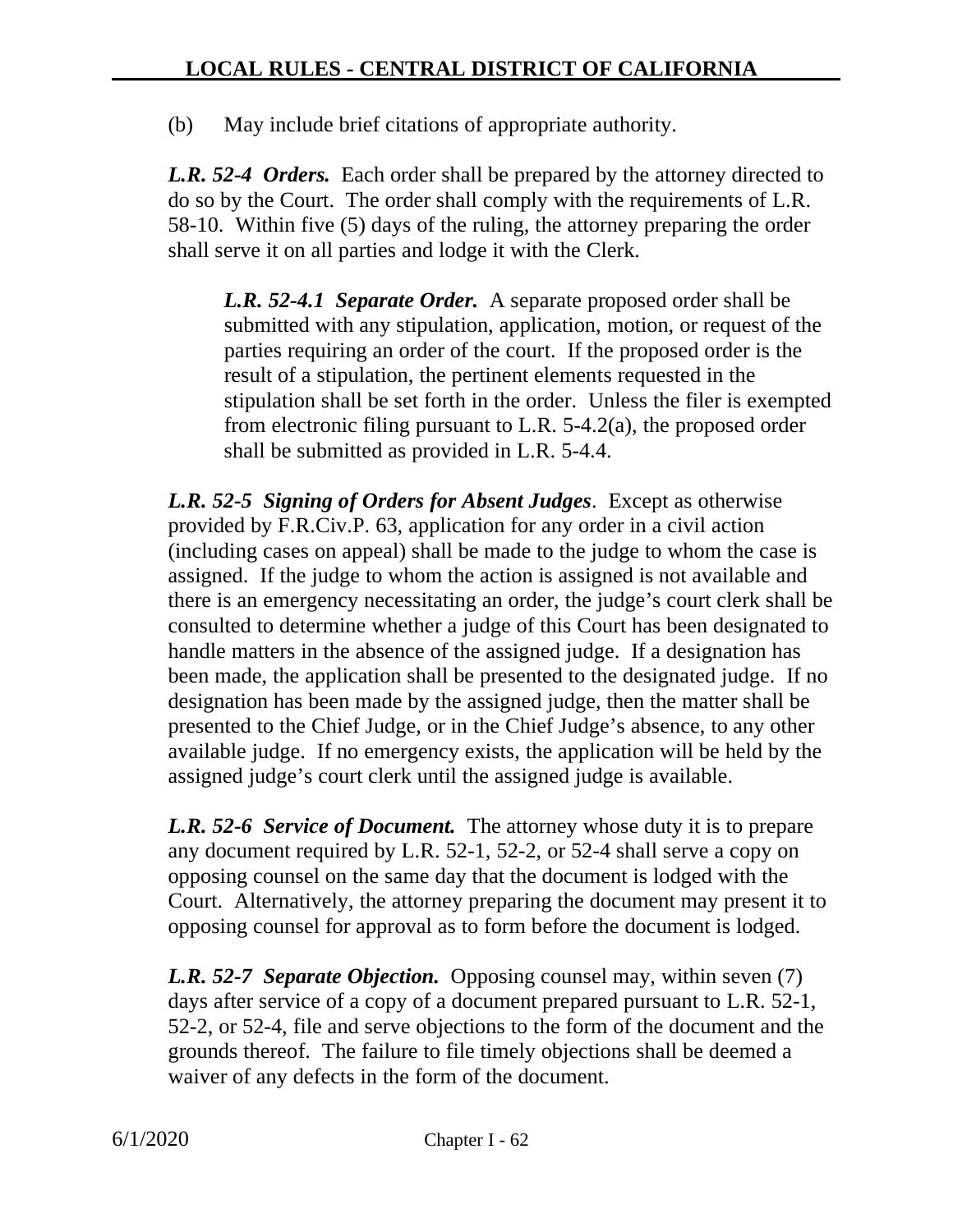(b) May include brief citations of appropriate authority.

***L.R. 52-4 Orders.*** Each order shall be prepared by the attorney directed to do so by the Court. The order shall comply with the requirements of L.R. 58-10. Within five (5) days of the ruling, the attorney preparing the order shall serve it on all parties and lodge it with the Clerk.

> ***L.R. 52-4.1 Separate Order.*** A separate proposed order shall be submitted with any stipulation, application, motion, or request of the parties requiring an order of the court. If the proposed order is the result of a stipulation, the pertinent elements requested in the stipulation shall be set forth in the order. Unless the filer is exempted from electronic filing pursuant to L.R. 5-4.2(a), the proposed order shall be submitted as provided in L.R. 5-4.4.

***L.R. 52-5 Signing of Orders for Absent Judges***. Except as otherwise provided by F.R.Civ.P. 63, application for any order in a civil action (including cases on appeal) shall be made to the judge to whom the case is assigned. If the judge to whom the action is assigned is not available and there is an emergency necessitating an order, the judge's court clerk shall be consulted to determine whether a judge of this Court has been designated to handle matters in the absence of the assigned judge. If a designation has been made, the application shall be presented to the designated judge. If no designation has been made by the assigned judge, then the matter shall be presented to the Chief Judge, or in the Chief Judge's absence, to any other available judge. If no emergency exists, the application will be held by the assigned judge's court clerk until the assigned judge is available.

***L.R. 52-6 Service of Document.*** The attorney whose duty it is to prepare any document required by L.R. 52-1, 52-2, or 52-4 shall serve a copy on opposing counsel on the same day that the document is lodged with the Court. Alternatively, the attorney preparing the document may present it to opposing counsel for approval as to form before the document is lodged.

***L.R. 52-7 Separate Objection.*** Opposing counsel may, within seven (7) days after service of a copy of a document prepared pursuant to L.R. 52-1, 52-2, or 52-4, file and serve objections to the form of the document and the grounds thereof. The failure to file timely objections shall be deemed a waiver of any defects in the form of the document.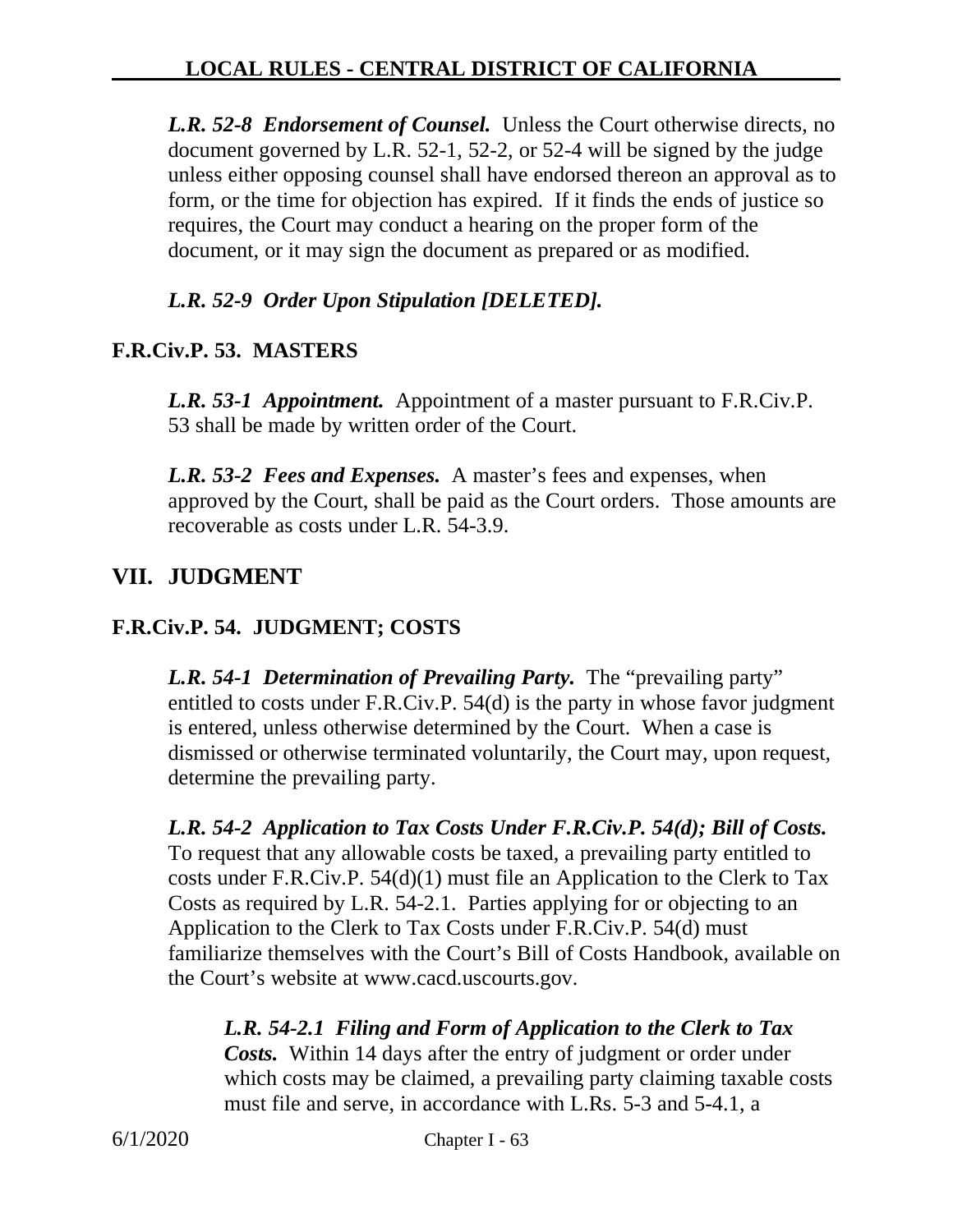***L.R. 52-8 Endorsement of Counsel.*** Unless the Court otherwise directs, no document governed by L.R. 52-1, 52-2, or 52-4 will be signed by the judge unless either opposing counsel shall have endorsed thereon an approval as to form, or the time for objection has expired. If it finds the ends of justice so requires, the Court may conduct a hearing on the proper form of the document, or it may sign the document as prepared or as modified.

***L.R. 52-9 Order Upon Stipulation [DELETED].***

### F.R.Civ.P. 53. MASTERS

***L.R. 53-1 Appointment.*** Appointment of a master pursuant to F.R.Civ.P. 53 shall be made by written order of the Court.

***L.R. 53-2 Fees and Expenses.*** A master's fees and expenses, when approved by the Court, shall be paid as the Court orders. Those amounts are recoverable as costs under L.R. 54-3.9.

## VII. JUDGMENT

### F.R.Civ.P. 54. JUDGMENT; COSTS

***L.R. 54-1 Determination of Prevailing Party.*** The "prevailing party" entitled to costs under F.R.Civ.P. 54(d) is the party in whose favor judgment is entered, unless otherwise determined by the Court. When a case is dismissed or otherwise terminated voluntarily, the Court may, upon request, determine the prevailing party.

***L.R. 54-2 Application to Tax Costs Under F.R.Civ.P. 54(d); Bill of Costs.*** To request that any allowable costs be taxed, a prevailing party entitled to costs under F.R.Civ.P. 54(d)(1) must file an Application to the Clerk to Tax Costs as required by L.R. 54-2.1. Parties applying for or objecting to an Application to the Clerk to Tax Costs under F.R.Civ.P. 54(d) must familiarize themselves with the Court's Bill of Costs Handbook, available on the Court's website at www.cacd.uscourts.gov.

***L.R. 54-2.1 Filing and Form of Application to the Clerk to Tax Costs.*** Within 14 days after the entry of judgment or order under which costs may be claimed, a prevailing party claiming taxable costs must file and serve, in accordance with L.Rs. 5-3 and 5-4.1, a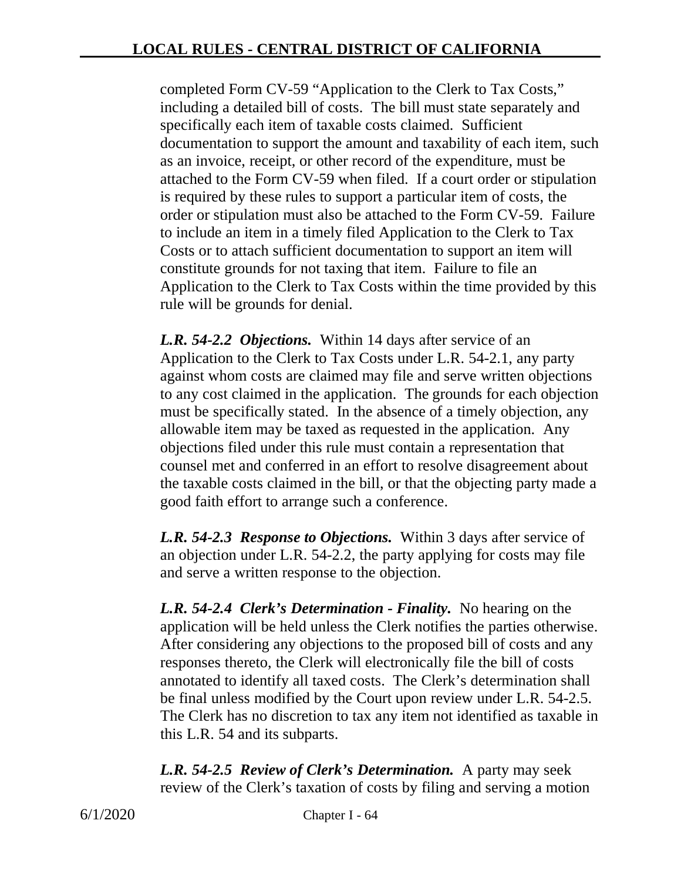completed Form CV-59 "Application to the Clerk to Tax Costs," including a detailed bill of costs. The bill must state separately and specifically each item of taxable costs claimed. Sufficient documentation to support the amount and taxability of each item, such as an invoice, receipt, or other record of the expenditure, must be attached to the Form CV-59 when filed. If a court order or stipulation is required by these rules to support a particular item of costs, the order or stipulation must also be attached to the Form CV-59. Failure to include an item in a timely filed Application to the Clerk to Tax Costs or to attach sufficient documentation to support an item will constitute grounds for not taxing that item. Failure to file an Application to the Clerk to Tax Costs within the time provided by this rule will be grounds for denial.

***L.R. 54-2.2 Objections.*** Within 14 days after service of an Application to the Clerk to Tax Costs under L.R. 54-2.1, any party against whom costs are claimed may file and serve written objections to any cost claimed in the application. The grounds for each objection must be specifically stated. In the absence of a timely objection, any allowable item may be taxed as requested in the application. Any objections filed under this rule must contain a representation that counsel met and conferred in an effort to resolve disagreement about the taxable costs claimed in the bill, or that the objecting party made a good faith effort to arrange such a conference.

***L.R. 54-2.3 Response to Objections.*** Within 3 days after service of an objection under L.R. 54-2.2, the party applying for costs may file and serve a written response to the objection.

***L.R. 54-2.4 Clerk's Determination - Finality.*** No hearing on the application will be held unless the Clerk notifies the parties otherwise. After considering any objections to the proposed bill of costs and any responses thereto, the Clerk will electronically file the bill of costs annotated to identify all taxed costs. The Clerk's determination shall be final unless modified by the Court upon review under L.R. 54-2.5. The Clerk has no discretion to tax any item not identified as taxable in this L.R. 54 and its subparts.

***L.R. 54-2.5 Review of Clerk's Determination.*** A party may seek review of the Clerk's taxation of costs by filing and serving a motion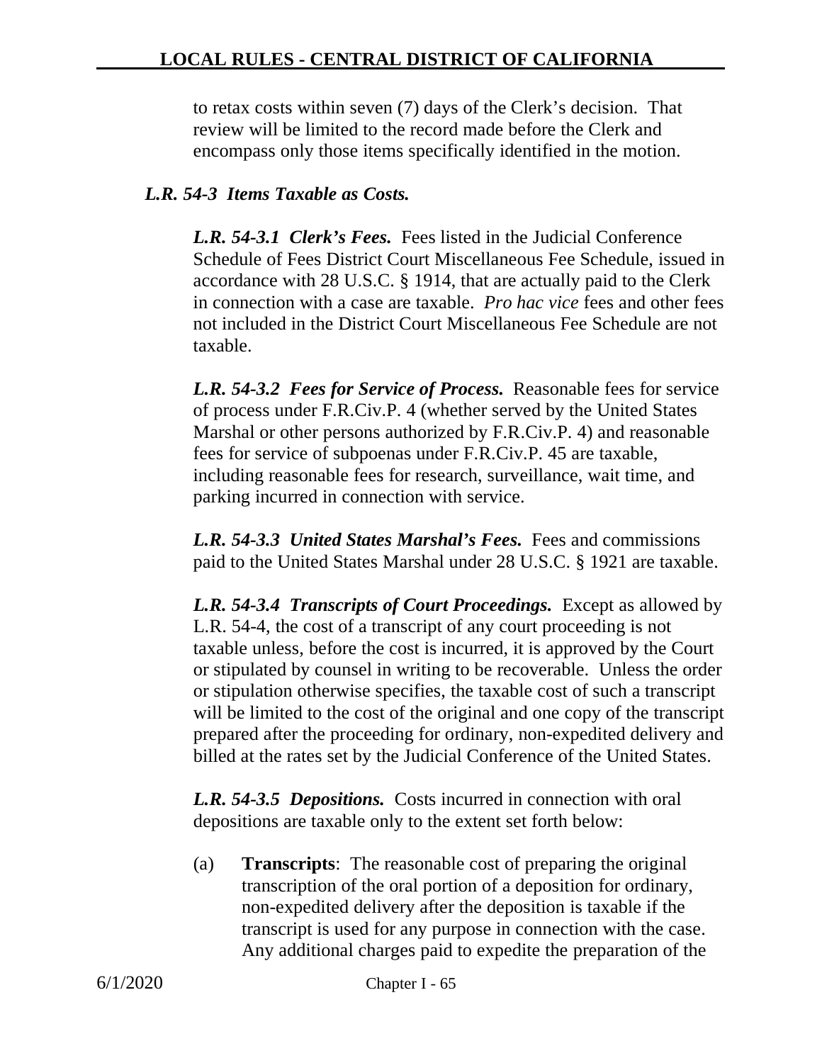to retax costs within seven (7) days of the Clerk's decision. That review will be limited to the record made before the Clerk and encompass only those items specifically identified in the motion.

### *L.R. 54-3 Items Taxable as Costs.*

***L.R. 54-3.1 Clerk's Fees.*** Fees listed in the Judicial Conference Schedule of Fees District Court Miscellaneous Fee Schedule, issued in accordance with 28 U.S.C. § 1914, that are actually paid to the Clerk in connection with a case are taxable. *Pro hac vice* fees and other fees not included in the District Court Miscellaneous Fee Schedule are not taxable.

***L.R. 54-3.2 Fees for Service of Process.*** Reasonable fees for service of process under F.R.Civ.P. 4 (whether served by the United States Marshal or other persons authorized by F.R.Civ.P. 4) and reasonable fees for service of subpoenas under F.R.Civ.P. 45 are taxable, including reasonable fees for research, surveillance, wait time, and parking incurred in connection with service.

***L.R. 54-3.3 United States Marshal's Fees.*** Fees and commissions paid to the United States Marshal under 28 U.S.C. § 1921 are taxable.

***L.R. 54-3.4 Transcripts of Court Proceedings.*** Except as allowed by L.R. 54-4, the cost of a transcript of any court proceeding is not taxable unless, before the cost is incurred, it is approved by the Court or stipulated by counsel in writing to be recoverable. Unless the order or stipulation otherwise specifies, the taxable cost of such a transcript will be limited to the cost of the original and one copy of the transcript prepared after the proceeding for ordinary, non-expedited delivery and billed at the rates set by the Judicial Conference of the United States.

***L.R. 54-3.5 Depositions.*** Costs incurred in connection with oral depositions are taxable only to the extent set forth below:

(a) **Transcripts**: The reasonable cost of preparing the original transcription of the oral portion of a deposition for ordinary, non-expedited delivery after the deposition is taxable if the transcript is used for any purpose in connection with the case. Any additional charges paid to expedite the preparation of the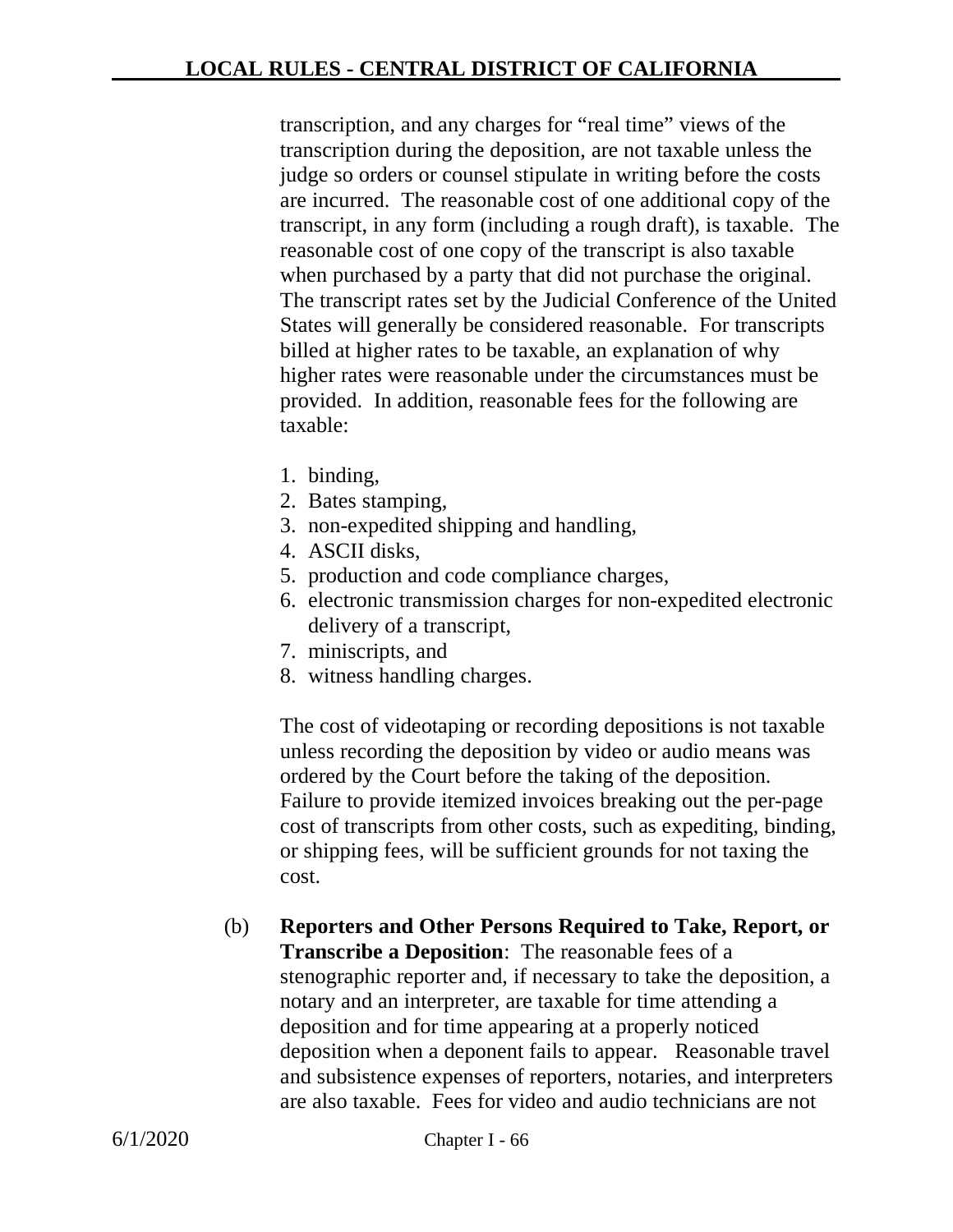transcription, and any charges for “real time” views of the transcription during the deposition, are not taxable unless the judge so orders or counsel stipulate in writing before the costs are incurred. The reasonable cost of one additional copy of the transcript, in any form (including a rough draft), is taxable. The reasonable cost of one copy of the transcript is also taxable when purchased by a party that did not purchase the original. The transcript rates set by the Judicial Conference of the United States will generally be considered reasonable. For transcripts billed at higher rates to be taxable, an explanation of why higher rates were reasonable under the circumstances must be provided. In addition, reasonable fees for the following are taxable:

1. binding,
2. Bates stamping,
3. non-expedited shipping and handling,
4. ASCII disks,
5. production and code compliance charges,
6. electronic transmission charges for non-expedited electronic delivery of a transcript,
7. miniscripts, and
8. witness handling charges.

The cost of videotaping or recording depositions is not taxable unless recording the deposition by video or audio means was ordered by the Court before the taking of the deposition. Failure to provide itemized invoices breaking out the per-page cost of transcripts from other costs, such as expediting, binding, or shipping fees, will be sufficient grounds for not taxing the cost.

(b) **Reporters and Other Persons Required to Take, Report, or Transcribe a Deposition**: The reasonable fees of a stenographic reporter and, if necessary to take the deposition, a notary and an interpreter, are taxable for time attending a deposition and for time appearing at a properly noticed deposition when a deponent fails to appear. Reasonable travel and subsistence expenses of reporters, notaries, and interpreters are also taxable. Fees for video and audio technicians are not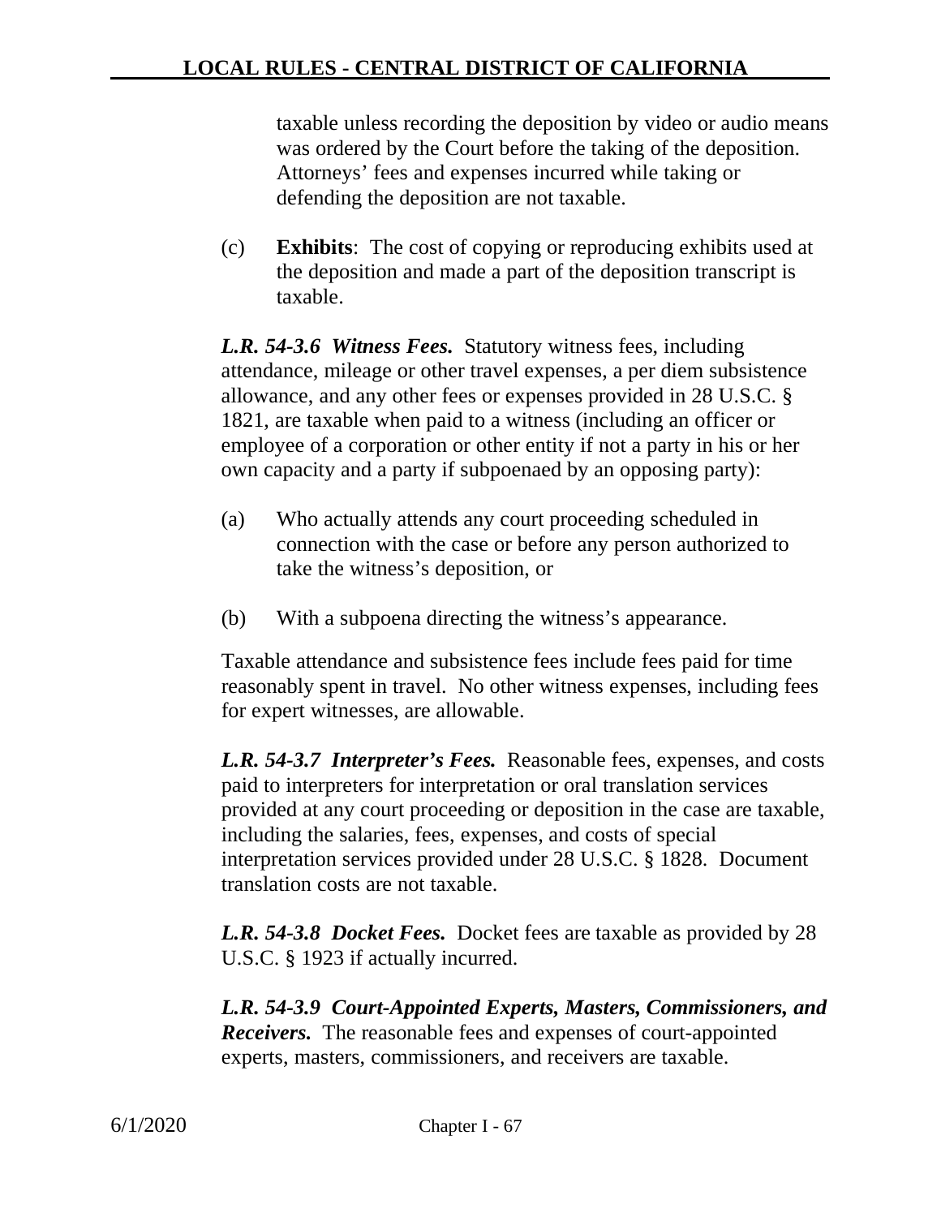taxable unless recording the deposition by video or audio means was ordered by the Court before the taking of the deposition. Attorneys' fees and expenses incurred while taking or defending the deposition are not taxable.

(c) **Exhibits**: The cost of copying or reproducing exhibits used at the deposition and made a part of the deposition transcript is taxable.

***L.R. 54-3.6 Witness Fees.*** Statutory witness fees, including attendance, mileage or other travel expenses, a per diem subsistence allowance, and any other fees or expenses provided in 28 U.S.C. § 1821, are taxable when paid to a witness (including an officer or employee of a corporation or other entity if not a party in his or her own capacity and a party if subpoenaed by an opposing party):

(a) Who actually attends any court proceeding scheduled in connection with the case or before any person authorized to take the witness's deposition, or

(b) With a subpoena directing the witness's appearance.

Taxable attendance and subsistence fees include fees paid for time reasonably spent in travel. No other witness expenses, including fees for expert witnesses, are allowable.

***L.R. 54-3.7 Interpreter's Fees.*** Reasonable fees, expenses, and costs paid to interpreters for interpretation or oral translation services provided at any court proceeding or deposition in the case are taxable, including the salaries, fees, expenses, and costs of special interpretation services provided under 28 U.S.C. § 1828. Document translation costs are not taxable.

***L.R. 54-3.8 Docket Fees.*** Docket fees are taxable as provided by 28 U.S.C. § 1923 if actually incurred.

***L.R. 54-3.9 Court-Appointed Experts, Masters, Commissioners, and Receivers.*** The reasonable fees and expenses of court-appointed experts, masters, commissioners, and receivers are taxable.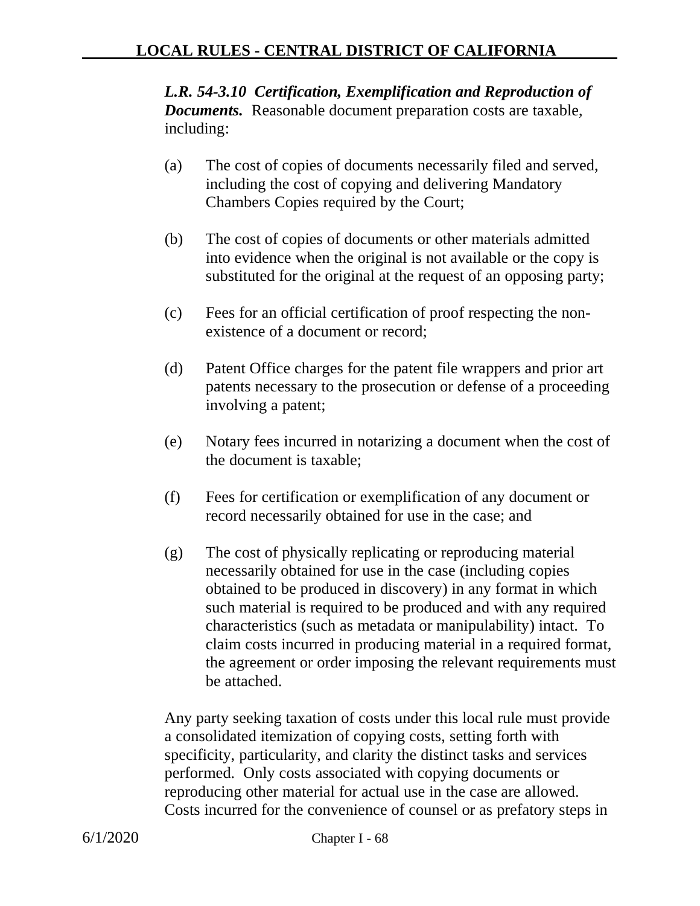***L.R. 54-3.10 Certification, Exemplification and Reproduction of Documents.*** Reasonable document preparation costs are taxable, including:

(a) The cost of copies of documents necessarily filed and served, including the cost of copying and delivering Mandatory Chambers Copies required by the Court;

(b) The cost of copies of documents or other materials admitted into evidence when the original is not available or the copy is substituted for the original at the request of an opposing party;

(c) Fees for an official certification of proof respecting the non-existence of a document or record;

(d) Patent Office charges for the patent file wrappers and prior art patents necessary to the prosecution or defense of a proceeding involving a patent;

(e) Notary fees incurred in notarizing a document when the cost of the document is taxable;

(f) Fees for certification or exemplification of any document or record necessarily obtained for use in the case; and

(g) The cost of physically replicating or reproducing material necessarily obtained for use in the case (including copies obtained to be produced in discovery) in any format in which such material is required to be produced and with any required characteristics (such as metadata or manipulability) intact. To claim costs incurred in producing material in a required format, the agreement or order imposing the relevant requirements must be attached.

Any party seeking taxation of costs under this local rule must provide a consolidated itemization of copying costs, setting forth with specificity, particularity, and clarity the distinct tasks and services performed. Only costs associated with copying documents or reproducing other material for actual use in the case are allowed. Costs incurred for the convenience of counsel or as prefatory steps in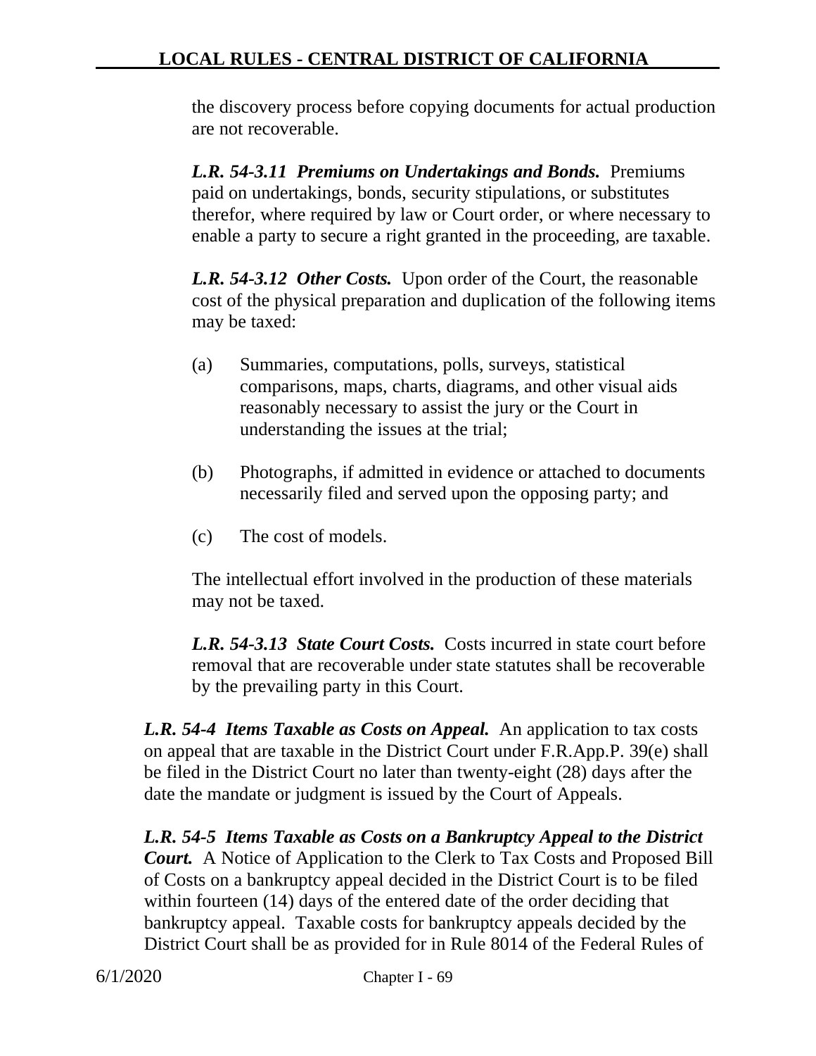the discovery process before copying documents for actual production are not recoverable.

***L.R. 54-3.11 Premiums on Undertakings and Bonds.*** Premiums paid on undertakings, bonds, security stipulations, or substitutes therefor, where required by law or Court order, or where necessary to enable a party to secure a right granted in the proceeding, are taxable.

***L.R. 54-3.12 Other Costs.*** Upon order of the Court, the reasonable cost of the physical preparation and duplication of the following items may be taxed:

(a) Summaries, computations, polls, surveys, statistical comparisons, maps, charts, diagrams, and other visual aids reasonably necessary to assist the jury or the Court in understanding the issues at the trial;

(b) Photographs, if admitted in evidence or attached to documents necessarily filed and served upon the opposing party; and

(c) The cost of models.

The intellectual effort involved in the production of these materials may not be taxed.

***L.R. 54-3.13 State Court Costs.*** Costs incurred in state court before removal that are recoverable under state statutes shall be recoverable by the prevailing party in this Court.

***L.R. 54-4 Items Taxable as Costs on Appeal.*** An application to tax costs on appeal that are taxable in the District Court under F.R.App.P. 39(e) shall be filed in the District Court no later than twenty-eight (28) days after the date the mandate or judgment is issued by the Court of Appeals.

***L.R. 54-5 Items Taxable as Costs on a Bankruptcy Appeal to the District Court.*** A Notice of Application to the Clerk to Tax Costs and Proposed Bill of Costs on a bankruptcy appeal decided in the District Court is to be filed within fourteen (14) days of the entered date of the order deciding that bankruptcy appeal. Taxable costs for bankruptcy appeals decided by the District Court shall be as provided for in Rule 8014 of the Federal Rules of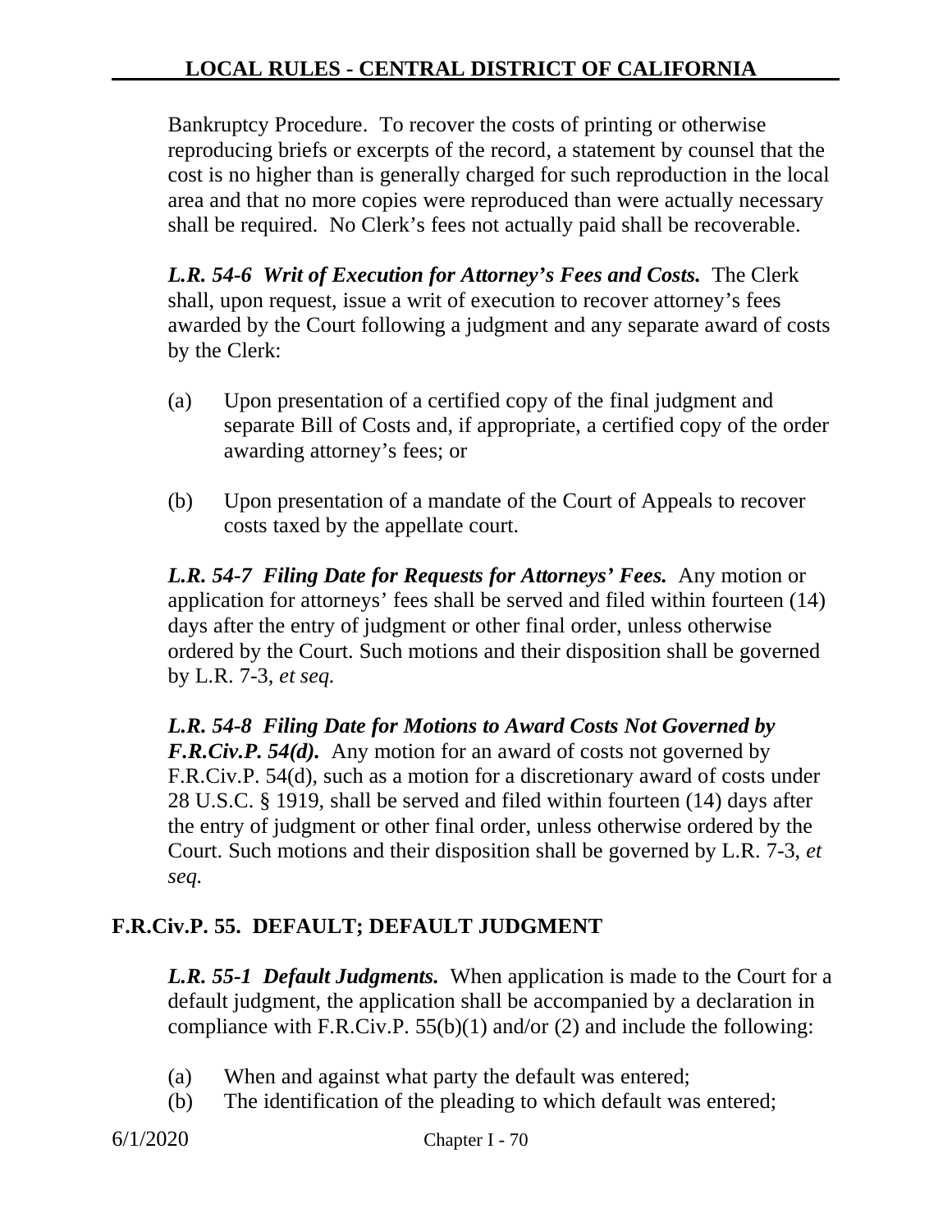Bankruptcy Procedure. To recover the costs of printing or otherwise reproducing briefs or excerpts of the record, a statement by counsel that the cost is no higher than is generally charged for such reproduction in the local area and that no more copies were reproduced than were actually necessary shall be required. No Clerk's fees not actually paid shall be recoverable.

***L.R. 54-6 Writ of Execution for Attorney's Fees and Costs.*** The Clerk shall, upon request, issue a writ of execution to recover attorney's fees awarded by the Court following a judgment and any separate award of costs by the Clerk:

(a) Upon presentation of a certified copy of the final judgment and separate Bill of Costs and, if appropriate, a certified copy of the order awarding attorney's fees; or

(b) Upon presentation of a mandate of the Court of Appeals to recover costs taxed by the appellate court.

***L.R. 54-7 Filing Date for Requests for Attorneys' Fees.*** Any motion or application for attorneys' fees shall be served and filed within fourteen (14) days after the entry of judgment or other final order, unless otherwise ordered by the Court. Such motions and their disposition shall be governed by L.R. 7-3, *et seq.*

***L.R. 54-8 Filing Date for Motions to Award Costs Not Governed by F.R.Civ.P. 54(d).*** Any motion for an award of costs not governed by F.R.Civ.P. 54(d), such as a motion for a discretionary award of costs under 28 U.S.C. § 1919, shall be served and filed within fourteen (14) days after the entry of judgment or other final order, unless otherwise ordered by the Court. Such motions and their disposition shall be governed by L.R. 7-3, *et seq.*

## F.R.Civ.P. 55. DEFAULT; DEFAULT JUDGMENT

***L.R. 55-1 Default Judgments.*** When application is made to the Court for a default judgment, the application shall be accompanied by a declaration in compliance with F.R.Civ.P. 55(b)(1) and/or (2) and include the following:

(a) When and against what party the default was entered;
(b) The identification of the pleading to which default was entered;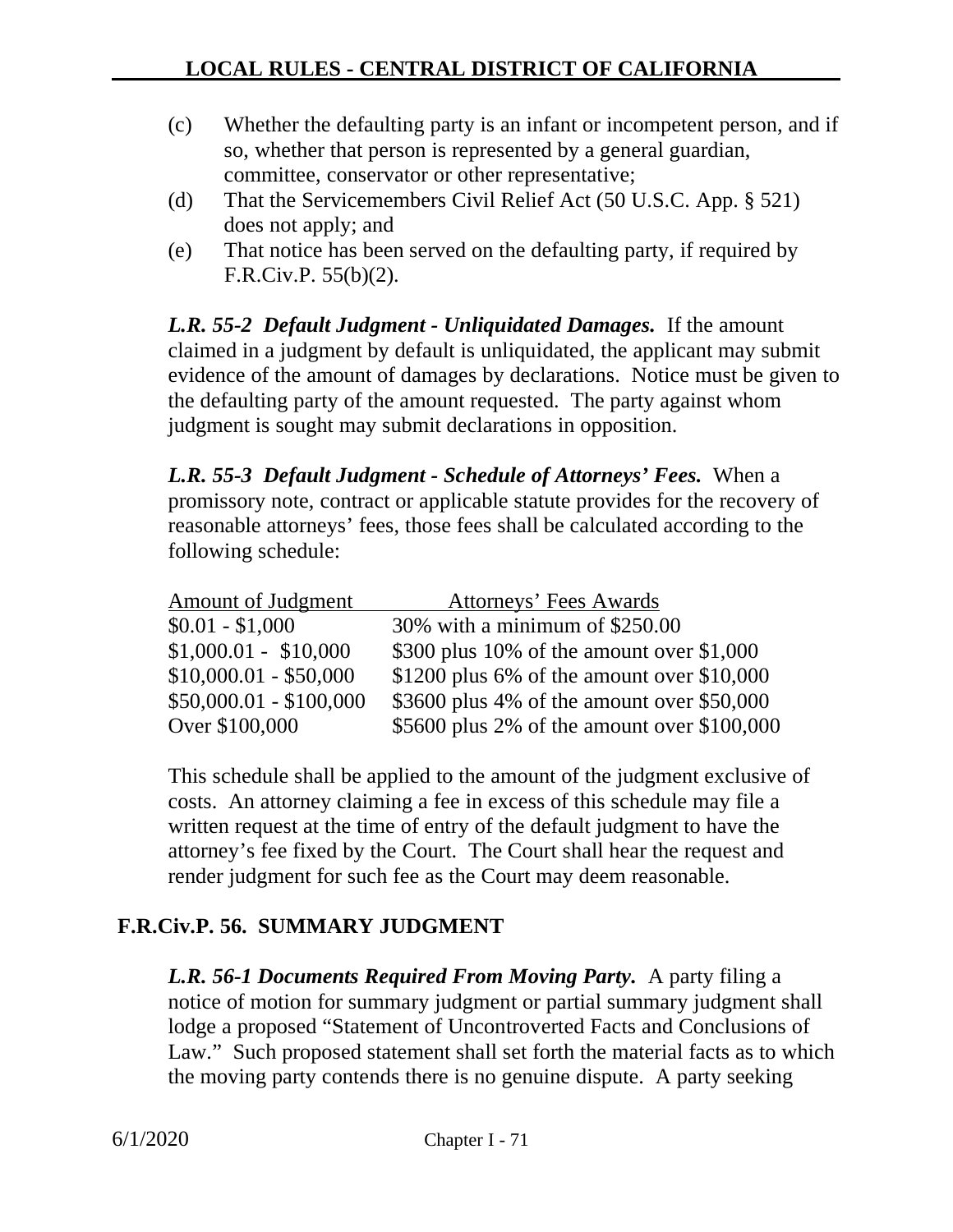(c) Whether the defaulting party is an infant or incompetent person, and if so, whether that person is represented by a general guardian, committee, conservator or other representative;

(d) That the Servicemembers Civil Relief Act (50 U.S.C. App. § 521) does not apply; and

(e) That notice has been served on the defaulting party, if required by F.R.Civ.P. 55(b)(2).

***L.R. 55-2 Default Judgment - Unliquidated Damages.*** If the amount claimed in a judgment by default is unliquidated, the applicant may submit evidence of the amount of damages by declarations. Notice must be given to the defaulting party of the amount requested. The party against whom judgment is sought may submit declarations in opposition.

***L.R. 55-3 Default Judgment - Schedule of Attorneys' Fees.*** When a promissory note, contract or applicable statute provides for the recovery of reasonable attorneys' fees, those fees shall be calculated according to the following schedule:

| Amount of Judgment | Attorneys' Fees Awards |
|---|---|
| $0.01 - $1,000 | 30% with a minimum of $250.00 |
| $1,000.01 - $10,000 | $300 plus 10% of the amount over $1,000 |
| $10,000.01 - $50,000 | $1200 plus 6% of the amount over $10,000 |
| $50,000.01 - $100,000 | $3600 plus 4% of the amount over $50,000 |
| Over $100,000 | $5600 plus 2% of the amount over $100,000 |

This schedule shall be applied to the amount of the judgment exclusive of costs. An attorney claiming a fee in excess of this schedule may file a written request at the time of entry of the default judgment to have the attorney's fee fixed by the Court. The Court shall hear the request and render judgment for such fee as the Court may deem reasonable.

## F.R.Civ.P. 56. SUMMARY JUDGMENT

***L.R. 56-1 Documents Required From Moving Party.*** A party filing a notice of motion for summary judgment or partial summary judgment shall lodge a proposed "Statement of Uncontroverted Facts and Conclusions of Law." Such proposed statement shall set forth the material facts as to which the moving party contends there is no genuine dispute. A party seeking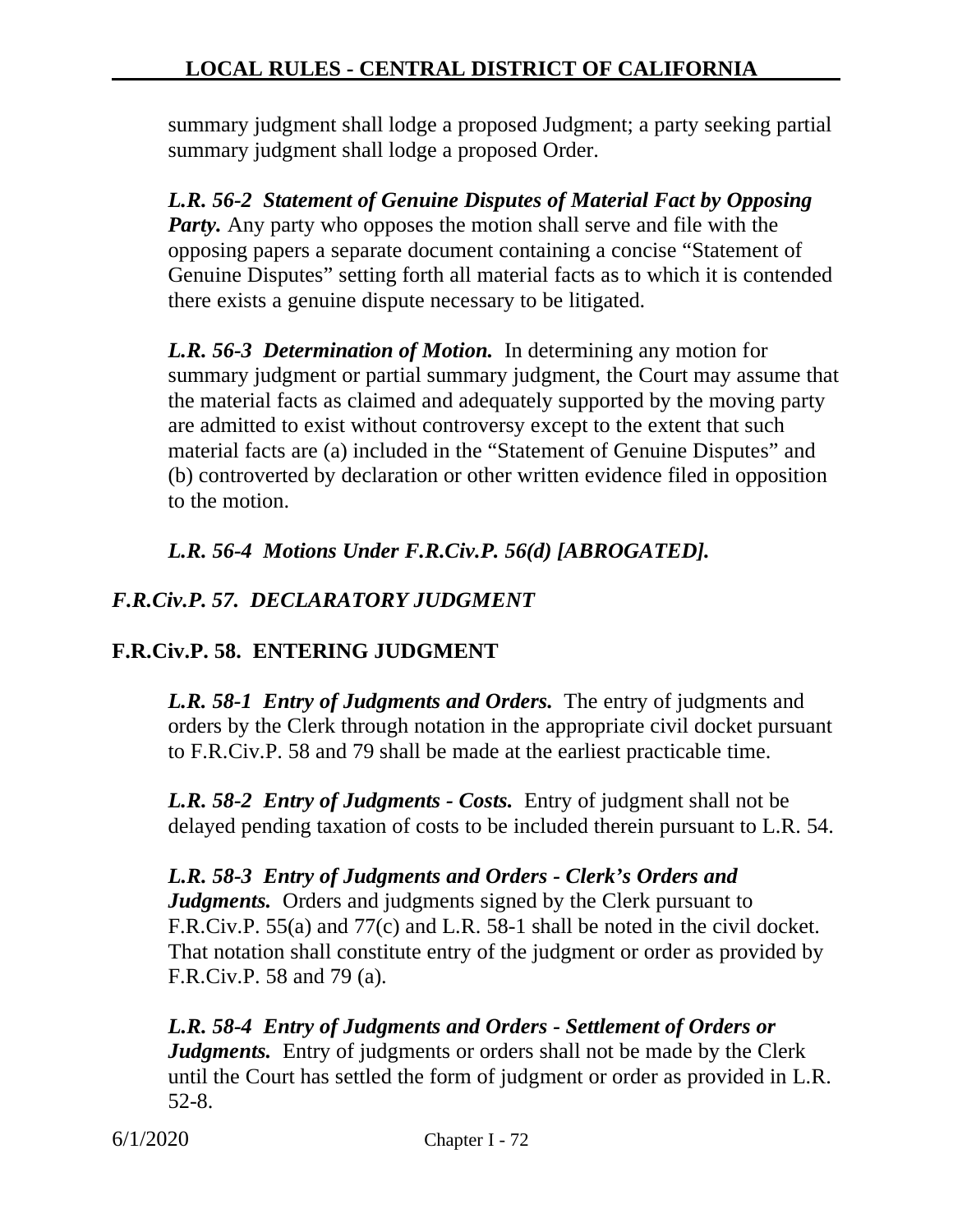summary judgment shall lodge a proposed Judgment; a party seeking partial summary judgment shall lodge a proposed Order.

***L.R. 56-2 Statement of Genuine Disputes of Material Fact by Opposing Party.*** Any party who opposes the motion shall serve and file with the opposing papers a separate document containing a concise "Statement of Genuine Disputes" setting forth all material facts as to which it is contended there exists a genuine dispute necessary to be litigated.

***L.R. 56-3 Determination of Motion.*** In determining any motion for summary judgment or partial summary judgment, the Court may assume that the material facts as claimed and adequately supported by the moving party are admitted to exist without controversy except to the extent that such material facts are (a) included in the "Statement of Genuine Disputes" and (b) controverted by declaration or other written evidence filed in opposition to the motion.

***L.R. 56-4 Motions Under F.R.Civ.P. 56(d) [ABROGATED].***

### *F.R.Civ.P. 57. DECLARATORY JUDGMENT*

### F.R.Civ.P. 58. ENTERING JUDGMENT

***L.R. 58-1 Entry of Judgments and Orders.*** The entry of judgments and orders by the Clerk through notation in the appropriate civil docket pursuant to F.R.Civ.P. 58 and 79 shall be made at the earliest practicable time.

***L.R. 58-2 Entry of Judgments - Costs.*** Entry of judgment shall not be delayed pending taxation of costs to be included therein pursuant to L.R. 54.

***L.R. 58-3 Entry of Judgments and Orders - Clerk's Orders and Judgments.*** Orders and judgments signed by the Clerk pursuant to F.R.Civ.P. 55(a) and 77(c) and L.R. 58-1 shall be noted in the civil docket. That notation shall constitute entry of the judgment or order as provided by F.R.Civ.P. 58 and 79 (a).

***L.R. 58-4 Entry of Judgments and Orders - Settlement of Orders or Judgments.*** Entry of judgments or orders shall not be made by the Clerk until the Court has settled the form of judgment or order as provided in L.R. 52-8.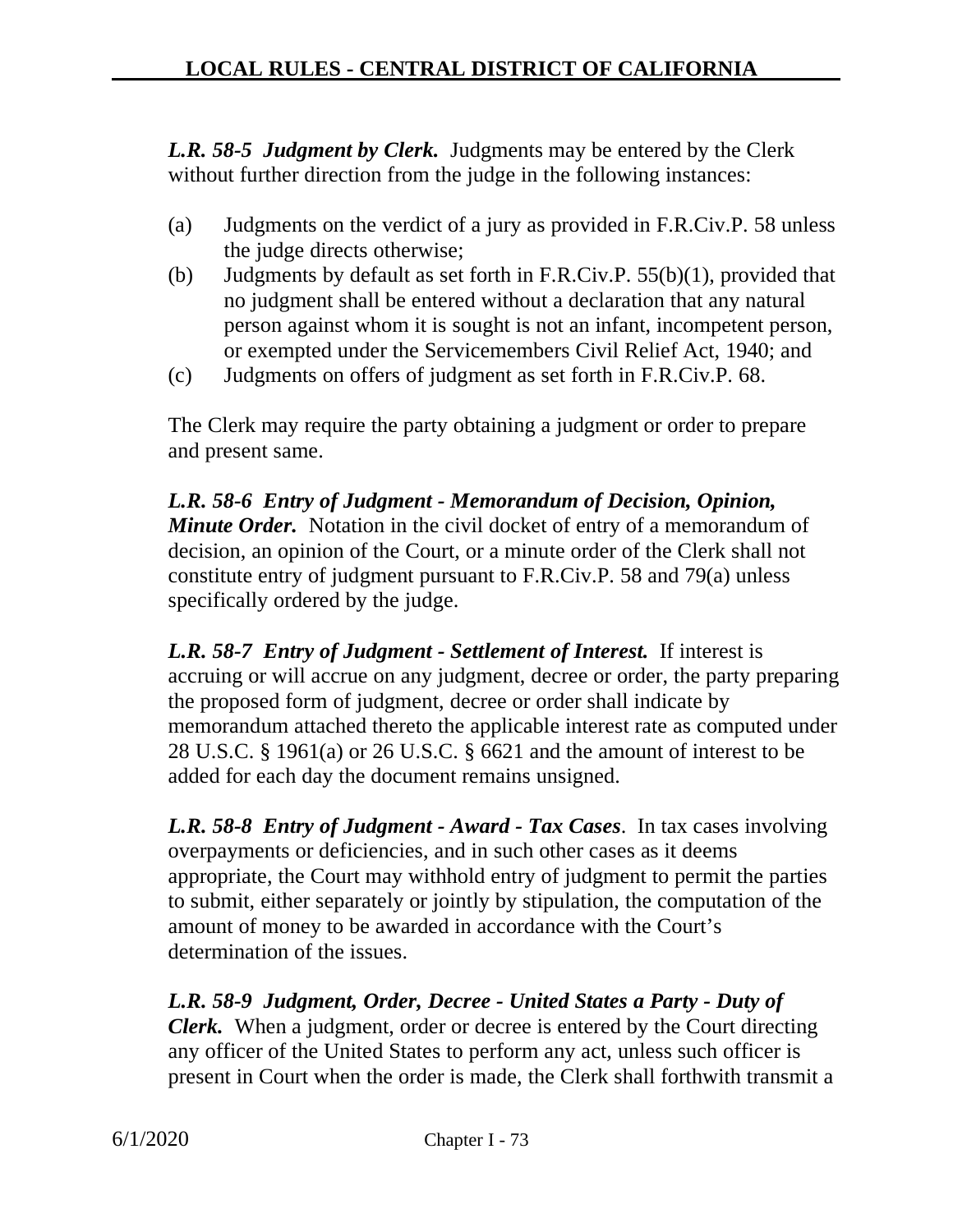***L.R. 58-5 Judgment by Clerk.*** Judgments may be entered by the Clerk without further direction from the judge in the following instances:

(a) Judgments on the verdict of a jury as provided in F.R.Civ.P. 58 unless the judge directs otherwise;
(b) Judgments by default as set forth in F.R.Civ.P. 55(b)(1), provided that no judgment shall be entered without a declaration that any natural person against whom it is sought is not an infant, incompetent person, or exempted under the Servicemembers Civil Relief Act, 1940; and
(c) Judgments on offers of judgment as set forth in F.R.Civ.P. 68.

The Clerk may require the party obtaining a judgment or order to prepare and present same.

***L.R. 58-6 Entry of Judgment - Memorandum of Decision, Opinion, Minute Order.*** Notation in the civil docket of entry of a memorandum of decision, an opinion of the Court, or a minute order of the Clerk shall not constitute entry of judgment pursuant to F.R.Civ.P. 58 and 79(a) unless specifically ordered by the judge.

***L.R. 58-7 Entry of Judgment - Settlement of Interest.*** If interest is accruing or will accrue on any judgment, decree or order, the party preparing the proposed form of judgment, decree or order shall indicate by memorandum attached thereto the applicable interest rate as computed under 28 U.S.C. § 1961(a) or 26 U.S.C. § 6621 and the amount of interest to be added for each day the document remains unsigned.

***L.R. 58-8 Entry of Judgment - Award - Tax Cases***. In tax cases involving overpayments or deficiencies, and in such other cases as it deems appropriate, the Court may withhold entry of judgment to permit the parties to submit, either separately or jointly by stipulation, the computation of the amount of money to be awarded in accordance with the Court's determination of the issues.

***L.R. 58-9 Judgment, Order, Decree - United States a Party - Duty of Clerk.*** When a judgment, order or decree is entered by the Court directing any officer of the United States to perform any act, unless such officer is present in Court when the order is made, the Clerk shall forthwith transmit a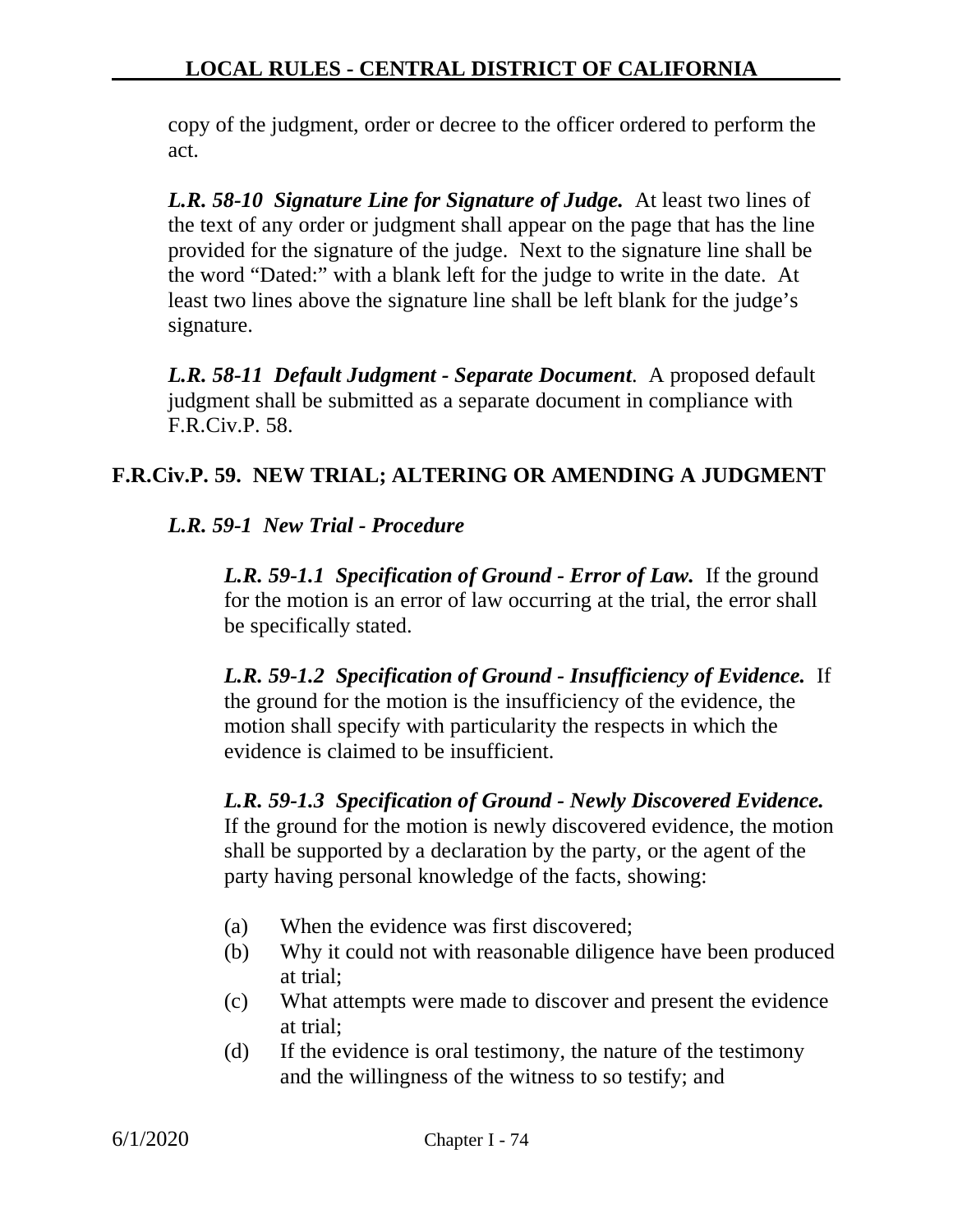copy of the judgment, order or decree to the officer ordered to perform the act.

***L.R. 58-10 Signature Line for Signature of Judge.*** At least two lines of the text of any order or judgment shall appear on the page that has the line provided for the signature of the judge. Next to the signature line shall be the word "Dated:" with a blank left for the judge to write in the date. At least two lines above the signature line shall be left blank for the judge's signature.

***L.R. 58-11 Default Judgment - Separate Document***. A proposed default judgment shall be submitted as a separate document in compliance with F.R.Civ.P. 58.

## F.R.Civ.P. 59. NEW TRIAL; ALTERING OR AMENDING A JUDGMENT

### *L.R. 59-1 New Trial - Procedure*

***L.R. 59-1.1 Specification of Ground - Error of Law.*** If the ground for the motion is an error of law occurring at the trial, the error shall be specifically stated.

***L.R. 59-1.2 Specification of Ground - Insufficiency of Evidence.*** If the ground for the motion is the insufficiency of the evidence, the motion shall specify with particularity the respects in which the evidence is claimed to be insufficient.

***L.R. 59-1.3 Specification of Ground - Newly Discovered Evidence.*** If the ground for the motion is newly discovered evidence, the motion shall be supported by a declaration by the party, or the agent of the party having personal knowledge of the facts, showing:

(a) When the evidence was first discovered;

(b) Why it could not with reasonable diligence have been produced at trial;

(c) What attempts were made to discover and present the evidence at trial;

(d) If the evidence is oral testimony, the nature of the testimony and the willingness of the witness to so testify; and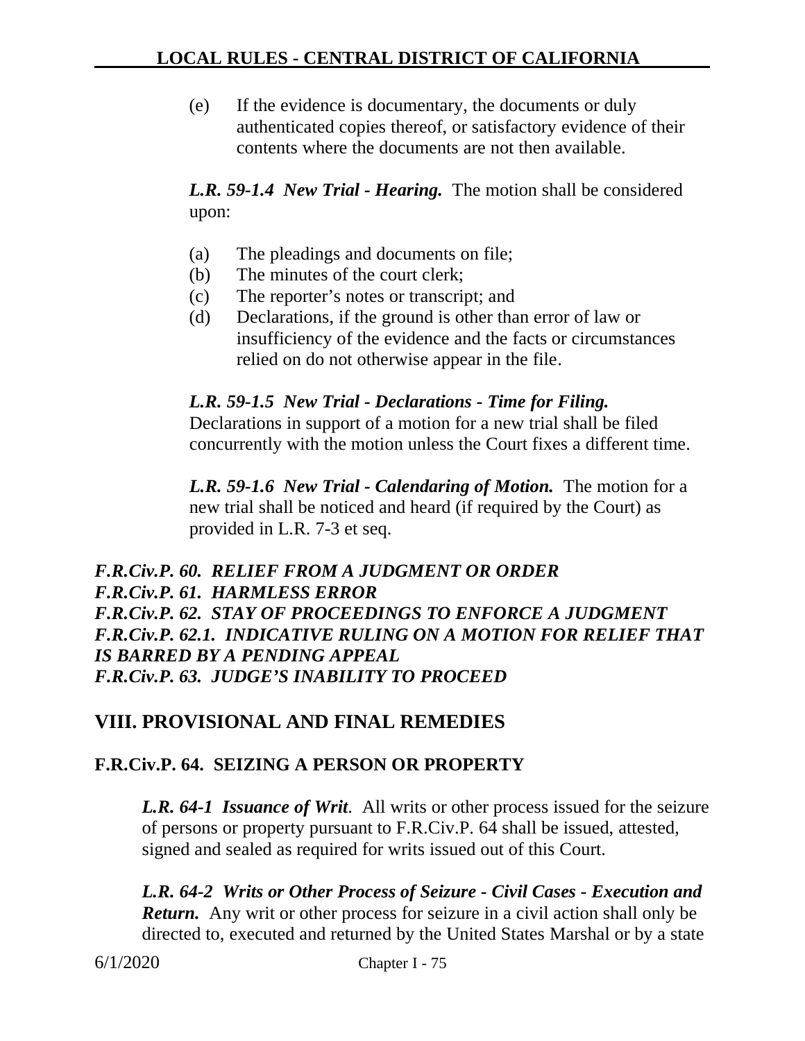(e) If the evidence is documentary, the documents or duly authenticated copies thereof, or satisfactory evidence of their contents where the documents are not then available.

***L.R. 59-1.4 New Trial - Hearing.*** The motion shall be considered upon:

(a) The pleadings and documents on file;
(b) The minutes of the court clerk;
(c) The reporter's notes or transcript; and
(d) Declarations, if the ground is other than error of law or insufficiency of the evidence and the facts or circumstances relied on do not otherwise appear in the file.

***L.R. 59-1.5 New Trial - Declarations - Time for Filing.*** Declarations in support of a motion for a new trial shall be filed concurrently with the motion unless the Court fixes a different time.

***L.R. 59-1.6 New Trial - Calendaring of Motion.*** The motion for a new trial shall be noticed and heard (if required by the Court) as provided in L.R. 7-3 et seq.

***F.R.Civ.P. 60. RELIEF FROM A JUDGMENT OR ORDER***
***F.R.Civ.P. 61. HARMLESS ERROR***
***F.R.Civ.P. 62. STAY OF PROCEEDINGS TO ENFORCE A JUDGMENT***
***F.R.Civ.P. 62.1. INDICATIVE RULING ON A MOTION FOR RELIEF THAT IS BARRED BY A PENDING APPEAL***
***F.R.Civ.P. 63. JUDGE'S INABILITY TO PROCEED***

## VIII. PROVISIONAL AND FINAL REMEDIES

### F.R.Civ.P. 64. SEIZING A PERSON OR PROPERTY

***L.R. 64-1 Issuance of Writ.*** All writs or other process issued for the seizure of persons or property pursuant to F.R.Civ.P. 64 shall be issued, attested, signed and sealed as required for writs issued out of this Court.

***L.R. 64-2 Writs or Other Process of Seizure - Civil Cases - Execution and Return.*** Any writ or other process for seizure in a civil action shall only be directed to, executed and returned by the United States Marshal or by a state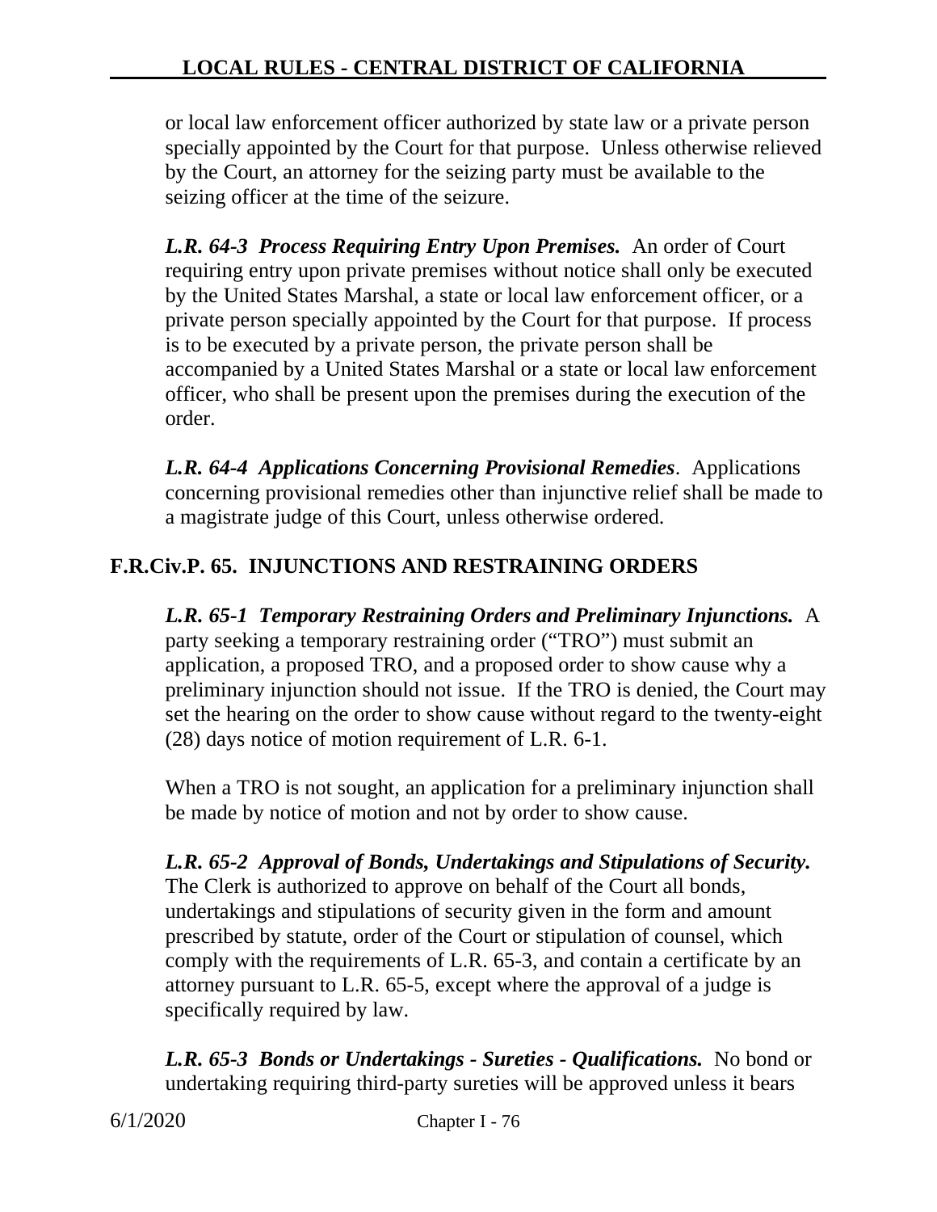or local law enforcement officer authorized by state law or a private person specially appointed by the Court for that purpose. Unless otherwise relieved by the Court, an attorney for the seizing party must be available to the seizing officer at the time of the seizure.

***L.R. 64-3 Process Requiring Entry Upon Premises.*** An order of Court requiring entry upon private premises without notice shall only be executed by the United States Marshal, a state or local law enforcement officer, or a private person specially appointed by the Court for that purpose. If process is to be executed by a private person, the private person shall be accompanied by a United States Marshal or a state or local law enforcement officer, who shall be present upon the premises during the execution of the order.

***L.R. 64-4 Applications Concerning Provisional Remedies***. Applications concerning provisional remedies other than injunctive relief shall be made to a magistrate judge of this Court, unless otherwise ordered.

## F.R.Civ.P. 65. INJUNCTIONS AND RESTRAINING ORDERS

***L.R. 65-1 Temporary Restraining Orders and Preliminary Injunctions.*** A party seeking a temporary restraining order ("TRO") must submit an application, a proposed TRO, and a proposed order to show cause why a preliminary injunction should not issue. If the TRO is denied, the Court may set the hearing on the order to show cause without regard to the twenty-eight (28) days notice of motion requirement of L.R. 6-1.

When a TRO is not sought, an application for a preliminary injunction shall be made by notice of motion and not by order to show cause.

***L.R. 65-2 Approval of Bonds, Undertakings and Stipulations of Security.*** The Clerk is authorized to approve on behalf of the Court all bonds, undertakings and stipulations of security given in the form and amount prescribed by statute, order of the Court or stipulation of counsel, which comply with the requirements of L.R. 65-3, and contain a certificate by an attorney pursuant to L.R. 65-5, except where the approval of a judge is specifically required by law.

***L.R. 65-3 Bonds or Undertakings - Sureties - Qualifications.*** No bond or undertaking requiring third-party sureties will be approved unless it bears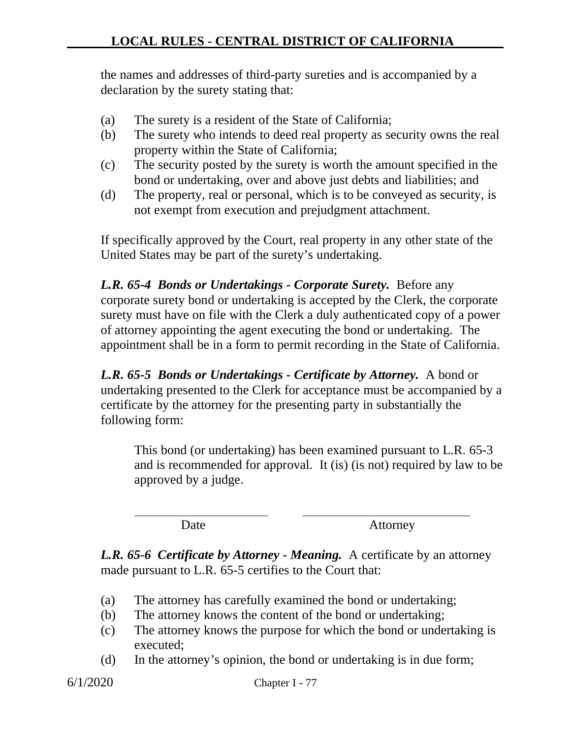the names and addresses of third-party sureties and is accompanied by a declaration by the surety stating that:

(a) The surety is a resident of the State of California;
(b) The surety who intends to deed real property as security owns the real property within the State of California;
(c) The security posted by the surety is worth the amount specified in the bond or undertaking, over and above just debts and liabilities; and
(d) The property, real or personal, which is to be conveyed as security, is not exempt from execution and prejudgment attachment.

If specifically approved by the Court, real property in any other state of the United States may be part of the surety's undertaking.

***L.R. 65-4 Bonds or Undertakings - Corporate Surety.*** Before any corporate surety bond or undertaking is accepted by the Clerk, the corporate surety must have on file with the Clerk a duly authenticated copy of a power of attorney appointing the agent executing the bond or undertaking. The appointment shall be in a form to permit recording in the State of California.

***L.R. 65-5 Bonds or Undertakings - Certificate by Attorney.*** A bond or undertaking presented to the Clerk for acceptance must be accompanied by a certificate by the attorney for the presenting party in substantially the following form:

> This bond (or undertaking) has been examined pursuant to L.R. 65-3 and is recommended for approval. It (is) (is not) required by law to be approved by a judge.
>
> ______________________ ______________________
> Date Attorney

***L.R. 65-6 Certificate by Attorney - Meaning.*** A certificate by an attorney made pursuant to L.R. 65-5 certifies to the Court that:

(a) The attorney has carefully examined the bond or undertaking;
(b) The attorney knows the content of the bond or undertaking;
(c) The attorney knows the purpose for which the bond or undertaking is executed;
(d) In the attorney's opinion, the bond or undertaking is in due form;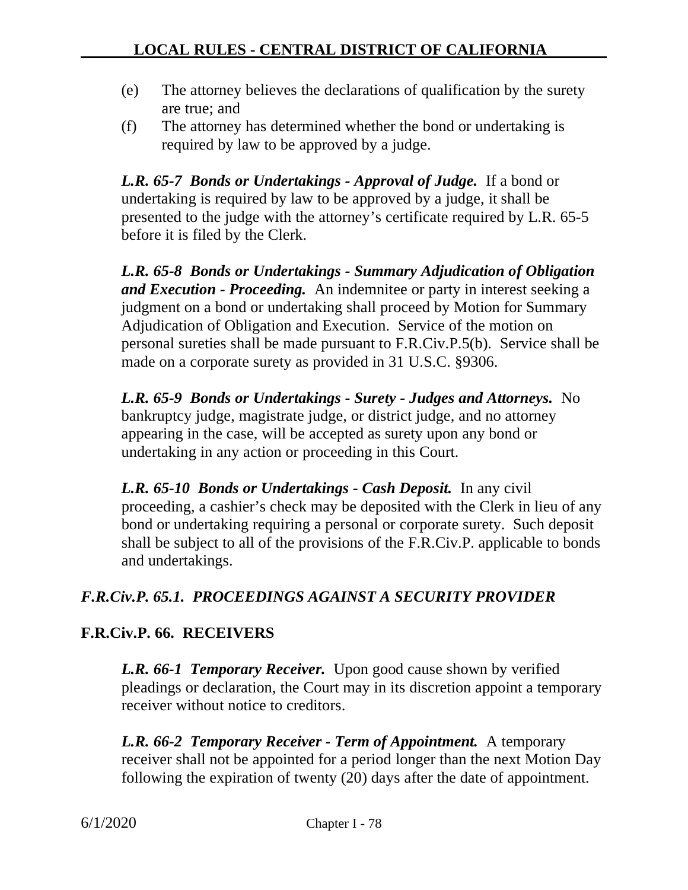(e) The attorney believes the declarations of qualification by the surety are true; and

(f) The attorney has determined whether the bond or undertaking is required by law to be approved by a judge.

***L.R. 65-7 Bonds or Undertakings - Approval of Judge.*** If a bond or undertaking is required by law to be approved by a judge, it shall be presented to the judge with the attorney's certificate required by L.R. 65-5 before it is filed by the Clerk.

***L.R. 65-8 Bonds or Undertakings - Summary Adjudication of Obligation and Execution - Proceeding.*** An indemnitee or party in interest seeking a judgment on a bond or undertaking shall proceed by Motion for Summary Adjudication of Obligation and Execution. Service of the motion on personal sureties shall be made pursuant to F.R.Civ.P.5(b). Service shall be made on a corporate surety as provided in 31 U.S.C. §9306.

***L.R. 65-9 Bonds or Undertakings - Surety - Judges and Attorneys.*** No bankruptcy judge, magistrate judge, or district judge, and no attorney appearing in the case, will be accepted as surety upon any bond or undertaking in any action or proceeding in this Court.

***L.R. 65-10 Bonds or Undertakings - Cash Deposit.*** In any civil proceeding, a cashier's check may be deposited with the Clerk in lieu of any bond or undertaking requiring a personal or corporate surety. Such deposit shall be subject to all of the provisions of the F.R.Civ.P. applicable to bonds and undertakings.

## *F.R.Civ.P. 65.1. PROCEEDINGS AGAINST A SECURITY PROVIDER*

## F.R.Civ.P. 66. RECEIVERS

***L.R. 66-1 Temporary Receiver.*** Upon good cause shown by verified pleadings or declaration, the Court may in its discretion appoint a temporary receiver without notice to creditors.

***L.R. 66-2 Temporary Receiver - Term of Appointment.*** A temporary receiver shall not be appointed for a period longer than the next Motion Day following the expiration of twenty (20) days after the date of appointment.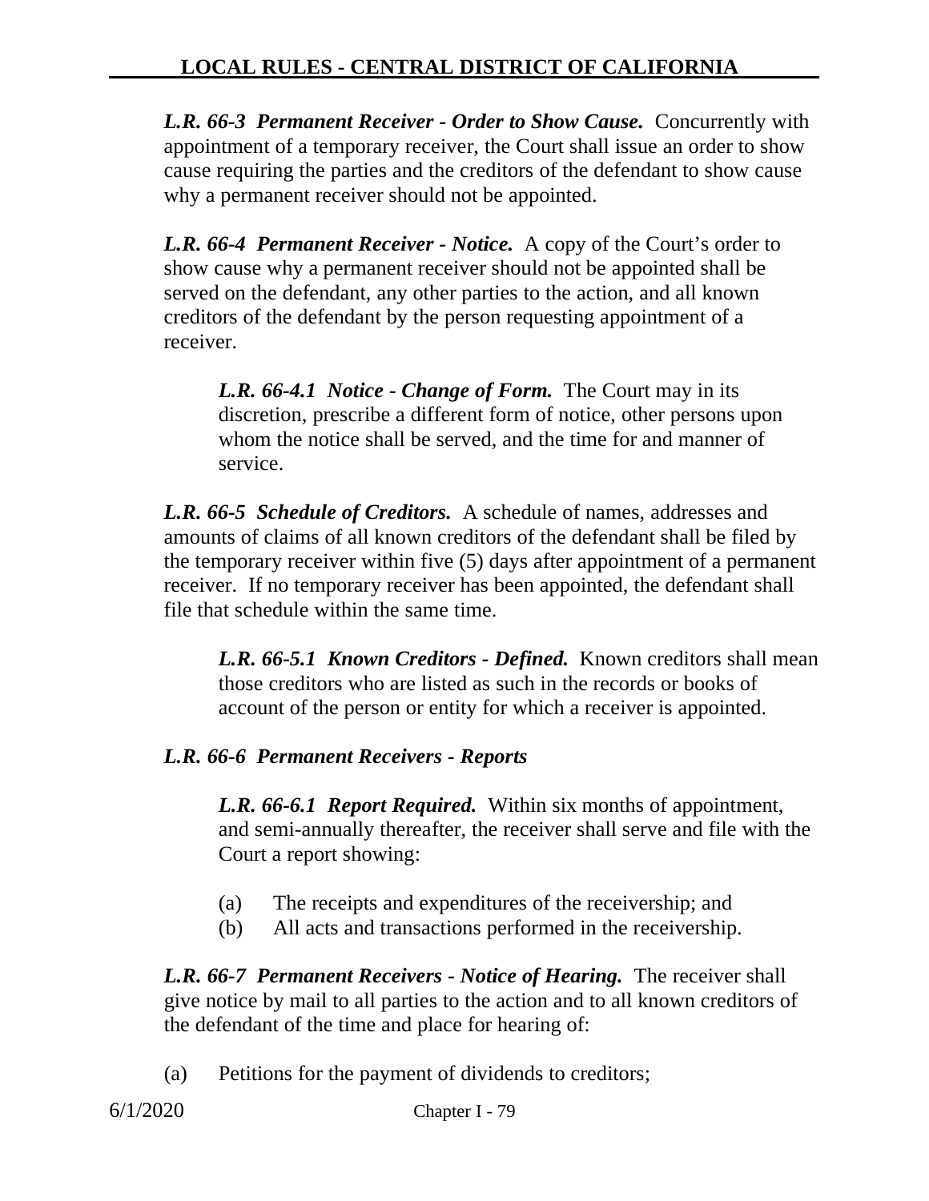***L.R. 66-3 Permanent Receiver - Order to Show Cause.*** Concurrently with appointment of a temporary receiver, the Court shall issue an order to show cause requiring the parties and the creditors of the defendant to show cause why a permanent receiver should not be appointed.

***L.R. 66-4 Permanent Receiver - Notice.*** A copy of the Court's order to show cause why a permanent receiver should not be appointed shall be served on the defendant, any other parties to the action, and all known creditors of the defendant by the person requesting appointment of a receiver.

> ***L.R. 66-4.1 Notice - Change of Form.*** The Court may in its discretion, prescribe a different form of notice, other persons upon whom the notice shall be served, and the time for and manner of service.

***L.R. 66-5 Schedule of Creditors.*** A schedule of names, addresses and amounts of claims of all known creditors of the defendant shall be filed by the temporary receiver within five (5) days after appointment of a permanent receiver. If no temporary receiver has been appointed, the defendant shall file that schedule within the same time.

> ***L.R. 66-5.1 Known Creditors - Defined.*** Known creditors shall mean those creditors who are listed as such in the records or books of account of the person or entity for which a receiver is appointed.

***L.R. 66-6 Permanent Receivers - Reports***

> ***L.R. 66-6.1 Report Required.*** Within six months of appointment, and semi-annually thereafter, the receiver shall serve and file with the Court a report showing:
>
> (a) The receipts and expenditures of the receivership; and
> (b) All acts and transactions performed in the receivership.

***L.R. 66-7 Permanent Receivers - Notice of Hearing.*** The receiver shall give notice by mail to all parties to the action and to all known creditors of the defendant of the time and place for hearing of:

(a) Petitions for the payment of dividends to creditors;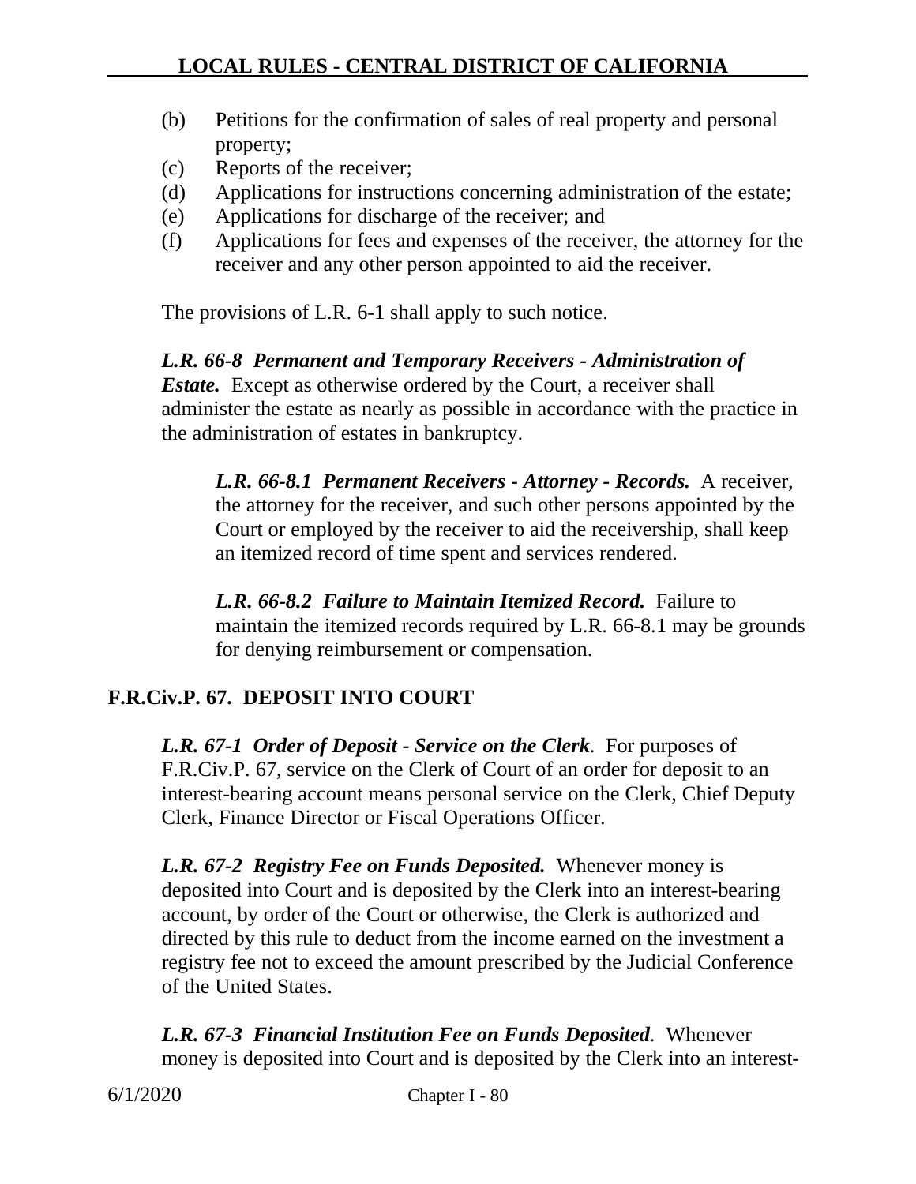(b) Petitions for the confirmation of sales of real property and personal property;
(c) Reports of the receiver;
(d) Applications for instructions concerning administration of the estate;
(e) Applications for discharge of the receiver; and
(f) Applications for fees and expenses of the receiver, the attorney for the receiver and any other person appointed to aid the receiver.

The provisions of L.R. 6-1 shall apply to such notice.

***L.R. 66-8 Permanent and Temporary Receivers - Administration of Estate.*** Except as otherwise ordered by the Court, a receiver shall administer the estate as nearly as possible in accordance with the practice in the administration of estates in bankruptcy.

***L.R. 66-8.1 Permanent Receivers - Attorney - Records.*** A receiver, the attorney for the receiver, and such other persons appointed by the Court or employed by the receiver to aid the receivership, shall keep an itemized record of time spent and services rendered.

***L.R. 66-8.2 Failure to Maintain Itemized Record.*** Failure to maintain the itemized records required by L.R. 66-8.1 may be grounds for denying reimbursement or compensation.

## F.R.Civ.P. 67. DEPOSIT INTO COURT

***L.R. 67-1 Order of Deposit - Service on the Clerk***. For purposes of F.R.Civ.P. 67, service on the Clerk of Court of an order for deposit to an interest-bearing account means personal service on the Clerk, Chief Deputy Clerk, Finance Director or Fiscal Operations Officer.

***L.R. 67-2 Registry Fee on Funds Deposited.*** Whenever money is deposited into Court and is deposited by the Clerk into an interest-bearing account, by order of the Court or otherwise, the Clerk is authorized and directed by this rule to deduct from the income earned on the investment a registry fee not to exceed the amount prescribed by the Judicial Conference of the United States.

***L.R. 67-3 Financial Institution Fee on Funds Deposited***. Whenever money is deposited into Court and is deposited by the Clerk into an interest-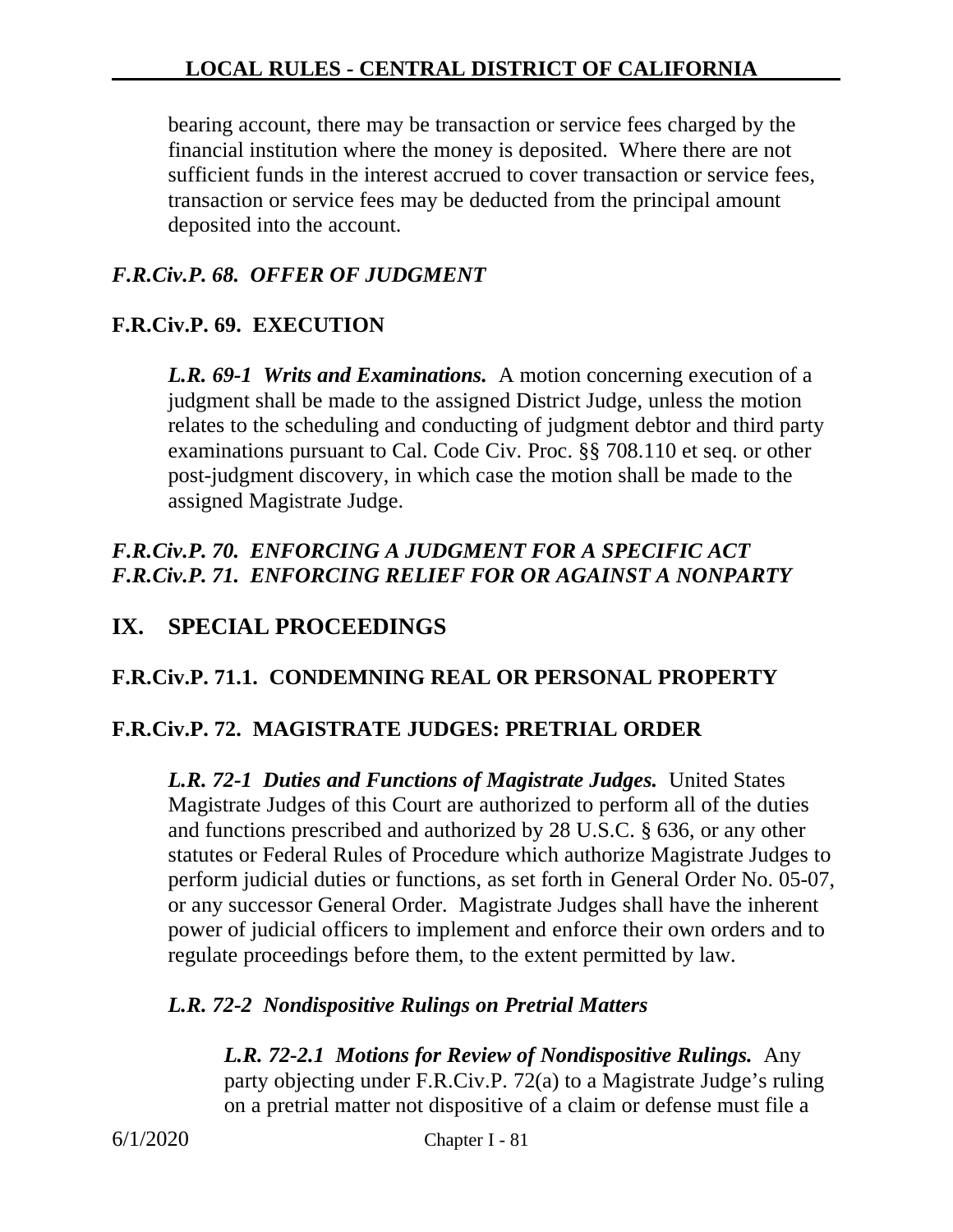bearing account, there may be transaction or service fees charged by the financial institution where the money is deposited. Where there are not sufficient funds in the interest accrued to cover transaction or service fees, transaction or service fees may be deducted from the principal amount deposited into the account.

### *F.R.Civ.P. 68. OFFER OF JUDGMENT*

### F.R.Civ.P. 69. EXECUTION

***L.R. 69-1 Writs and Examinations.*** A motion concerning execution of a judgment shall be made to the assigned District Judge, unless the motion relates to the scheduling and conducting of judgment debtor and third party examinations pursuant to Cal. Code Civ. Proc. §§ 708.110 et seq. or other post-judgment discovery, in which case the motion shall be made to the assigned Magistrate Judge.

### *F.R.Civ.P. 70. ENFORCING A JUDGMENT FOR A SPECIFIC ACT*
### *F.R.Civ.P. 71. ENFORCING RELIEF FOR OR AGAINST A NONPARTY*

## IX. SPECIAL PROCEEDINGS

### F.R.Civ.P. 71.1. CONDEMNING REAL OR PERSONAL PROPERTY

### F.R.Civ.P. 72. MAGISTRATE JUDGES: PRETRIAL ORDER

***L.R. 72-1 Duties and Functions of Magistrate Judges.*** United States Magistrate Judges of this Court are authorized to perform all of the duties and functions prescribed and authorized by 28 U.S.C. § 636, or any other statutes or Federal Rules of Procedure which authorize Magistrate Judges to perform judicial duties or functions, as set forth in General Order No. 05-07, or any successor General Order. Magistrate Judges shall have the inherent power of judicial officers to implement and enforce their own orders and to regulate proceedings before them, to the extent permitted by law.

***L.R. 72-2 Nondispositive Rulings on Pretrial Matters***

***L.R. 72-2.1 Motions for Review of Nondispositive Rulings.*** Any party objecting under F.R.Civ.P. 72(a) to a Magistrate Judge's ruling on a pretrial matter not dispositive of a claim or defense must file a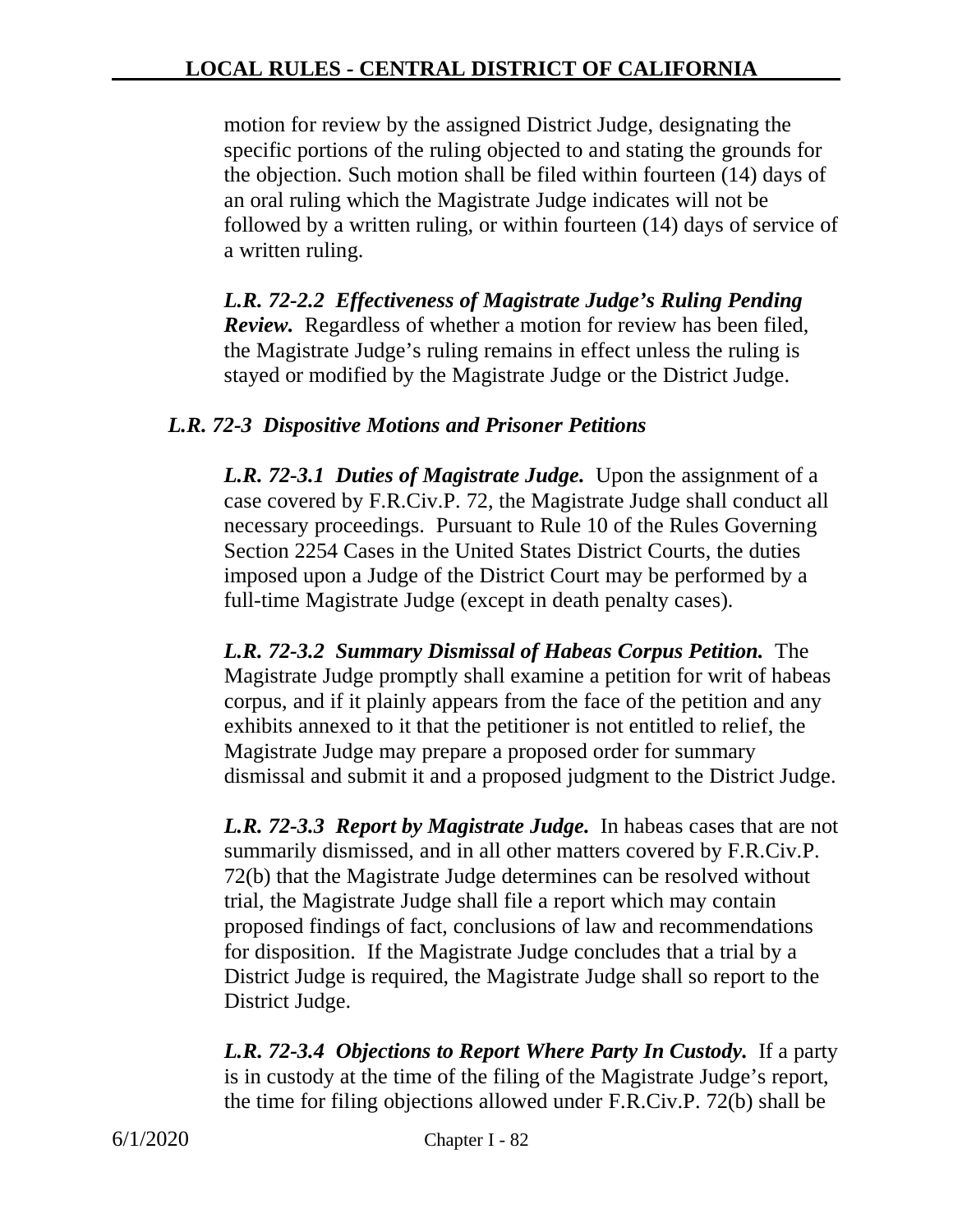motion for review by the assigned District Judge, designating the specific portions of the ruling objected to and stating the grounds for the objection. Such motion shall be filed within fourteen (14) days of an oral ruling which the Magistrate Judge indicates will not be followed by a written ruling, or within fourteen (14) days of service of a written ruling.

***L.R. 72-2.2 Effectiveness of Magistrate Judge's Ruling Pending Review.*** Regardless of whether a motion for review has been filed, the Magistrate Judge's ruling remains in effect unless the ruling is stayed or modified by the Magistrate Judge or the District Judge.

### *L.R. 72-3 Dispositive Motions and Prisoner Petitions*

***L.R. 72-3.1 Duties of Magistrate Judge.*** Upon the assignment of a case covered by F.R.Civ.P. 72, the Magistrate Judge shall conduct all necessary proceedings. Pursuant to Rule 10 of the Rules Governing Section 2254 Cases in the United States District Courts, the duties imposed upon a Judge of the District Court may be performed by a full-time Magistrate Judge (except in death penalty cases).

***L.R. 72-3.2 Summary Dismissal of Habeas Corpus Petition.*** The Magistrate Judge promptly shall examine a petition for writ of habeas corpus, and if it plainly appears from the face of the petition and any exhibits annexed to it that the petitioner is not entitled to relief, the Magistrate Judge may prepare a proposed order for summary dismissal and submit it and a proposed judgment to the District Judge.

***L.R. 72-3.3 Report by Magistrate Judge.*** In habeas cases that are not summarily dismissed, and in all other matters covered by F.R.Civ.P. 72(b) that the Magistrate Judge determines can be resolved without trial, the Magistrate Judge shall file a report which may contain proposed findings of fact, conclusions of law and recommendations for disposition. If the Magistrate Judge concludes that a trial by a District Judge is required, the Magistrate Judge shall so report to the District Judge.

***L.R. 72-3.4 Objections to Report Where Party In Custody.*** If a party is in custody at the time of the filing of the Magistrate Judge's report, the time for filing objections allowed under F.R.Civ.P. 72(b) shall be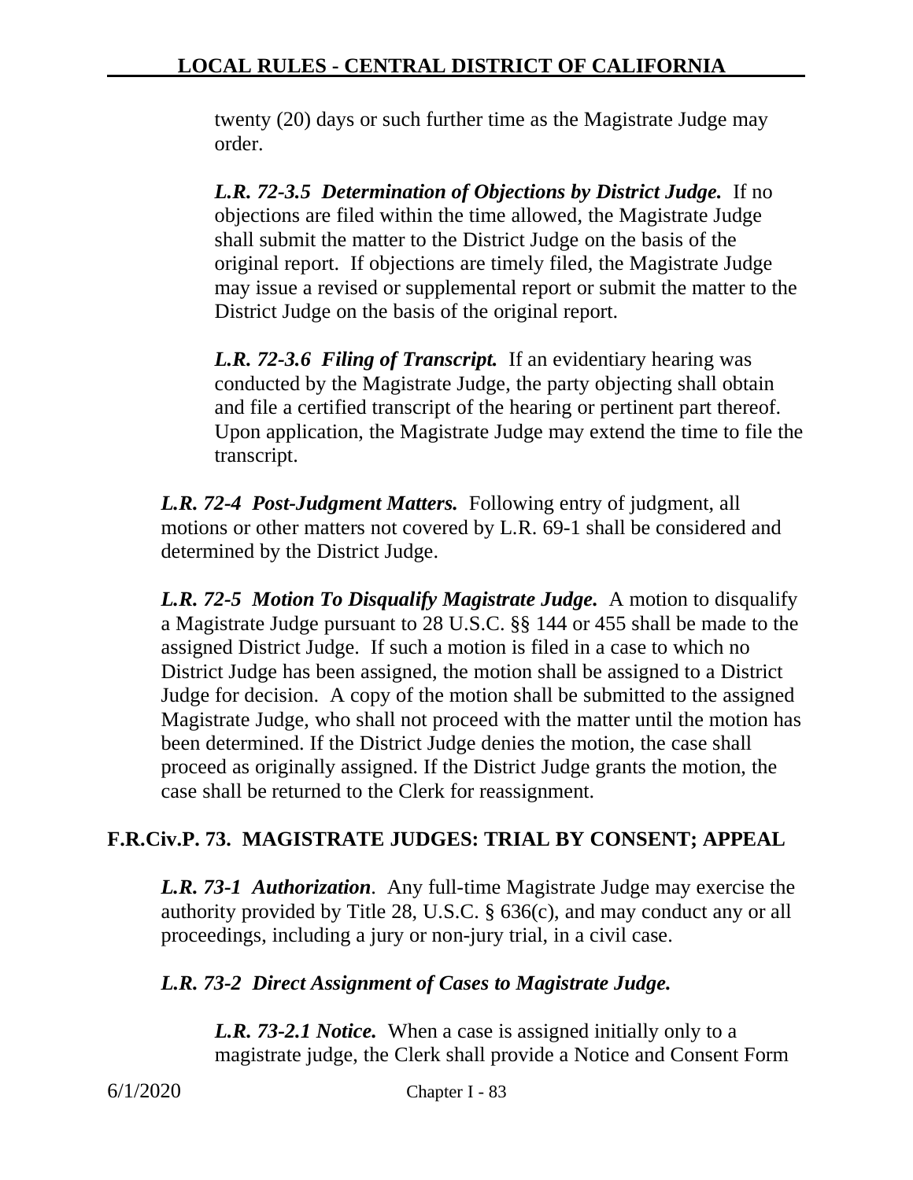twenty (20) days or such further time as the Magistrate Judge may order.

***L.R. 72-3.5 Determination of Objections by District Judge.*** If no objections are filed within the time allowed, the Magistrate Judge shall submit the matter to the District Judge on the basis of the original report. If objections are timely filed, the Magistrate Judge may issue a revised or supplemental report or submit the matter to the District Judge on the basis of the original report.

***L.R. 72-3.6 Filing of Transcript.*** If an evidentiary hearing was conducted by the Magistrate Judge, the party objecting shall obtain and file a certified transcript of the hearing or pertinent part thereof. Upon application, the Magistrate Judge may extend the time to file the transcript.

***L.R. 72-4 Post-Judgment Matters.*** Following entry of judgment, all motions or other matters not covered by L.R. 69-1 shall be considered and determined by the District Judge.

***L.R. 72-5 Motion To Disqualify Magistrate Judge.*** A motion to disqualify a Magistrate Judge pursuant to 28 U.S.C. §§ 144 or 455 shall be made to the assigned District Judge. If such a motion is filed in a case to which no District Judge has been assigned, the motion shall be assigned to a District Judge for decision. A copy of the motion shall be submitted to the assigned Magistrate Judge, who shall not proceed with the matter until the motion has been determined. If the District Judge denies the motion, the case shall proceed as originally assigned. If the District Judge grants the motion, the case shall be returned to the Clerk for reassignment.

## F.R.Civ.P. 73. MAGISTRATE JUDGES: TRIAL BY CONSENT; APPEAL

***L.R. 73-1 Authorization***. Any full-time Magistrate Judge may exercise the authority provided by Title 28, U.S.C. § 636(c), and may conduct any or all proceedings, including a jury or non-jury trial, in a civil case.

***L.R. 73-2 Direct Assignment of Cases to Magistrate Judge.***

***L.R. 73-2.1 Notice.*** When a case is assigned initially only to a magistrate judge, the Clerk shall provide a Notice and Consent Form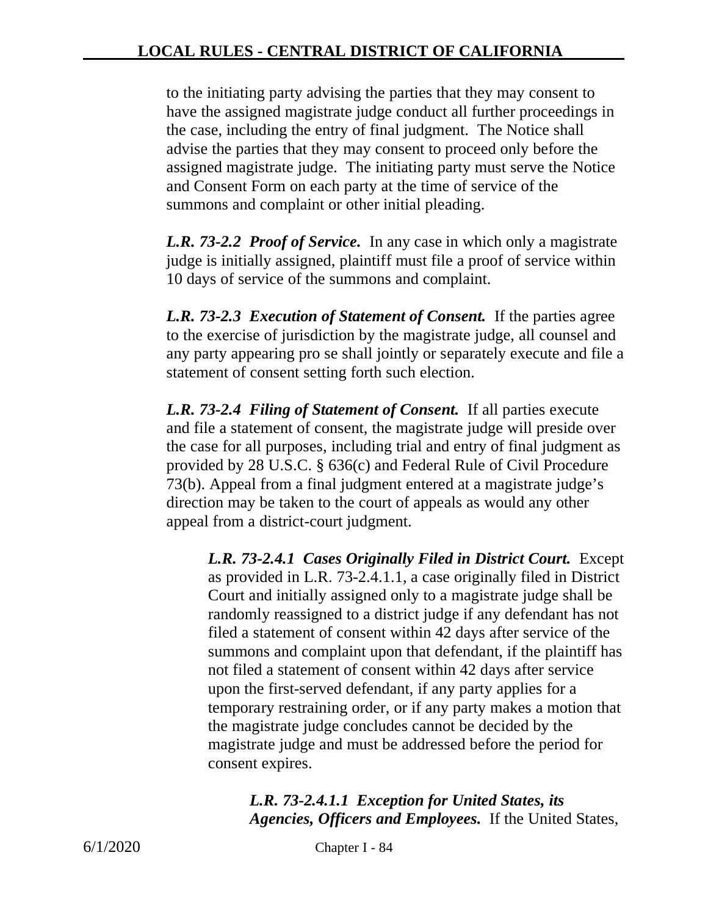to the initiating party advising the parties that they may consent to have the assigned magistrate judge conduct all further proceedings in the case, including the entry of final judgment. The Notice shall advise the parties that they may consent to proceed only before the assigned magistrate judge. The initiating party must serve the Notice and Consent Form on each party at the time of service of the summons and complaint or other initial pleading.

***L.R. 73-2.2 Proof of Service.*** In any case in which only a magistrate judge is initially assigned, plaintiff must file a proof of service within 10 days of service of the summons and complaint.

***L.R. 73-2.3 Execution of Statement of Consent.*** If the parties agree to the exercise of jurisdiction by the magistrate judge, all counsel and any party appearing pro se shall jointly or separately execute and file a statement of consent setting forth such election.

***L.R. 73-2.4 Filing of Statement of Consent.*** If all parties execute and file a statement of consent, the magistrate judge will preside over the case for all purposes, including trial and entry of final judgment as provided by 28 U.S.C. § 636(c) and Federal Rule of Civil Procedure 73(b). Appeal from a final judgment entered at a magistrate judge's direction may be taken to the court of appeals as would any other appeal from a district-court judgment.

***L.R. 73-2.4.1 Cases Originally Filed in District Court.*** Except as provided in L.R. 73-2.4.1.1, a case originally filed in District Court and initially assigned only to a magistrate judge shall be randomly reassigned to a district judge if any defendant has not filed a statement of consent within 42 days after service of the summons and complaint upon that defendant, if the plaintiff has not filed a statement of consent within 42 days after service upon the first-served defendant, if any party applies for a temporary restraining order, or if any party makes a motion that the magistrate judge concludes cannot be decided by the magistrate judge and must be addressed before the period for consent expires.

***L.R. 73-2.4.1.1 Exception for United States, its Agencies, Officers and Employees.*** If the United States,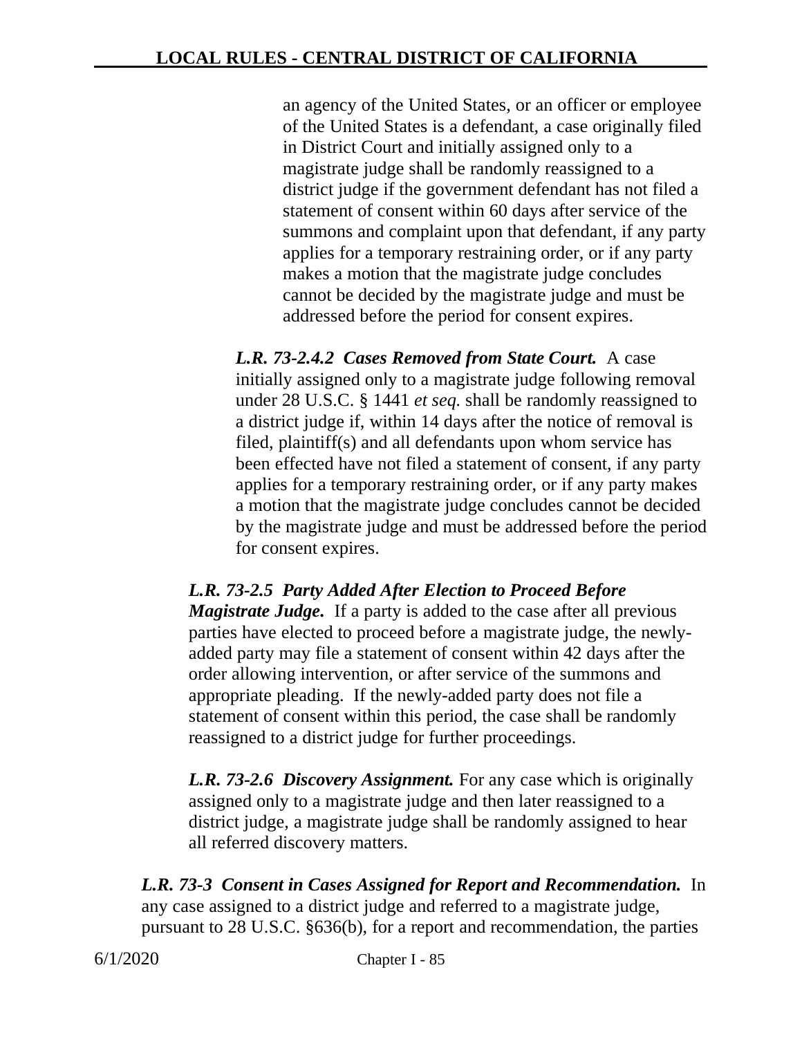an agency of the United States, or an officer or employee of the United States is a defendant, a case originally filed in District Court and initially assigned only to a magistrate judge shall be randomly reassigned to a district judge if the government defendant has not filed a statement of consent within 60 days after service of the summons and complaint upon that defendant, if any party applies for a temporary restraining order, or if any party makes a motion that the magistrate judge concludes cannot be decided by the magistrate judge and must be addressed before the period for consent expires.

***L.R. 73-2.4.2 Cases Removed from State Court.*** A case initially assigned only to a magistrate judge following removal under 28 U.S.C. § 1441 *et seq.* shall be randomly reassigned to a district judge if, within 14 days after the notice of removal is filed, plaintiff(s) and all defendants upon whom service has been effected have not filed a statement of consent, if any party applies for a temporary restraining order, or if any party makes a motion that the magistrate judge concludes cannot be decided by the magistrate judge and must be addressed before the period for consent expires.

***L.R. 73-2.5 Party Added After Election to Proceed Before Magistrate Judge.*** If a party is added to the case after all previous parties have elected to proceed before a magistrate judge, the newly-added party may file a statement of consent within 42 days after the order allowing intervention, or after service of the summons and appropriate pleading. If the newly-added party does not file a statement of consent within this period, the case shall be randomly reassigned to a district judge for further proceedings.

***L.R. 73-2.6 Discovery Assignment.*** For any case which is originally assigned only to a magistrate judge and then later reassigned to a district judge, a magistrate judge shall be randomly assigned to hear all referred discovery matters.

***L.R. 73-3 Consent in Cases Assigned for Report and Recommendation.*** In any case assigned to a district judge and referred to a magistrate judge, pursuant to 28 U.S.C. §636(b), for a report and recommendation, the parties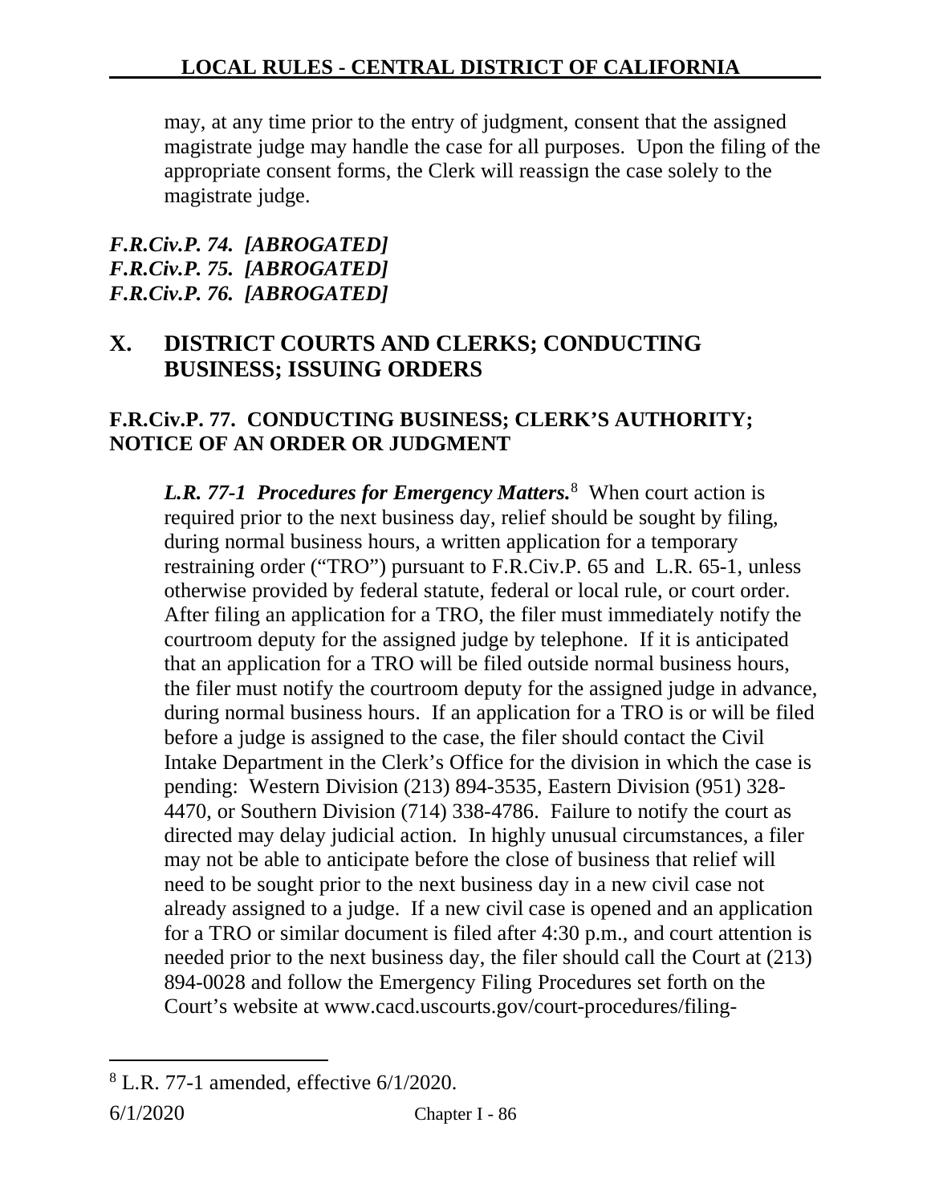may, at any time prior to the entry of judgment, consent that the assigned magistrate judge may handle the case for all purposes. Upon the filing of the appropriate consent forms, the Clerk will reassign the case solely to the magistrate judge.

***F.R.Civ.P. 74. [ABROGATED]***
***F.R.Civ.P. 75. [ABROGATED]***
***F.R.Civ.P. 76. [ABROGATED]***

## X. DISTRICT COURTS AND CLERKS; CONDUCTING BUSINESS; ISSUING ORDERS

### F.R.Civ.P. 77. CONDUCTING BUSINESS; CLERK'S AUTHORITY; NOTICE OF AN ORDER OR JUDGMENT

***L.R. 77-1 Procedures for Emergency Matters.***[8] When court action is required prior to the next business day, relief should be sought by filing, during normal business hours, a written application for a temporary restraining order ("TRO") pursuant to F.R.Civ.P. 65 and L.R. 65-1, unless otherwise provided by federal statute, federal or local rule, or court order. After filing an application for a TRO, the filer must immediately notify the courtroom deputy for the assigned judge by telephone. If it is anticipated that an application for a TRO will be filed outside normal business hours, the filer must notify the courtroom deputy for the assigned judge in advance, during normal business hours. If an application for a TRO is or will be filed before a judge is assigned to the case, the filer should contact the Civil Intake Department in the Clerk's Office for the division in which the case is pending: Western Division (213) 894-3535, Eastern Division (951) 328-4470, or Southern Division (714) 338-4786. Failure to notify the court as directed may delay judicial action. In highly unusual circumstances, a filer may not be able to anticipate before the close of business that relief will need to be sought prior to the next business day in a new civil case not already assigned to a judge. If a new civil case is opened and an application for a TRO or similar document is filed after 4:30 p.m., and court attention is needed prior to the next business day, the filer should call the Court at (213) 894-0028 and follow the Emergency Filing Procedures set forth on the Court's website at www.cacd.uscourts.gov/court-procedures/filing-

---

[8] L.R. 77-1 amended, effective 6/1/2020.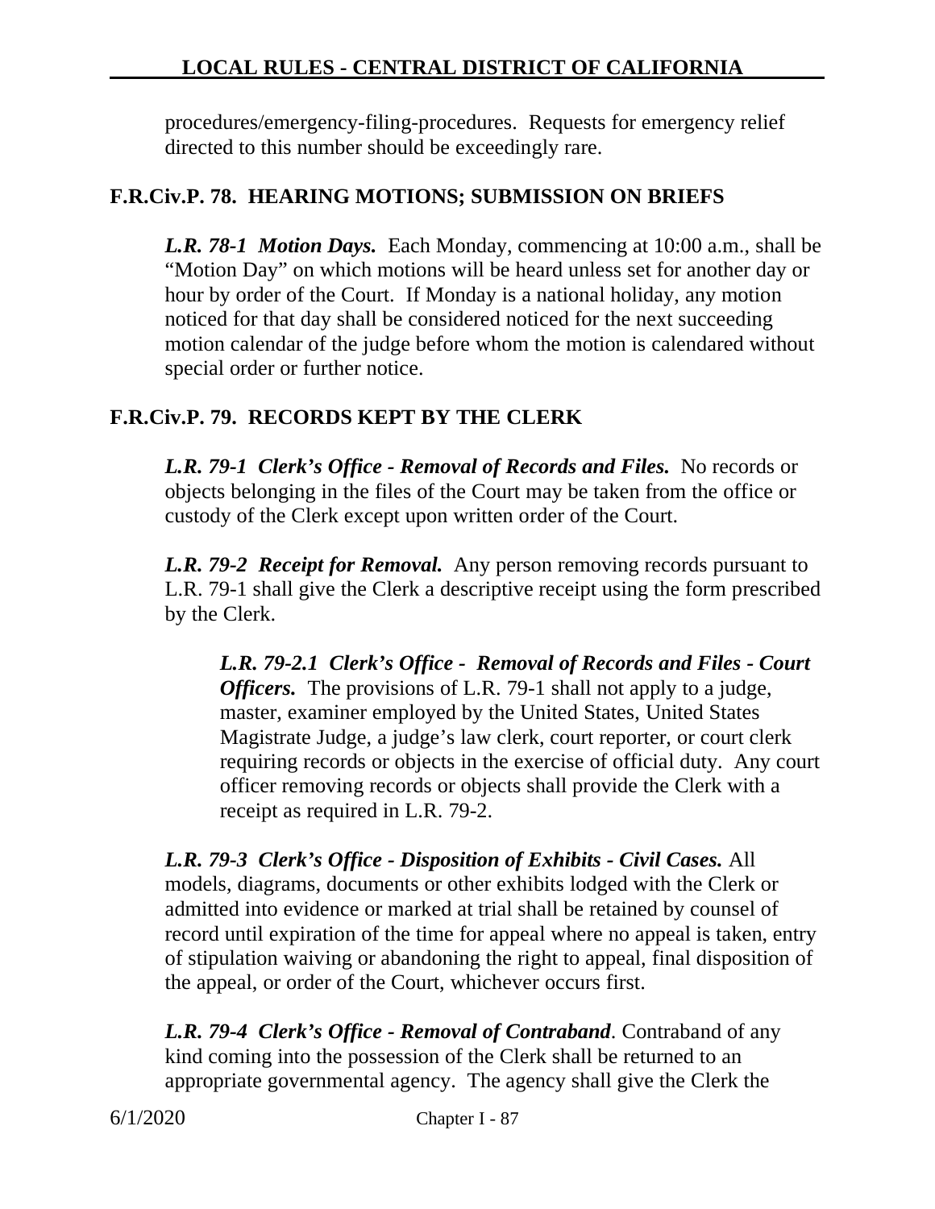procedures/emergency-filing-procedures. Requests for emergency relief directed to this number should be exceedingly rare.

## F.R.Civ.P. 78. HEARING MOTIONS; SUBMISSION ON BRIEFS

***L.R. 78-1 Motion Days.*** Each Monday, commencing at 10:00 a.m., shall be "Motion Day" on which motions will be heard unless set for another day or hour by order of the Court. If Monday is a national holiday, any motion noticed for that day shall be considered noticed for the next succeeding motion calendar of the judge before whom the motion is calendared without special order or further notice.

## F.R.Civ.P. 79. RECORDS KEPT BY THE CLERK

***L.R. 79-1 Clerk's Office - Removal of Records and Files.*** No records or objects belonging in the files of the Court may be taken from the office or custody of the Clerk except upon written order of the Court.

***L.R. 79-2 Receipt for Removal.*** Any person removing records pursuant to L.R. 79-1 shall give the Clerk a descriptive receipt using the form prescribed by the Clerk.

***L.R. 79-2.1 Clerk's Office - Removal of Records and Files - Court Officers.*** The provisions of L.R. 79-1 shall not apply to a judge, master, examiner employed by the United States, United States Magistrate Judge, a judge's law clerk, court reporter, or court clerk requiring records or objects in the exercise of official duty. Any court officer removing records or objects shall provide the Clerk with a receipt as required in L.R. 79-2.

***L.R. 79-3 Clerk's Office - Disposition of Exhibits - Civil Cases.*** All models, diagrams, documents or other exhibits lodged with the Clerk or admitted into evidence or marked at trial shall be retained by counsel of record until expiration of the time for appeal where no appeal is taken, entry of stipulation waiving or abandoning the right to appeal, final disposition of the appeal, or order of the Court, whichever occurs first.

***L.R. 79-4 Clerk's Office - Removal of Contraband***. Contraband of any kind coming into the possession of the Clerk shall be returned to an appropriate governmental agency. The agency shall give the Clerk the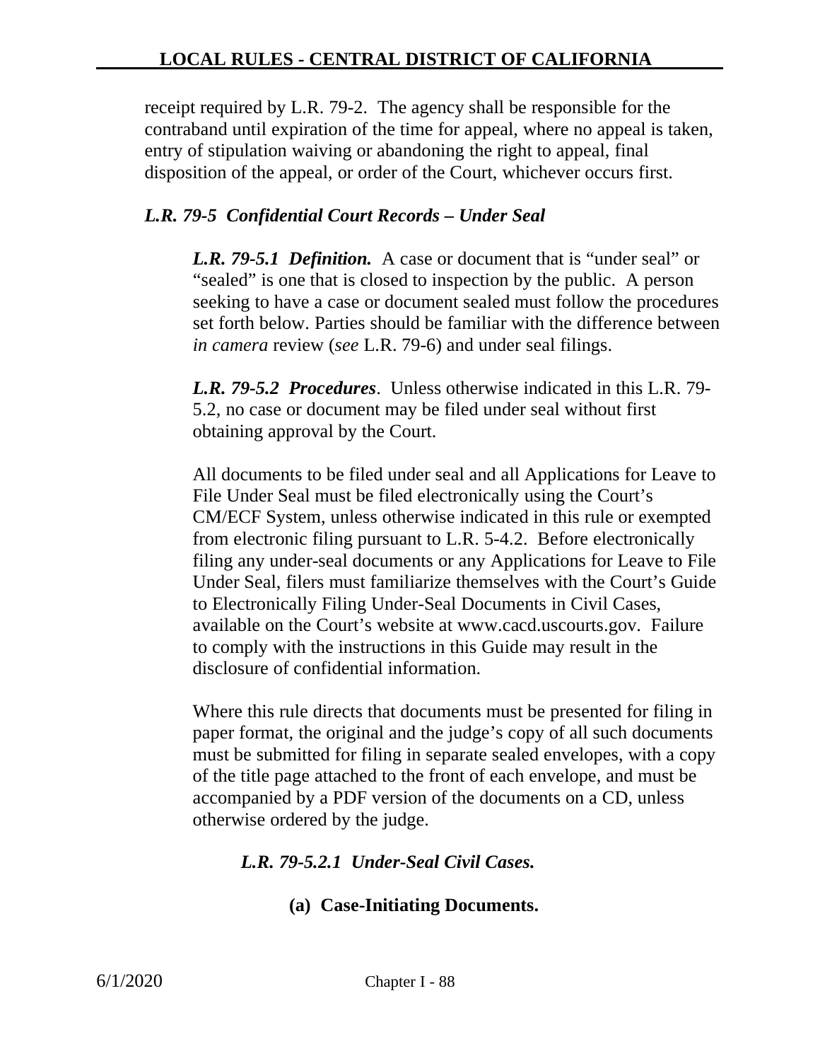receipt required by L.R. 79-2. The agency shall be responsible for the contraband until expiration of the time for appeal, where no appeal is taken, entry of stipulation waiving or abandoning the right to appeal, final disposition of the appeal, or order of the Court, whichever occurs first.

### *L.R. 79-5 Confidential Court Records – Under Seal*

***L.R. 79-5.1 Definition.*** A case or document that is "under seal" or "sealed" is one that is closed to inspection by the public. A person seeking to have a case or document sealed must follow the procedures set forth below. Parties should be familiar with the difference between *in camera* review (*see* L.R. 79-6) and under seal filings.

***L.R. 79-5.2 Procedures***. Unless otherwise indicated in this L.R. 79-5.2, no case or document may be filed under seal without first obtaining approval by the Court.

All documents to be filed under seal and all Applications for Leave to File Under Seal must be filed electronically using the Court's CM/ECF System, unless otherwise indicated in this rule or exempted from electronic filing pursuant to L.R. 5-4.2. Before electronically filing any under-seal documents or any Applications for Leave to File Under Seal, filers must familiarize themselves with the Court's Guide to Electronically Filing Under-Seal Documents in Civil Cases, available on the Court's website at www.cacd.uscourts.gov. Failure to comply with the instructions in this Guide may result in the disclosure of confidential information.

Where this rule directs that documents must be presented for filing in paper format, the original and the judge's copy of all such documents must be submitted for filing in separate sealed envelopes, with a copy of the title page attached to the front of each envelope, and must be accompanied by a PDF version of the documents on a CD, unless otherwise ordered by the judge.

*L.R. 79-5.2.1 Under-Seal Civil Cases.*

**(a) Case-Initiating Documents.**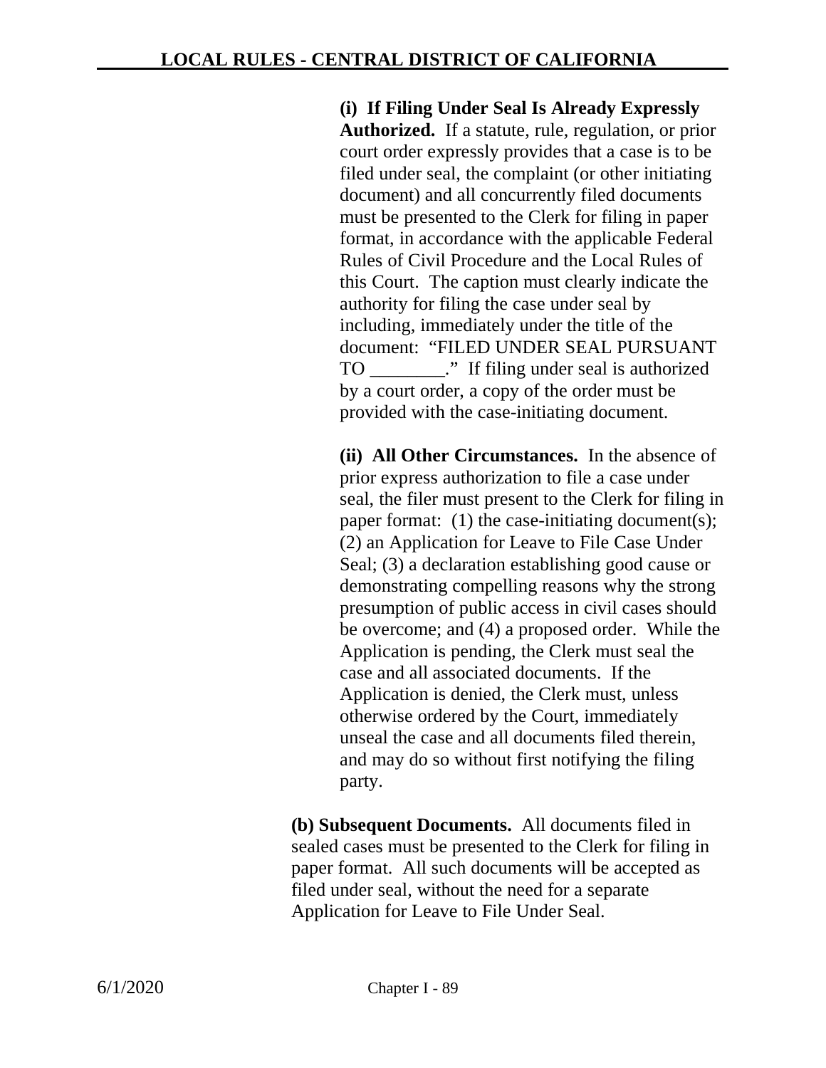**(i) If Filing Under Seal Is Already Expressly Authorized.** If a statute, rule, regulation, or prior court order expressly provides that a case is to be filed under seal, the complaint (or other initiating document) and all concurrently filed documents must be presented to the Clerk for filing in paper format, in accordance with the applicable Federal Rules of Civil Procedure and the Local Rules of this Court. The caption must clearly indicate the authority for filing the case under seal by including, immediately under the title of the document: "FILED UNDER SEAL PURSUANT TO ________." If filing under seal is authorized by a court order, a copy of the order must be provided with the case-initiating document.

**(ii) All Other Circumstances.** In the absence of prior express authorization to file a case under seal, the filer must present to the Clerk for filing in paper format: (1) the case-initiating document(s); (2) an Application for Leave to File Case Under Seal; (3) a declaration establishing good cause or demonstrating compelling reasons why the strong presumption of public access in civil cases should be overcome; and (4) a proposed order. While the Application is pending, the Clerk must seal the case and all associated documents. If the Application is denied, the Clerk must, unless otherwise ordered by the Court, immediately unseal the case and all documents filed therein, and may do so without first notifying the filing party.

**(b) Subsequent Documents.** All documents filed in sealed cases must be presented to the Clerk for filing in paper format. All such documents will be accepted as filed under seal, without the need for a separate Application for Leave to File Under Seal.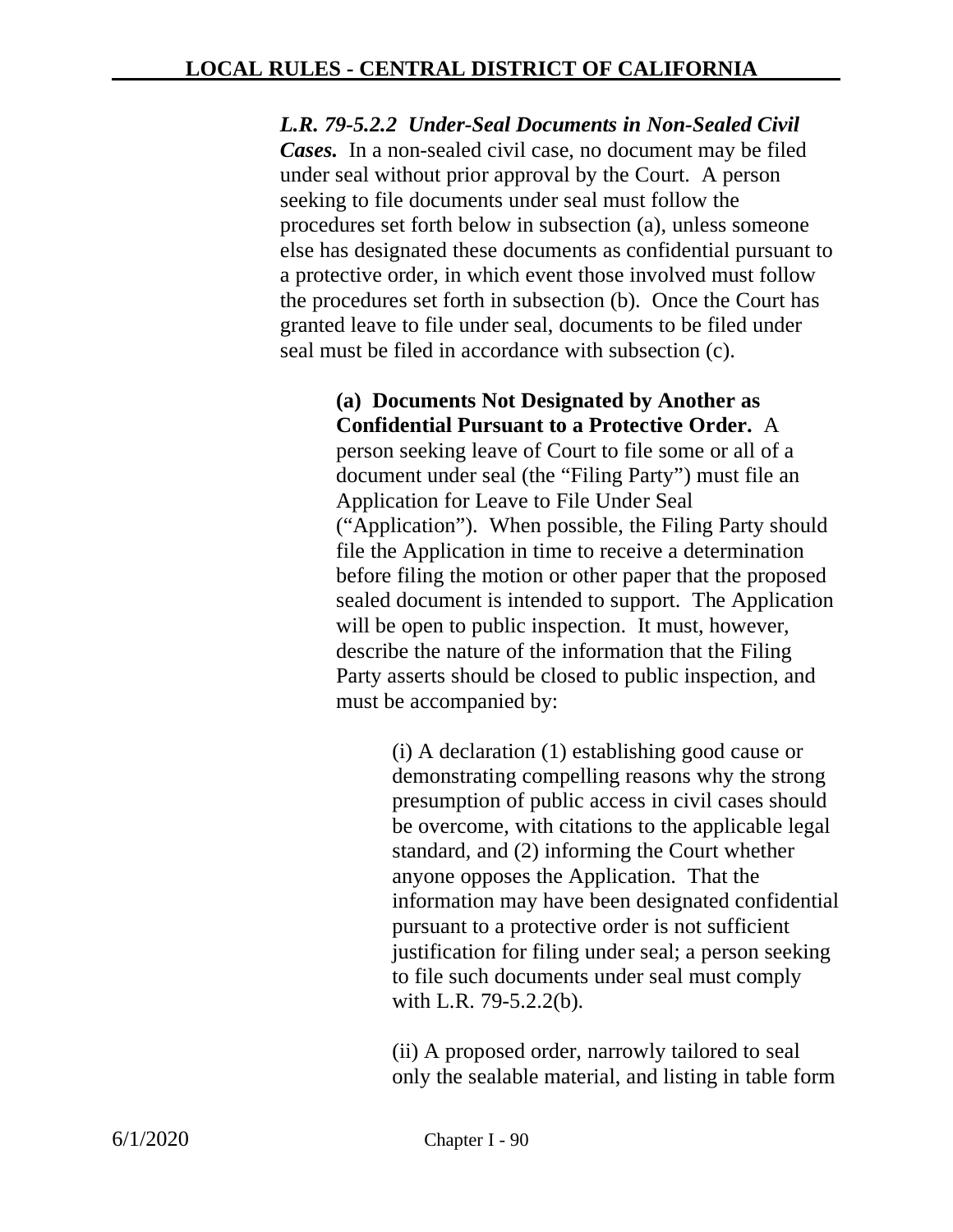***L.R. 79-5.2.2 Under-Seal Documents in Non-Sealed Civil Cases.*** In a non-sealed civil case, no document may be filed under seal without prior approval by the Court. A person seeking to file documents under seal must follow the procedures set forth below in subsection (a), unless someone else has designated these documents as confidential pursuant to a protective order, in which event those involved must follow the procedures set forth in subsection (b). Once the Court has granted leave to file under seal, documents to be filed under seal must be filed in accordance with subsection (c).

**(a) Documents Not Designated by Another as Confidential Pursuant to a Protective Order.** A person seeking leave of Court to file some or all of a document under seal (the "Filing Party") must file an Application for Leave to File Under Seal ("Application"). When possible, the Filing Party should file the Application in time to receive a determination before filing the motion or other paper that the proposed sealed document is intended to support. The Application will be open to public inspection. It must, however, describe the nature of the information that the Filing Party asserts should be closed to public inspection, and must be accompanied by:

(i) A declaration (1) establishing good cause or demonstrating compelling reasons why the strong presumption of public access in civil cases should be overcome, with citations to the applicable legal standard, and (2) informing the Court whether anyone opposes the Application. That the information may have been designated confidential pursuant to a protective order is not sufficient justification for filing under seal; a person seeking to file such documents under seal must comply with L.R. 79-5.2.2(b).

(ii) A proposed order, narrowly tailored to seal only the sealable material, and listing in table form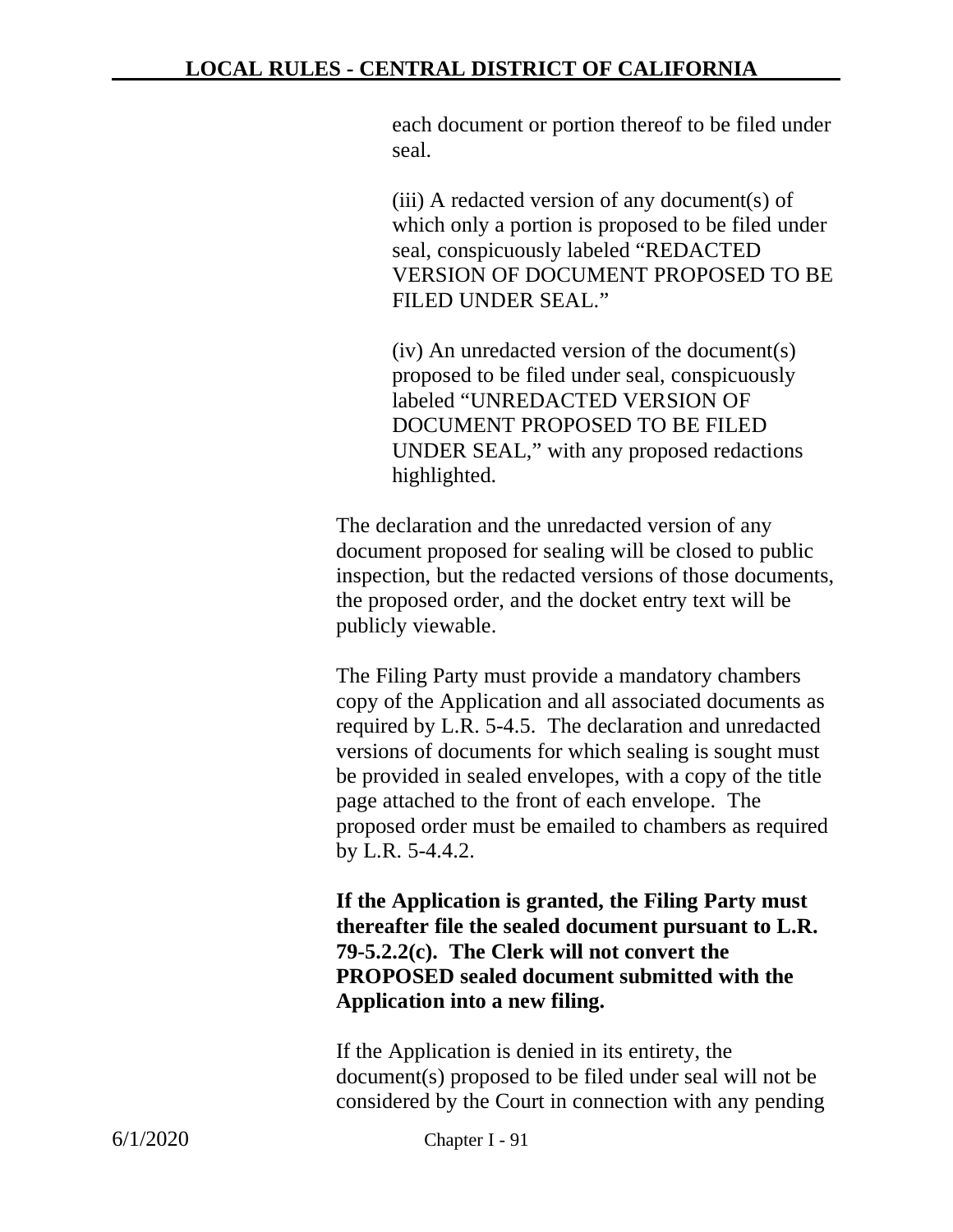each document or portion thereof to be filed under seal.

(iii) A redacted version of any document(s) of which only a portion is proposed to be filed under seal, conspicuously labeled "REDACTED VERSION OF DOCUMENT PROPOSED TO BE FILED UNDER SEAL."

(iv) An unredacted version of the document(s) proposed to be filed under seal, conspicuously labeled "UNREDACTED VERSION OF DOCUMENT PROPOSED TO BE FILED UNDER SEAL," with any proposed redactions highlighted.

The declaration and the unredacted version of any document proposed for sealing will be closed to public inspection, but the redacted versions of those documents, the proposed order, and the docket entry text will be publicly viewable.

The Filing Party must provide a mandatory chambers copy of the Application and all associated documents as required by L.R. 5-4.5. The declaration and unredacted versions of documents for which sealing is sought must be provided in sealed envelopes, with a copy of the title page attached to the front of each envelope. The proposed order must be emailed to chambers as required by L.R. 5-4.4.2.

**If the Application is granted, the Filing Party must thereafter file the sealed document pursuant to L.R. 79-5.2.2(c). The Clerk will not convert the PROPOSED sealed document submitted with the Application into a new filing.**

If the Application is denied in its entirety, the document(s) proposed to be filed under seal will not be considered by the Court in connection with any pending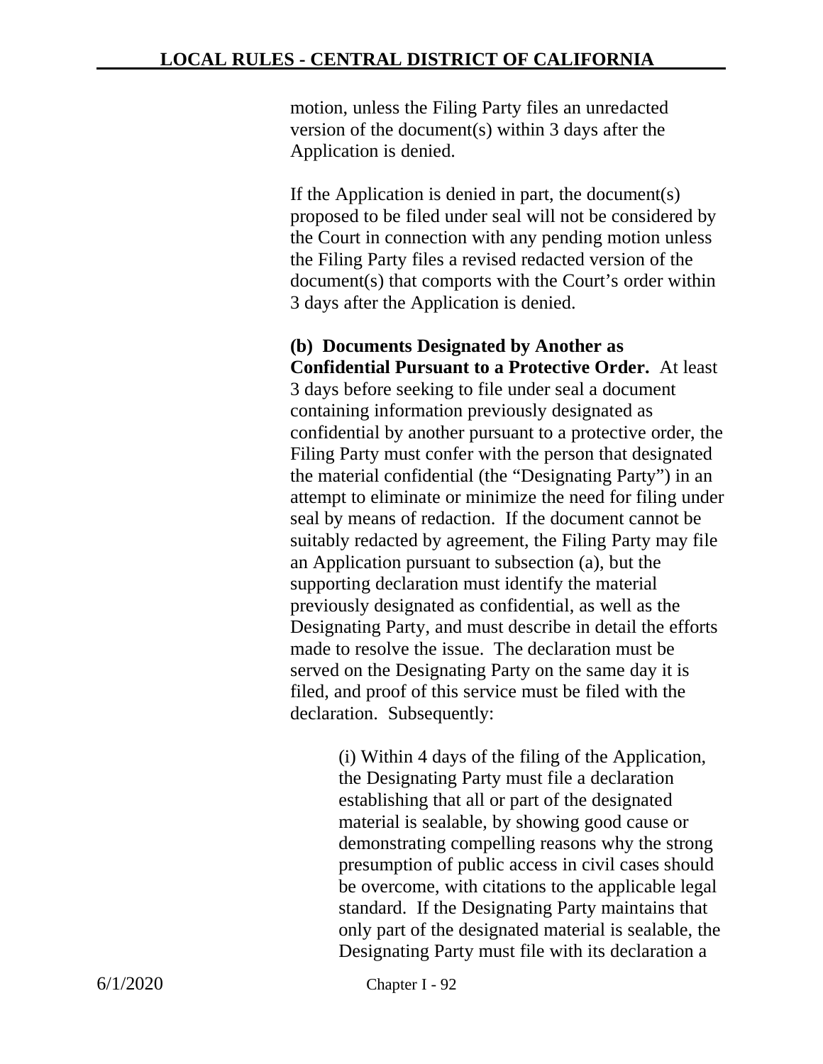motion, unless the Filing Party files an unredacted version of the document(s) within 3 days after the Application is denied.

If the Application is denied in part, the document(s) proposed to be filed under seal will not be considered by the Court in connection with any pending motion unless the Filing Party files a revised redacted version of the document(s) that comports with the Court's order within 3 days after the Application is denied.

**(b) Documents Designated by Another as Confidential Pursuant to a Protective Order.** At least 3 days before seeking to file under seal a document containing information previously designated as confidential by another pursuant to a protective order, the Filing Party must confer with the person that designated the material confidential (the "Designating Party") in an attempt to eliminate or minimize the need for filing under seal by means of redaction. If the document cannot be suitably redacted by agreement, the Filing Party may file an Application pursuant to subsection (a), but the supporting declaration must identify the material previously designated as confidential, as well as the Designating Party, and must describe in detail the efforts made to resolve the issue. The declaration must be served on the Designating Party on the same day it is filed, and proof of this service must be filed with the declaration. Subsequently:

(i) Within 4 days of the filing of the Application, the Designating Party must file a declaration establishing that all or part of the designated material is sealable, by showing good cause or demonstrating compelling reasons why the strong presumption of public access in civil cases should be overcome, with citations to the applicable legal standard. If the Designating Party maintains that only part of the designated material is sealable, the Designating Party must file with its declaration a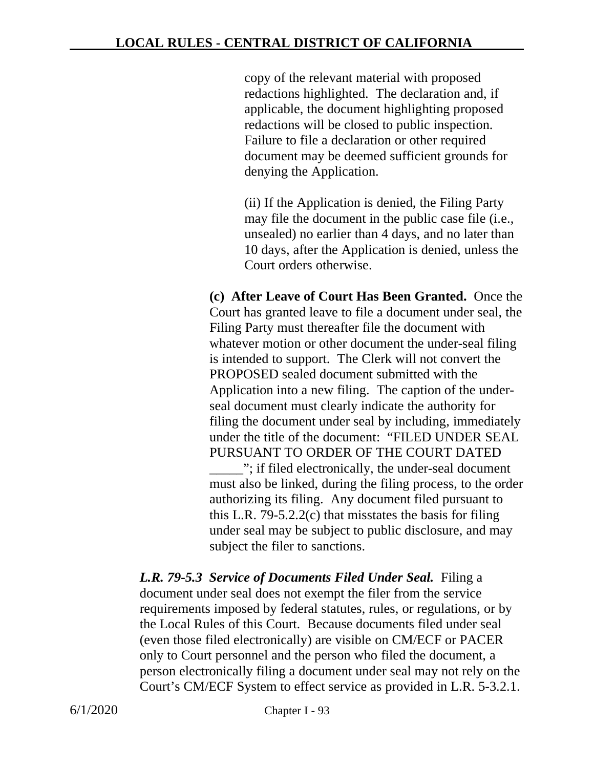copy of the relevant material with proposed redactions highlighted. The declaration and, if applicable, the document highlighting proposed redactions will be closed to public inspection. Failure to file a declaration or other required document may be deemed sufficient grounds for denying the Application.

(ii) If the Application is denied, the Filing Party may file the document in the public case file (i.e., unsealed) no earlier than 4 days, and no later than 10 days, after the Application is denied, unless the Court orders otherwise.

**(c) After Leave of Court Has Been Granted.** Once the Court has granted leave to file a document under seal, the Filing Party must thereafter file the document with whatever motion or other document the under-seal filing is intended to support. The Clerk will not convert the PROPOSED sealed document submitted with the Application into a new filing. The caption of the under-seal document must clearly indicate the authority for filing the document under seal by including, immediately under the title of the document: "FILED UNDER SEAL PURSUANT TO ORDER OF THE COURT DATED _____"; if filed electronically, the under-seal document must also be linked, during the filing process, to the order authorizing its filing. Any document filed pursuant to this L.R. 79-5.2.2(c) that misstates the basis for filing under seal may be subject to public disclosure, and may subject the filer to sanctions.

***L.R. 79-5.3 Service of Documents Filed Under Seal.*** Filing a document under seal does not exempt the filer from the service requirements imposed by federal statutes, rules, or regulations, or by the Local Rules of this Court. Because documents filed under seal (even those filed electronically) are visible on CM/ECF or PACER only to Court personnel and the person who filed the document, a person electronically filing a document under seal may not rely on the Court's CM/ECF System to effect service as provided in L.R. 5-3.2.1.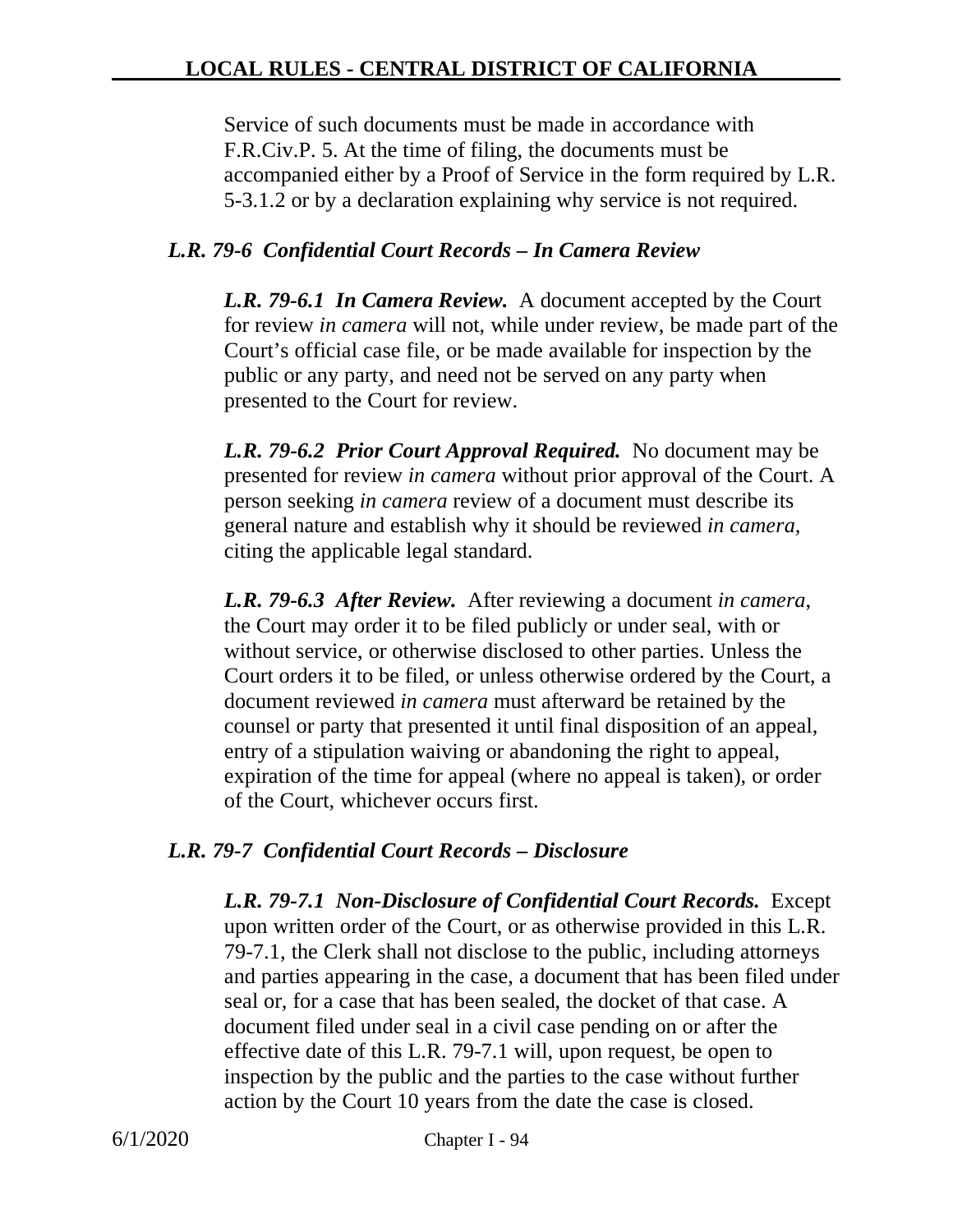Service of such documents must be made in accordance with F.R.Civ.P. 5. At the time of filing, the documents must be accompanied either by a Proof of Service in the form required by L.R. 5-3.1.2 or by a declaration explaining why service is not required.

### *L.R. 79-6 Confidential Court Records – In Camera Review*

***L.R. 79-6.1 In Camera Review.*** A document accepted by the Court for review *in camera* will not, while under review, be made part of the Court's official case file, or be made available for inspection by the public or any party, and need not be served on any party when presented to the Court for review.

***L.R. 79-6.2 Prior Court Approval Required.*** No document may be presented for review *in camera* without prior approval of the Court. A person seeking *in camera* review of a document must describe its general nature and establish why it should be reviewed *in camera*, citing the applicable legal standard.

***L.R. 79-6.3 After Review.*** After reviewing a document *in camera*, the Court may order it to be filed publicly or under seal, with or without service, or otherwise disclosed to other parties. Unless the Court orders it to be filed, or unless otherwise ordered by the Court, a document reviewed *in camera* must afterward be retained by the counsel or party that presented it until final disposition of an appeal, entry of a stipulation waiving or abandoning the right to appeal, expiration of the time for appeal (where no appeal is taken), or order of the Court, whichever occurs first.

### *L.R. 79-7 Confidential Court Records – Disclosure*

***L.R. 79-7.1 Non-Disclosure of Confidential Court Records.*** Except upon written order of the Court, or as otherwise provided in this L.R. 79-7.1, the Clerk shall not disclose to the public, including attorneys and parties appearing in the case, a document that has been filed under seal or, for a case that has been sealed, the docket of that case. A document filed under seal in a civil case pending on or after the effective date of this L.R. 79-7.1 will, upon request, be open to inspection by the public and the parties to the case without further action by the Court 10 years from the date the case is closed.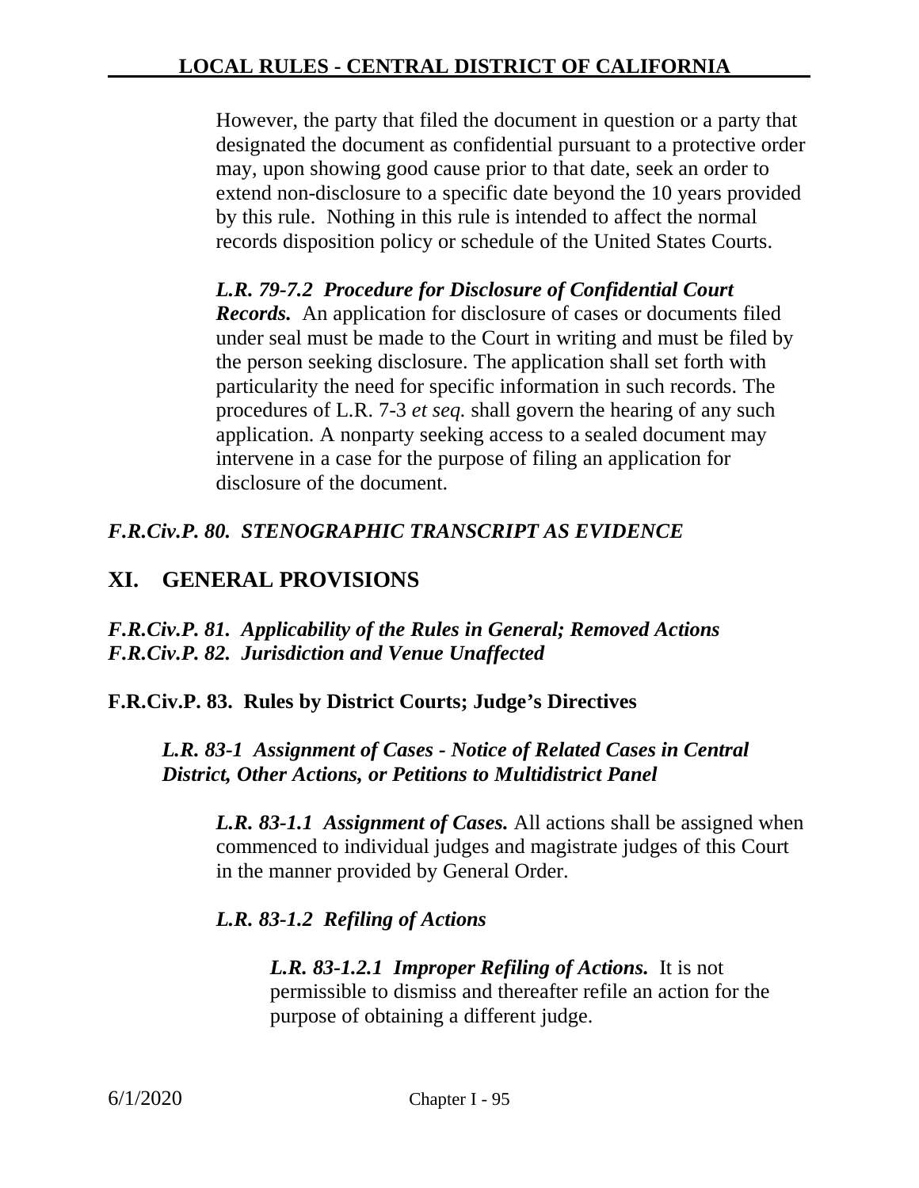However, the party that filed the document in question or a party that designated the document as confidential pursuant to a protective order may, upon showing good cause prior to that date, seek an order to extend non-disclosure to a specific date beyond the 10 years provided by this rule. Nothing in this rule is intended to affect the normal records disposition policy or schedule of the United States Courts.

***L.R. 79-7.2 Procedure for Disclosure of Confidential Court Records.*** An application for disclosure of cases or documents filed under seal must be made to the Court in writing and must be filed by the person seeking disclosure. The application shall set forth with particularity the need for specific information in such records. The procedures of L.R. 7-3 *et seq.* shall govern the hearing of any such application. A nonparty seeking access to a sealed document may intervene in a case for the purpose of filing an application for disclosure of the document.

***F.R.Civ.P. 80. STENOGRAPHIC TRANSCRIPT AS EVIDENCE***

## XI. GENERAL PROVISIONS

***F.R.Civ.P. 81. Applicability of the Rules in General; Removed Actions***
***F.R.Civ.P. 82. Jurisdiction and Venue Unaffected***

### F.R.Civ.P. 83. Rules by District Courts; Judge's Directives

***L.R. 83-1 Assignment of Cases - Notice of Related Cases in Central District, Other Actions, or Petitions to Multidistrict Panel***

***L.R. 83-1.1 Assignment of Cases.*** All actions shall be assigned when commenced to individual judges and magistrate judges of this Court in the manner provided by General Order.

***L.R. 83-1.2 Refiling of Actions***

***L.R. 83-1.2.1 Improper Refiling of Actions.*** It is not permissible to dismiss and thereafter refile an action for the purpose of obtaining a different judge.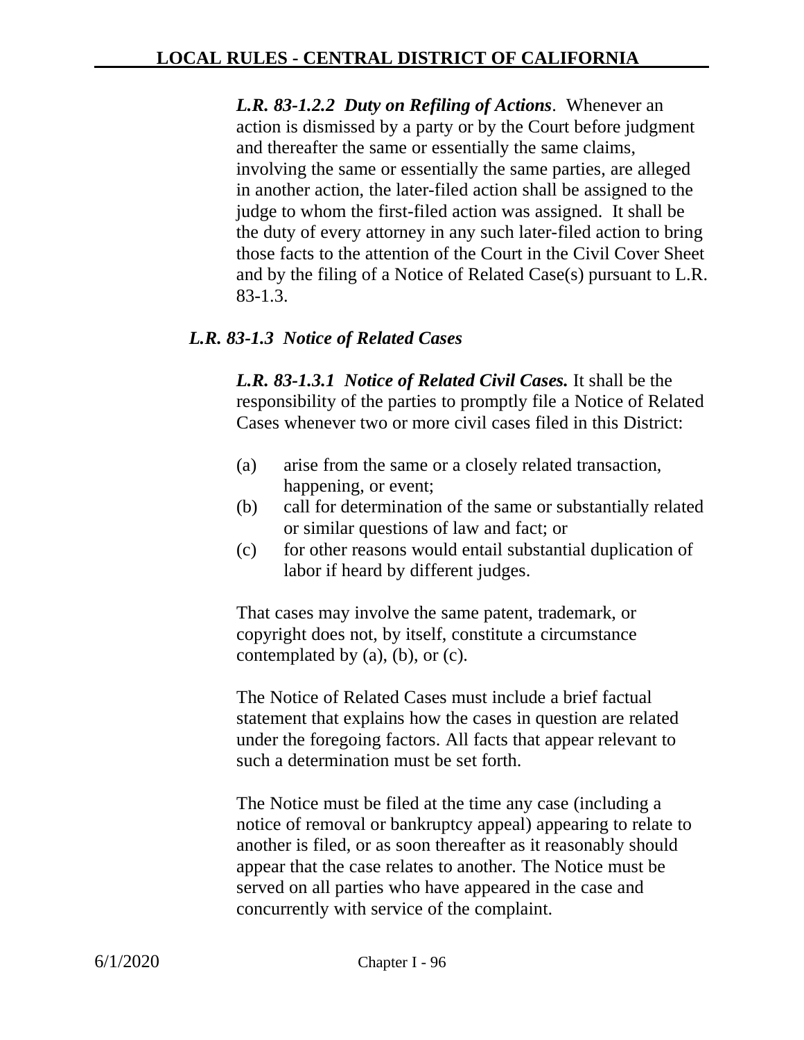***L.R. 83-1.2.2 Duty on Refiling of Actions***. Whenever an action is dismissed by a party or by the Court before judgment and thereafter the same or essentially the same claims, involving the same or essentially the same parties, are alleged in another action, the later-filed action shall be assigned to the judge to whom the first-filed action was assigned. It shall be the duty of every attorney in any such later-filed action to bring those facts to the attention of the Court in the Civil Cover Sheet and by the filing of a Notice of Related Case(s) pursuant to L.R. 83-1.3.

***L.R. 83-1.3 Notice of Related Cases***

***L.R. 83-1.3.1 Notice of Related Civil Cases.*** It shall be the responsibility of the parties to promptly file a Notice of Related Cases whenever two or more civil cases filed in this District:

(a) arise from the same or a closely related transaction, happening, or event;
(b) call for determination of the same or substantially related or similar questions of law and fact; or
(c) for other reasons would entail substantial duplication of labor if heard by different judges.

That cases may involve the same patent, trademark, or copyright does not, by itself, constitute a circumstance contemplated by (a), (b), or (c).

The Notice of Related Cases must include a brief factual statement that explains how the cases in question are related under the foregoing factors. All facts that appear relevant to such a determination must be set forth.

The Notice must be filed at the time any case (including a notice of removal or bankruptcy appeal) appearing to relate to another is filed, or as soon thereafter as it reasonably should appear that the case relates to another. The Notice must be served on all parties who have appeared in the case and concurrently with service of the complaint.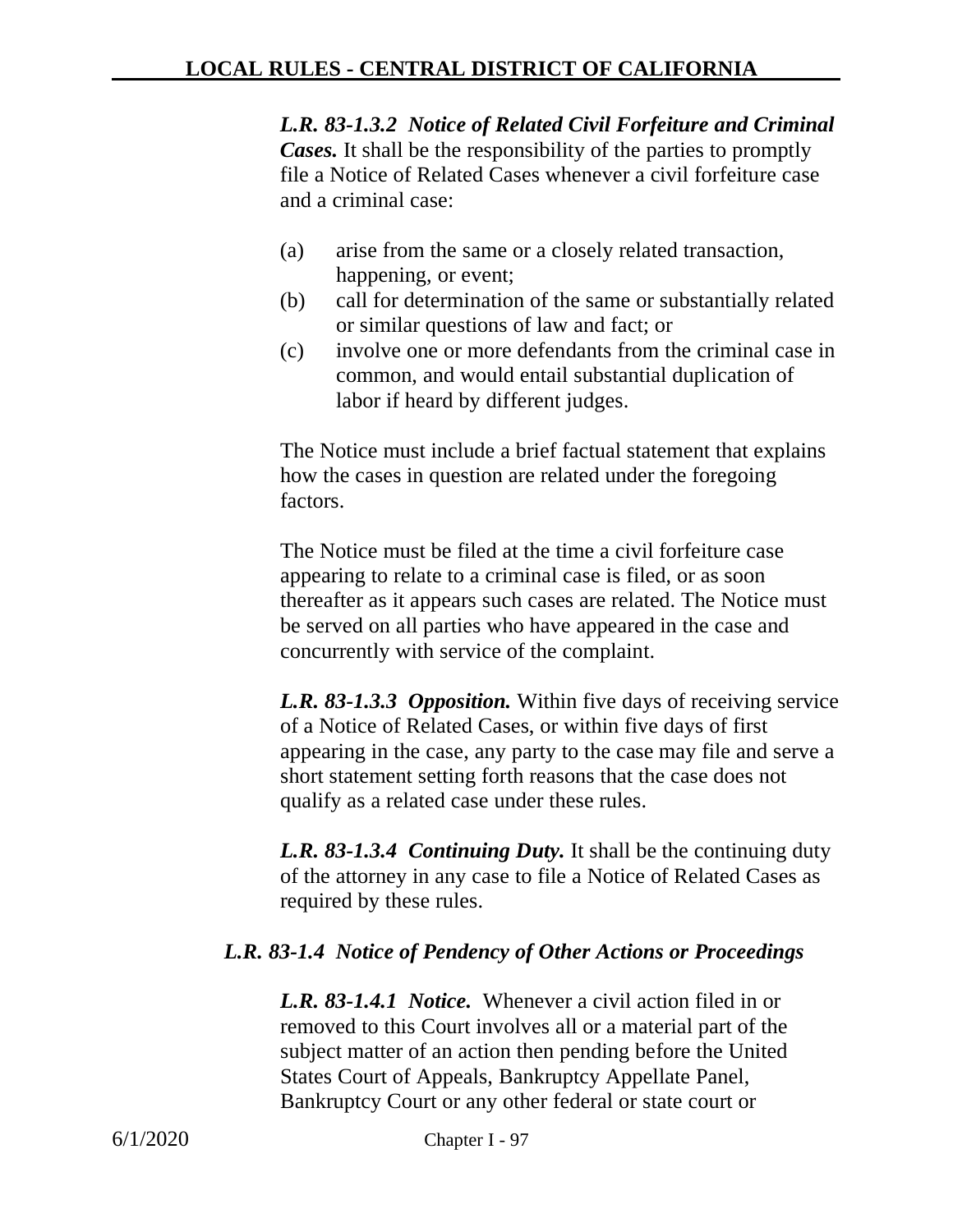***L.R. 83-1.3.2 Notice of Related Civil Forfeiture and Criminal Cases.*** It shall be the responsibility of the parties to promptly file a Notice of Related Cases whenever a civil forfeiture case and a criminal case:

(a) arise from the same or a closely related transaction, happening, or event;
(b) call for determination of the same or substantially related or similar questions of law and fact; or
(c) involve one or more defendants from the criminal case in common, and would entail substantial duplication of labor if heard by different judges.

The Notice must include a brief factual statement that explains how the cases in question are related under the foregoing factors.

The Notice must be filed at the time a civil forfeiture case appearing to relate to a criminal case is filed, or as soon thereafter as it appears such cases are related. The Notice must be served on all parties who have appeared in the case and concurrently with service of the complaint.

***L.R. 83-1.3.3 Opposition.*** Within five days of receiving service of a Notice of Related Cases, or within five days of first appearing in the case, any party to the case may file and serve a short statement setting forth reasons that the case does not qualify as a related case under these rules.

***L.R. 83-1.3.4 Continuing Duty.*** It shall be the continuing duty of the attorney in any case to file a Notice of Related Cases as required by these rules.

### *L.R. 83-1.4 Notice of Pendency of Other Actions or Proceedings*

***L.R. 83-1.4.1 Notice.*** Whenever a civil action filed in or removed to this Court involves all or a material part of the subject matter of an action then pending before the United States Court of Appeals, Bankruptcy Appellate Panel, Bankruptcy Court or any other federal or state court or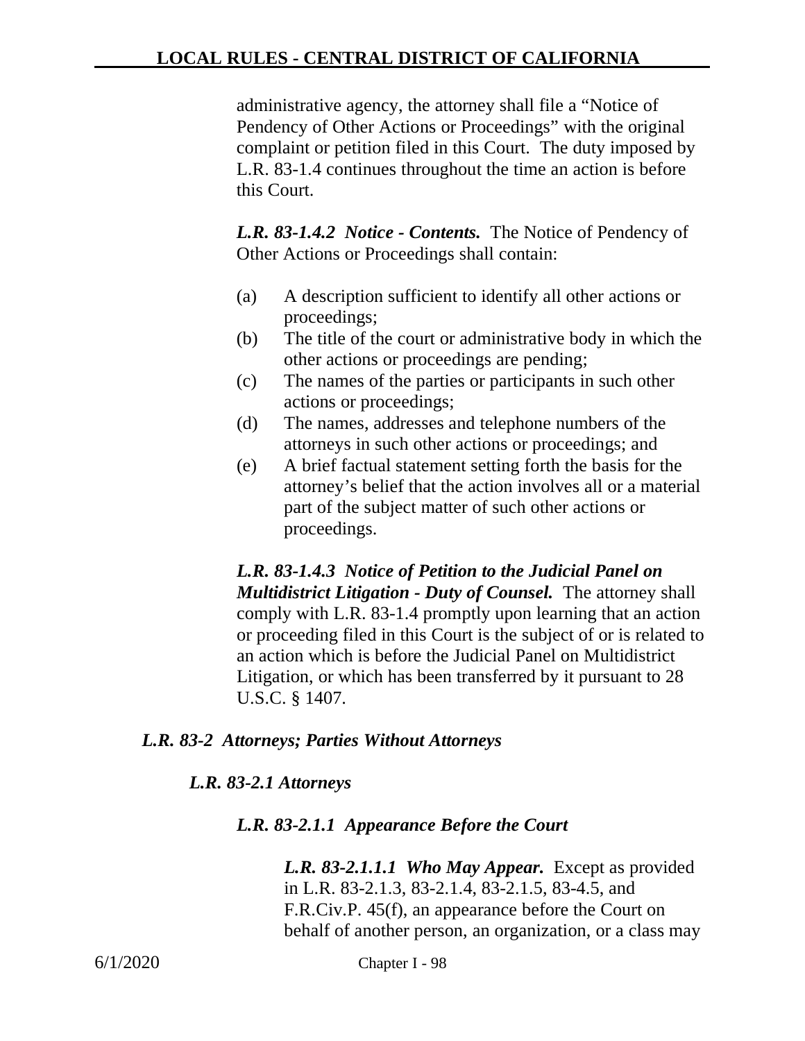administrative agency, the attorney shall file a "Notice of Pendency of Other Actions or Proceedings" with the original complaint or petition filed in this Court. The duty imposed by L.R. 83-1.4 continues throughout the time an action is before this Court.

***L.R. 83-1.4.2 Notice - Contents.*** The Notice of Pendency of Other Actions or Proceedings shall contain:

(a) A description sufficient to identify all other actions or proceedings;
(b) The title of the court or administrative body in which the other actions or proceedings are pending;
(c) The names of the parties or participants in such other actions or proceedings;
(d) The names, addresses and telephone numbers of the attorneys in such other actions or proceedings; and
(e) A brief factual statement setting forth the basis for the attorney's belief that the action involves all or a material part of the subject matter of such other actions or proceedings.

***L.R. 83-1.4.3 Notice of Petition to the Judicial Panel on Multidistrict Litigation - Duty of Counsel.*** The attorney shall comply with L.R. 83-1.4 promptly upon learning that an action or proceeding filed in this Court is the subject of or is related to an action which is before the Judicial Panel on Multidistrict Litigation, or which has been transferred by it pursuant to 28 U.S.C. § 1407.

## *L.R. 83-2 Attorneys; Parties Without Attorneys*

### *L.R. 83-2.1 Attorneys*

#### *L.R. 83-2.1.1 Appearance Before the Court*

***L.R. 83-2.1.1.1 Who May Appear.*** Except as provided in L.R. 83-2.1.3, 83-2.1.4, 83-2.1.5, 83-4.5, and F.R.Civ.P. 45(f), an appearance before the Court on behalf of another person, an organization, or a class may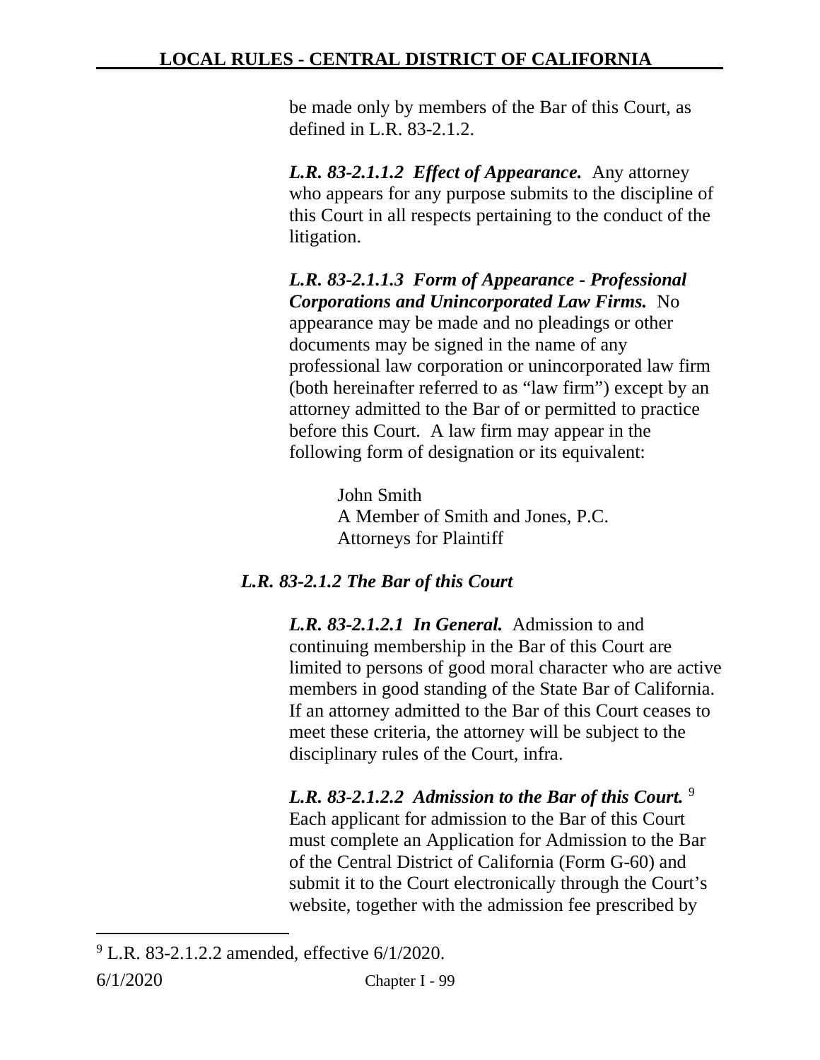be made only by members of the Bar of this Court, as defined in L.R. 83-2.1.2.

***L.R. 83-2.1.1.2 Effect of Appearance.*** Any attorney who appears for any purpose submits to the discipline of this Court in all respects pertaining to the conduct of the litigation.

***L.R. 83-2.1.1.3 Form of Appearance - Professional Corporations and Unincorporated Law Firms.*** No appearance may be made and no pleadings or other documents may be signed in the name of any professional law corporation or unincorporated law firm (both hereinafter referred to as "law firm") except by an attorney admitted to the Bar of or permitted to practice before this Court. A law firm may appear in the following form of designation or its equivalent:

> John Smith
> A Member of Smith and Jones, P.C.
> Attorneys for Plaintiff

### *L.R. 83-2.1.2 The Bar of this Court*

***L.R. 83-2.1.2.1 In General.*** Admission to and continuing membership in the Bar of this Court are limited to persons of good moral character who are active members in good standing of the State Bar of California. If an attorney admitted to the Bar of this Court ceases to meet these criteria, the attorney will be subject to the disciplinary rules of the Court, infra.

***L.R. 83-2.1.2.2 Admission to the Bar of this Court.*** [9] Each applicant for admission to the Bar of this Court must complete an Application for Admission to the Bar of the Central District of California (Form G-60) and submit it to the Court electronically through the Court's website, together with the admission fee prescribed by

---

[9] L.R. 83-2.1.2.2 amended, effective 6/1/2020.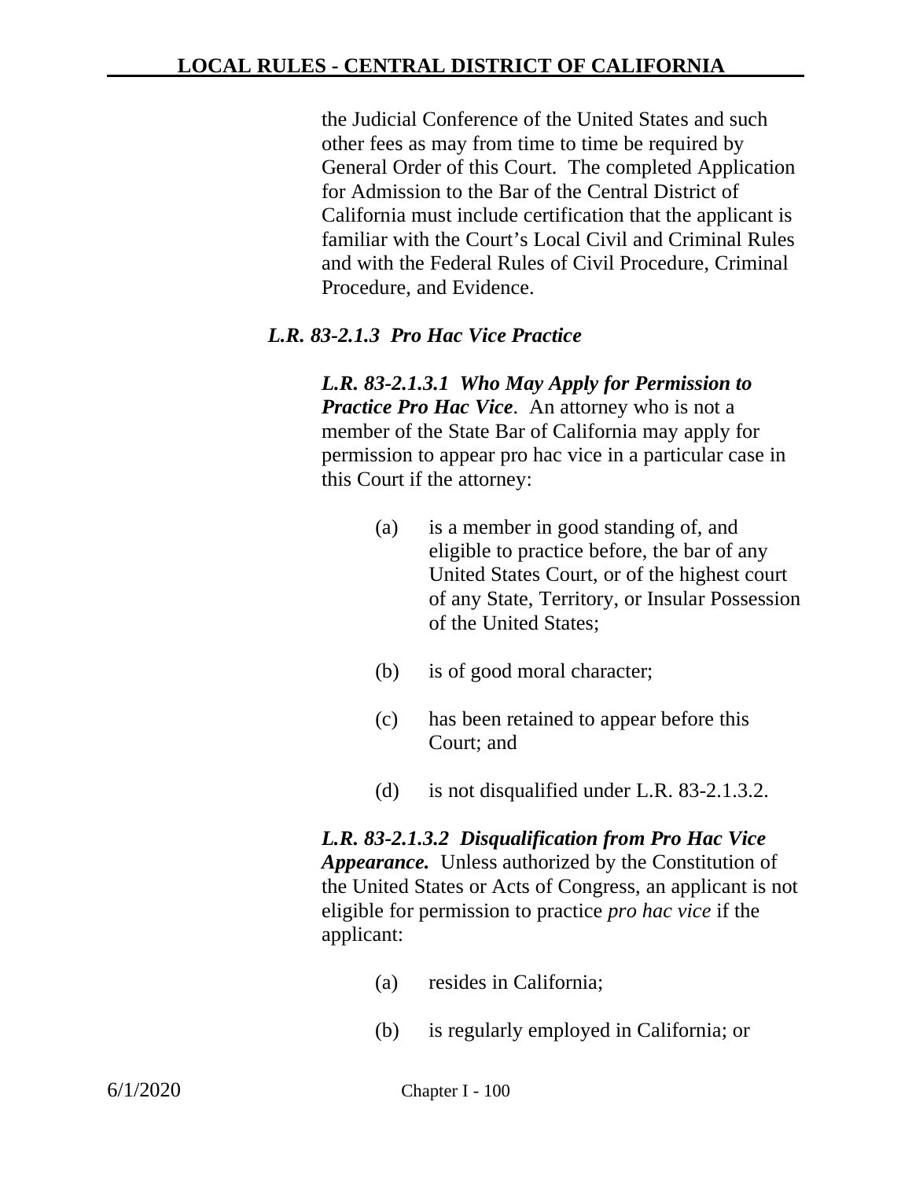the Judicial Conference of the United States and such other fees as may from time to time be required by General Order of this Court. The completed Application for Admission to the Bar of the Central District of California must include certification that the applicant is familiar with the Court's Local Civil and Criminal Rules and with the Federal Rules of Civil Procedure, Criminal Procedure, and Evidence.

***L.R. 83-2.1.3 Pro Hac Vice Practice***

***L.R. 83-2.1.3.1 Who May Apply for Permission to Practice Pro Hac Vice***. An attorney who is not a member of the State Bar of California may apply for permission to appear pro hac vice in a particular case in this Court if the attorney:

(a) is a member in good standing of, and eligible to practice before, the bar of any United States Court, or of the highest court of any State, Territory, or Insular Possession of the United States;

(b) is of good moral character;

(c) has been retained to appear before this Court; and

(d) is not disqualified under L.R. 83-2.1.3.2.

***L.R. 83-2.1.3.2 Disqualification from Pro Hac Vice Appearance.*** Unless authorized by the Constitution of the United States or Acts of Congress, an applicant is not eligible for permission to practice *pro hac vice* if the applicant:

(a) resides in California;

(b) is regularly employed in California; or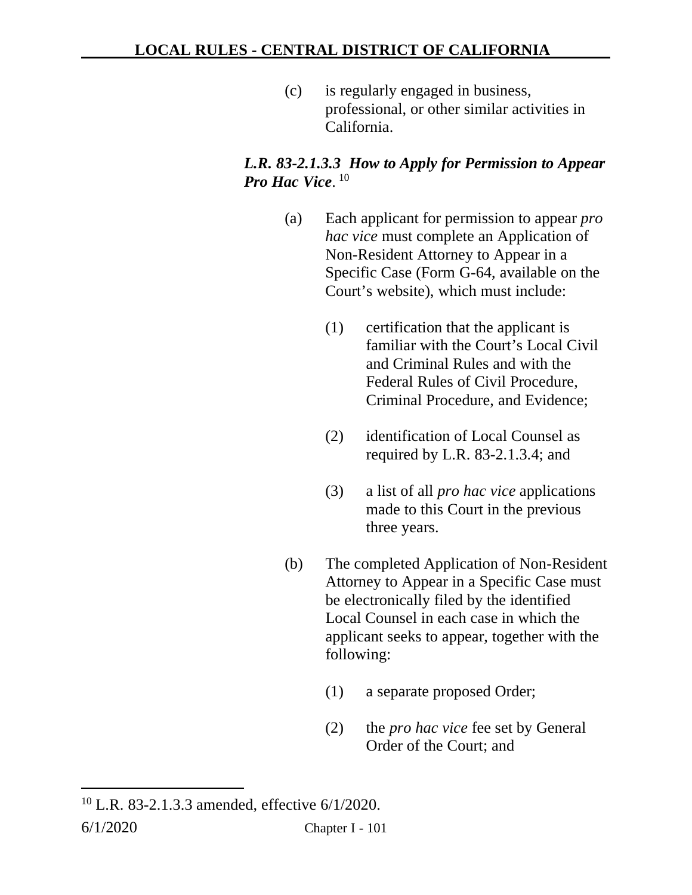(c) is regularly engaged in business, professional, or other similar activities in California.

***L.R. 83-2.1.3.3 How to Apply for Permission to Appear Pro Hac Vice*.** [10]

(a) Each applicant for permission to appear *pro hac vice* must complete an Application of Non-Resident Attorney to Appear in a Specific Case (Form G-64, available on the Court's website), which must include:

(1) certification that the applicant is familiar with the Court's Local Civil and Criminal Rules and with the Federal Rules of Civil Procedure, Criminal Procedure, and Evidence;

(2) identification of Local Counsel as required by L.R. 83-2.1.3.4; and

(3) a list of all *pro hac vice* applications made to this Court in the previous three years.

(b) The completed Application of Non-Resident Attorney to Appear in a Specific Case must be electronically filed by the identified Local Counsel in each case in which the applicant seeks to appear, together with the following:

(1) a separate proposed Order;

(2) the *pro hac vice* fee set by General Order of the Court; and

---

[10] L.R. 83-2.1.3.3 amended, effective 6/1/2020.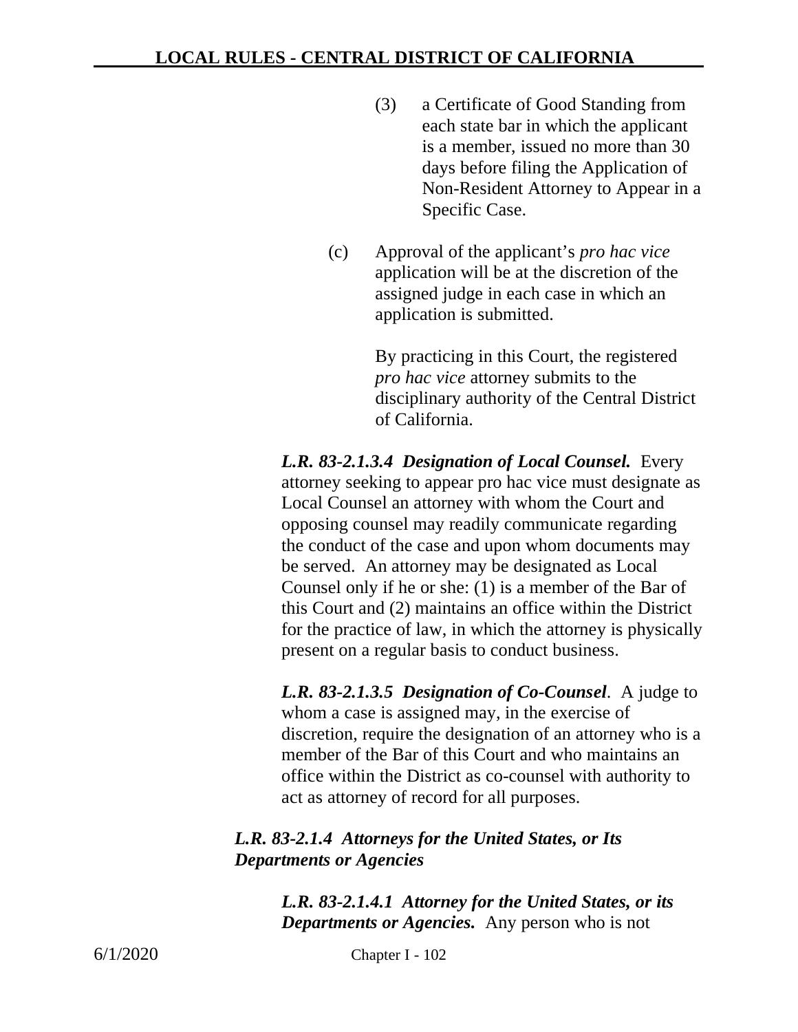(3) a Certificate of Good Standing from each state bar in which the applicant is a member, issued no more than 30 days before filing the Application of Non-Resident Attorney to Appear in a Specific Case.

(c) Approval of the applicant's *pro hac vice* application will be at the discretion of the assigned judge in each case in which an application is submitted.

By practicing in this Court, the registered *pro hac vice* attorney submits to the disciplinary authority of the Central District of California.

***L.R. 83-2.1.3.4 Designation of Local Counsel.*** Every attorney seeking to appear pro hac vice must designate as Local Counsel an attorney with whom the Court and opposing counsel may readily communicate regarding the conduct of the case and upon whom documents may be served. An attorney may be designated as Local Counsel only if he or she: (1) is a member of the Bar of this Court and (2) maintains an office within the District for the practice of law, in which the attorney is physically present on a regular basis to conduct business.

***L.R. 83-2.1.3.5 Designation of Co-Counsel***. A judge to whom a case is assigned may, in the exercise of discretion, require the designation of an attorney who is a member of the Bar of this Court and who maintains an office within the District as co-counsel with authority to act as attorney of record for all purposes.

***L.R. 83-2.1.4 Attorneys for the United States, or Its Departments or Agencies***

***L.R. 83-2.1.4.1 Attorney for the United States, or its Departments or Agencies.*** Any person who is not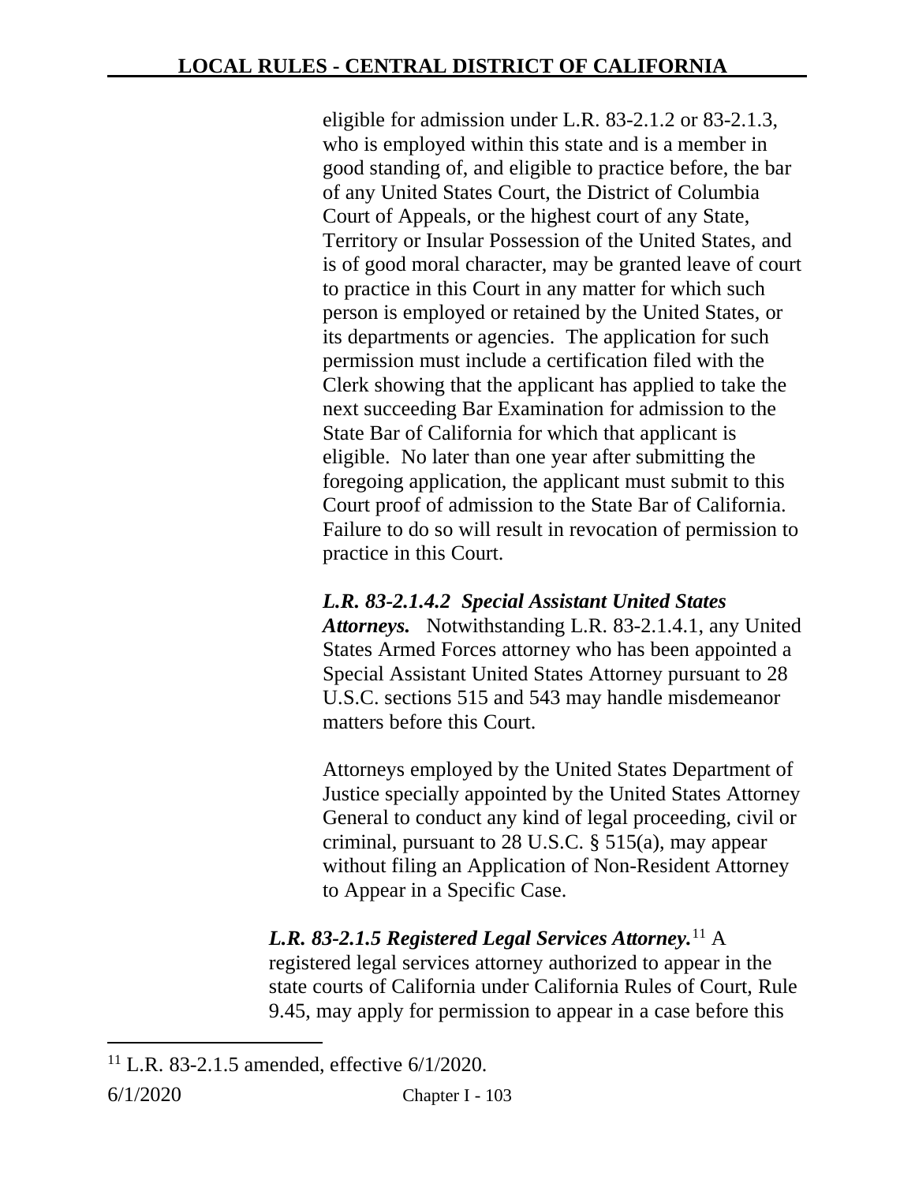eligible for admission under L.R. 83-2.1.2 or 83-2.1.3, who is employed within this state and is a member in good standing of, and eligible to practice before, the bar of any United States Court, the District of Columbia Court of Appeals, or the highest court of any State, Territory or Insular Possession of the United States, and is of good moral character, may be granted leave of court to practice in this Court in any matter for which such person is employed or retained by the United States, or its departments or agencies. The application for such permission must include a certification filed with the Clerk showing that the applicant has applied to take the next succeeding Bar Examination for admission to the State Bar of California for which that applicant is eligible. No later than one year after submitting the foregoing application, the applicant must submit to this Court proof of admission to the State Bar of California. Failure to do so will result in revocation of permission to practice in this Court.

***L.R. 83-2.1.4.2 Special Assistant United States Attorneys.*** Notwithstanding L.R. 83-2.1.4.1, any United States Armed Forces attorney who has been appointed a Special Assistant United States Attorney pursuant to 28 U.S.C. sections 515 and 543 may handle misdemeanor matters before this Court.

Attorneys employed by the United States Department of Justice specially appointed by the United States Attorney General to conduct any kind of legal proceeding, civil or criminal, pursuant to 28 U.S.C. § 515(a), may appear without filing an Application of Non-Resident Attorney to Appear in a Specific Case.

***L.R. 83-2.1.5 Registered Legal Services Attorney.***[11] A registered legal services attorney authorized to appear in the state courts of California under California Rules of Court, Rule 9.45, may apply for permission to appear in a case before this

[11] L.R. 83-2.1.5 amended, effective 6/1/2020.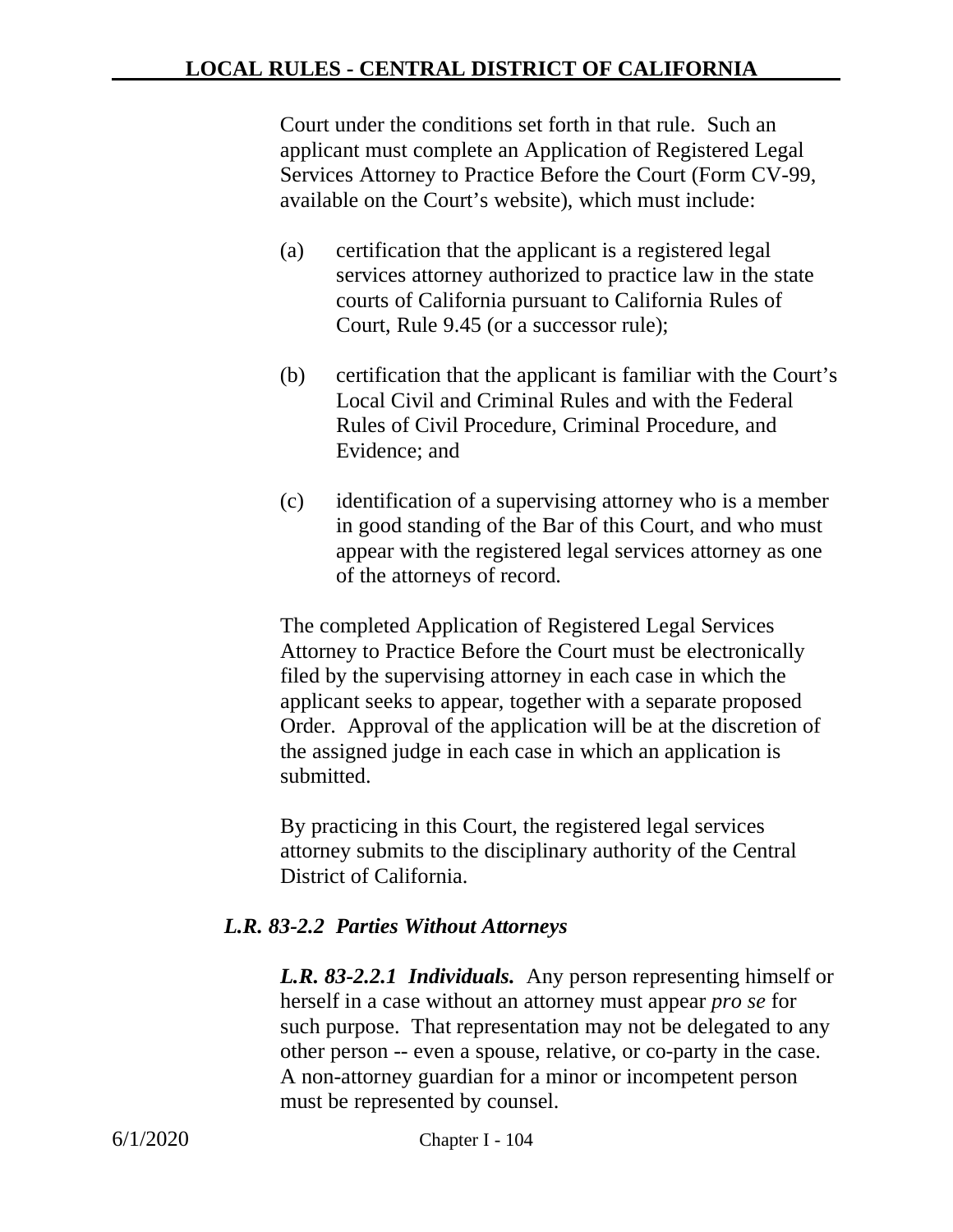Court under the conditions set forth in that rule. Such an applicant must complete an Application of Registered Legal Services Attorney to Practice Before the Court (Form CV-99, available on the Court's website), which must include:

(a) certification that the applicant is a registered legal services attorney authorized to practice law in the state courts of California pursuant to California Rules of Court, Rule 9.45 (or a successor rule);

(b) certification that the applicant is familiar with the Court's Local Civil and Criminal Rules and with the Federal Rules of Civil Procedure, Criminal Procedure, and Evidence; and

(c) identification of a supervising attorney who is a member in good standing of the Bar of this Court, and who must appear with the registered legal services attorney as one of the attorneys of record.

The completed Application of Registered Legal Services Attorney to Practice Before the Court must be electronically filed by the supervising attorney in each case in which the applicant seeks to appear, together with a separate proposed Order. Approval of the application will be at the discretion of the assigned judge in each case in which an application is submitted.

By practicing in this Court, the registered legal services attorney submits to the disciplinary authority of the Central District of California.

### *L.R. 83-2.2 Parties Without Attorneys*

***L.R. 83-2.2.1 Individuals.*** Any person representing himself or herself in a case without an attorney must appear *pro se* for such purpose. That representation may not be delegated to any other person -- even a spouse, relative, or co-party in the case. A non-attorney guardian for a minor or incompetent person must be represented by counsel.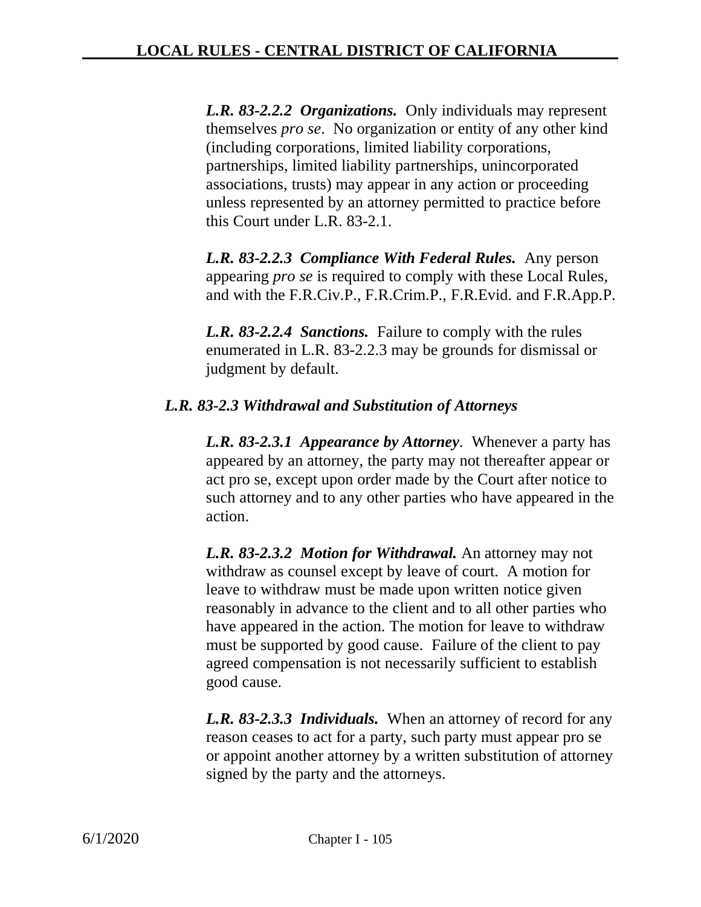***L.R. 83-2.2.2 Organizations.*** Only individuals may represent themselves *pro se*. No organization or entity of any other kind (including corporations, limited liability corporations, partnerships, limited liability partnerships, unincorporated associations, trusts) may appear in any action or proceeding unless represented by an attorney permitted to practice before this Court under L.R. 83-2.1.

***L.R. 83-2.2.3 Compliance With Federal Rules.*** Any person appearing *pro se* is required to comply with these Local Rules, and with the F.R.Civ.P., F.R.Crim.P., F.R.Evid. and F.R.App.P.

***L.R. 83-2.2.4 Sanctions.*** Failure to comply with the rules enumerated in L.R. 83-2.2.3 may be grounds for dismissal or judgment by default.

### *L.R. 83-2.3 Withdrawal and Substitution of Attorneys*

***L.R. 83-2.3.1 Appearance by Attorney***. Whenever a party has appeared by an attorney, the party may not thereafter appear or act pro se, except upon order made by the Court after notice to such attorney and to any other parties who have appeared in the action.

***L.R. 83-2.3.2 Motion for Withdrawal.*** An attorney may not withdraw as counsel except by leave of court. A motion for leave to withdraw must be made upon written notice given reasonably in advance to the client and to all other parties who have appeared in the action. The motion for leave to withdraw must be supported by good cause. Failure of the client to pay agreed compensation is not necessarily sufficient to establish good cause.

***L.R. 83-2.3.3 Individuals.*** When an attorney of record for any reason ceases to act for a party, such party must appear pro se or appoint another attorney by a written substitution of attorney signed by the party and the attorneys.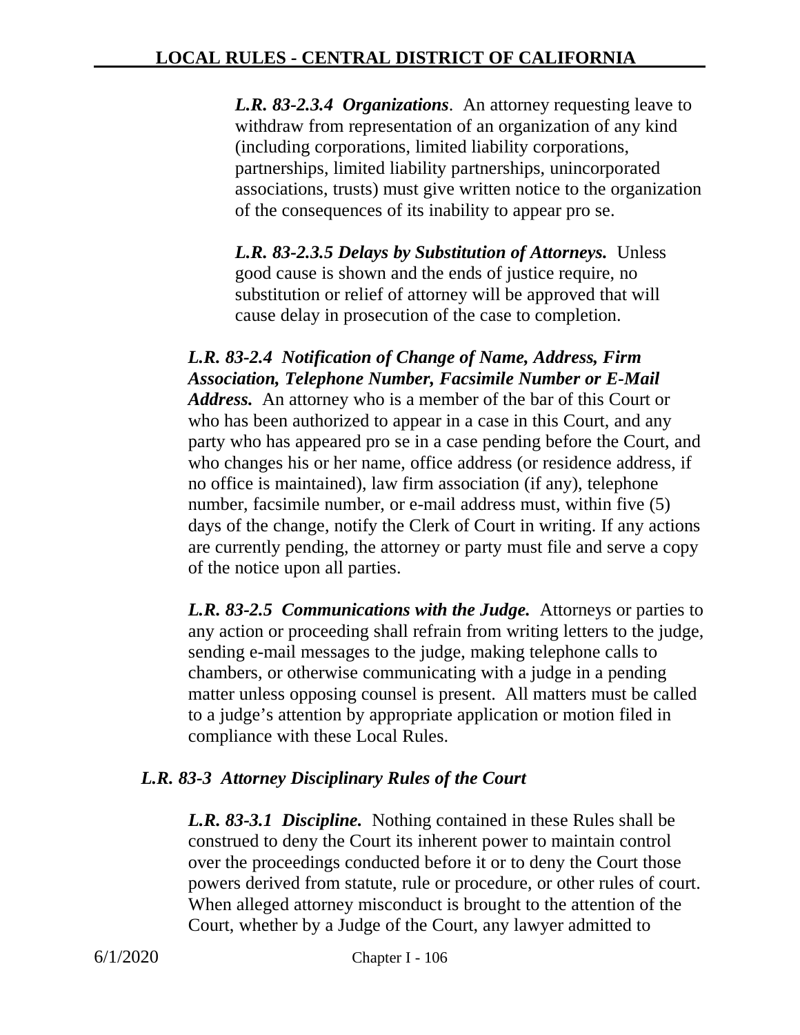***L.R. 83-2.3.4 Organizations***. An attorney requesting leave to withdraw from representation of an organization of any kind (including corporations, limited liability corporations, partnerships, limited liability partnerships, unincorporated associations, trusts) must give written notice to the organization of the consequences of its inability to appear pro se.

***L.R. 83-2.3.5 Delays by Substitution of Attorneys.*** Unless good cause is shown and the ends of justice require, no substitution or relief of attorney will be approved that will cause delay in prosecution of the case to completion.

***L.R. 83-2.4 Notification of Change of Name, Address, Firm Association, Telephone Number, Facsimile Number or E-Mail Address.*** An attorney who is a member of the bar of this Court or who has been authorized to appear in a case in this Court, and any party who has appeared pro se in a case pending before the Court, and who changes his or her name, office address (or residence address, if no office is maintained), law firm association (if any), telephone number, facsimile number, or e-mail address must, within five (5) days of the change, notify the Clerk of Court in writing. If any actions are currently pending, the attorney or party must file and serve a copy of the notice upon all parties.

***L.R. 83-2.5 Communications with the Judge.*** Attorneys or parties to any action or proceeding shall refrain from writing letters to the judge, sending e-mail messages to the judge, making telephone calls to chambers, or otherwise communicating with a judge in a pending matter unless opposing counsel is present. All matters must be called to a judge's attention by appropriate application or motion filed in compliance with these Local Rules.

***L.R. 83-3 Attorney Disciplinary Rules of the Court***

***L.R. 83-3.1 Discipline.*** Nothing contained in these Rules shall be construed to deny the Court its inherent power to maintain control over the proceedings conducted before it or to deny the Court those powers derived from statute, rule or procedure, or other rules of court. When alleged attorney misconduct is brought to the attention of the Court, whether by a Judge of the Court, any lawyer admitted to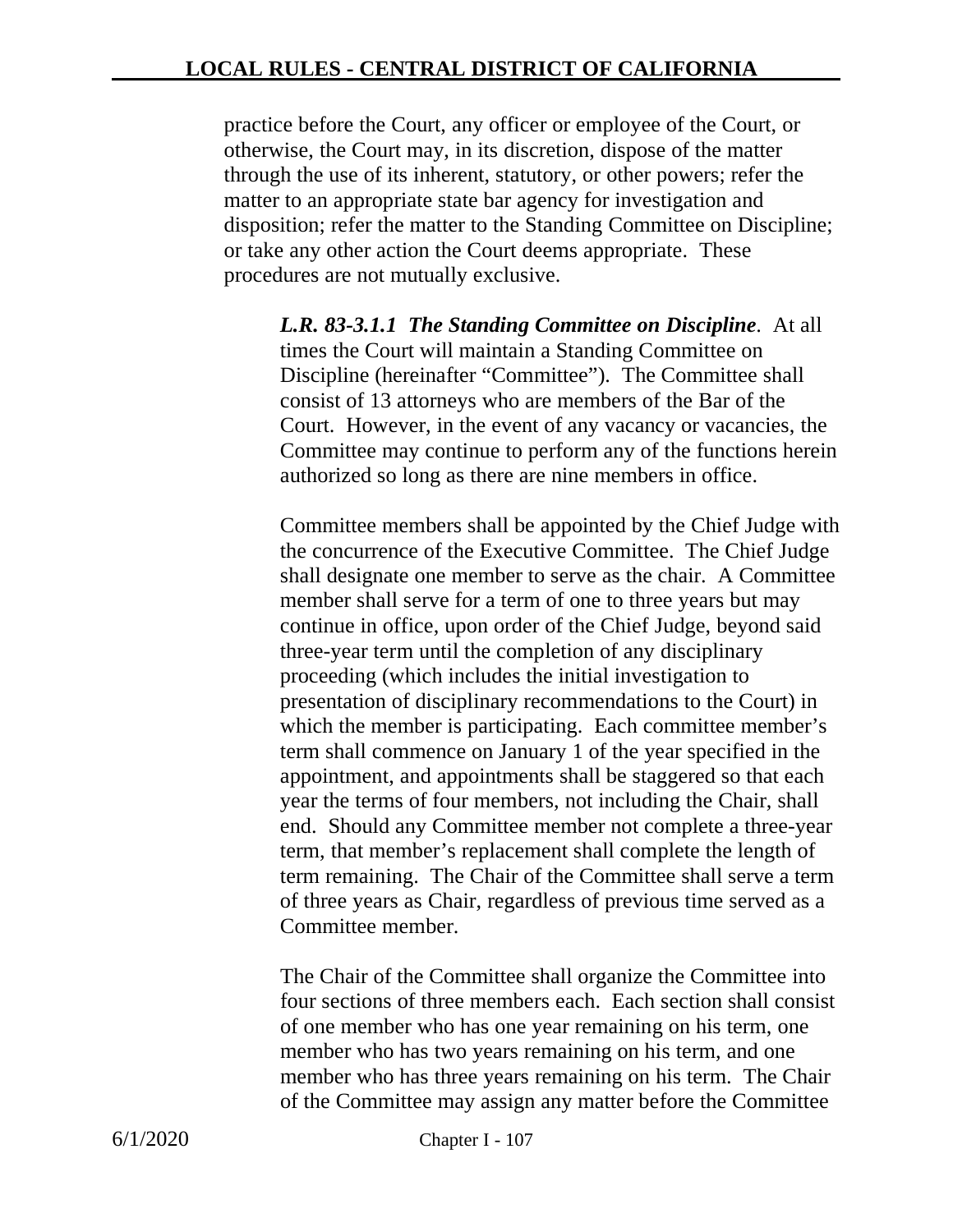practice before the Court, any officer or employee of the Court, or otherwise, the Court may, in its discretion, dispose of the matter through the use of its inherent, statutory, or other powers; refer the matter to an appropriate state bar agency for investigation and disposition; refer the matter to the Standing Committee on Discipline; or take any other action the Court deems appropriate. These procedures are not mutually exclusive.

***L.R. 83-3.1.1 The Standing Committee on Discipline***. At all times the Court will maintain a Standing Committee on Discipline (hereinafter "Committee"). The Committee shall consist of 13 attorneys who are members of the Bar of the Court. However, in the event of any vacancy or vacancies, the Committee may continue to perform any of the functions herein authorized so long as there are nine members in office.

Committee members shall be appointed by the Chief Judge with the concurrence of the Executive Committee. The Chief Judge shall designate one member to serve as the chair. A Committee member shall serve for a term of one to three years but may continue in office, upon order of the Chief Judge, beyond said three-year term until the completion of any disciplinary proceeding (which includes the initial investigation to presentation of disciplinary recommendations to the Court) in which the member is participating. Each committee member's term shall commence on January 1 of the year specified in the appointment, and appointments shall be staggered so that each year the terms of four members, not including the Chair, shall end. Should any Committee member not complete a three-year term, that member's replacement shall complete the length of term remaining. The Chair of the Committee shall serve a term of three years as Chair, regardless of previous time served as a Committee member.

The Chair of the Committee shall organize the Committee into four sections of three members each. Each section shall consist of one member who has one year remaining on his term, one member who has two years remaining on his term, and one member who has three years remaining on his term. The Chair of the Committee may assign any matter before the Committee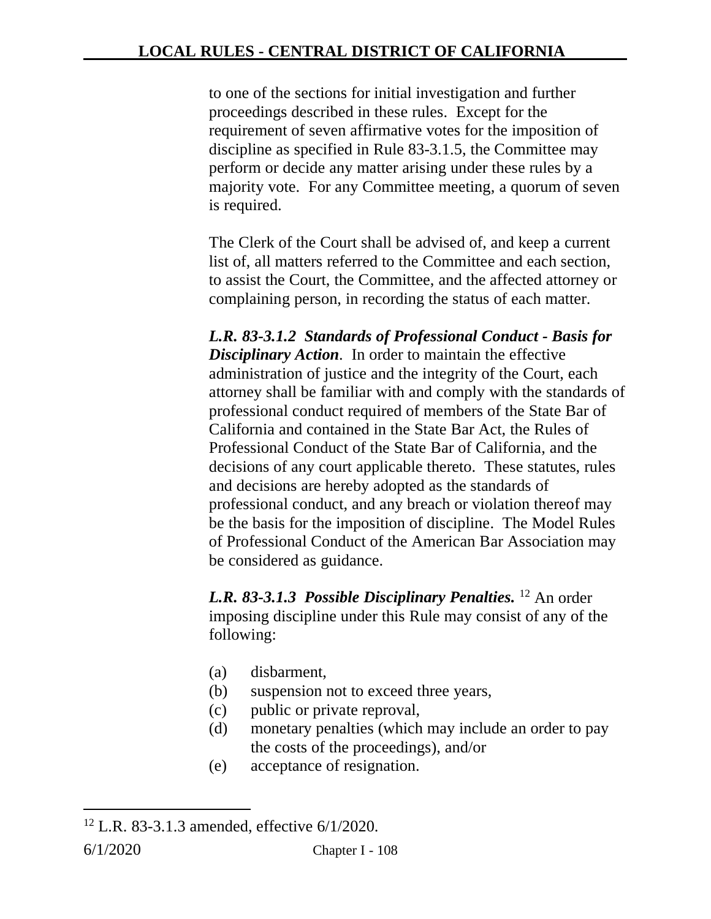to one of the sections for initial investigation and further proceedings described in these rules. Except for the requirement of seven affirmative votes for the imposition of discipline as specified in Rule 83-3.1.5, the Committee may perform or decide any matter arising under these rules by a majority vote. For any Committee meeting, a quorum of seven is required.

The Clerk of the Court shall be advised of, and keep a current list of, all matters referred to the Committee and each section, to assist the Court, the Committee, and the affected attorney or complaining person, in recording the status of each matter.

***L.R. 83-3.1.2 Standards of Professional Conduct - Basis for Disciplinary Action***. In order to maintain the effective administration of justice and the integrity of the Court, each attorney shall be familiar with and comply with the standards of professional conduct required of members of the State Bar of California and contained in the State Bar Act, the Rules of Professional Conduct of the State Bar of California, and the decisions of any court applicable thereto. These statutes, rules and decisions are hereby adopted as the standards of professional conduct, and any breach or violation thereof may be the basis for the imposition of discipline. The Model Rules of Professional Conduct of the American Bar Association may be considered as guidance.

***L.R. 83-3.1.3 Possible Disciplinary Penalties.*** [12] An order imposing discipline under this Rule may consist of any of the following:

(a) disbarment,
(b) suspension not to exceed three years,
(c) public or private reproval,
(d) monetary penalties (which may include an order to pay the costs of the proceedings), and/or
(e) acceptance of resignation.

---

[12] L.R. 83-3.1.3 amended, effective 6/1/2020.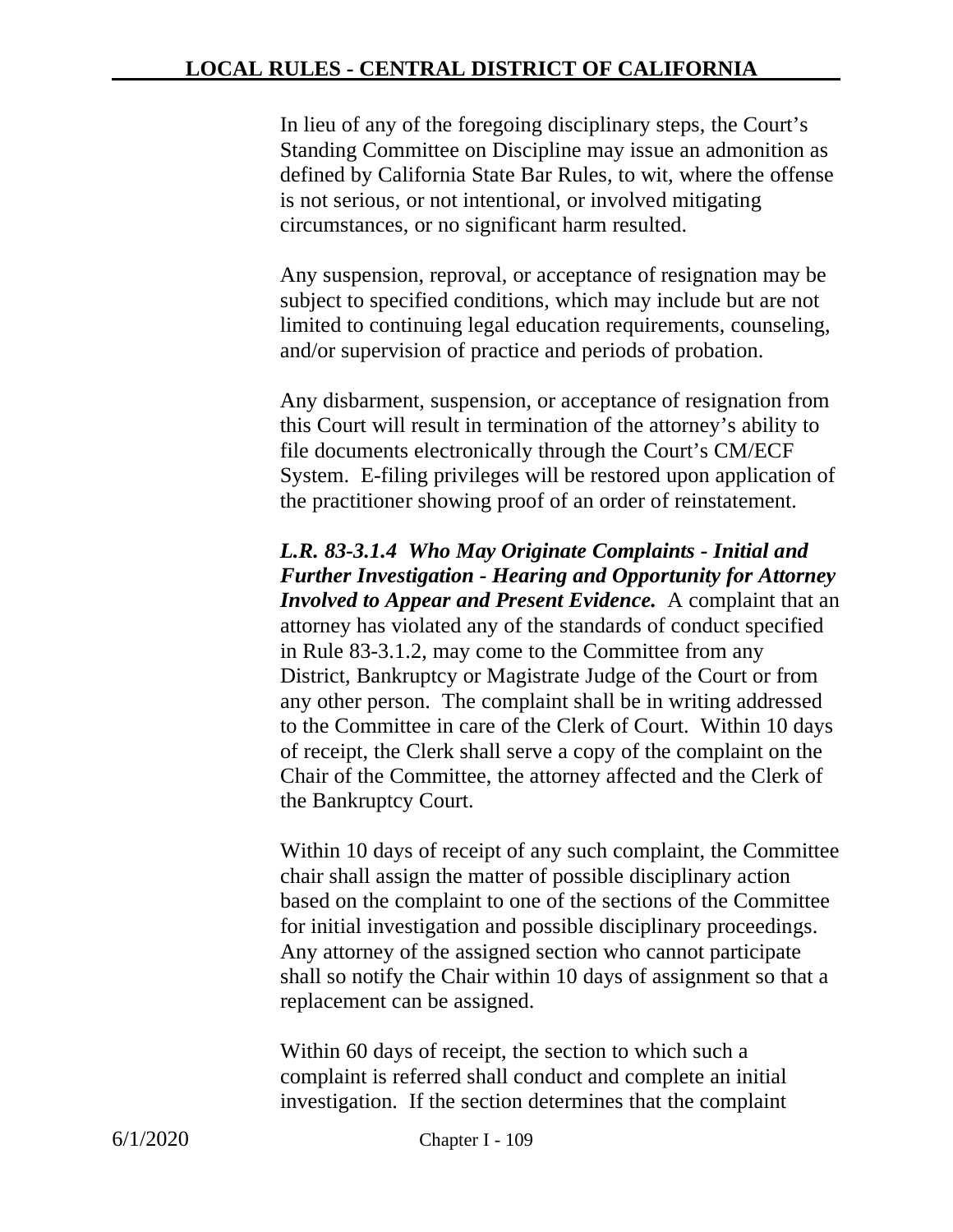In lieu of any of the foregoing disciplinary steps, the Court's Standing Committee on Discipline may issue an admonition as defined by California State Bar Rules, to wit, where the offense is not serious, or not intentional, or involved mitigating circumstances, or no significant harm resulted.

Any suspension, reproval, or acceptance of resignation may be subject to specified conditions, which may include but are not limited to continuing legal education requirements, counseling, and/or supervision of practice and periods of probation.

Any disbarment, suspension, or acceptance of resignation from this Court will result in termination of the attorney's ability to file documents electronically through the Court's CM/ECF System. E-filing privileges will be restored upon application of the practitioner showing proof of an order of reinstatement.

***L.R. 83-3.1.4 Who May Originate Complaints - Initial and Further Investigation - Hearing and Opportunity for Attorney Involved to Appear and Present Evidence.*** A complaint that an attorney has violated any of the standards of conduct specified in Rule 83-3.1.2, may come to the Committee from any District, Bankruptcy or Magistrate Judge of the Court or from any other person. The complaint shall be in writing addressed to the Committee in care of the Clerk of Court. Within 10 days of receipt, the Clerk shall serve a copy of the complaint on the Chair of the Committee, the attorney affected and the Clerk of the Bankruptcy Court.

Within 10 days of receipt of any such complaint, the Committee chair shall assign the matter of possible disciplinary action based on the complaint to one of the sections of the Committee for initial investigation and possible disciplinary proceedings. Any attorney of the assigned section who cannot participate shall so notify the Chair within 10 days of assignment so that a replacement can be assigned.

Within 60 days of receipt, the section to which such a complaint is referred shall conduct and complete an initial investigation. If the section determines that the complaint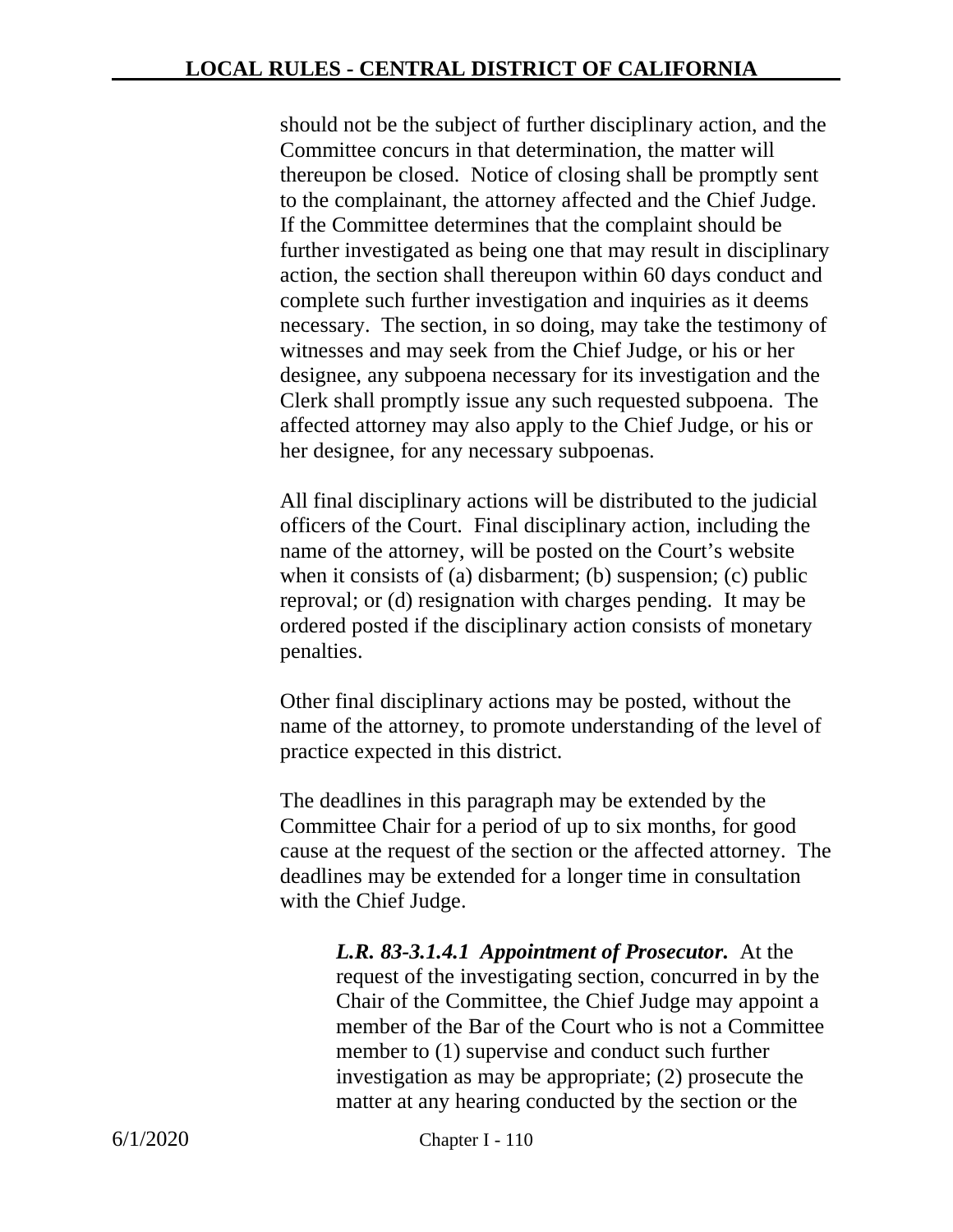should not be the subject of further disciplinary action, and the Committee concurs in that determination, the matter will thereupon be closed. Notice of closing shall be promptly sent to the complainant, the attorney affected and the Chief Judge. If the Committee determines that the complaint should be further investigated as being one that may result in disciplinary action, the section shall thereupon within 60 days conduct and complete such further investigation and inquiries as it deems necessary. The section, in so doing, may take the testimony of witnesses and may seek from the Chief Judge, or his or her designee, any subpoena necessary for its investigation and the Clerk shall promptly issue any such requested subpoena. The affected attorney may also apply to the Chief Judge, or his or her designee, for any necessary subpoenas.

All final disciplinary actions will be distributed to the judicial officers of the Court. Final disciplinary action, including the name of the attorney, will be posted on the Court's website when it consists of (a) disbarment; (b) suspension; (c) public reproval; or (d) resignation with charges pending. It may be ordered posted if the disciplinary action consists of monetary penalties.

Other final disciplinary actions may be posted, without the name of the attorney, to promote understanding of the level of practice expected in this district.

The deadlines in this paragraph may be extended by the Committee Chair for a period of up to six months, for good cause at the request of the section or the affected attorney. The deadlines may be extended for a longer time in consultation with the Chief Judge.

***L.R. 83-3.1.4.1 Appointment of Prosecutor.*** At the request of the investigating section, concurred in by the Chair of the Committee, the Chief Judge may appoint a member of the Bar of the Court who is not a Committee member to (1) supervise and conduct such further investigation as may be appropriate; (2) prosecute the matter at any hearing conducted by the section or the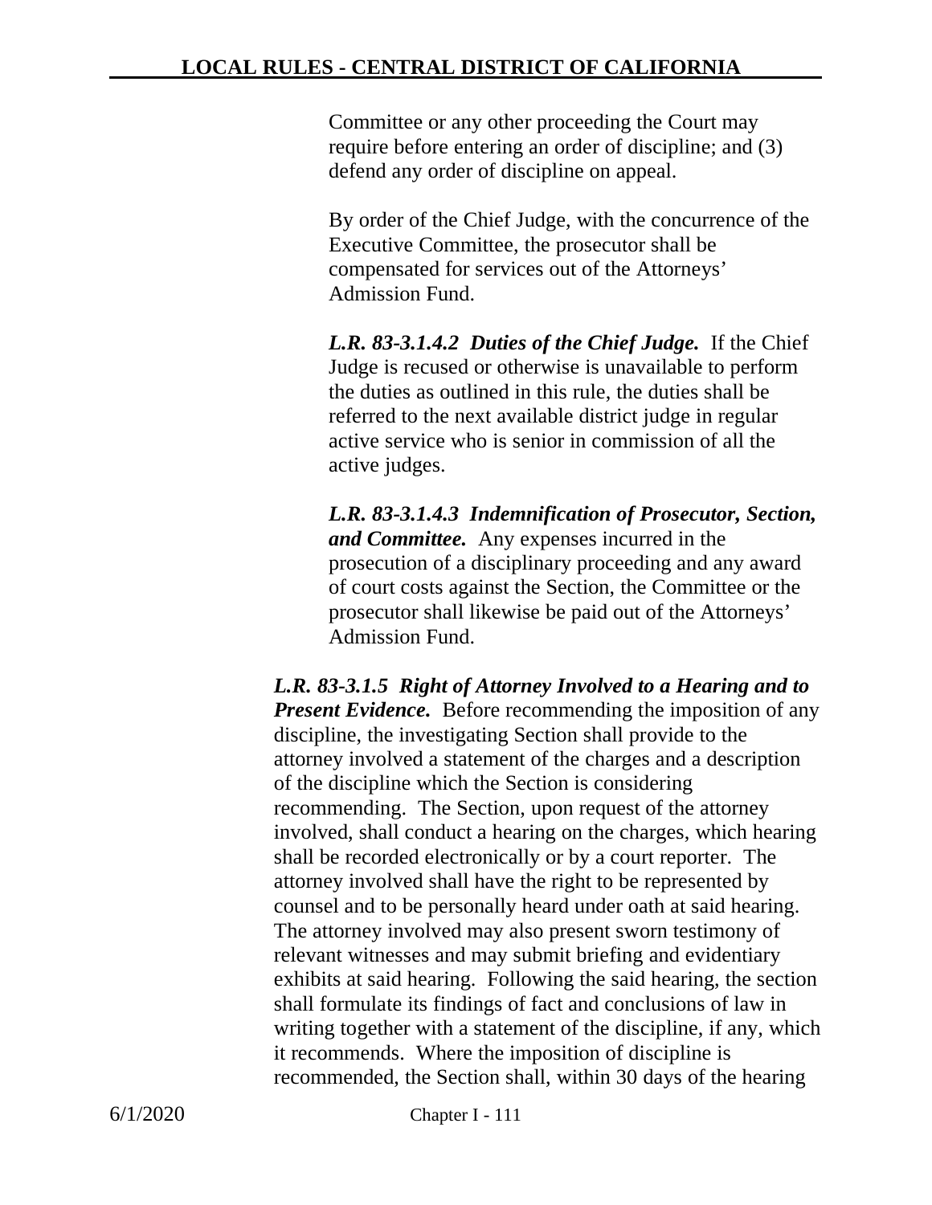Committee or any other proceeding the Court may require before entering an order of discipline; and (3) defend any order of discipline on appeal.

By order of the Chief Judge, with the concurrence of the Executive Committee, the prosecutor shall be compensated for services out of the Attorneys' Admission Fund.

***L.R. 83-3.1.4.2 Duties of the Chief Judge.*** If the Chief Judge is recused or otherwise is unavailable to perform the duties as outlined in this rule, the duties shall be referred to the next available district judge in regular active service who is senior in commission of all the active judges.

***L.R. 83-3.1.4.3 Indemnification of Prosecutor, Section, and Committee.*** Any expenses incurred in the prosecution of a disciplinary proceeding and any award of court costs against the Section, the Committee or the prosecutor shall likewise be paid out of the Attorneys' Admission Fund.

***L.R. 83-3.1.5 Right of Attorney Involved to a Hearing and to Present Evidence.*** Before recommending the imposition of any discipline, the investigating Section shall provide to the attorney involved a statement of the charges and a description of the discipline which the Section is considering recommending. The Section, upon request of the attorney involved, shall conduct a hearing on the charges, which hearing shall be recorded electronically or by a court reporter. The attorney involved shall have the right to be represented by counsel and to be personally heard under oath at said hearing. The attorney involved may also present sworn testimony of relevant witnesses and may submit briefing and evidentiary exhibits at said hearing. Following the said hearing, the section shall formulate its findings of fact and conclusions of law in writing together with a statement of the discipline, if any, which it recommends. Where the imposition of discipline is recommended, the Section shall, within 30 days of the hearing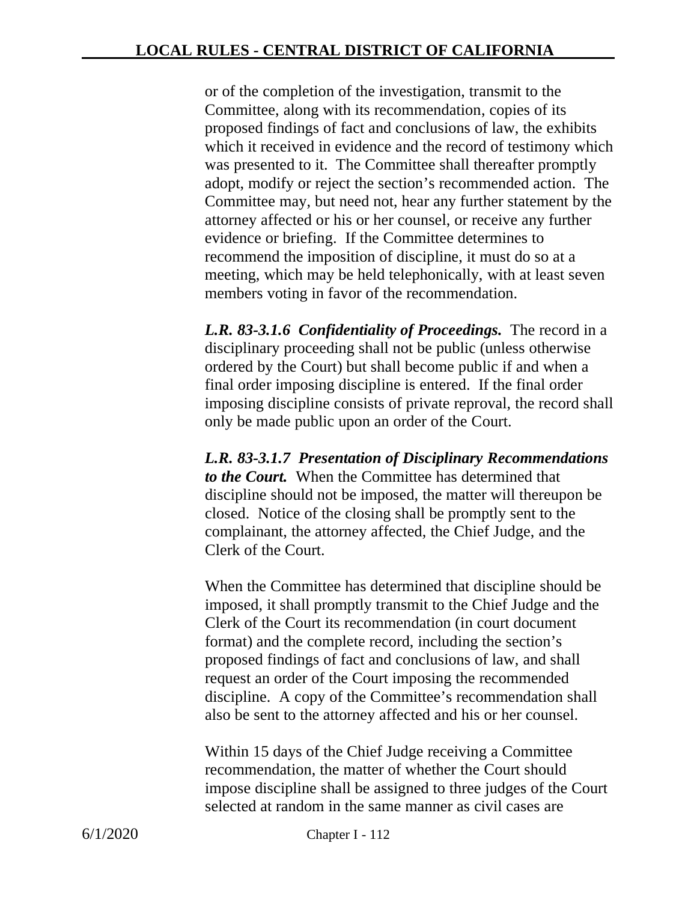or of the completion of the investigation, transmit to the Committee, along with its recommendation, copies of its proposed findings of fact and conclusions of law, the exhibits which it received in evidence and the record of testimony which was presented to it. The Committee shall thereafter promptly adopt, modify or reject the section's recommended action. The Committee may, but need not, hear any further statement by the attorney affected or his or her counsel, or receive any further evidence or briefing. If the Committee determines to recommend the imposition of discipline, it must do so at a meeting, which may be held telephonically, with at least seven members voting in favor of the recommendation.

***L.R. 83-3.1.6 Confidentiality of Proceedings.*** The record in a disciplinary proceeding shall not be public (unless otherwise ordered by the Court) but shall become public if and when a final order imposing discipline is entered. If the final order imposing discipline consists of private reproval, the record shall only be made public upon an order of the Court.

***L.R. 83-3.1.7 Presentation of Disciplinary Recommendations to the Court.*** When the Committee has determined that discipline should not be imposed, the matter will thereupon be closed. Notice of the closing shall be promptly sent to the complainant, the attorney affected, the Chief Judge, and the Clerk of the Court.

When the Committee has determined that discipline should be imposed, it shall promptly transmit to the Chief Judge and the Clerk of the Court its recommendation (in court document format) and the complete record, including the section's proposed findings of fact and conclusions of law, and shall request an order of the Court imposing the recommended discipline. A copy of the Committee's recommendation shall also be sent to the attorney affected and his or her counsel.

Within 15 days of the Chief Judge receiving a Committee recommendation, the matter of whether the Court should impose discipline shall be assigned to three judges of the Court selected at random in the same manner as civil cases are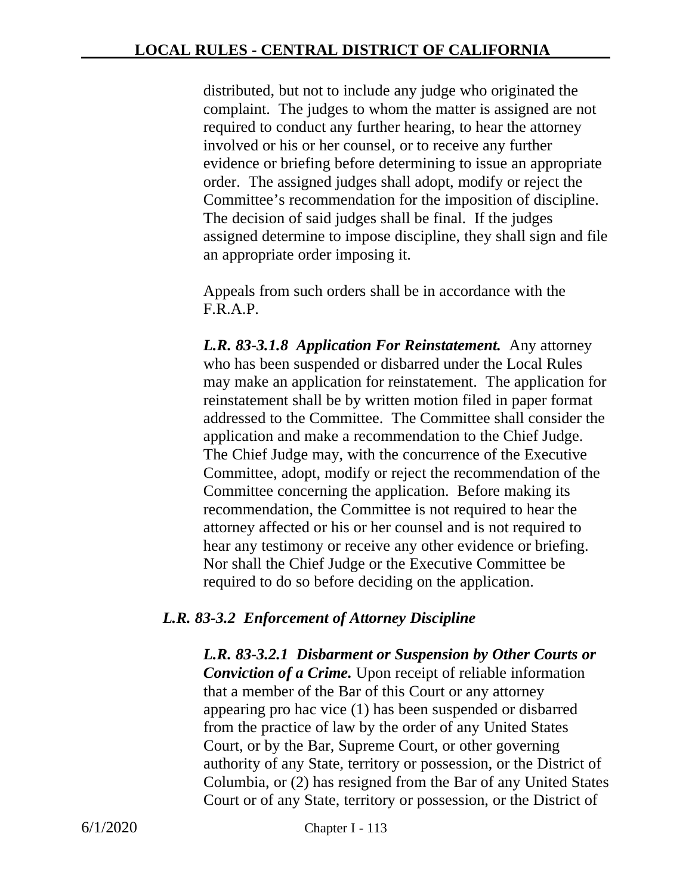distributed, but not to include any judge who originated the complaint. The judges to whom the matter is assigned are not required to conduct any further hearing, to hear the attorney involved or his or her counsel, or to receive any further evidence or briefing before determining to issue an appropriate order. The assigned judges shall adopt, modify or reject the Committee's recommendation for the imposition of discipline. The decision of said judges shall be final. If the judges assigned determine to impose discipline, they shall sign and file an appropriate order imposing it.

Appeals from such orders shall be in accordance with the F.R.A.P.

***L.R. 83-3.1.8 Application For Reinstatement.*** Any attorney who has been suspended or disbarred under the Local Rules may make an application for reinstatement. The application for reinstatement shall be by written motion filed in paper format addressed to the Committee. The Committee shall consider the application and make a recommendation to the Chief Judge. The Chief Judge may, with the concurrence of the Executive Committee, adopt, modify or reject the recommendation of the Committee concerning the application. Before making its recommendation, the Committee is not required to hear the attorney affected or his or her counsel and is not required to hear any testimony or receive any other evidence or briefing. Nor shall the Chief Judge or the Executive Committee be required to do so before deciding on the application.

### *L.R. 83-3.2 Enforcement of Attorney Discipline*

***L.R. 83-3.2.1 Disbarment or Suspension by Other Courts or Conviction of a Crime.*** Upon receipt of reliable information that a member of the Bar of this Court or any attorney appearing pro hac vice (1) has been suspended or disbarred from the practice of law by the order of any United States Court, or by the Bar, Supreme Court, or other governing authority of any State, territory or possession, or the District of Columbia, or (2) has resigned from the Bar of any United States Court or of any State, territory or possession, or the District of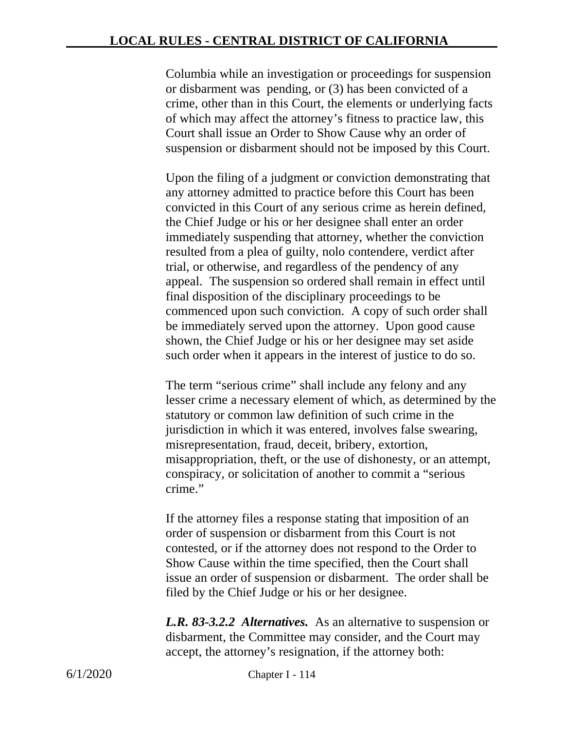Columbia while an investigation or proceedings for suspension or disbarment was pending, or (3) has been convicted of a crime, other than in this Court, the elements or underlying facts of which may affect the attorney's fitness to practice law, this Court shall issue an Order to Show Cause why an order of suspension or disbarment should not be imposed by this Court.

Upon the filing of a judgment or conviction demonstrating that any attorney admitted to practice before this Court has been convicted in this Court of any serious crime as herein defined, the Chief Judge or his or her designee shall enter an order immediately suspending that attorney, whether the conviction resulted from a plea of guilty, nolo contendere, verdict after trial, or otherwise, and regardless of the pendency of any appeal. The suspension so ordered shall remain in effect until final disposition of the disciplinary proceedings to be commenced upon such conviction. A copy of such order shall be immediately served upon the attorney. Upon good cause shown, the Chief Judge or his or her designee may set aside such order when it appears in the interest of justice to do so.

The term "serious crime" shall include any felony and any lesser crime a necessary element of which, as determined by the statutory or common law definition of such crime in the jurisdiction in which it was entered, involves false swearing, misrepresentation, fraud, deceit, bribery, extortion, misappropriation, theft, or the use of dishonesty, or an attempt, conspiracy, or solicitation of another to commit a "serious crime."

If the attorney files a response stating that imposition of an order of suspension or disbarment from this Court is not contested, or if the attorney does not respond to the Order to Show Cause within the time specified, then the Court shall issue an order of suspension or disbarment. The order shall be filed by the Chief Judge or his or her designee.

***L.R. 83-3.2.2 Alternatives.*** As an alternative to suspension or disbarment, the Committee may consider, and the Court may accept, the attorney's resignation, if the attorney both: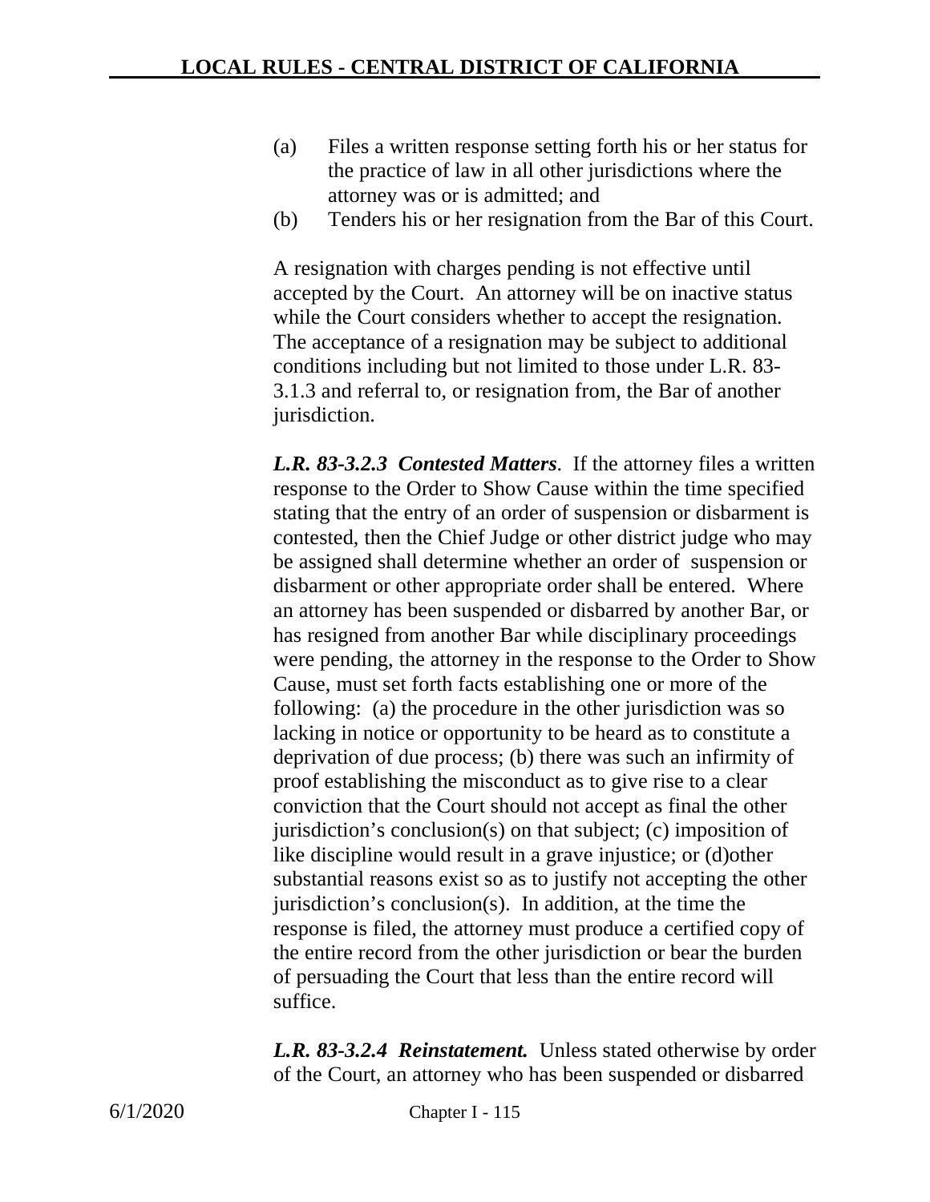(a) Files a written response setting forth his or her status for the practice of law in all other jurisdictions where the attorney was or is admitted; and

(b) Tenders his or her resignation from the Bar of this Court.

A resignation with charges pending is not effective until accepted by the Court. An attorney will be on inactive status while the Court considers whether to accept the resignation. The acceptance of a resignation may be subject to additional conditions including but not limited to those under L.R. 83-3.1.3 and referral to, or resignation from, the Bar of another jurisdiction.

***L.R. 83-3.2.3 Contested Matters***. If the attorney files a written response to the Order to Show Cause within the time specified stating that the entry of an order of suspension or disbarment is contested, then the Chief Judge or other district judge who may be assigned shall determine whether an order of suspension or disbarment or other appropriate order shall be entered. Where an attorney has been suspended or disbarred by another Bar, or has resigned from another Bar while disciplinary proceedings were pending, the attorney in the response to the Order to Show Cause, must set forth facts establishing one or more of the following: (a) the procedure in the other jurisdiction was so lacking in notice or opportunity to be heard as to constitute a deprivation of due process; (b) there was such an infirmity of proof establishing the misconduct as to give rise to a clear conviction that the Court should not accept as final the other jurisdiction's conclusion(s) on that subject; (c) imposition of like discipline would result in a grave injustice; or (d)other substantial reasons exist so as to justify not accepting the other jurisdiction's conclusion(s). In addition, at the time the response is filed, the attorney must produce a certified copy of the entire record from the other jurisdiction or bear the burden of persuading the Court that less than the entire record will suffice.

***L.R. 83-3.2.4 Reinstatement.*** Unless stated otherwise by order of the Court, an attorney who has been suspended or disbarred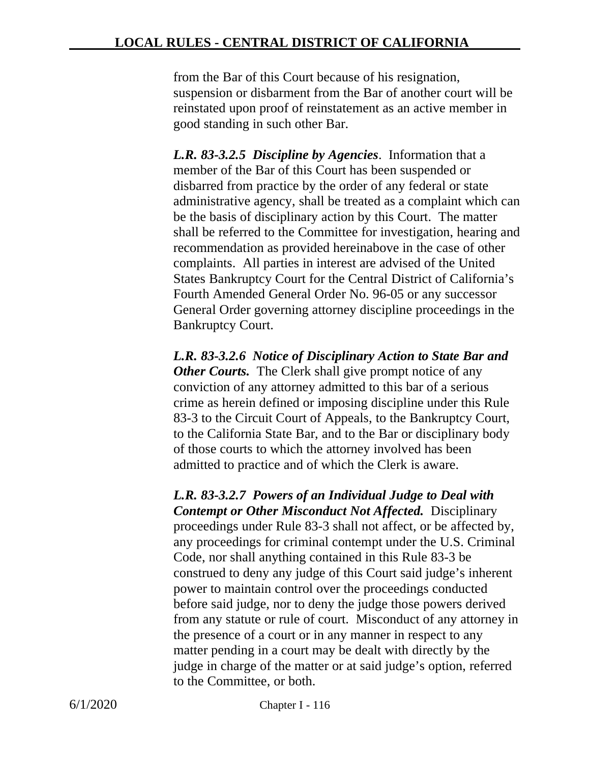from the Bar of this Court because of his resignation, suspension or disbarment from the Bar of another court will be reinstated upon proof of reinstatement as an active member in good standing in such other Bar.

***L.R. 83-3.2.5 Discipline by Agencies***. Information that a member of the Bar of this Court has been suspended or disbarred from practice by the order of any federal or state administrative agency, shall be treated as a complaint which can be the basis of disciplinary action by this Court. The matter shall be referred to the Committee for investigation, hearing and recommendation as provided hereinabove in the case of other complaints. All parties in interest are advised of the United States Bankruptcy Court for the Central District of California's Fourth Amended General Order No. 96-05 or any successor General Order governing attorney discipline proceedings in the Bankruptcy Court.

***L.R. 83-3.2.6 Notice of Disciplinary Action to State Bar and Other Courts.*** The Clerk shall give prompt notice of any conviction of any attorney admitted to this bar of a serious crime as herein defined or imposing discipline under this Rule 83-3 to the Circuit Court of Appeals, to the Bankruptcy Court, to the California State Bar, and to the Bar or disciplinary body of those courts to which the attorney involved has been admitted to practice and of which the Clerk is aware.

***L.R. 83-3.2.7 Powers of an Individual Judge to Deal with Contempt or Other Misconduct Not Affected.*** Disciplinary proceedings under Rule 83-3 shall not affect, or be affected by, any proceedings for criminal contempt under the U.S. Criminal Code, nor shall anything contained in this Rule 83-3 be construed to deny any judge of this Court said judge's inherent power to maintain control over the proceedings conducted before said judge, nor to deny the judge those powers derived from any statute or rule of court. Misconduct of any attorney in the presence of a court or in any manner in respect to any matter pending in a court may be dealt with directly by the judge in charge of the matter or at said judge's option, referred to the Committee, or both.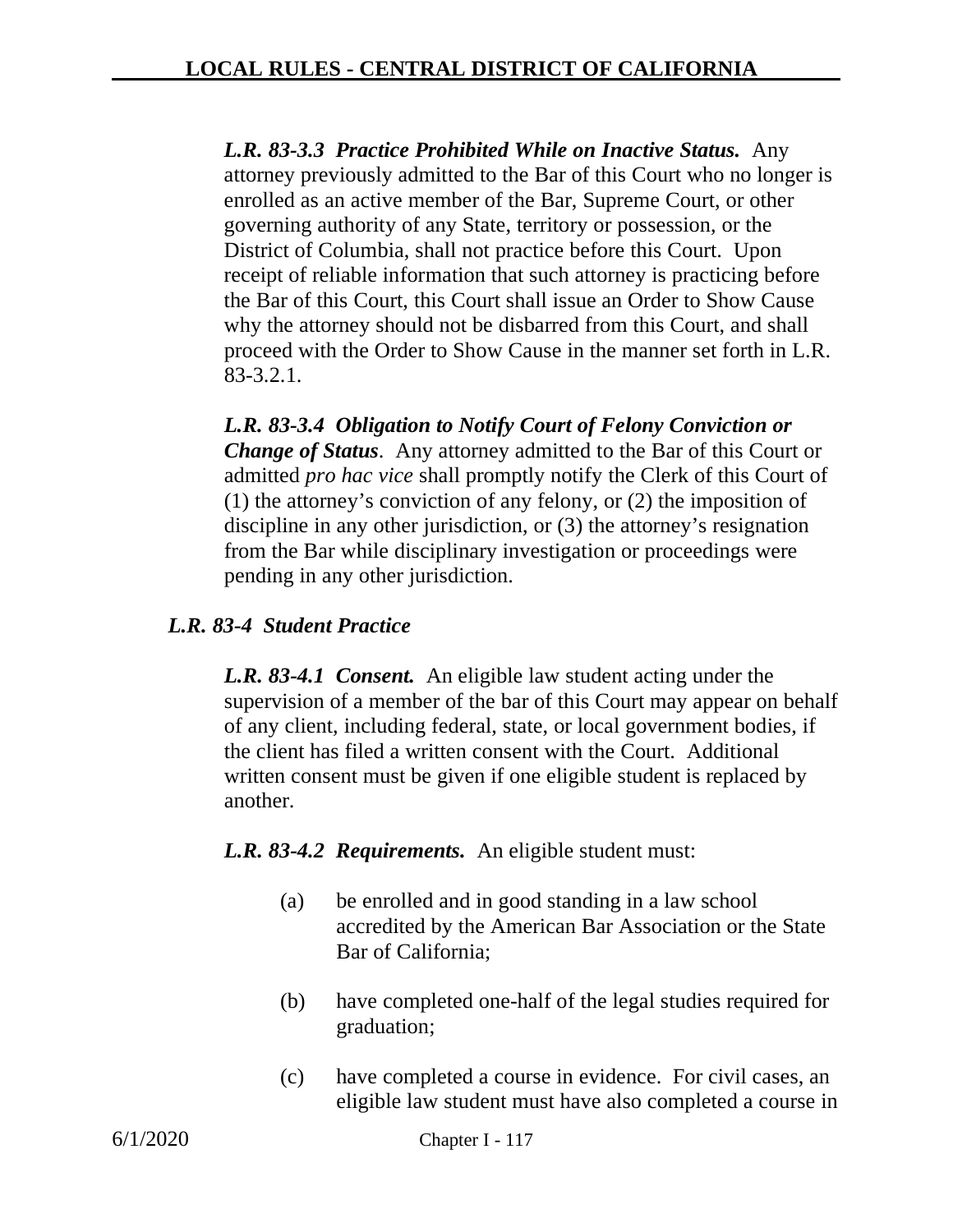*L.R. 83-3.3 Practice Prohibited While on Inactive Status.* Any attorney previously admitted to the Bar of this Court who no longer is enrolled as an active member of the Bar, Supreme Court, or other governing authority of any State, territory or possession, or the District of Columbia, shall not practice before this Court. Upon receipt of reliable information that such attorney is practicing before the Bar of this Court, this Court shall issue an Order to Show Cause why the attorney should not be disbarred from this Court, and shall proceed with the Order to Show Cause in the manner set forth in L.R. 83-3.2.1.

*L.R. 83-3.4 Obligation to Notify Court of Felony Conviction or Change of Status*. Any attorney admitted to the Bar of this Court or admitted *pro hac vice* shall promptly notify the Clerk of this Court of (1) the attorney's conviction of any felony, or (2) the imposition of discipline in any other jurisdiction, or (3) the attorney's resignation from the Bar while disciplinary investigation or proceedings were pending in any other jurisdiction.

### *L.R. 83-4 Student Practice*

*L.R. 83-4.1 Consent.* An eligible law student acting under the supervision of a member of the bar of this Court may appear on behalf of any client, including federal, state, or local government bodies, if the client has filed a written consent with the Court. Additional written consent must be given if one eligible student is replaced by another.

*L.R. 83-4.2 Requirements.* An eligible student must:

(a) be enrolled and in good standing in a law school accredited by the American Bar Association or the State Bar of California;

(b) have completed one-half of the legal studies required for graduation;

(c) have completed a course in evidence. For civil cases, an eligible law student must have also completed a course in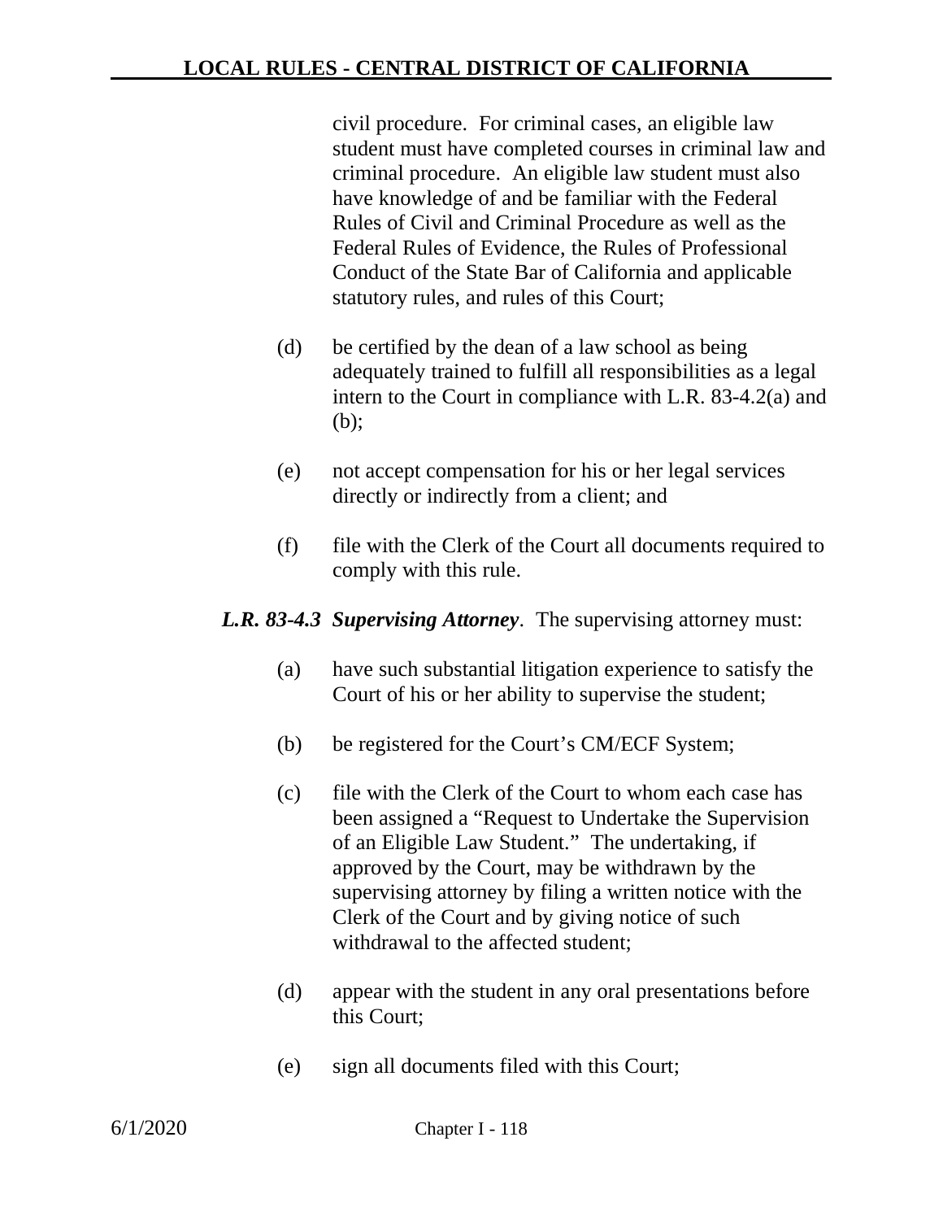civil procedure. For criminal cases, an eligible law student must have completed courses in criminal law and criminal procedure. An eligible law student must also have knowledge of and be familiar with the Federal Rules of Civil and Criminal Procedure as well as the Federal Rules of Evidence, the Rules of Professional Conduct of the State Bar of California and applicable statutory rules, and rules of this Court;

(d) be certified by the dean of a law school as being adequately trained to fulfill all responsibilities as a legal intern to the Court in compliance with L.R. 83-4.2(a) and (b);

(e) not accept compensation for his or her legal services directly or indirectly from a client; and

(f) file with the Clerk of the Court all documents required to comply with this rule.

***L.R. 83-4.3 Supervising Attorney***. The supervising attorney must:

(a) have such substantial litigation experience to satisfy the Court of his or her ability to supervise the student;

(b) be registered for the Court's CM/ECF System;

(c) file with the Clerk of the Court to whom each case has been assigned a "Request to Undertake the Supervision of an Eligible Law Student." The undertaking, if approved by the Court, may be withdrawn by the supervising attorney by filing a written notice with the Clerk of the Court and by giving notice of such withdrawal to the affected student;

(d) appear with the student in any oral presentations before this Court;

(e) sign all documents filed with this Court;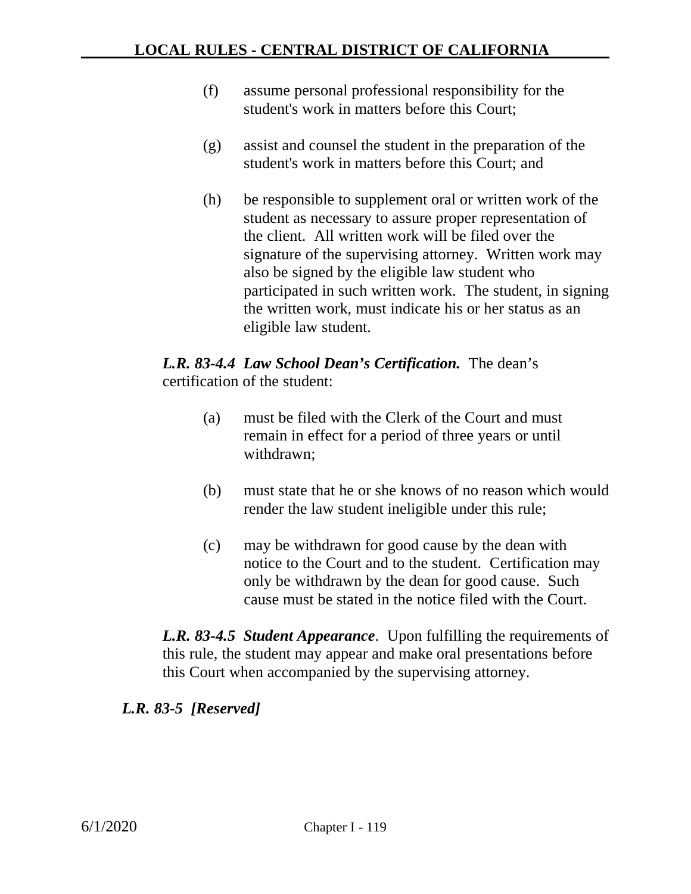(f) assume personal professional responsibility for the student's work in matters before this Court;

(g) assist and counsel the student in the preparation of the student's work in matters before this Court; and

(h) be responsible to supplement oral or written work of the student as necessary to assure proper representation of the client. All written work will be filed over the signature of the supervising attorney. Written work may also be signed by the eligible law student who participated in such written work. The student, in signing the written work, must indicate his or her status as an eligible law student.

***L.R. 83-4.4 Law School Dean's Certification.*** The dean's certification of the student:

(a) must be filed with the Clerk of the Court and must remain in effect for a period of three years or until withdrawn;

(b) must state that he or she knows of no reason which would render the law student ineligible under this rule;

(c) may be withdrawn for good cause by the dean with notice to the Court and to the student. Certification may only be withdrawn by the dean for good cause. Such cause must be stated in the notice filed with the Court.

***L.R. 83-4.5 Student Appearance***. Upon fulfilling the requirements of this rule, the student may appear and make oral presentations before this Court when accompanied by the supervising attorney.

***L.R. 83-5 [Reserved]***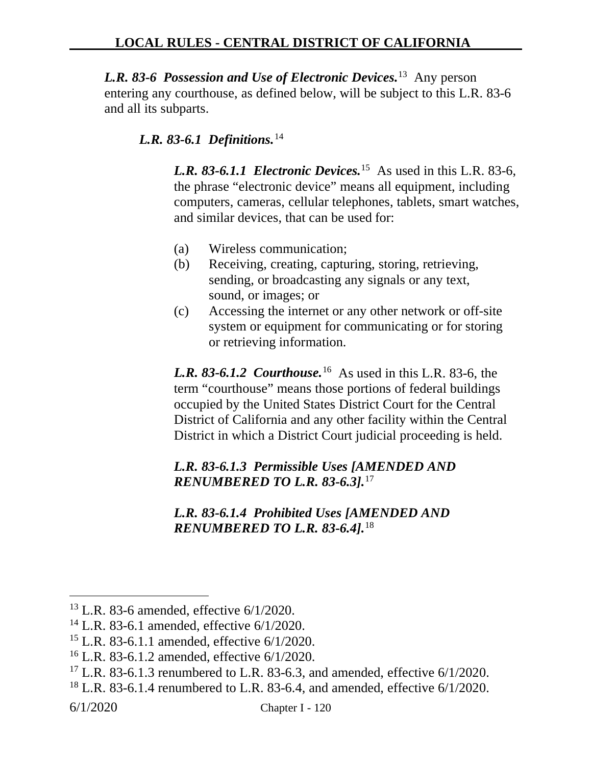***L.R. 83-6 Possession and Use of Electronic Devices.***[13] Any person entering any courthouse, as defined below, will be subject to this L.R. 83-6 and all its subparts.

***L.R. 83-6.1 Definitions.***[14]

***L.R. 83-6.1.1 Electronic Devices.***[15] As used in this L.R. 83-6, the phrase "electronic device" means all equipment, including computers, cameras, cellular telephones, tablets, smart watches, and similar devices, that can be used for:

(a) Wireless communication;
(b) Receiving, creating, capturing, storing, retrieving, sending, or broadcasting any signals or any text, sound, or images; or
(c) Accessing the internet or any other network or off-site system or equipment for communicating or for storing or retrieving information.

***L.R. 83-6.1.2 Courthouse.***[16] As used in this L.R. 83-6, the term "courthouse" means those portions of federal buildings occupied by the United States District Court for the Central District of California and any other facility within the Central District in which a District Court judicial proceeding is held.

***L.R. 83-6.1.3 Permissible Uses [AMENDED AND RENUMBERED TO L.R. 83-6.3].***[17]

***L.R. 83-6.1.4 Prohibited Uses [AMENDED AND RENUMBERED TO L.R. 83-6.4].***[18]

---

[13] L.R. 83-6 amended, effective 6/1/2020.
[14] L.R. 83-6.1 amended, effective 6/1/2020.
[15] L.R. 83-6.1.1 amended, effective 6/1/2020.
[16] L.R. 83-6.1.2 amended, effective 6/1/2020.
[17] L.R. 83-6.1.3 renumbered to L.R. 83-6.3, and amended, effective 6/1/2020.
[18] L.R. 83-6.1.4 renumbered to L.R. 83-6.4, and amended, effective 6/1/2020.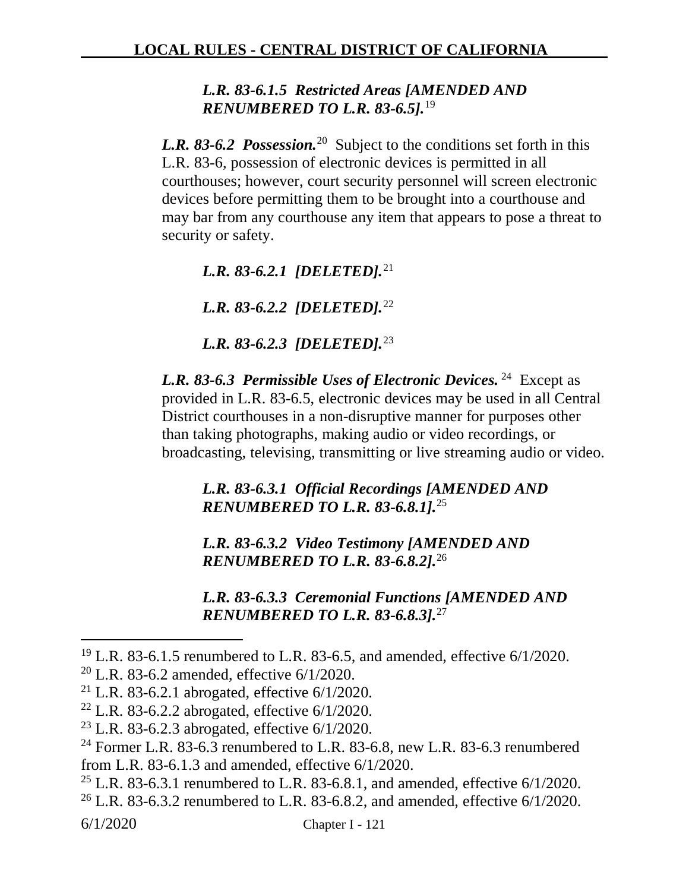***L.R. 83-6.1.5 Restricted Areas [AMENDED AND RENUMBERED TO L.R. 83-6.5].***[19]

***L.R. 83-6.2 Possession.***[20] Subject to the conditions set forth in this L.R. 83-6, possession of electronic devices is permitted in all courthouses; however, court security personnel will screen electronic devices before permitting them to be brought into a courthouse and may bar from any courthouse any item that appears to pose a threat to security or safety.

***L.R. 83-6.2.1 [DELETED].***[21]

***L.R. 83-6.2.2 [DELETED].***[22]

***L.R. 83-6.2.3 [DELETED].***[23]

***L.R. 83-6.3 Permissible Uses of Electronic Devices.***[24] Except as provided in L.R. 83-6.5, electronic devices may be used in all Central District courthouses in a non-disruptive manner for purposes other than taking photographs, making audio or video recordings, or broadcasting, televising, transmitting or live streaming audio or video.

***L.R. 83-6.3.1 Official Recordings [AMENDED AND RENUMBERED TO L.R. 83-6.8.1].***[25]

***L.R. 83-6.3.2 Video Testimony [AMENDED AND RENUMBERED TO L.R. 83-6.8.2].***[26]

***L.R. 83-6.3.3 Ceremonial Functions [AMENDED AND RENUMBERED TO L.R. 83-6.8.3].***[27]

---

[19] L.R. 83-6.1.5 renumbered to L.R. 83-6.5, and amended, effective 6/1/2020.
[20] L.R. 83-6.2 amended, effective 6/1/2020.
[21] L.R. 83-6.2.1 abrogated, effective 6/1/2020.
[22] L.R. 83-6.2.2 abrogated, effective 6/1/2020.
[23] L.R. 83-6.2.3 abrogated, effective 6/1/2020.
[24] Former L.R. 83-6.3 renumbered to L.R. 83-6.8, new L.R. 83-6.3 renumbered from L.R. 83-6.1.3 and amended, effective 6/1/2020.
[25] L.R. 83-6.3.1 renumbered to L.R. 83-6.8.1, and amended, effective 6/1/2020.
[26] L.R. 83-6.3.2 renumbered to L.R. 83-6.8.2, and amended, effective 6/1/2020.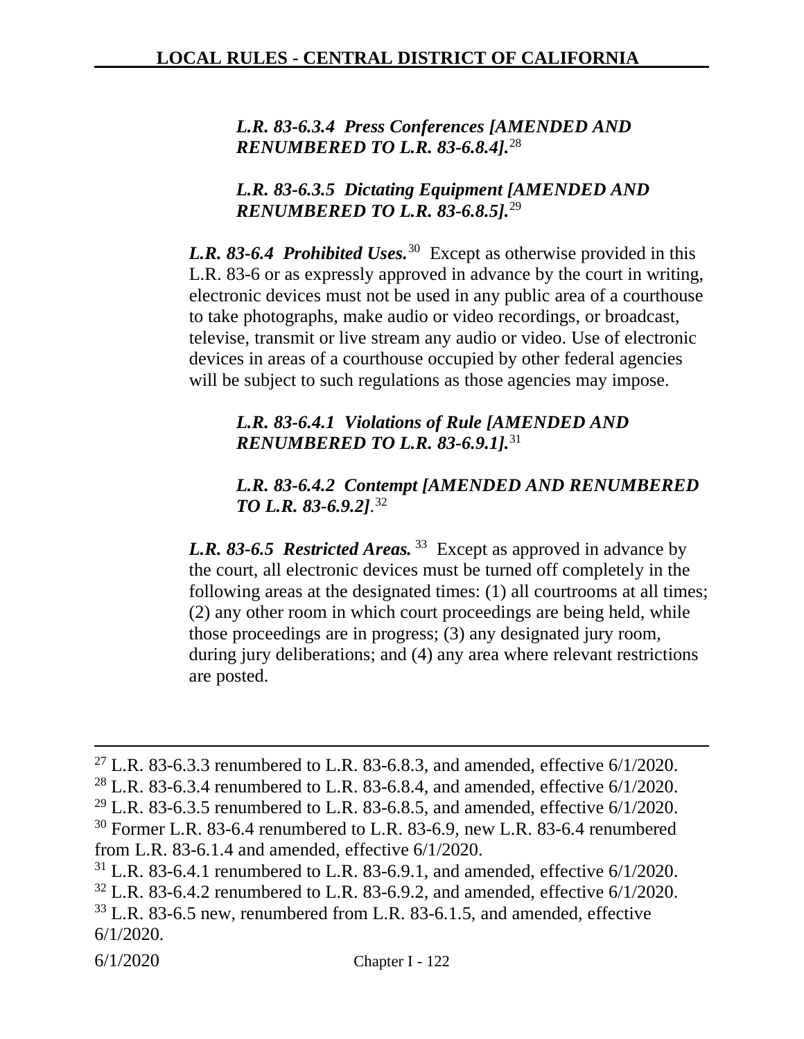***L.R. 83-6.3.4 Press Conferences [AMENDED AND RENUMBERED TO L.R. 83-6.8.4].***[28]

***L.R. 83-6.3.5 Dictating Equipment [AMENDED AND RENUMBERED TO L.R. 83-6.8.5].***[29]

***L.R. 83-6.4 Prohibited Uses.***[30] Except as otherwise provided in this L.R. 83-6 or as expressly approved in advance by the court in writing, electronic devices must not be used in any public area of a courthouse to take photographs, make audio or video recordings, or broadcast, televise, transmit or live stream any audio or video. Use of electronic devices in areas of a courthouse occupied by other federal agencies will be subject to such regulations as those agencies may impose.

***L.R. 83-6.4.1 Violations of Rule [AMENDED AND RENUMBERED TO L.R. 83-6.9.1].***[31]

***L.R. 83-6.4.2 Contempt [AMENDED AND RENUMBERED TO L.R. 83-6.9.2]***.[32]

***L.R. 83-6.5 Restricted Areas.***[33] Except as approved in advance by the court, all electronic devices must be turned off completely in the following areas at the designated times: (1) all courtrooms at all times; (2) any other room in which court proceedings are being held, while those proceedings are in progress; (3) any designated jury room, during jury deliberations; and (4) any area where relevant restrictions are posted.

---

[27] L.R. 83-6.3.3 renumbered to L.R. 83-6.8.3, and amended, effective 6/1/2020.
[28] L.R. 83-6.3.4 renumbered to L.R. 83-6.8.4, and amended, effective 6/1/2020.
[29] L.R. 83-6.3.5 renumbered to L.R. 83-6.8.5, and amended, effective 6/1/2020.
[30] Former L.R. 83-6.4 renumbered to L.R. 83-6.9, new L.R. 83-6.4 renumbered from L.R. 83-6.1.4 and amended, effective 6/1/2020.
[31] L.R. 83-6.4.1 renumbered to L.R. 83-6.9.1, and amended, effective 6/1/2020.
[32] L.R. 83-6.4.2 renumbered to L.R. 83-6.9.2, and amended, effective 6/1/2020.
[33] L.R. 83-6.5 new, renumbered from L.R. 83-6.1.5, and amended, effective 6/1/2020.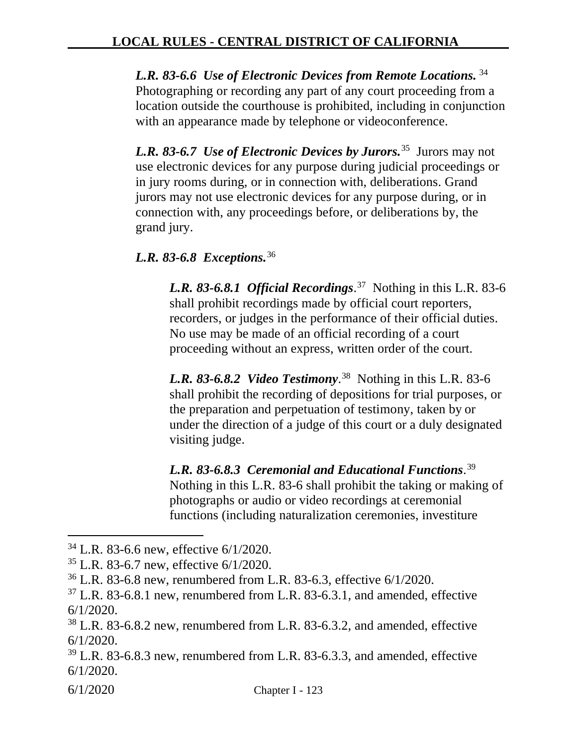***L.R. 83-6.6 Use of Electronic Devices from Remote Locations.*** [34] Photographing or recording any part of any court proceeding from a location outside the courthouse is prohibited, including in conjunction with an appearance made by telephone or videoconference.

***L.R. 83-6.7 Use of Electronic Devices by Jurors.*** [35] Jurors may not use electronic devices for any purpose during judicial proceedings or in jury rooms during, or in connection with, deliberations. Grand jurors may not use electronic devices for any purpose during, or in connection with, any proceedings before, or deliberations by, the grand jury.

***L.R. 83-6.8 Exceptions.*** [36]

***L.R. 83-6.8.1 Official Recordings***. [37] Nothing in this L.R. 83-6 shall prohibit recordings made by official court reporters, recorders, or judges in the performance of their official duties. No use may be made of an official recording of a court proceeding without an express, written order of the court.

***L.R. 83-6.8.2 Video Testimony***. [38] Nothing in this L.R. 83-6 shall prohibit the recording of depositions for trial purposes, or the preparation and perpetuation of testimony, taken by or under the direction of a judge of this court or a duly designated visiting judge.

***L.R. 83-6.8.3 Ceremonial and Educational Functions***. [39] Nothing in this L.R. 83-6 shall prohibit the taking or making of photographs or audio or video recordings at ceremonial functions (including naturalization ceremonies, investiture

---

[34] L.R. 83-6.6 new, effective 6/1/2020.

[35] L.R. 83-6.7 new, effective 6/1/2020.

[36] L.R. 83-6.8 new, renumbered from L.R. 83-6.3, effective 6/1/2020.

[37] L.R. 83-6.8.1 new, renumbered from L.R. 83-6.3.1, and amended, effective 6/1/2020.

[38] L.R. 83-6.8.2 new, renumbered from L.R. 83-6.3.2, and amended, effective 6/1/2020.

[39] L.R. 83-6.8.3 new, renumbered from L.R. 83-6.3.3, and amended, effective 6/1/2020.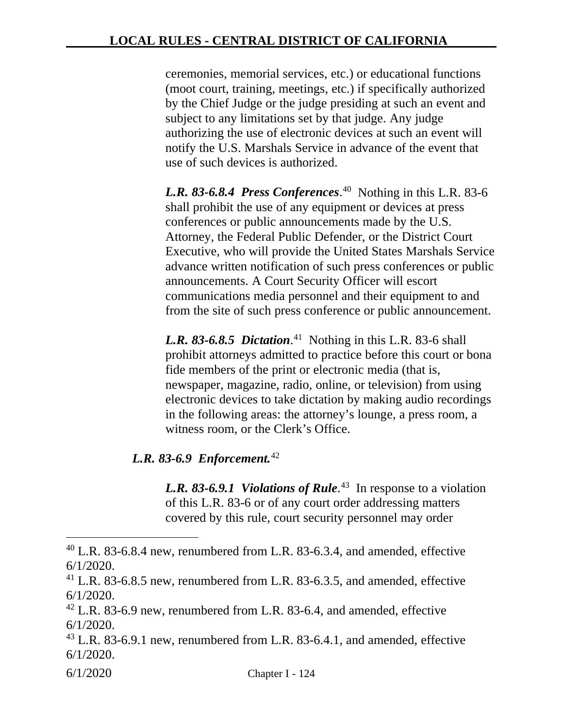ceremonies, memorial services, etc.) or educational functions (moot court, training, meetings, etc.) if specifically authorized by the Chief Judge or the judge presiding at such an event and subject to any limitations set by that judge. Any judge authorizing the use of electronic devices at such an event will notify the U.S. Marshals Service in advance of the event that use of such devices is authorized.

***L.R. 83-6.8.4 Press Conferences***.[40] Nothing in this L.R. 83-6 shall prohibit the use of any equipment or devices at press conferences or public announcements made by the U.S. Attorney, the Federal Public Defender, or the District Court Executive, who will provide the United States Marshals Service advance written notification of such press conferences or public announcements. A Court Security Officer will escort communications media personnel and their equipment to and from the site of such press conference or public announcement.

***L.R. 83-6.8.5 Dictation***.[41] Nothing in this L.R. 83-6 shall prohibit attorneys admitted to practice before this court or bona fide members of the print or electronic media (that is, newspaper, magazine, radio, online, or television) from using electronic devices to take dictation by making audio recordings in the following areas: the attorney's lounge, a press room, a witness room, or the Clerk's Office.

***L.R. 83-6.9 Enforcement.***[42]

***L.R. 83-6.9.1 Violations of Rule***.[43] In response to a violation of this L.R. 83-6 or of any court order addressing matters covered by this rule, court security personnel may order

---

[40] L.R. 83-6.8.4 new, renumbered from L.R. 83-6.3.4, and amended, effective 6/1/2020.

[41] L.R. 83-6.8.5 new, renumbered from L.R. 83-6.3.5, and amended, effective 6/1/2020.

[42] L.R. 83-6.9 new, renumbered from L.R. 83-6.4, and amended, effective 6/1/2020.

[43] L.R. 83-6.9.1 new, renumbered from L.R. 83-6.4.1, and amended, effective 6/1/2020.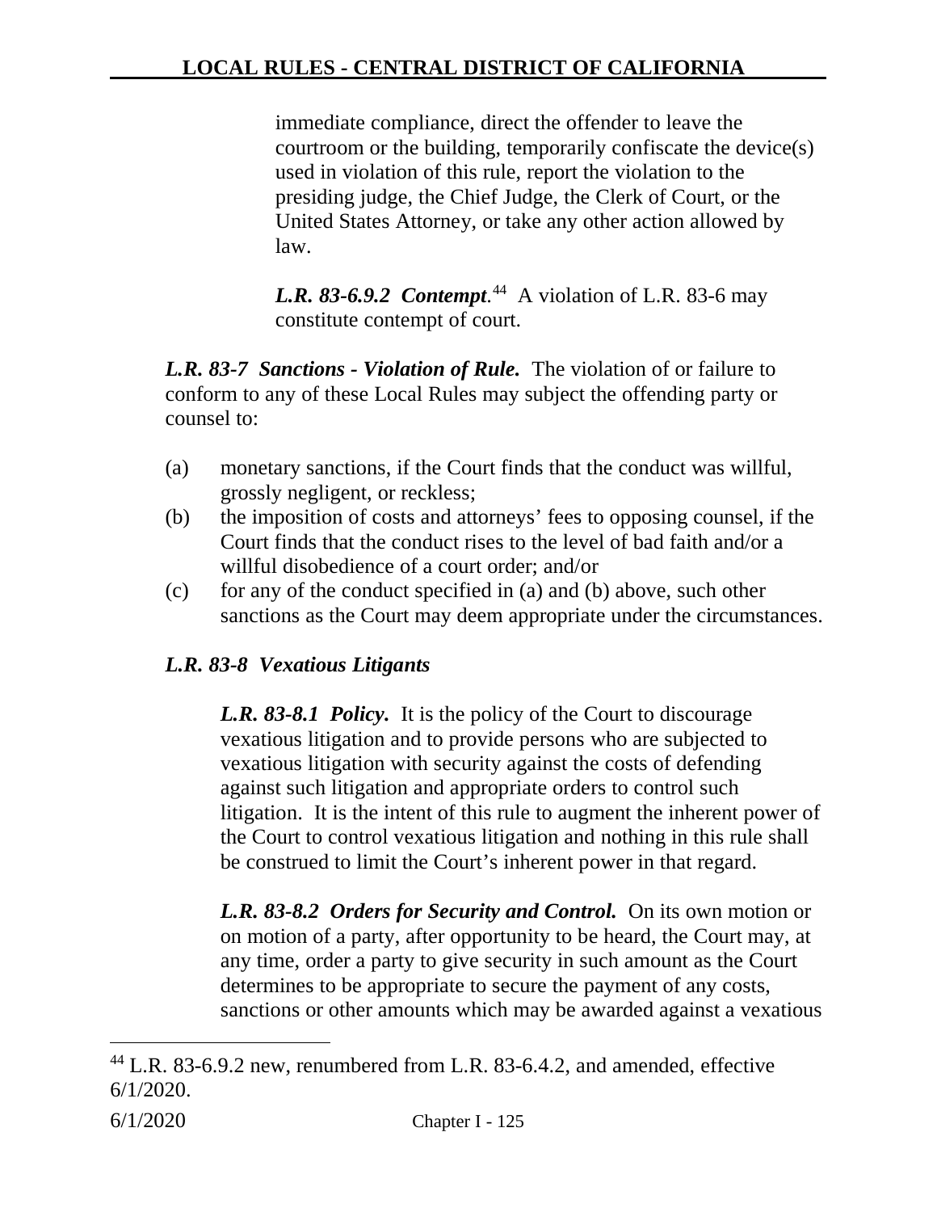immediate compliance, direct the offender to leave the courtroom or the building, temporarily confiscate the device(s) used in violation of this rule, report the violation to the presiding judge, the Chief Judge, the Clerk of Court, or the United States Attorney, or take any other action allowed by law.

***L.R. 83-6.9.2 Contempt*.**[44] A violation of L.R. 83-6 may constitute contempt of court.

***L.R. 83-7 Sanctions - Violation of Rule.*** The violation of or failure to conform to any of these Local Rules may subject the offending party or counsel to:

(a) monetary sanctions, if the Court finds that the conduct was willful, grossly negligent, or reckless;

(b) the imposition of costs and attorneys' fees to opposing counsel, if the Court finds that the conduct rises to the level of bad faith and/or a willful disobedience of a court order; and/or

(c) for any of the conduct specified in (a) and (b) above, such other sanctions as the Court may deem appropriate under the circumstances.

***L.R. 83-8 Vexatious Litigants***

***L.R. 83-8.1 Policy.*** It is the policy of the Court to discourage vexatious litigation and to provide persons who are subjected to vexatious litigation with security against the costs of defending against such litigation and appropriate orders to control such litigation. It is the intent of this rule to augment the inherent power of the Court to control vexatious litigation and nothing in this rule shall be construed to limit the Court's inherent power in that regard.

***L.R. 83-8.2 Orders for Security and Control.*** On its own motion or on motion of a party, after opportunity to be heard, the Court may, at any time, order a party to give security in such amount as the Court determines to be appropriate to secure the payment of any costs, sanctions or other amounts which may be awarded against a vexatious

---

[44] L.R. 83-6.9.2 new, renumbered from L.R. 83-6.4.2, and amended, effective 6/1/2020.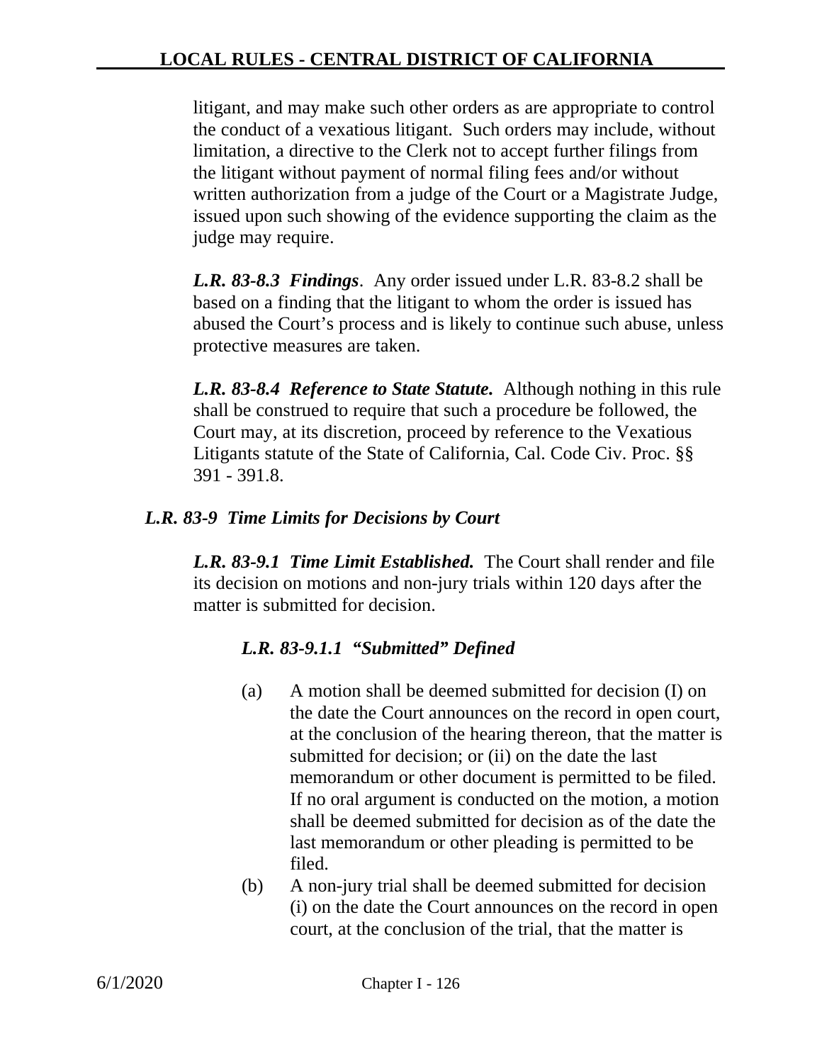litigant, and may make such other orders as are appropriate to control the conduct of a vexatious litigant. Such orders may include, without limitation, a directive to the Clerk not to accept further filings from the litigant without payment of normal filing fees and/or without written authorization from a judge of the Court or a Magistrate Judge, issued upon such showing of the evidence supporting the claim as the judge may require.

***L.R. 83-8.3 Findings***. Any order issued under L.R. 83-8.2 shall be based on a finding that the litigant to whom the order is issued has abused the Court's process and is likely to continue such abuse, unless protective measures are taken.

***L.R. 83-8.4 Reference to State Statute.*** Although nothing in this rule shall be construed to require that such a procedure be followed, the Court may, at its discretion, proceed by reference to the Vexatious Litigants statute of the State of California, Cal. Code Civ. Proc. §§ 391 - 391.8.

### *L.R. 83-9 Time Limits for Decisions by Court*

***L.R. 83-9.1 Time Limit Established.*** The Court shall render and file its decision on motions and non-jury trials within 120 days after the matter is submitted for decision.

#### *L.R. 83-9.1.1 "Submitted" Defined*

(a) A motion shall be deemed submitted for decision (I) on the date the Court announces on the record in open court, at the conclusion of the hearing thereon, that the matter is submitted for decision; or (ii) on the date the last memorandum or other document is permitted to be filed. If no oral argument is conducted on the motion, a motion shall be deemed submitted for decision as of the date the last memorandum or other pleading is permitted to be filed.

(b) A non-jury trial shall be deemed submitted for decision (i) on the date the Court announces on the record in open court, at the conclusion of the trial, that the matter is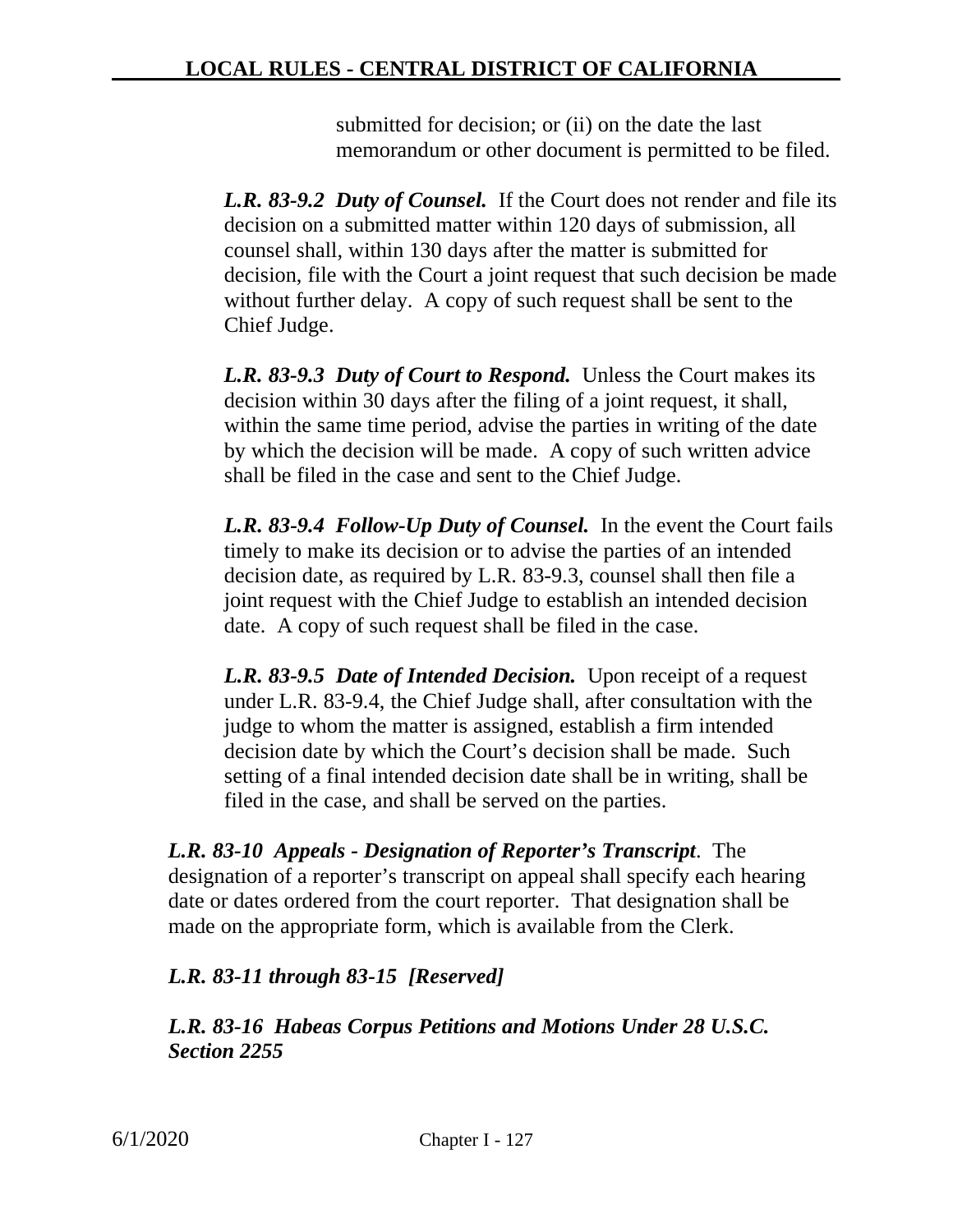submitted for decision; or (ii) on the date the last memorandum or other document is permitted to be filed.

***L.R. 83-9.2 Duty of Counsel.*** If the Court does not render and file its decision on a submitted matter within 120 days of submission, all counsel shall, within 130 days after the matter is submitted for decision, file with the Court a joint request that such decision be made without further delay. A copy of such request shall be sent to the Chief Judge.

***L.R. 83-9.3 Duty of Court to Respond.*** Unless the Court makes its decision within 30 days after the filing of a joint request, it shall, within the same time period, advise the parties in writing of the date by which the decision will be made. A copy of such written advice shall be filed in the case and sent to the Chief Judge.

***L.R. 83-9.4 Follow-Up Duty of Counsel.*** In the event the Court fails timely to make its decision or to advise the parties of an intended decision date, as required by L.R. 83-9.3, counsel shall then file a joint request with the Chief Judge to establish an intended decision date. A copy of such request shall be filed in the case.

***L.R. 83-9.5 Date of Intended Decision.*** Upon receipt of a request under L.R. 83-9.4, the Chief Judge shall, after consultation with the judge to whom the matter is assigned, establish a firm intended decision date by which the Court's decision shall be made. Such setting of a final intended decision date shall be in writing, shall be filed in the case, and shall be served on the parties.

***L.R. 83-10 Appeals - Designation of Reporter's Transcript***. The designation of a reporter's transcript on appeal shall specify each hearing date or dates ordered from the court reporter. That designation shall be made on the appropriate form, which is available from the Clerk.

***L.R. 83-11 through 83-15 [Reserved]***

***L.R. 83-16 Habeas Corpus Petitions and Motions Under 28 U.S.C. Section 2255***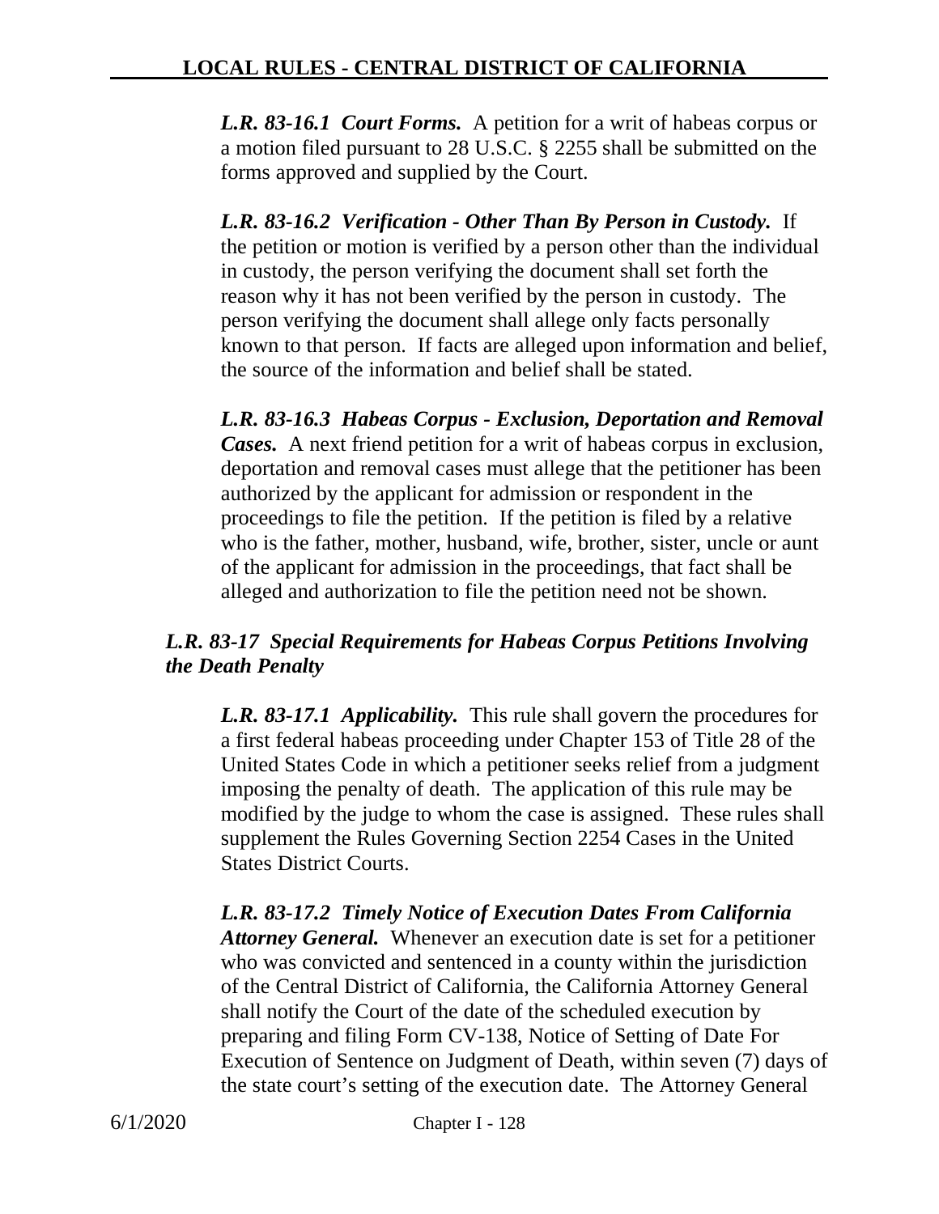***L.R. 83-16.1 Court Forms.*** A petition for a writ of habeas corpus or a motion filed pursuant to 28 U.S.C. § 2255 shall be submitted on the forms approved and supplied by the Court.

***L.R. 83-16.2 Verification - Other Than By Person in Custody.*** If the petition or motion is verified by a person other than the individual in custody, the person verifying the document shall set forth the reason why it has not been verified by the person in custody. The person verifying the document shall allege only facts personally known to that person. If facts are alleged upon information and belief, the source of the information and belief shall be stated.

***L.R. 83-16.3 Habeas Corpus - Exclusion, Deportation and Removal Cases.*** A next friend petition for a writ of habeas corpus in exclusion, deportation and removal cases must allege that the petitioner has been authorized by the applicant for admission or respondent in the proceedings to file the petition. If the petition is filed by a relative who is the father, mother, husband, wife, brother, sister, uncle or aunt of the applicant for admission in the proceedings, that fact shall be alleged and authorization to file the petition need not be shown.

## *L.R. 83-17 Special Requirements for Habeas Corpus Petitions Involving the Death Penalty*

***L.R. 83-17.1 Applicability.*** This rule shall govern the procedures for a first federal habeas proceeding under Chapter 153 of Title 28 of the United States Code in which a petitioner seeks relief from a judgment imposing the penalty of death. The application of this rule may be modified by the judge to whom the case is assigned. These rules shall supplement the Rules Governing Section 2254 Cases in the United States District Courts.

***L.R. 83-17.2 Timely Notice of Execution Dates From California Attorney General.*** Whenever an execution date is set for a petitioner who was convicted and sentenced in a county within the jurisdiction of the Central District of California, the California Attorney General shall notify the Court of the date of the scheduled execution by preparing and filing Form CV-138, Notice of Setting of Date For Execution of Sentence on Judgment of Death, within seven (7) days of the state court's setting of the execution date. The Attorney General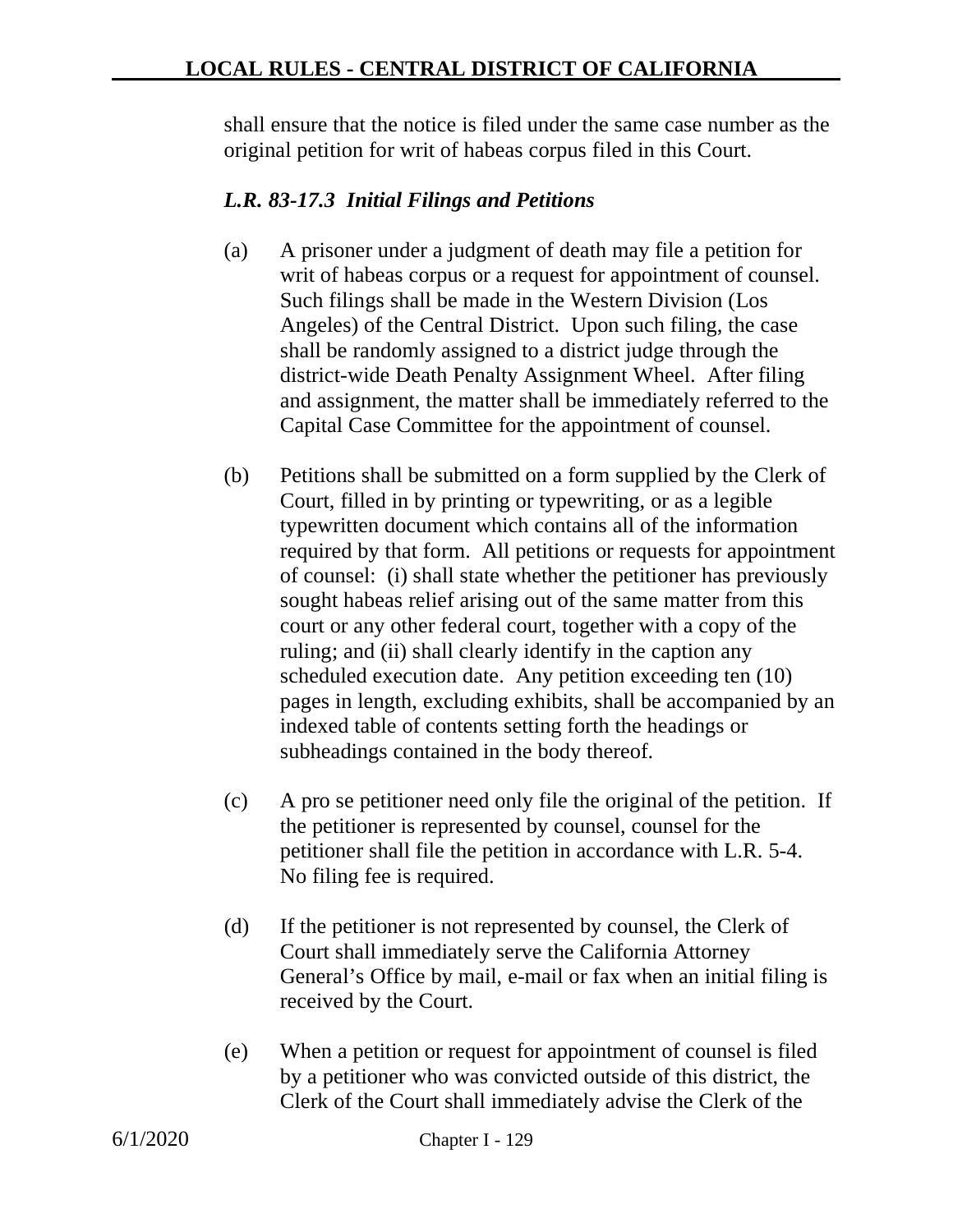shall ensure that the notice is filed under the same case number as the original petition for writ of habeas corpus filed in this Court.

### *L.R. 83-17.3 Initial Filings and Petitions*

(a) A prisoner under a judgment of death may file a petition for writ of habeas corpus or a request for appointment of counsel. Such filings shall be made in the Western Division (Los Angeles) of the Central District. Upon such filing, the case shall be randomly assigned to a district judge through the district-wide Death Penalty Assignment Wheel. After filing and assignment, the matter shall be immediately referred to the Capital Case Committee for the appointment of counsel.

(b) Petitions shall be submitted on a form supplied by the Clerk of Court, filled in by printing or typewriting, or as a legible typewritten document which contains all of the information required by that form. All petitions or requests for appointment of counsel: (i) shall state whether the petitioner has previously sought habeas relief arising out of the same matter from this court or any other federal court, together with a copy of the ruling; and (ii) shall clearly identify in the caption any scheduled execution date. Any petition exceeding ten (10) pages in length, excluding exhibits, shall be accompanied by an indexed table of contents setting forth the headings or subheadings contained in the body thereof.

(c) A pro se petitioner need only file the original of the petition. If the petitioner is represented by counsel, counsel for the petitioner shall file the petition in accordance with L.R. 5-4. No filing fee is required.

(d) If the petitioner is not represented by counsel, the Clerk of Court shall immediately serve the California Attorney General's Office by mail, e-mail or fax when an initial filing is received by the Court.

(e) When a petition or request for appointment of counsel is filed by a petitioner who was convicted outside of this district, the Clerk of the Court shall immediately advise the Clerk of the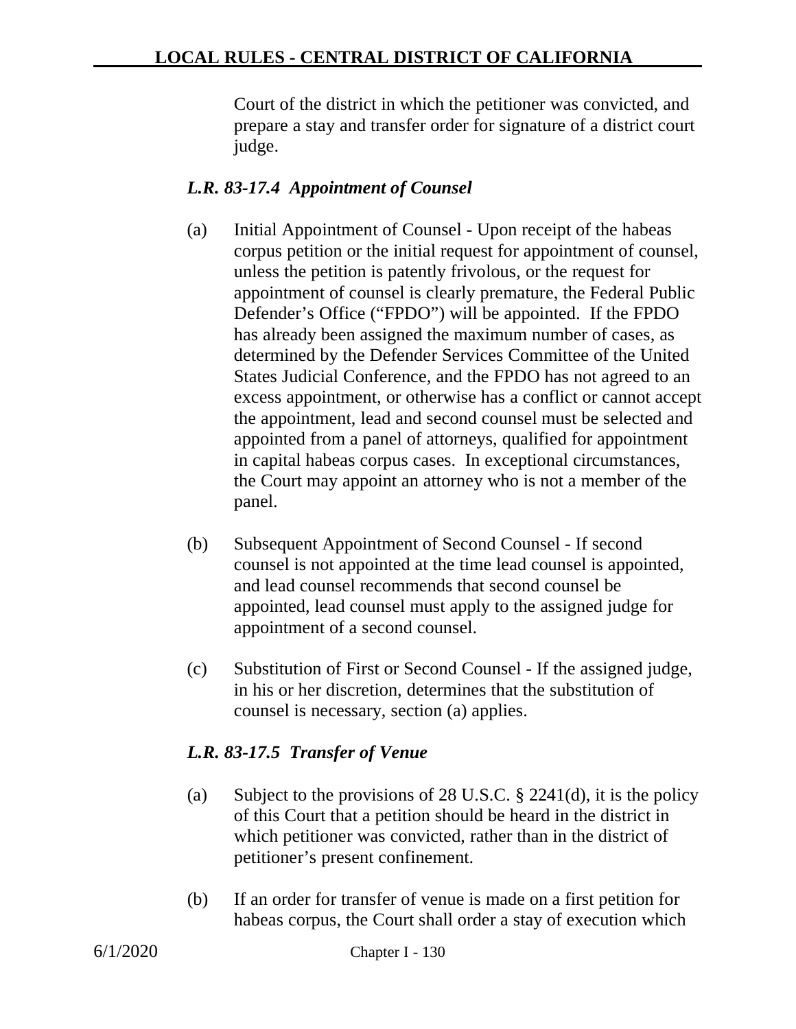Court of the district in which the petitioner was convicted, and prepare a stay and transfer order for signature of a district court judge.

### *L.R. 83-17.4 Appointment of Counsel*

(a) Initial Appointment of Counsel - Upon receipt of the habeas corpus petition or the initial request for appointment of counsel, unless the petition is patently frivolous, or the request for appointment of counsel is clearly premature, the Federal Public Defender's Office ("FPDO") will be appointed. If the FPDO has already been assigned the maximum number of cases, as determined by the Defender Services Committee of the United States Judicial Conference, and the FPDO has not agreed to an excess appointment, or otherwise has a conflict or cannot accept the appointment, lead and second counsel must be selected and appointed from a panel of attorneys, qualified for appointment in capital habeas corpus cases. In exceptional circumstances, the Court may appoint an attorney who is not a member of the panel.

(b) Subsequent Appointment of Second Counsel - If second counsel is not appointed at the time lead counsel is appointed, and lead counsel recommends that second counsel be appointed, lead counsel must apply to the assigned judge for appointment of a second counsel.

(c) Substitution of First or Second Counsel - If the assigned judge, in his or her discretion, determines that the substitution of counsel is necessary, section (a) applies.

### *L.R. 83-17.5 Transfer of Venue*

(a) Subject to the provisions of 28 U.S.C. § 2241(d), it is the policy of this Court that a petition should be heard in the district in which petitioner was convicted, rather than in the district of petitioner's present confinement.

(b) If an order for transfer of venue is made on a first petition for habeas corpus, the Court shall order a stay of execution which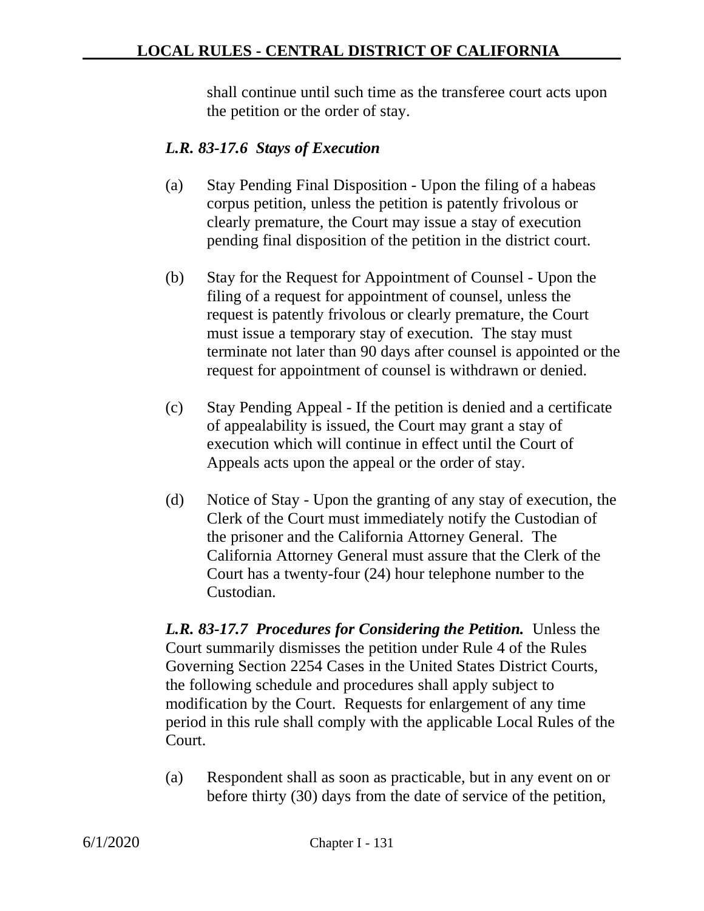shall continue until such time as the transferee court acts upon the petition or the order of stay.

***L.R. 83-17.6 Stays of Execution***

(a) Stay Pending Final Disposition - Upon the filing of a habeas corpus petition, unless the petition is patently frivolous or clearly premature, the Court may issue a stay of execution pending final disposition of the petition in the district court.

(b) Stay for the Request for Appointment of Counsel - Upon the filing of a request for appointment of counsel, unless the request is patently frivolous or clearly premature, the Court must issue a temporary stay of execution. The stay must terminate not later than 90 days after counsel is appointed or the request for appointment of counsel is withdrawn or denied.

(c) Stay Pending Appeal - If the petition is denied and a certificate of appealability is issued, the Court may grant a stay of execution which will continue in effect until the Court of Appeals acts upon the appeal or the order of stay.

(d) Notice of Stay - Upon the granting of any stay of execution, the Clerk of the Court must immediately notify the Custodian of the prisoner and the California Attorney General. The California Attorney General must assure that the Clerk of the Court has a twenty-four (24) hour telephone number to the Custodian.

***L.R. 83-17.7 Procedures for Considering the Petition.*** Unless the Court summarily dismisses the petition under Rule 4 of the Rules Governing Section 2254 Cases in the United States District Courts, the following schedule and procedures shall apply subject to modification by the Court. Requests for enlargement of any time period in this rule shall comply with the applicable Local Rules of the Court.

(a) Respondent shall as soon as practicable, but in any event on or before thirty (30) days from the date of service of the petition,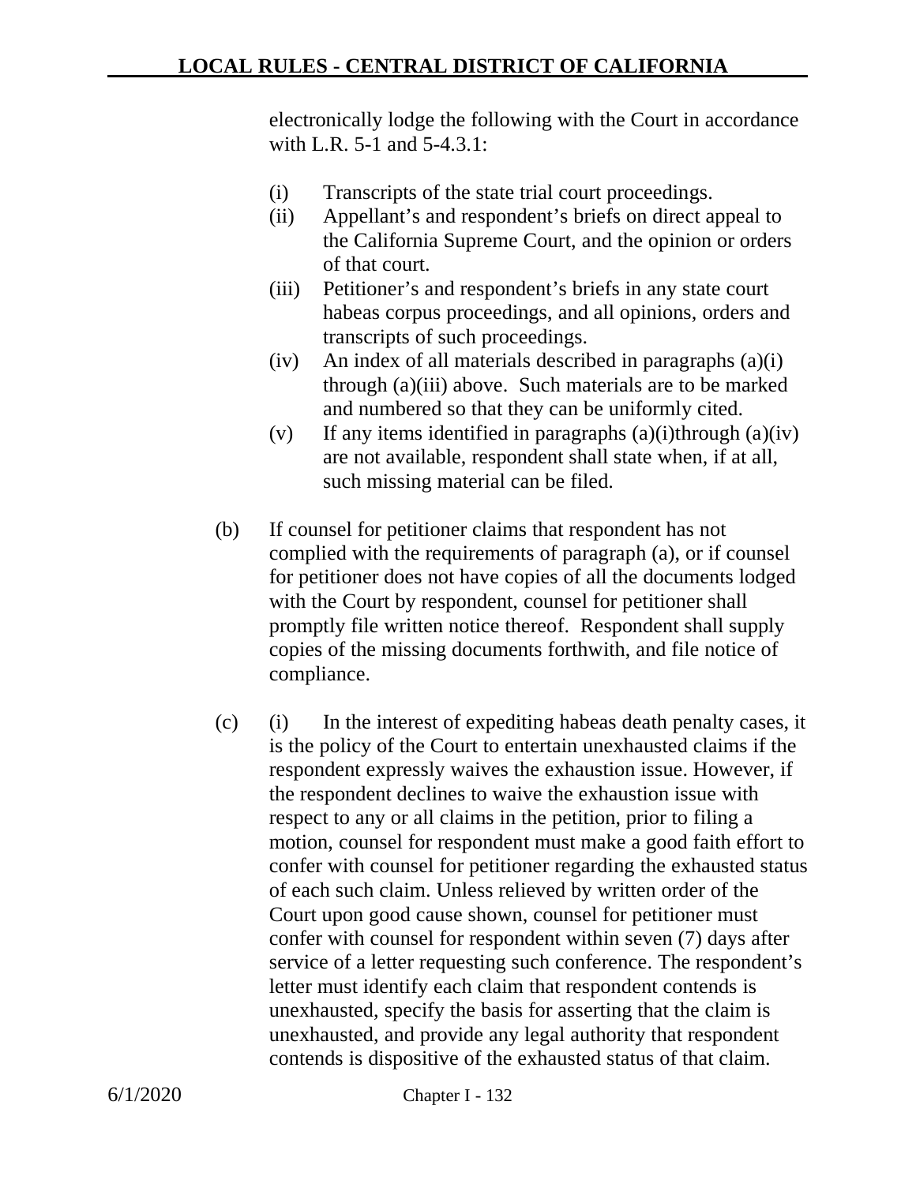electronically lodge the following with the Court in accordance with L.R. 5-1 and 5-4.3.1:

(i) Transcripts of the state trial court proceedings.

(ii) Appellant's and respondent's briefs on direct appeal to the California Supreme Court, and the opinion or orders of that court.

(iii) Petitioner's and respondent's briefs in any state court habeas corpus proceedings, and all opinions, orders and transcripts of such proceedings.

(iv) An index of all materials described in paragraphs (a)(i) through (a)(iii) above. Such materials are to be marked and numbered so that they can be uniformly cited.

(v) If any items identified in paragraphs (a)(i)through (a)(iv) are not available, respondent shall state when, if at all, such missing material can be filed.

(b) If counsel for petitioner claims that respondent has not complied with the requirements of paragraph (a), or if counsel for petitioner does not have copies of all the documents lodged with the Court by respondent, counsel for petitioner shall promptly file written notice thereof. Respondent shall supply copies of the missing documents forthwith, and file notice of compliance.

(c) (i) In the interest of expediting habeas death penalty cases, it is the policy of the Court to entertain unexhausted claims if the respondent expressly waives the exhaustion issue. However, if the respondent declines to waive the exhaustion issue with respect to any or all claims in the petition, prior to filing a motion, counsel for respondent must make a good faith effort to confer with counsel for petitioner regarding the exhausted status of each such claim. Unless relieved by written order of the Court upon good cause shown, counsel for petitioner must confer with counsel for respondent within seven (7) days after service of a letter requesting such conference. The respondent's letter must identify each claim that respondent contends is unexhausted, specify the basis for asserting that the claim is unexhausted, and provide any legal authority that respondent contends is dispositive of the exhausted status of that claim.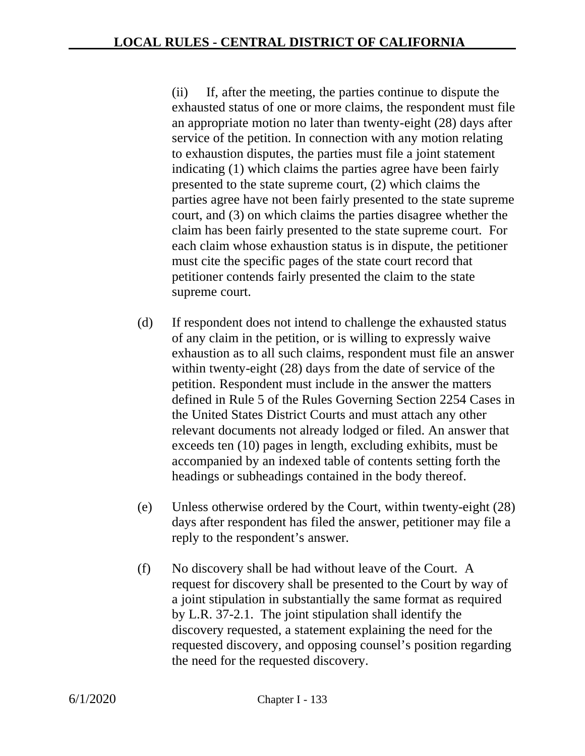(ii) If, after the meeting, the parties continue to dispute the exhausted status of one or more claims, the respondent must file an appropriate motion no later than twenty-eight (28) days after service of the petition. In connection with any motion relating to exhaustion disputes, the parties must file a joint statement indicating (1) which claims the parties agree have been fairly presented to the state supreme court, (2) which claims the parties agree have not been fairly presented to the state supreme court, and (3) on which claims the parties disagree whether the claim has been fairly presented to the state supreme court. For each claim whose exhaustion status is in dispute, the petitioner must cite the specific pages of the state court record that petitioner contends fairly presented the claim to the state supreme court.

(d) If respondent does not intend to challenge the exhausted status of any claim in the petition, or is willing to expressly waive exhaustion as to all such claims, respondent must file an answer within twenty-eight (28) days from the date of service of the petition. Respondent must include in the answer the matters defined in Rule 5 of the Rules Governing Section 2254 Cases in the United States District Courts and must attach any other relevant documents not already lodged or filed. An answer that exceeds ten (10) pages in length, excluding exhibits, must be accompanied by an indexed table of contents setting forth the headings or subheadings contained in the body thereof.

(e) Unless otherwise ordered by the Court, within twenty-eight (28) days after respondent has filed the answer, petitioner may file a reply to the respondent's answer.

(f) No discovery shall be had without leave of the Court. A request for discovery shall be presented to the Court by way of a joint stipulation in substantially the same format as required by L.R. 37-2.1. The joint stipulation shall identify the discovery requested, a statement explaining the need for the requested discovery, and opposing counsel's position regarding the need for the requested discovery.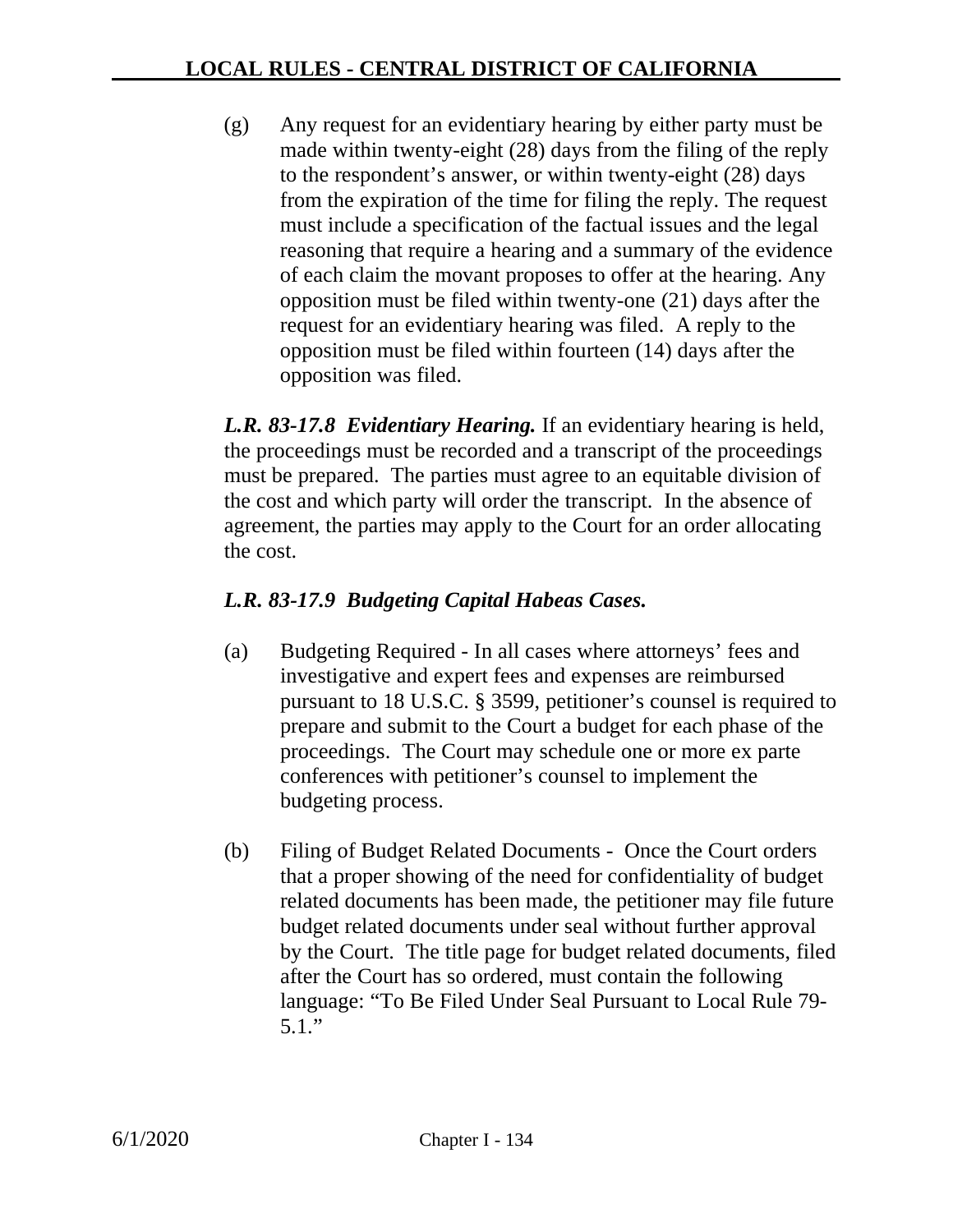(g) Any request for an evidentiary hearing by either party must be made within twenty-eight (28) days from the filing of the reply to the respondent's answer, or within twenty-eight (28) days from the expiration of the time for filing the reply. The request must include a specification of the factual issues and the legal reasoning that require a hearing and a summary of the evidence of each claim the movant proposes to offer at the hearing. Any opposition must be filed within twenty-one (21) days after the request for an evidentiary hearing was filed. A reply to the opposition must be filed within fourteen (14) days after the opposition was filed.

***L.R. 83-17.8 Evidentiary Hearing.*** If an evidentiary hearing is held, the proceedings must be recorded and a transcript of the proceedings must be prepared. The parties must agree to an equitable division of the cost and which party will order the transcript. In the absence of agreement, the parties may apply to the Court for an order allocating the cost.

***L.R. 83-17.9 Budgeting Capital Habeas Cases.***

(a) Budgeting Required - In all cases where attorneys' fees and investigative and expert fees and expenses are reimbursed pursuant to 18 U.S.C. § 3599, petitioner's counsel is required to prepare and submit to the Court a budget for each phase of the proceedings. The Court may schedule one or more ex parte conferences with petitioner's counsel to implement the budgeting process.

(b) Filing of Budget Related Documents - Once the Court orders that a proper showing of the need for confidentiality of budget related documents has been made, the petitioner may file future budget related documents under seal without further approval by the Court. The title page for budget related documents, filed after the Court has so ordered, must contain the following language: "To Be Filed Under Seal Pursuant to Local Rule 79-5.1."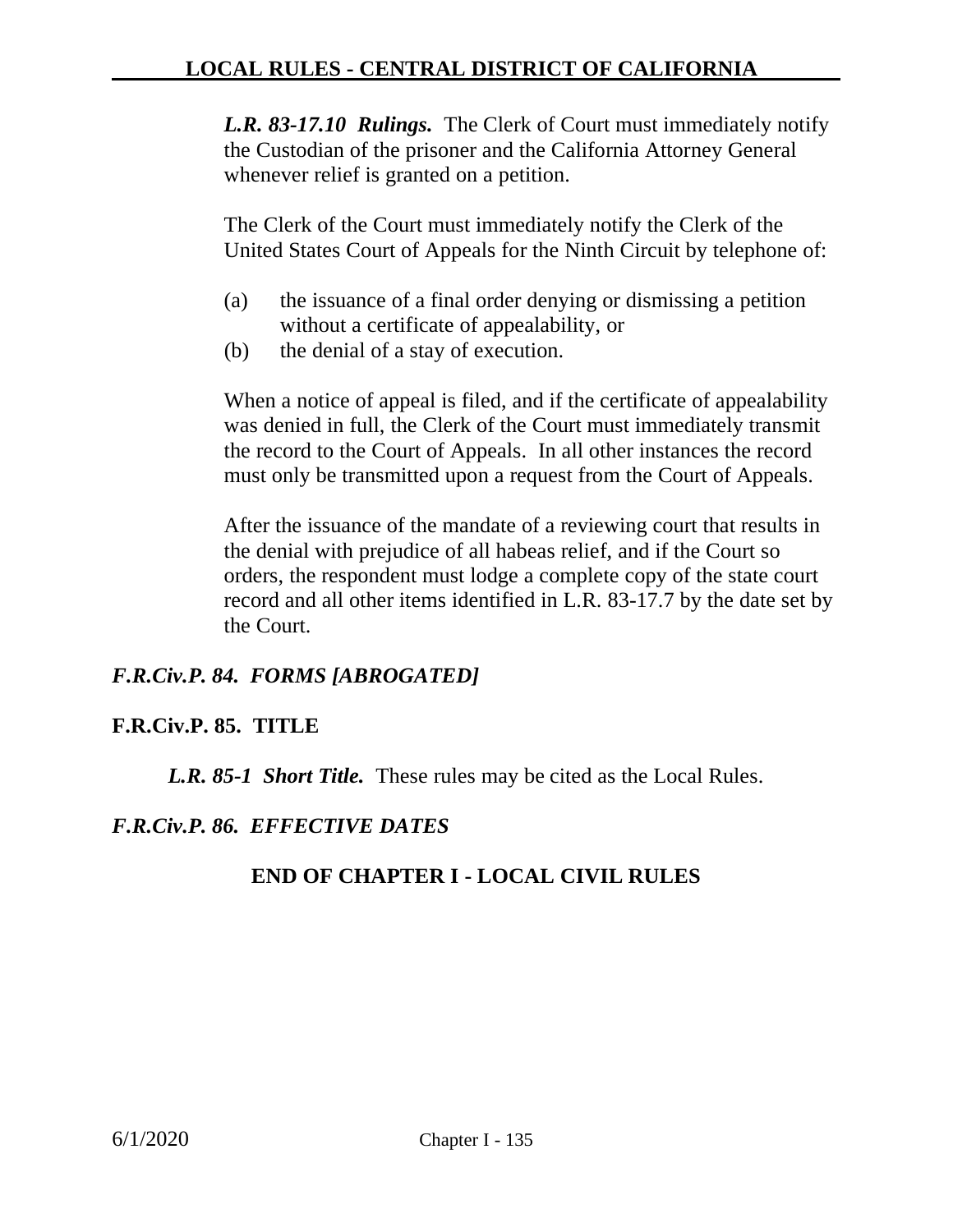***L.R. 83-17.10 Rulings.*** The Clerk of Court must immediately notify the Custodian of the prisoner and the California Attorney General whenever relief is granted on a petition.

The Clerk of the Court must immediately notify the Clerk of the United States Court of Appeals for the Ninth Circuit by telephone of:

(a) the issuance of a final order denying or dismissing a petition without a certificate of appealability, or

(b) the denial of a stay of execution.

When a notice of appeal is filed, and if the certificate of appealability was denied in full, the Clerk of the Court must immediately transmit the record to the Court of Appeals. In all other instances the record must only be transmitted upon a request from the Court of Appeals.

After the issuance of the mandate of a reviewing court that results in the denial with prejudice of all habeas relief, and if the Court so orders, the respondent must lodge a complete copy of the state court record and all other items identified in L.R. 83-17.7 by the date set by the Court.

## *F.R.Civ.P. 84. FORMS [ABROGATED]*

## F.R.Civ.P. 85. TITLE

***L.R. 85-1 Short Title.*** These rules may be cited as the Local Rules.

## *F.R.Civ.P. 86. EFFECTIVE DATES*

**END OF CHAPTER I - LOCAL CIVIL RULES**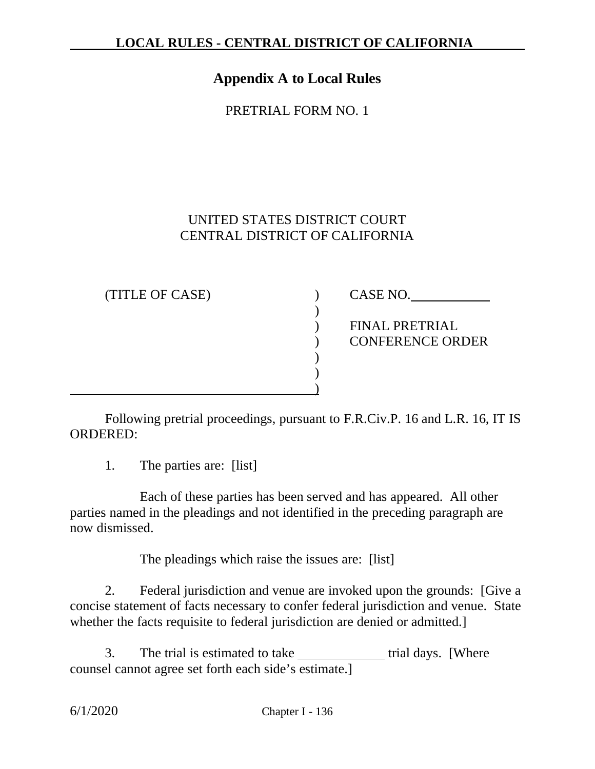## Appendix A to Local Rules

PRETRIAL FORM NO. 1

UNITED STATES DISTRICT COURT
CENTRAL DISTRICT OF CALIFORNIA

| | | |
|---|---|---|
| (TITLE OF CASE) | ) | CASE NO.____________ |
| | ) | |
| | ) | FINAL PRETRIAL |
| | ) | CONFERENCE ORDER |
| | ) | |
| | ) | |
| ______________________________________ | ) | |

Following pretrial proceedings, pursuant to F.R.Civ.P. 16 and L.R. 16, IT IS ORDERED:

1. The parties are: [list]

   Each of these parties has been served and has appeared. All other parties named in the pleadings and not identified in the preceding paragraph are now dismissed.

   The pleadings which raise the issues are: [list]

2. Federal jurisdiction and venue are invoked upon the grounds: [Give a concise statement of facts necessary to confer federal jurisdiction and venue. State whether the facts requisite to federal jurisdiction are denied or admitted.]

3. The trial is estimated to take ____________ trial days. [Where counsel cannot agree set forth each side's estimate.]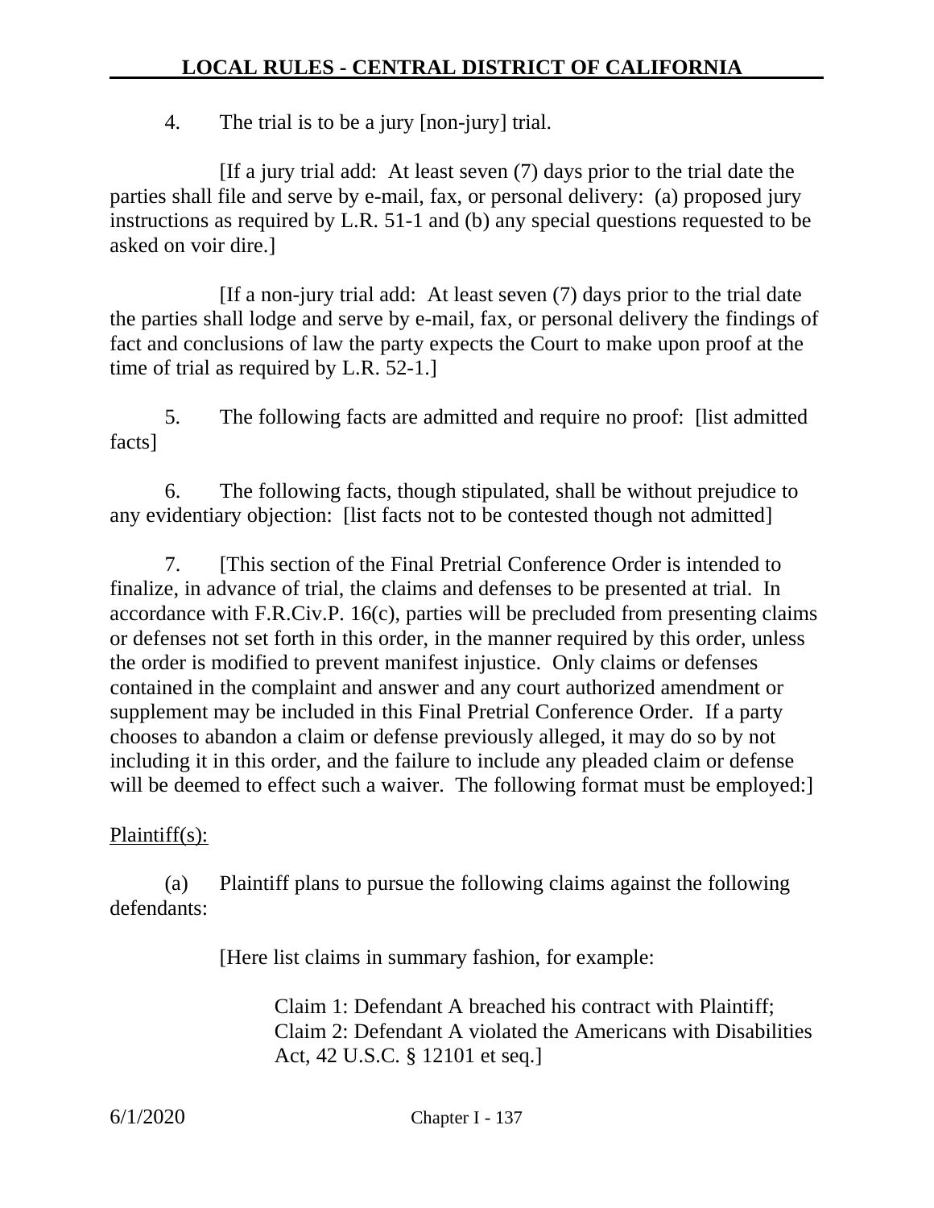4. The trial is to be a jury [non-jury] trial.

[If a jury trial add: At least seven (7) days prior to the trial date the parties shall file and serve by e-mail, fax, or personal delivery: (a) proposed jury instructions as required by L.R. 51-1 and (b) any special questions requested to be asked on voir dire.]

[If a non-jury trial add: At least seven (7) days prior to the trial date the parties shall lodge and serve by e-mail, fax, or personal delivery the findings of fact and conclusions of law the party expects the Court to make upon proof at the time of trial as required by L.R. 52-1.]

5. The following facts are admitted and require no proof: [list admitted facts]

6. The following facts, though stipulated, shall be without prejudice to any evidentiary objection: [list facts not to be contested though not admitted]

7. [This section of the Final Pretrial Conference Order is intended to finalize, in advance of trial, the claims and defenses to be presented at trial. In accordance with F.R.Civ.P. 16(c), parties will be precluded from presenting claims or defenses not set forth in this order, in the manner required by this order, unless the order is modified to prevent manifest injustice. Only claims or defenses contained in the complaint and answer and any court authorized amendment or supplement may be included in this Final Pretrial Conference Order. If a party chooses to abandon a claim or defense previously alleged, it may do so by not including it in this order, and the failure to include any pleaded claim or defense will be deemed to effect such a waiver. The following format must be employed:]

<u>Plaintiff(s):</u>

(a) Plaintiff plans to pursue the following claims against the following defendants:

[Here list claims in summary fashion, for example:

Claim 1: Defendant A breached his contract with Plaintiff;
Claim 2: Defendant A violated the Americans with Disabilities Act, 42 U.S.C. § 12101 et seq.]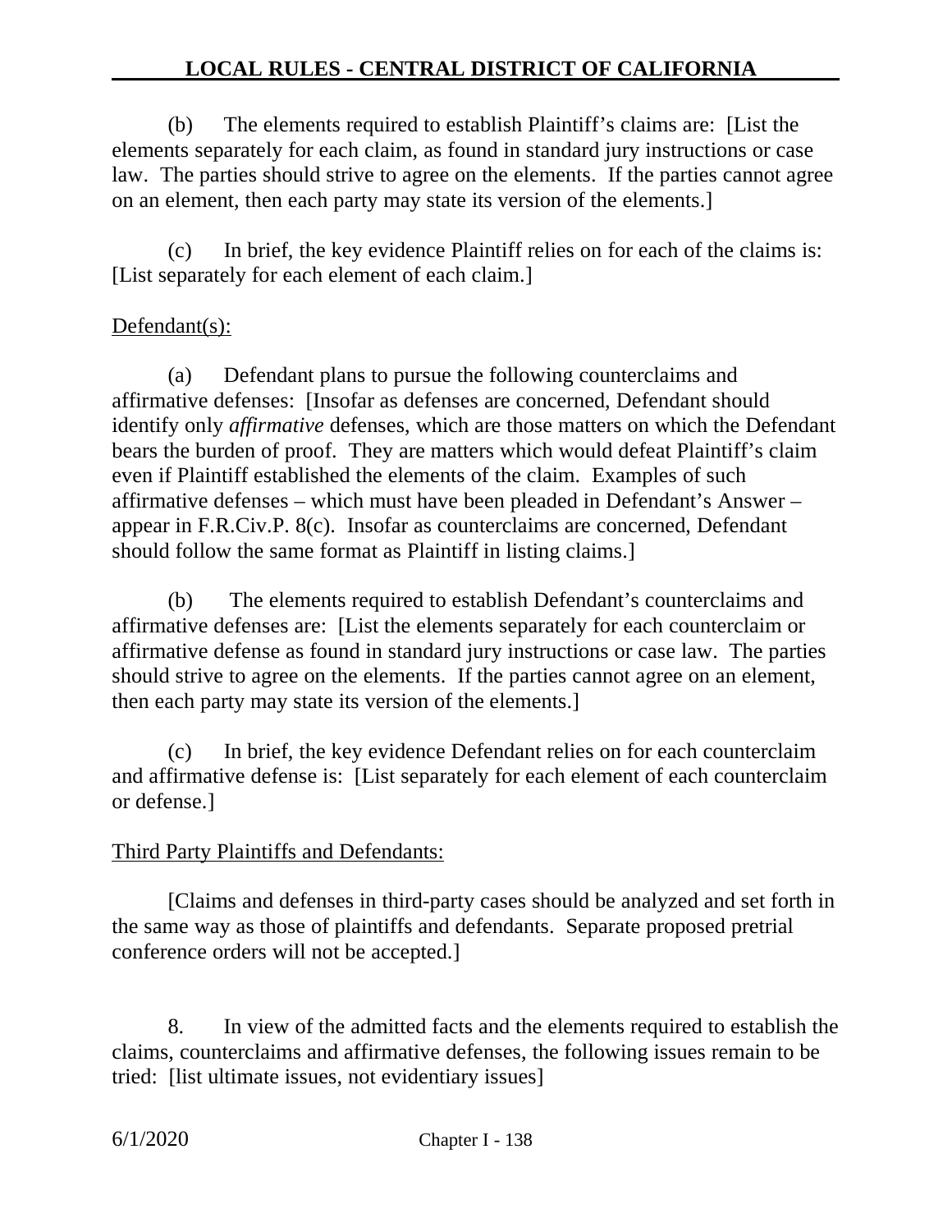(b) The elements required to establish Plaintiff's claims are: [List the elements separately for each claim, as found in standard jury instructions or case law. The parties should strive to agree on the elements. If the parties cannot agree on an element, then each party may state its version of the elements.]

(c) In brief, the key evidence Plaintiff relies on for each of the claims is: [List separately for each element of each claim.]

<u>Defendant(s):</u>

(a) Defendant plans to pursue the following counterclaims and affirmative defenses: [Insofar as defenses are concerned, Defendant should identify only *affirmative* defenses, which are those matters on which the Defendant bears the burden of proof. They are matters which would defeat Plaintiff's claim even if Plaintiff established the elements of the claim. Examples of such affirmative defenses – which must have been pleaded in Defendant's Answer – appear in F.R.Civ.P. 8(c). Insofar as counterclaims are concerned, Defendant should follow the same format as Plaintiff in listing claims.]

(b) The elements required to establish Defendant's counterclaims and affirmative defenses are: [List the elements separately for each counterclaim or affirmative defense as found in standard jury instructions or case law. The parties should strive to agree on the elements. If the parties cannot agree on an element, then each party may state its version of the elements.]

(c) In brief, the key evidence Defendant relies on for each counterclaim and affirmative defense is: [List separately for each element of each counterclaim or defense.]

<u>Third Party Plaintiffs and Defendants:</u>

[Claims and defenses in third-party cases should be analyzed and set forth in the same way as those of plaintiffs and defendants. Separate proposed pretrial conference orders will not be accepted.]

8. In view of the admitted facts and the elements required to establish the claims, counterclaims and affirmative defenses, the following issues remain to be tried: [list ultimate issues, not evidentiary issues]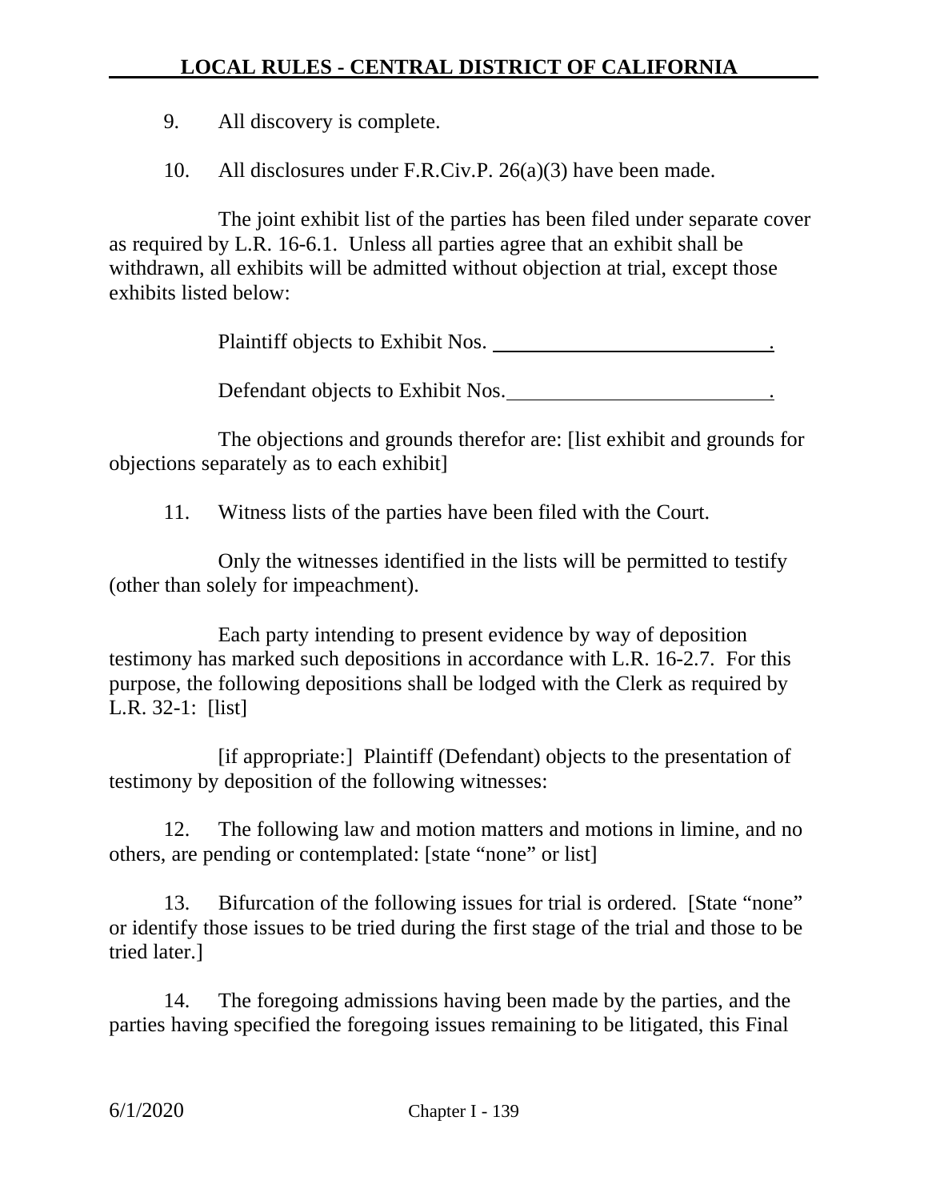9. All discovery is complete.

10. All disclosures under F.R.Civ.P. 26(a)(3) have been made.

The joint exhibit list of the parties has been filed under separate cover as required by L.R. 16-6.1. Unless all parties agree that an exhibit shall be withdrawn, all exhibits will be admitted without objection at trial, except those exhibits listed below:

Plaintiff objects to Exhibit Nos. ____________________________.

Defendant objects to Exhibit Nos.__________________________.

The objections and grounds therefor are: [list exhibit and grounds for objections separately as to each exhibit]

11. Witness lists of the parties have been filed with the Court.

Only the witnesses identified in the lists will be permitted to testify (other than solely for impeachment).

Each party intending to present evidence by way of deposition testimony has marked such depositions in accordance with L.R. 16-2.7. For this purpose, the following depositions shall be lodged with the Clerk as required by L.R. 32-1: [list]

[if appropriate:] Plaintiff (Defendant) objects to the presentation of testimony by deposition of the following witnesses:

12. The following law and motion matters and motions in limine, and no others, are pending or contemplated: [state "none" or list]

13. Bifurcation of the following issues for trial is ordered. [State "none" or identify those issues to be tried during the first stage of the trial and those to be tried later.]

14. The foregoing admissions having been made by the parties, and the parties having specified the foregoing issues remaining to be litigated, this Final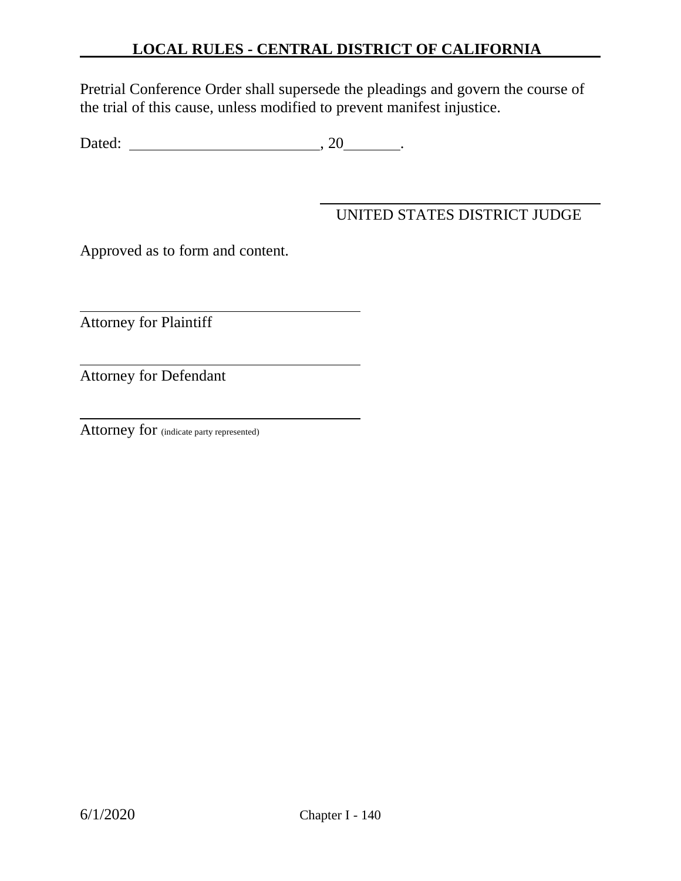Pretrial Conference Order shall supersede the pleadings and govern the course of the trial of this cause, unless modified to prevent manifest injustice.

Dated: ________________________, 20_______.

\_\_\_\_\_\_\_\_\_\_\_\_\_\_\_\_\_\_\_\_\_\_\_\_\_\_\_\_\_\_\_\_\_\_\_\_

UNITED STATES DISTRICT JUDGE

Approved as to form and content.

\_\_\_\_\_\_\_\_\_\_\_\_\_\_\_\_\_\_\_\_\_\_\_\_\_\_\_\_\_\_\_\_\_\_\_\_

Attorney for Plaintiff

\_\_\_\_\_\_\_\_\_\_\_\_\_\_\_\_\_\_\_\_\_\_\_\_\_\_\_\_\_\_\_\_\_\_\_\_

Attorney for Defendant

\_\_\_\_\_\_\_\_\_\_\_\_\_\_\_\_\_\_\_\_\_\_\_\_\_\_\_\_\_\_\_\_\_\_\_\_

Attorney for (indicate party represented)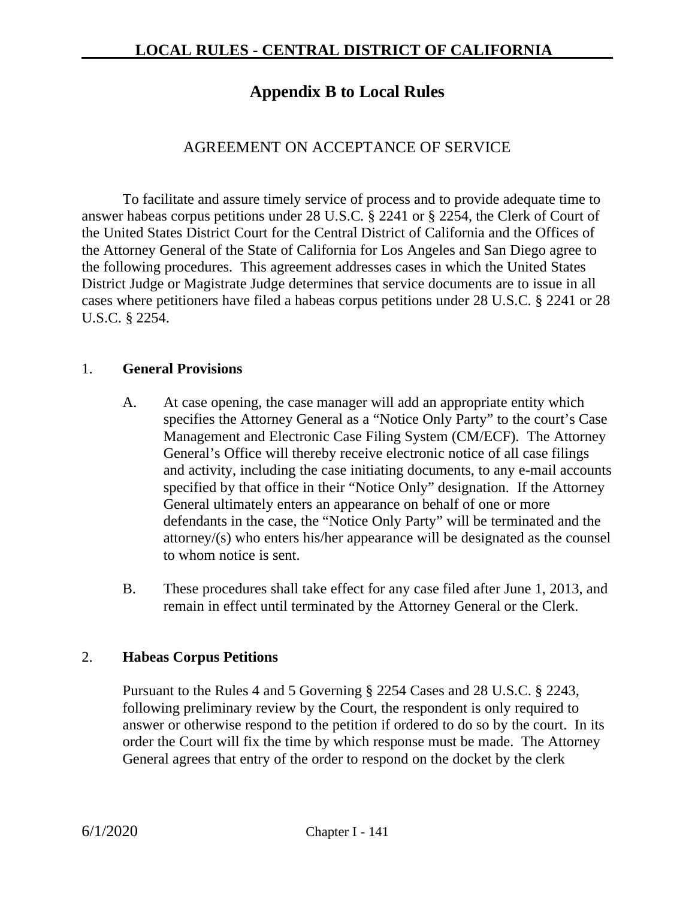# Appendix B to Local Rules

## AGREEMENT ON ACCEPTANCE OF SERVICE

To facilitate and assure timely service of process and to provide adequate time to answer habeas corpus petitions under 28 U.S.C. § 2241 or § 2254, the Clerk of Court of the United States District Court for the Central District of California and the Offices of the Attorney General of the State of California for Los Angeles and San Diego agree to the following procedures. This agreement addresses cases in which the United States District Judge or Magistrate Judge determines that service documents are to issue in all cases where petitioners have filed a habeas corpus petitions under 28 U.S.C. § 2241 or 28 U.S.C. § 2254.

1. **General Provisions**

   A. At case opening, the case manager will add an appropriate entity which specifies the Attorney General as a "Notice Only Party" to the court's Case Management and Electronic Case Filing System (CM/ECF). The Attorney General's Office will thereby receive electronic notice of all case filings and activity, including the case initiating documents, to any e-mail accounts specified by that office in their "Notice Only" designation. If the Attorney General ultimately enters an appearance on behalf of one or more defendants in the case, the "Notice Only Party" will be terminated and the attorney/(s) who enters his/her appearance will be designated as the counsel to whom notice is sent.

   B. These procedures shall take effect for any case filed after June 1, 2013, and remain in effect until terminated by the Attorney General or the Clerk.

2. **Habeas Corpus Petitions**

   Pursuant to the Rules 4 and 5 Governing § 2254 Cases and 28 U.S.C. § 2243, following preliminary review by the Court, the respondent is only required to answer or otherwise respond to the petition if ordered to do so by the court. In its order the Court will fix the time by which response must be made. The Attorney General agrees that entry of the order to respond on the docket by the clerk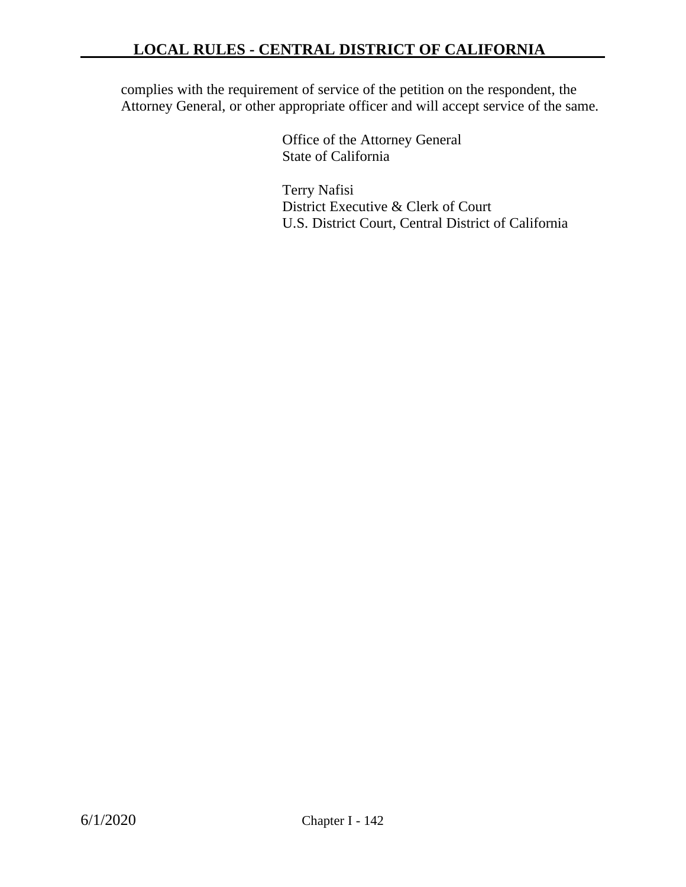complies with the requirement of service of the petition on the respondent, the Attorney General, or other appropriate officer and will accept service of the same.

Office of the Attorney General
State of California

Terry Nafisi
District Executive & Clerk of Court
U.S. District Court, Central District of California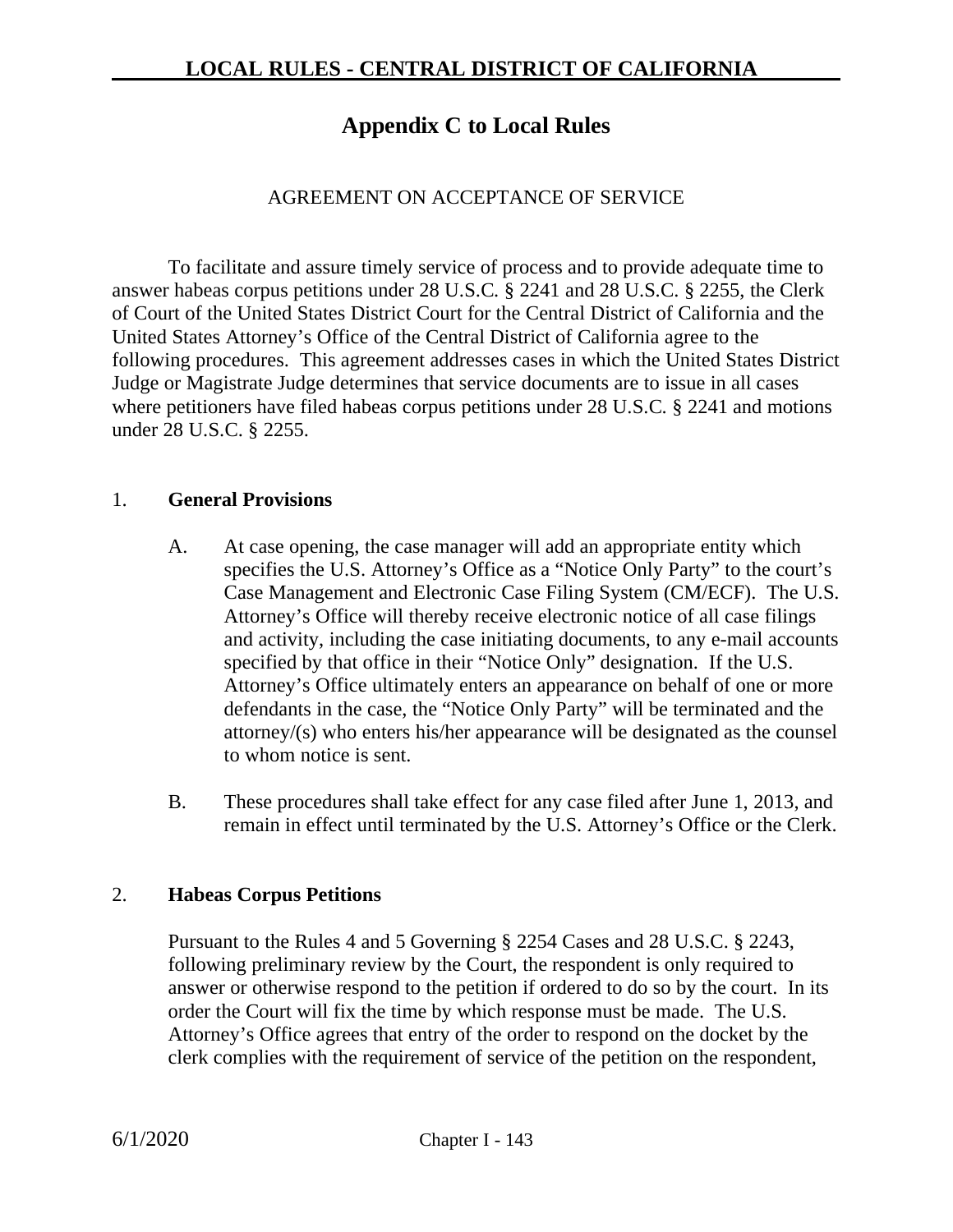# Appendix C to Local Rules

AGREEMENT ON ACCEPTANCE OF SERVICE

To facilitate and assure timely service of process and to provide adequate time to answer habeas corpus petitions under 28 U.S.C. § 2241 and 28 U.S.C. § 2255, the Clerk of Court of the United States District Court for the Central District of California and the United States Attorney's Office of the Central District of California agree to the following procedures. This agreement addresses cases in which the United States District Judge or Magistrate Judge determines that service documents are to issue in all cases where petitioners have filed habeas corpus petitions under 28 U.S.C. § 2241 and motions under 28 U.S.C. § 2255.

1. **General Provisions**

   A. At case opening, the case manager will add an appropriate entity which specifies the U.S. Attorney's Office as a "Notice Only Party" to the court's Case Management and Electronic Case Filing System (CM/ECF). The U.S. Attorney's Office will thereby receive electronic notice of all case filings and activity, including the case initiating documents, to any e-mail accounts specified by that office in their "Notice Only" designation. If the U.S. Attorney's Office ultimately enters an appearance on behalf of one or more defendants in the case, the "Notice Only Party" will be terminated and the attorney/(s) who enters his/her appearance will be designated as the counsel to whom notice is sent.

   B. These procedures shall take effect for any case filed after June 1, 2013, and remain in effect until terminated by the U.S. Attorney's Office or the Clerk.

2. **Habeas Corpus Petitions**

   Pursuant to the Rules 4 and 5 Governing § 2254 Cases and 28 U.S.C. § 2243, following preliminary review by the Court, the respondent is only required to answer or otherwise respond to the petition if ordered to do so by the court. In its order the Court will fix the time by which response must be made. The U.S. Attorney's Office agrees that entry of the order to respond on the docket by the clerk complies with the requirement of service of the petition on the respondent,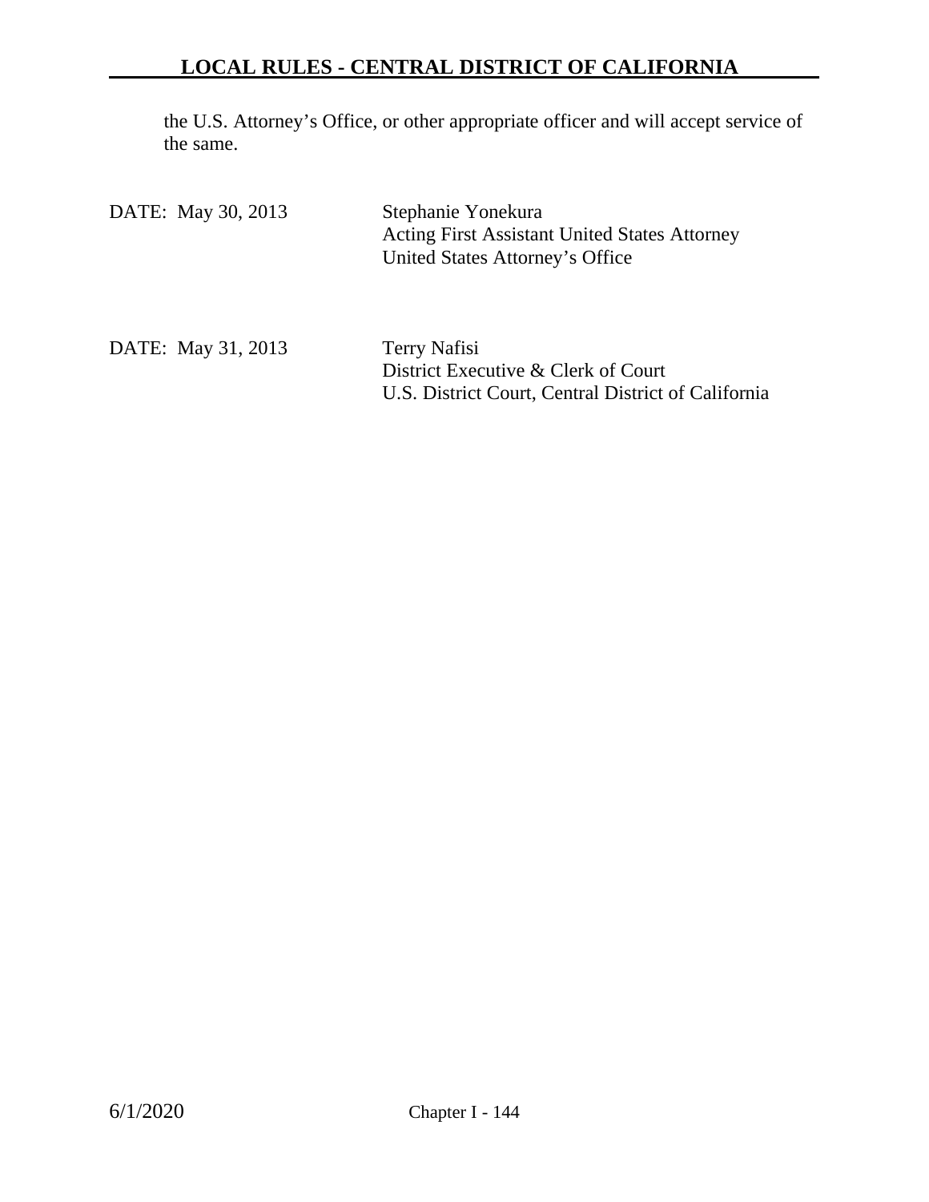the U.S. Attorney's Office, or other appropriate officer and will accept service of the same.

DATE: May 30, 2013

Stephanie Yonekura
Acting First Assistant United States Attorney
United States Attorney's Office

DATE: May 31, 2013

Terry Nafisi
District Executive & Clerk of Court
U.S. District Court, Central District of California